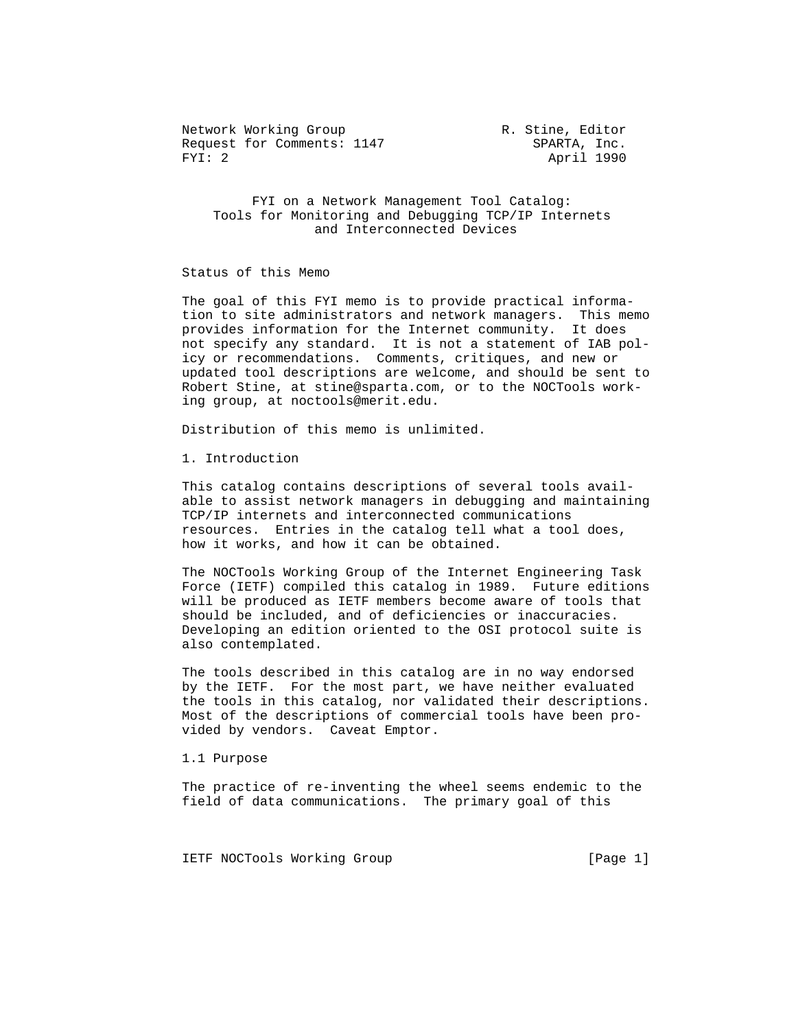Network Working Group R. Stine, Editor
Request for Comments: 1147 SPARTA, Inc.
FYI: 2 April 1990

# FYI on a Network Management Tool Catalog: Tools for Monitoring and Debugging TCP/IP Internets and Interconnected Devices

## Status of this Memo

The goal of this FYI memo is to provide practical information to site administrators and network managers. This memo provides information for the Internet community. It does not specify any standard. It is not a statement of IAB policy or recommendations. Comments, critiques, and new or updated tool descriptions are welcome, and should be sent to Robert Stine, at stine@sparta.com, or to the NOCTools working group, at noctools@merit.edu.

Distribution of this memo is unlimited.

## 1. Introduction

This catalog contains descriptions of several tools available to assist network managers in debugging and maintaining TCP/IP internets and interconnected communications resources. Entries in the catalog tell what a tool does, how it works, and how it can be obtained.

The NOCTools Working Group of the Internet Engineering Task Force (IETF) compiled this catalog in 1989. Future editions will be produced as IETF members become aware of tools that should be included, and of deficiencies or inaccuracies. Developing an edition oriented to the OSI protocol suite is also contemplated.

The tools described in this catalog are in no way endorsed by the IETF. For the most part, we have neither evaluated the tools in this catalog, nor validated their descriptions. Most of the descriptions of commercial tools have been provided by vendors. Caveat Emptor.

### 1.1 Purpose

The practice of re-inventing the wheel seems endemic to the field of data communications. The primary goal of this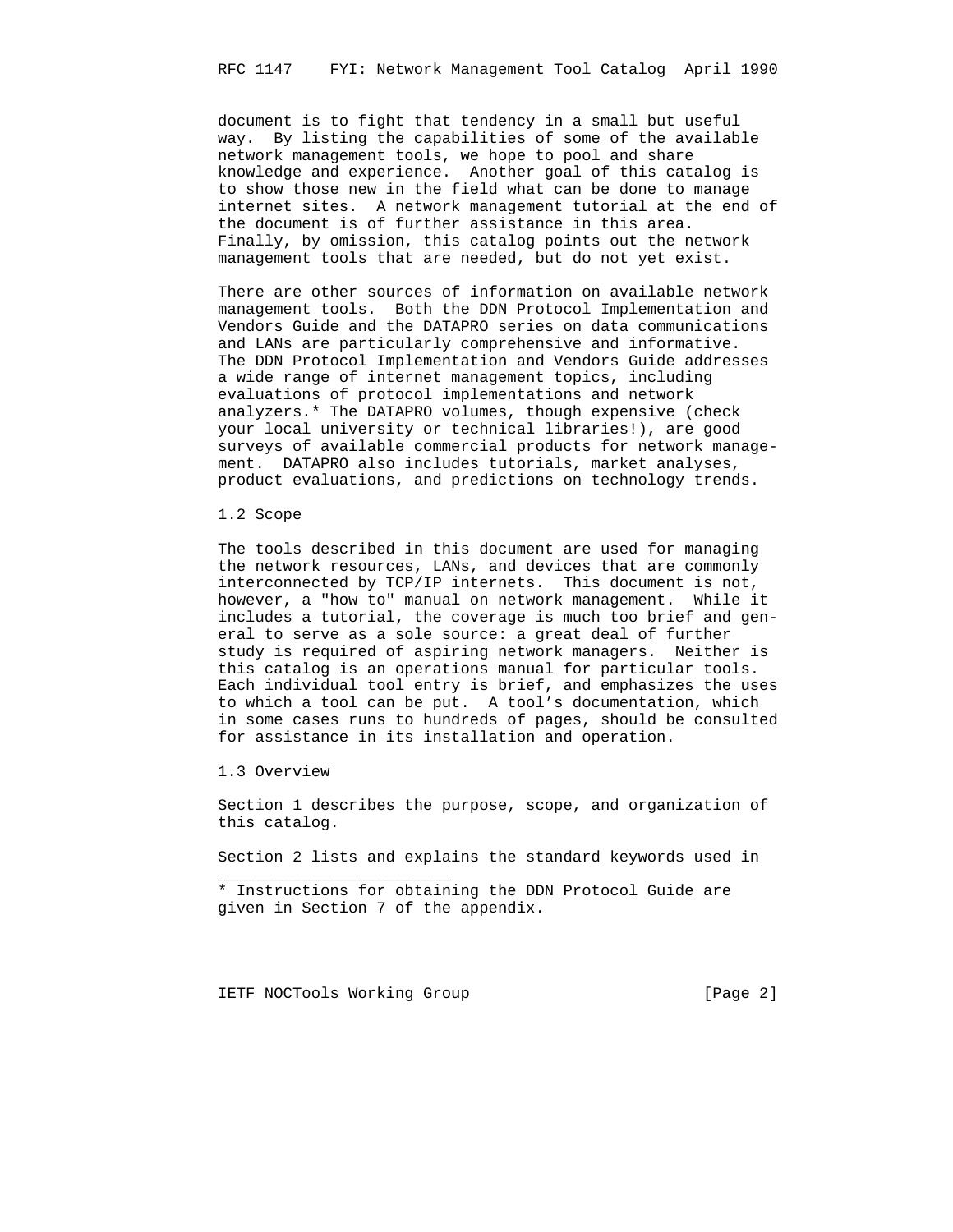document is to fight that tendency in a small but useful way. By listing the capabilities of some of the available network management tools, we hope to pool and share knowledge and experience. Another goal of this catalog is to show those new in the field what can be done to manage internet sites. A network management tutorial at the end of the document is of further assistance in this area. Finally, by omission, this catalog points out the network management tools that are needed, but do not yet exist.

There are other sources of information on available network management tools. Both the DDN Protocol Implementation and Vendors Guide and the DATAPRO series on data communications and LANs are particularly comprehensive and informative. The DDN Protocol Implementation and Vendors Guide addresses a wide range of internet management topics, including evaluations of protocol implementations and network analyzers.* The DATAPRO volumes, though expensive (check your local university or technical libraries!), are good surveys of available commercial products for network management. DATAPRO also includes tutorials, market analyses, product evaluations, and predictions on technology trends.

## 1.2 Scope

The tools described in this document are used for managing the network resources, LANs, and devices that are commonly interconnected by TCP/IP internets. This document is not, however, a "how to" manual on network management. While it includes a tutorial, the coverage is much too brief and general to serve as a sole source: a great deal of further study is required of aspiring network managers. Neither is this catalog is an operations manual for particular tools. Each individual tool entry is brief, and emphasizes the uses to which a tool can be put. A tool's documentation, which in some cases runs to hundreds of pages, should be consulted for assistance in its installation and operation.

## 1.3 Overview

Section 1 describes the purpose, scope, and organization of this catalog.

Section 2 lists and explains the standard keywords used in

---

* Instructions for obtaining the DDN Protocol Guide are given in Section 7 of the appendix.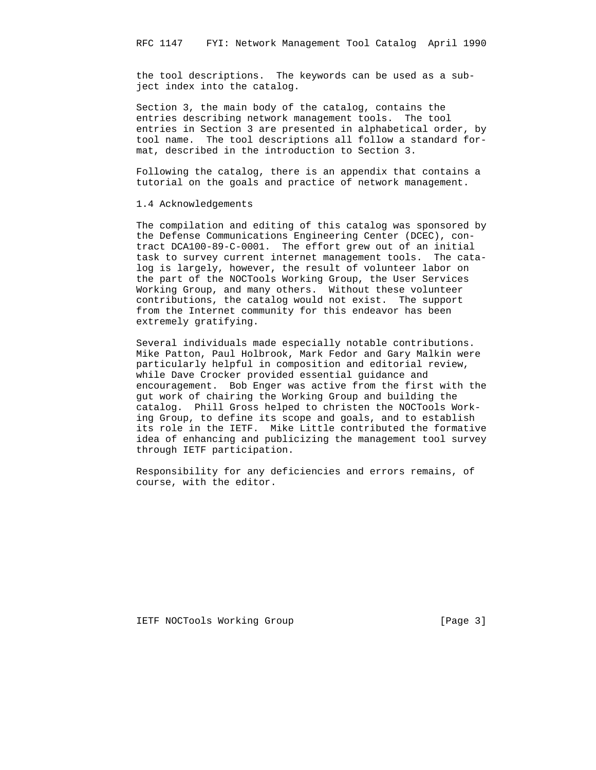the tool descriptions. The keywords can be used as a subject index into the catalog.

Section 3, the main body of the catalog, contains the entries describing network management tools. The tool entries in Section 3 are presented in alphabetical order, by tool name. The tool descriptions all follow a standard format, described in the introduction to Section 3.

Following the catalog, there is an appendix that contains a tutorial on the goals and practice of network management.

### 1.4 Acknowledgements

The compilation and editing of this catalog was sponsored by the Defense Communications Engineering Center (DCEC), contract DCA100-89-C-0001. The effort grew out of an initial task to survey current internet management tools. The catalog is largely, however, the result of volunteer labor on the part of the NOCTools Working Group, the User Services Working Group, and many others. Without these volunteer contributions, the catalog would not exist. The support from the Internet community for this endeavor has been extremely gratifying.

Several individuals made especially notable contributions. Mike Patton, Paul Holbrook, Mark Fedor and Gary Malkin were particularly helpful in composition and editorial review, while Dave Crocker provided essential guidance and encouragement. Bob Enger was active from the first with the gut work of chairing the Working Group and building the catalog. Phill Gross helped to christen the NOCTools Working Group, to define its scope and goals, and to establish its role in the IETF. Mike Little contributed the formative idea of enhancing and publicizing the management tool survey through IETF participation.

Responsibility for any deficiencies and errors remains, of course, with the editor.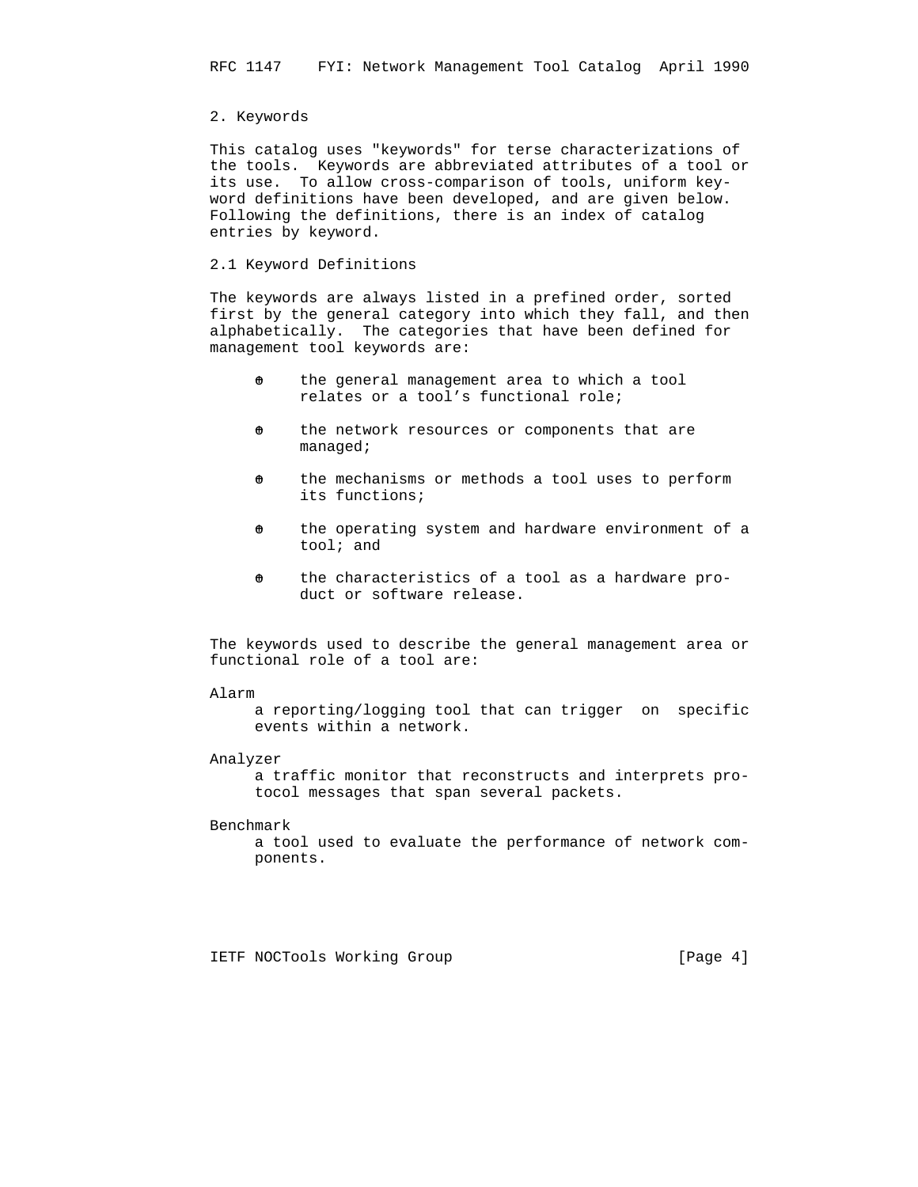## 2. Keywords

This catalog uses "keywords" for terse characterizations of the tools. Keywords are abbreviated attributes of a tool or its use. To allow cross-comparison of tools, uniform keyword definitions have been developed, and are given below. Following the definitions, there is an index of catalog entries by keyword.

### 2.1 Keyword Definitions

The keywords are always listed in a prefined order, sorted first by the general category into which they fall, and then alphabetically. The categories that have been defined for management tool keywords are:

- the general management area to which a tool relates or a tool's functional role;
- the network resources or components that are managed;
- the mechanisms or methods a tool uses to perform its functions;
- the operating system and hardware environment of a tool; and
- the characteristics of a tool as a hardware product or software release.

The keywords used to describe the general management area or functional role of a tool are:

Alarm
: a reporting/logging tool that can trigger on specific events within a network.

Analyzer
: a traffic monitor that reconstructs and interprets protocol messages that span several packets.

Benchmark
: a tool used to evaluate the performance of network components.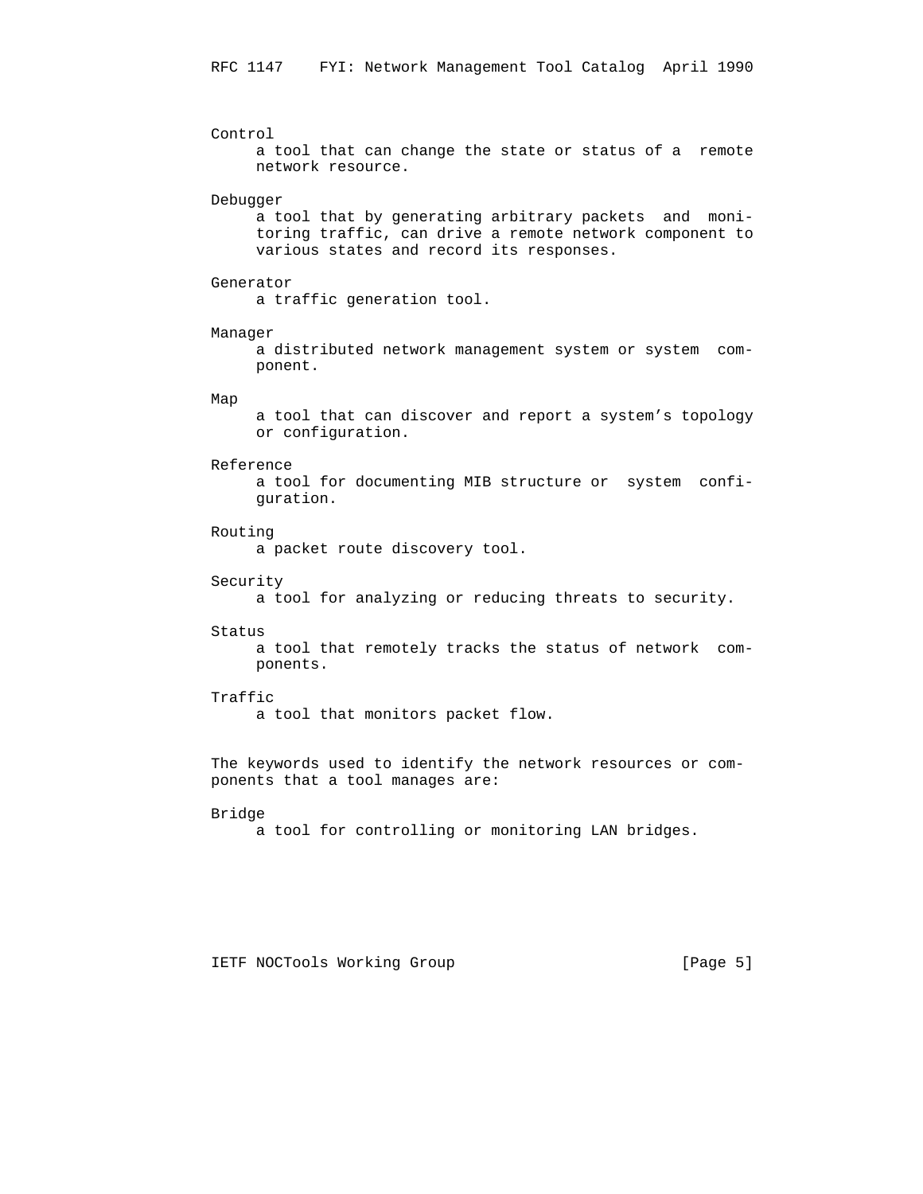Control

a tool that can change the state or status of a remote network resource.

Debugger

a tool that by generating arbitrary packets and monitoring traffic, can drive a remote network component to various states and record its responses.

Generator

a traffic generation tool.

Manager

a distributed network management system or system component.

Map

a tool that can discover and report a system's topology or configuration.

Reference

a tool for documenting MIB structure or system configuration.

Routing

a packet route discovery tool.

Security

a tool for analyzing or reducing threats to security.

Status

a tool that remotely tracks the status of network components.

Traffic

a tool that monitors packet flow.

The keywords used to identify the network resources or components that a tool manages are:

Bridge

a tool for controlling or monitoring LAN bridges.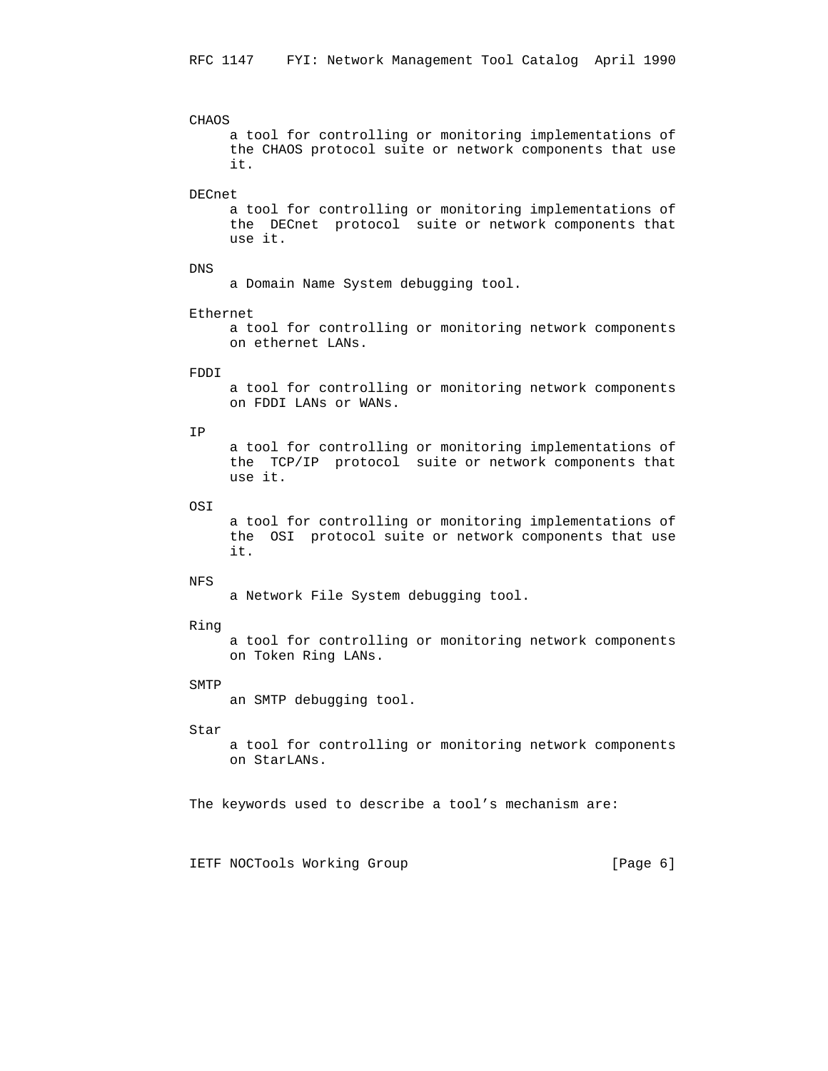CHAOS
: a tool for controlling or monitoring implementations of the CHAOS protocol suite or network components that use it.

DECnet
: a tool for controlling or monitoring implementations of the DECnet protocol suite or network components that use it.

DNS
: a Domain Name System debugging tool.

Ethernet
: a tool for controlling or monitoring network components on ethernet LANs.

FDDI
: a tool for controlling or monitoring network components on FDDI LANs or WANs.

IP
: a tool for controlling or monitoring implementations of the TCP/IP protocol suite or network components that use it.

OSI
: a tool for controlling or monitoring implementations of the OSI protocol suite or network components that use it.

NFS
: a Network File System debugging tool.

Ring
: a tool for controlling or monitoring network components on Token Ring LANs.

SMTP
: an SMTP debugging tool.

Star
: a tool for controlling or monitoring network components on StarLANs.

The keywords used to describe a tool's mechanism are: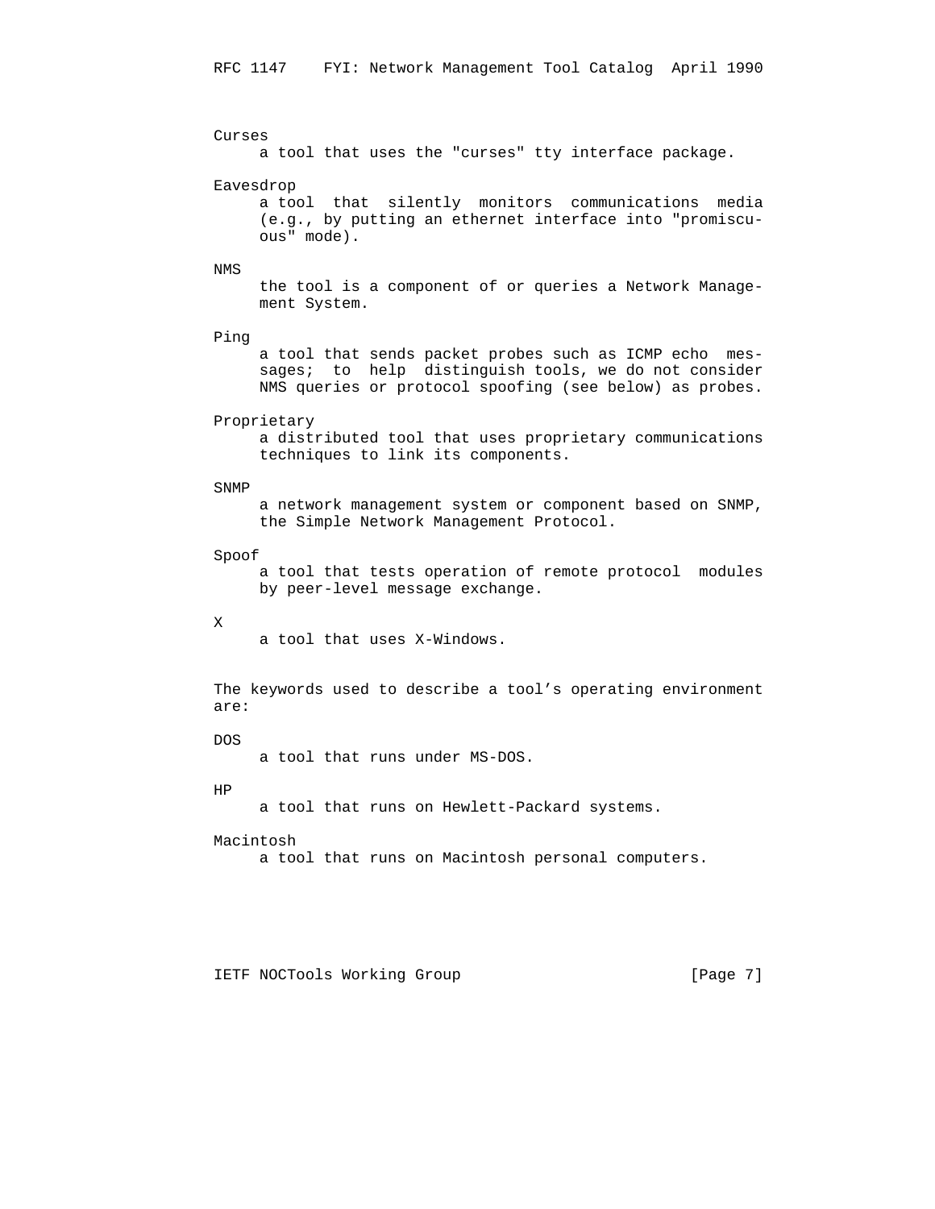Curses
: a tool that uses the "curses" tty interface package.

Eavesdrop
: a tool that silently monitors communications media (e.g., by putting an ethernet interface into "promiscuous" mode).

NMS
: the tool is a component of or queries a Network Management System.

Ping
: a tool that sends packet probes such as ICMP echo messages; to help distinguish tools, we do not consider NMS queries or protocol spoofing (see below) as probes.

Proprietary
: a distributed tool that uses proprietary communications techniques to link its components.

SNMP
: a network management system or component based on SNMP, the Simple Network Management Protocol.

Spoof
: a tool that tests operation of remote protocol modules by peer-level message exchange.

X
: a tool that uses X-Windows.

The keywords used to describe a tool's operating environment are:

DOS
: a tool that runs under MS-DOS.

HP
: a tool that runs on Hewlett-Packard systems.

Macintosh
: a tool that runs on Macintosh personal computers.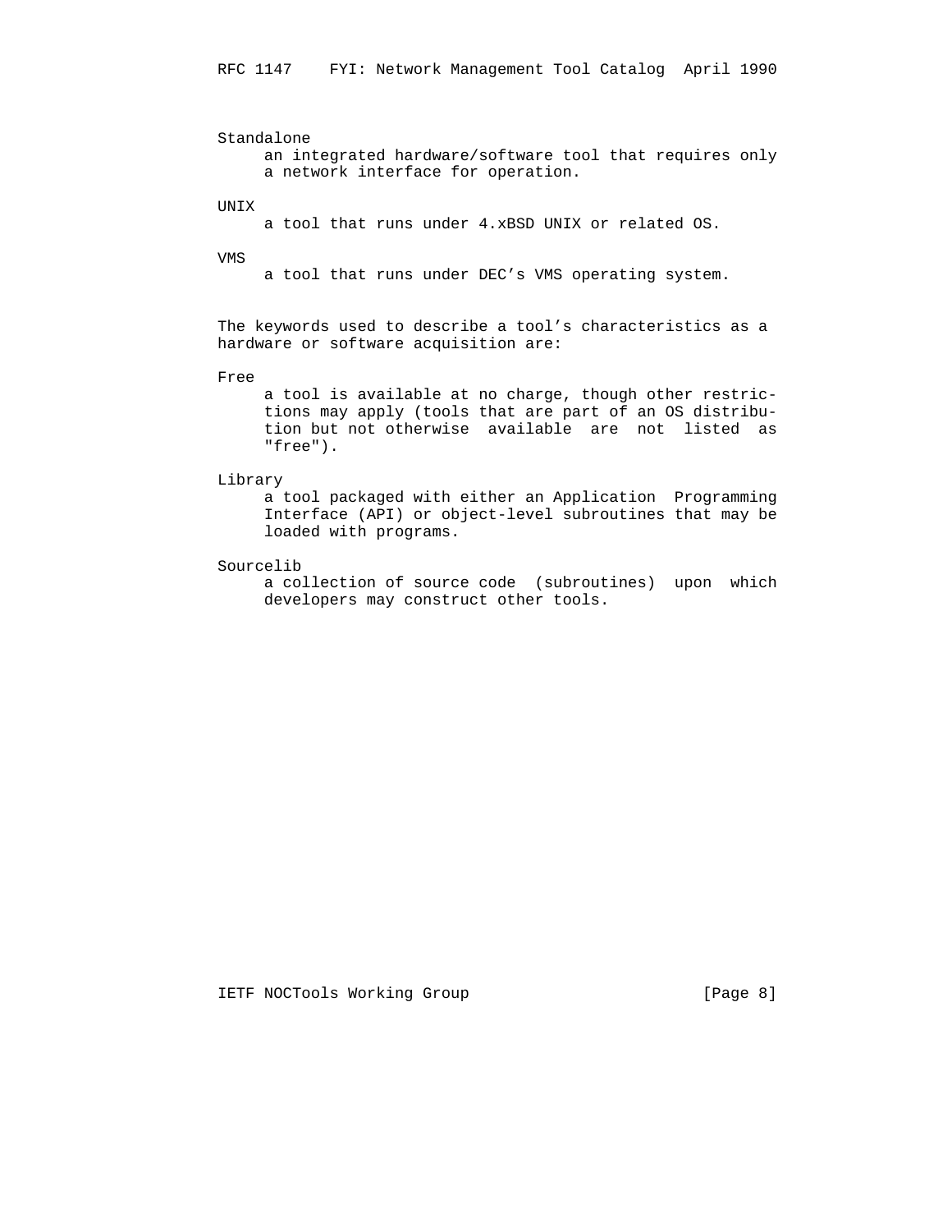Standalone
: an integrated hardware/software tool that requires only a network interface for operation.

UNIX
: a tool that runs under 4.xBSD UNIX or related OS.

VMS
: a tool that runs under DEC's VMS operating system.

The keywords used to describe a tool's characteristics as a hardware or software acquisition are:

Free
: a tool is available at no charge, though other restrictions may apply (tools that are part of an OS distribution but not otherwise available are not listed as "free").

Library
: a tool packaged with either an Application Programming Interface (API) or object-level subroutines that may be loaded with programs.

Sourcelib
: a collection of source code (subroutines) upon which developers may construct other tools.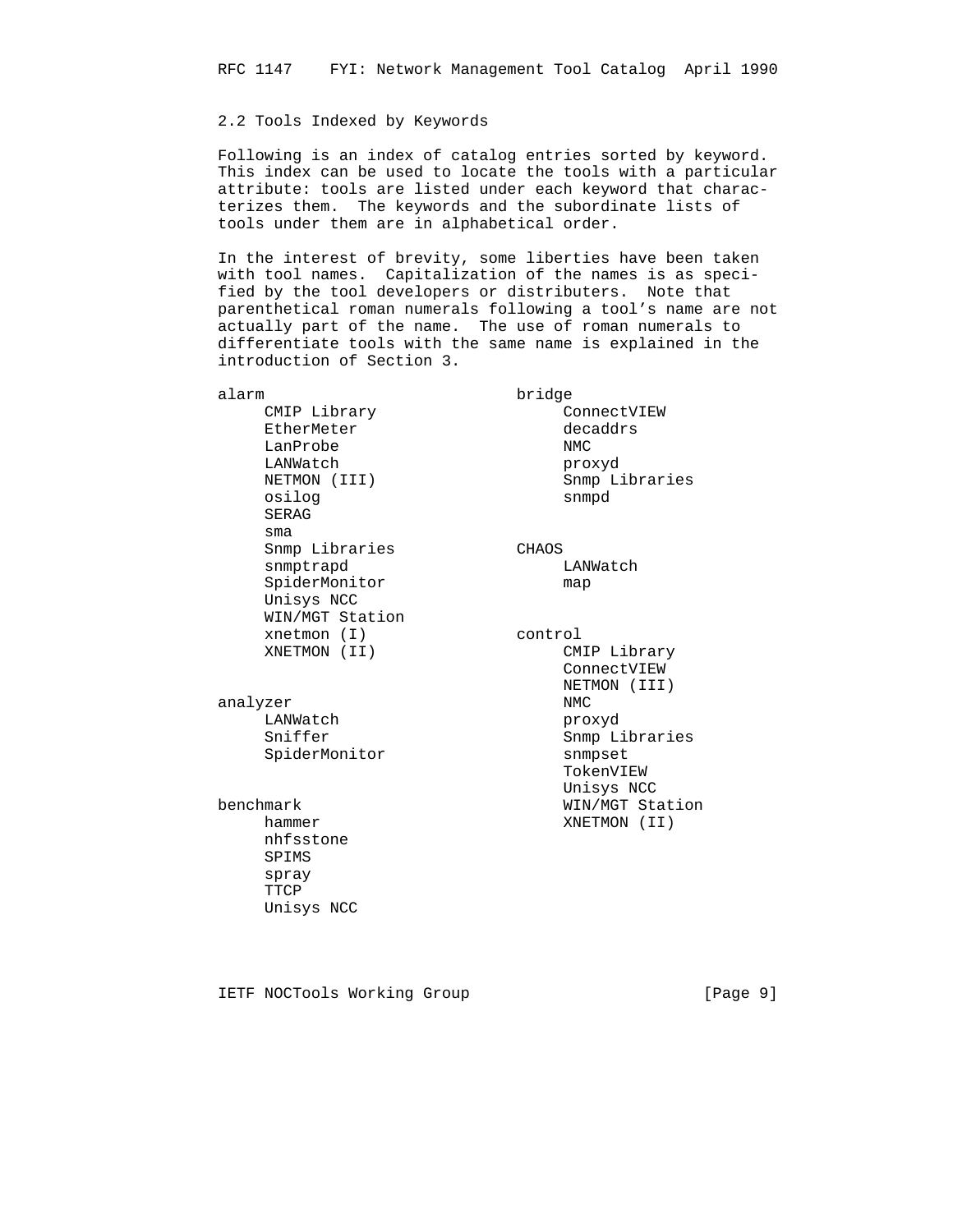## 2.2 Tools Indexed by Keywords

Following is an index of catalog entries sorted by keyword. This index can be used to locate the tools with a particular attribute: tools are listed under each keyword that characterizes them. The keywords and the subordinate lists of tools under them are in alphabetical order.

In the interest of brevity, some liberties have been taken with tool names. Capitalization of the names is as specified by the tool developers or distributers. Note that parenthetical roman numerals following a tool's name are not actually part of the name. The use of roman numerals to differentiate tools with the same name is explained in the introduction of Section 3.

alarm
- CMIP Library
- EtherMeter
- LanProbe
- LANWatch
- NETMON (III)
- osilog
- SERAG
- sma
- Snmp Libraries
- snmptrapd
- SpiderMonitor
- Unisys NCC
- WIN/MGT Station
- xnetmon (I)
- XNETMON (II)

analyzer
- LANWatch
- Sniffer
- SpiderMonitor

benchmark
- hammer
- nhfsstone
- SPIMS
- spray
- TTCP
- Unisys NCC

bridge
- ConnectVIEW
- decaddrs
- NMC
- proxyd
- Snmp Libraries
- snmpd

CHAOS
- LANWatch
- map

control
- CMIP Library
- ConnectVIEW
- NETMON (III)
- NMC
- proxyd
- Snmp Libraries
- snmpset
- TokenVIEW
- Unisys NCC
- WIN/MGT Station
- XNETMON (II)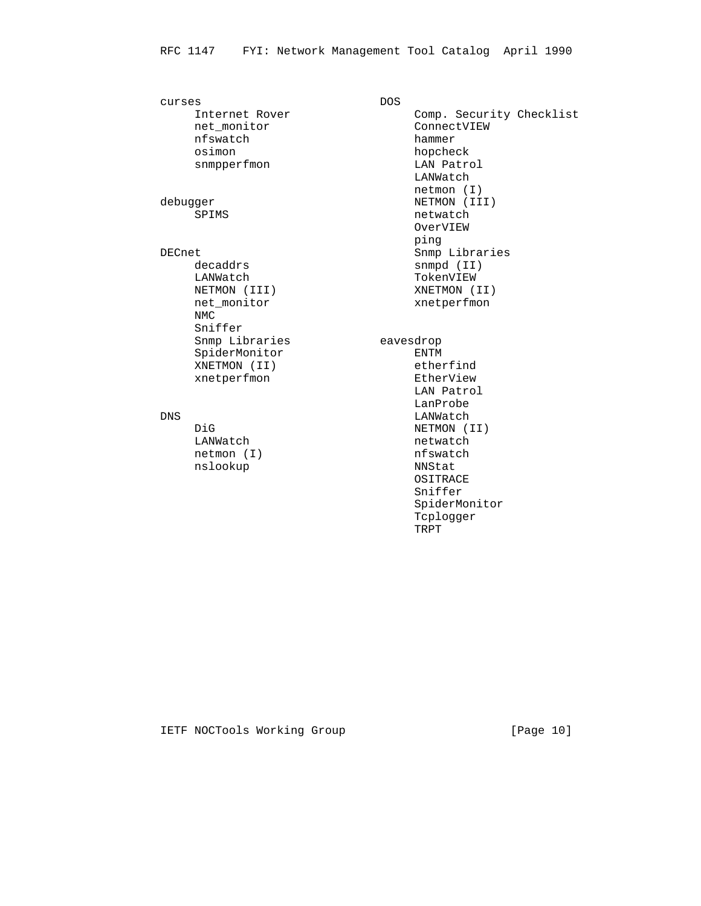curses
- Internet Rover
- net_monitor
- nfswatch
- osimon
- snmpperfmon

debugger
- SPIMS

DECnet
- decaddrs
- LANWatch
- NETMON (III)
- net_monitor
- NMC
- Sniffer
- Snmp Libraries
- SpiderMonitor
- XNETMON (II)
- xnetperfmon

DNS
- DiG
- LANWatch
- netmon (I)
- nslookup

DOS
- Comp. Security Checklist
- ConnectVIEW
- hammer
- hopcheck
- LAN Patrol
- LANWatch
- netmon (I)
- NETMON (III)
- netwatch
- OverVIEW
- ping
- Snmp Libraries
- snmpd (II)
- TokenVIEW
- XNETMON (II)
- xnetperfmon

eavesdrop
- ENTM
- etherfind
- EtherView
- LAN Patrol
- LanProbe
- LANWatch
- NETMON (II)
- netwatch
- nfswatch
- NNStat
- OSITRACE
- Sniffer
- SpiderMonitor
- Tcplogger
- TRPT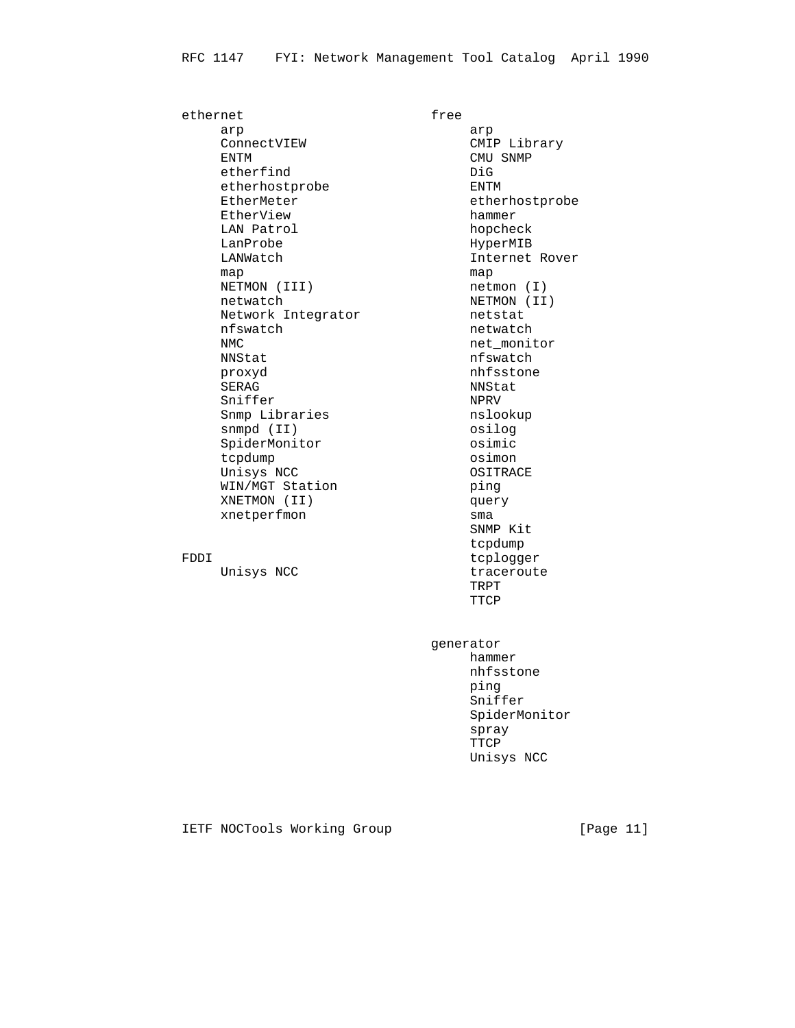ethernet
- arp
- ConnectVIEW
- ENTM
- etherfind
- etherhostprobe
- EtherMeter
- EtherView
- LAN Patrol
- LanProbe
- LANWatch
- map
- NETMON (III)
- netwatch
- Network Integrator
- nfswatch
- NMC
- NNStat
- proxyd
- SERAG
- Sniffer
- Snmp Libraries
- snmpd (II)
- SpiderMonitor
- tcpdump
- Unisys NCC
- WIN/MGT Station
- XNETMON (II)
- xnetperfmon

FDDI
- Unisys NCC

free
- arp
- CMIP Library
- CMU SNMP
- DiG
- ENTM
- etherhostprobe
- hammer
- hopcheck
- HyperMIB
- Internet Rover
- map
- netmon (I)
- NETMON (II)
- netstat
- netwatch
- net_monitor
- nfswatch
- nhfsstone
- NNStat
- NPRV
- nslookup
- osilog
- osimic
- osimon
- OSITRACE
- ping
- query
- sma
- SNMP Kit
- tcpdump
- tcplogger
- traceroute
- TRPT
- TTCP

generator
- hammer
- nhfsstone
- ping
- Sniffer
- SpiderMonitor
- spray
- TTCP
- Unisys NCC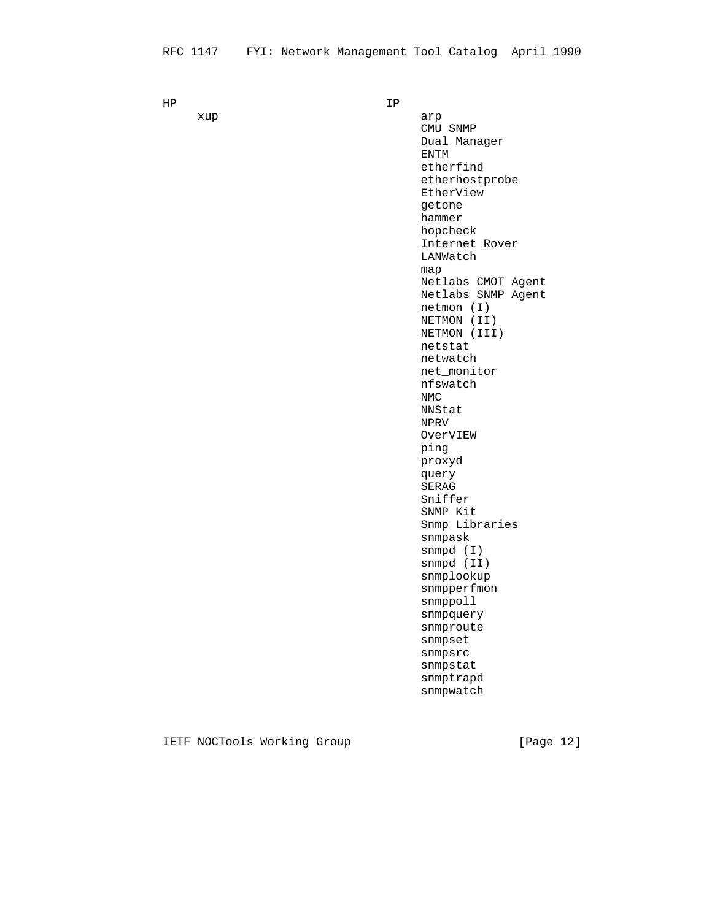HP

- xup

IP

- arp
- CMU SNMP
- Dual Manager
- ENTM
- etherfind
- etherhostprobe
- EtherView
- getone
- hammer
- hopcheck
- Internet Rover
- LANWatch
- map
- Netlabs CMOT Agent
- Netlabs SNMP Agent
- netmon (I)
- NETMON (II)
- NETMON (III)
- netstat
- netwatch
- net_monitor
- nfswatch
- NMC
- NNStat
- NPRV
- OverVIEW
- ping
- proxyd
- query
- SERAG
- Sniffer
- SNMP Kit
- Snmp Libraries
- snmpask
- snmpd (I)
- snmpd (II)
- snmplookup
- snmpperfmon
- snmppoll
- snmpquery
- snmproute
- snmpset
- snmpsrc
- snmpstat
- snmptrapd
- snmpwatch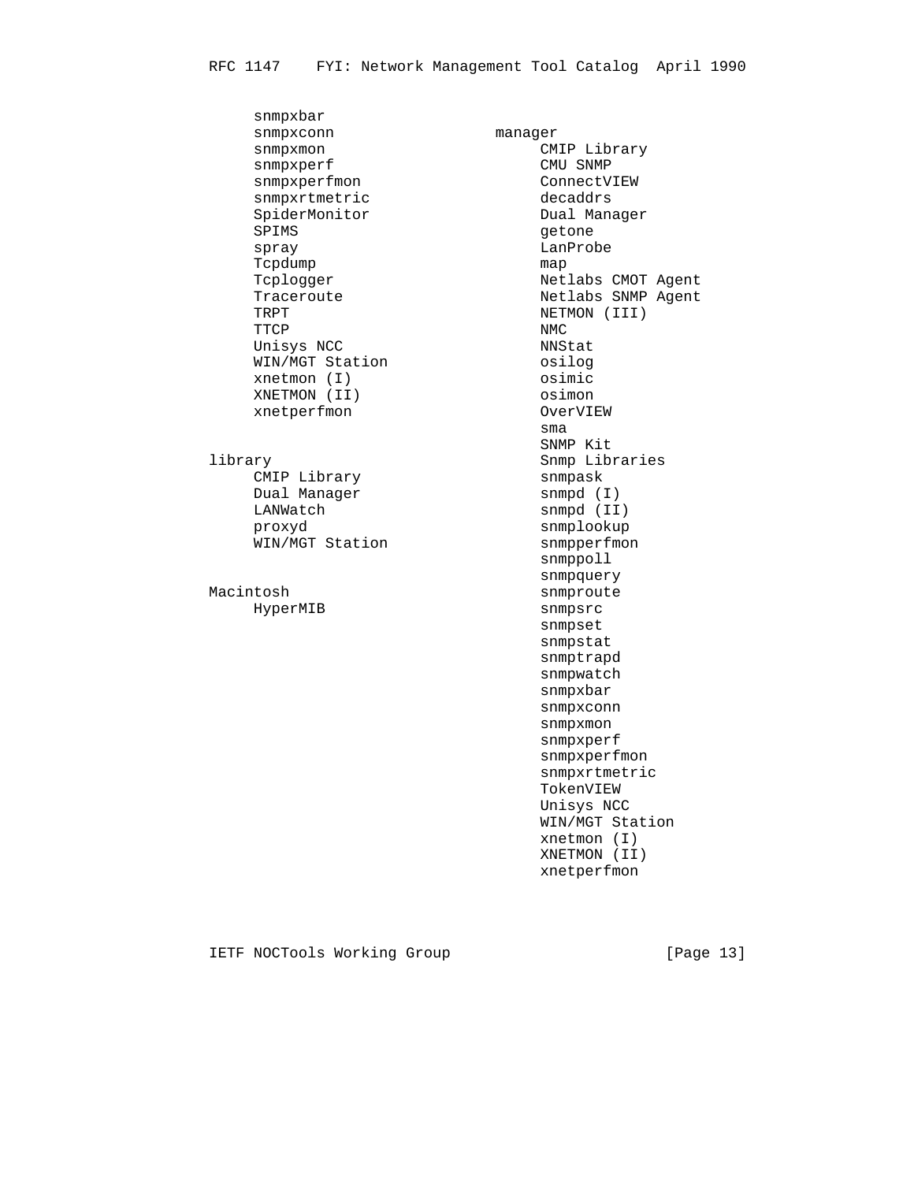snmpxbar
snmpxconn
snmpxmon
snmpxperf
snmpxperfmon
snmpxrtmetric
SpiderMonitor
SPIMS
spray
Tcpdump
Tcplogger
Traceroute
TRPT
TTCP
Unisys NCC
WIN/MGT Station
xnetmon (I)
XNETMON (II)
xnetperfmon

library

- CMIP Library
- Dual Manager
- LANWatch
- proxyd
- WIN/MGT Station

Macintosh

- HyperMIB

manager

- CMIP Library
- CMU SNMP
- ConnectVIEW
- decaddrs
- Dual Manager
- getone
- LanProbe
- map
- Netlabs CMOT Agent
- Netlabs SNMP Agent
- NETMON (III)
- NMC
- NNStat
- osilog
- osimic
- osimon
- OverVIEW
- sma
- SNMP Kit
- Snmp Libraries
- snmpask
- snmpd (I)
- snmpd (II)
- snmplookup
- snmpperfmon
- snmppoll
- snmpquery
- snmproute
- snmpsrc
- snmpset
- snmpstat
- snmptrapd
- snmpwatch
- snmpxbar
- snmpxconn
- snmpxmon
- snmpxperf
- snmpxperfmon
- snmpxrtmetric
- TokenVIEW
- Unisys NCC
- WIN/MGT Station
- xnetmon (I)
- XNETMON (II)
- xnetperfmon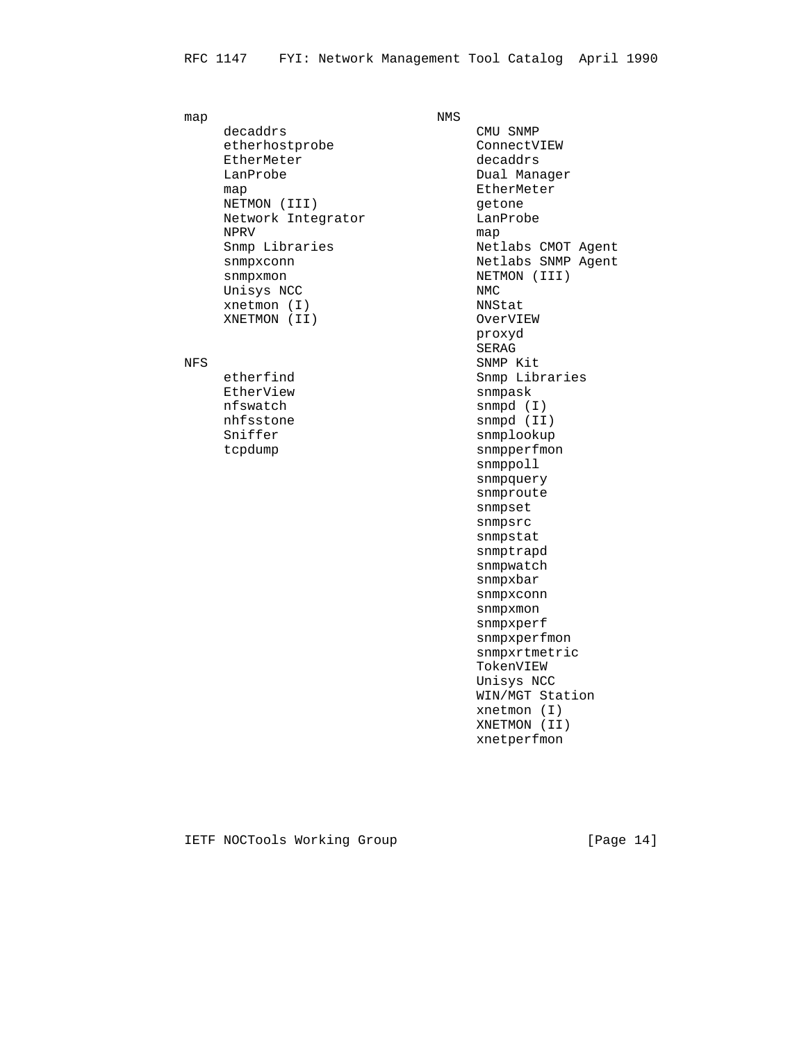map

- decaddrs
- etherhostprobe
- EtherMeter
- LanProbe
- map
- NETMON (III)
- Network Integrator
- NPRV
- Snmp Libraries
- snmpxconn
- snmpxmon
- Unisys NCC
- xnetmon (I)
- XNETMON (II)

NFS

- etherfind
- EtherView
- nfswatch
- nhfsstone
- Sniffer
- tcpdump

NMS

- CMU SNMP
- ConnectVIEW
- decaddrs
- Dual Manager
- EtherMeter
- getone
- LanProbe
- map
- Netlabs CMOT Agent
- Netlabs SNMP Agent
- NETMON (III)
- NMC
- NNStat
- OverVIEW
- proxyd
- SERAG
- SNMP Kit
- Snmp Libraries
- snmpask
- snmpd (I)
- snmpd (II)
- snmplookup
- snmpperfmon
- snmppoll
- snmpquery
- snmproute
- snmpset
- snmpsrc
- snmpstat
- snmptrapd
- snmpwatch
- snmpxbar
- snmpxconn
- snmpxmon
- snmpxperf
- snmpxperfmon
- snmpxrtmetric
- TokenVIEW
- Unisys NCC
- WIN/MGT Station
- xnetmon (I)
- XNETMON (II)
- xnetperfmon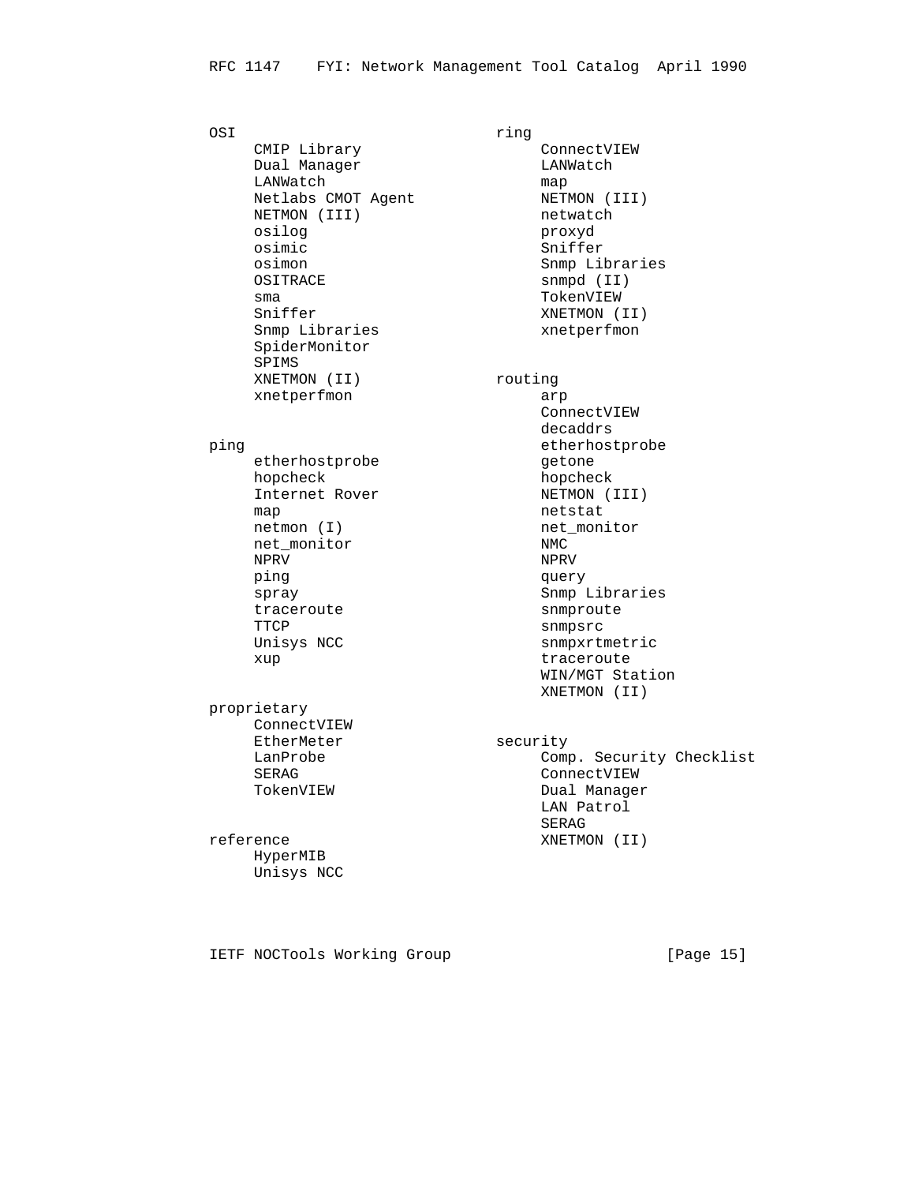OSI
- CMIP Library
- Dual Manager
- LANWatch
- Netlabs CMOT Agent
- NETMON (III)
- osilog
- osimic
- osimon
- OSITRACE
- sma
- Sniffer
- Snmp Libraries
- SpiderMonitor
- SPIMS
- XNETMON (II)
- xnetperfmon

ping
- etherhostprobe
- hopcheck
- Internet Rover
- map
- netmon (I)
- net_monitor
- NPRV
- ping
- spray
- traceroute
- TTCP
- Unisys NCC
- xup

proprietary
- ConnectVIEW
- EtherMeter
- LanProbe
- SERAG
- TokenVIEW

reference
- HyperMIB
- Unisys NCC

ring
- ConnectVIEW
- LANWatch
- map
- NETMON (III)
- netwatch
- proxyd
- Sniffer
- Snmp Libraries
- snmpd (II)
- TokenVIEW
- XNETMON (II)
- xnetperfmon

routing
- arp
- ConnectVIEW
- decaddrs
- etherhostprobe
- getone
- hopcheck
- NETMON (III)
- netstat
- net_monitor
- NMC
- NPRV
- query
- Snmp Libraries
- snmproute
- snmpsrc
- snmpxrtmetric
- traceroute
- WIN/MGT Station
- XNETMON (II)

security
- Comp. Security Checklist
- ConnectVIEW
- Dual Manager
- LAN Patrol
- SERAG
- XNETMON (II)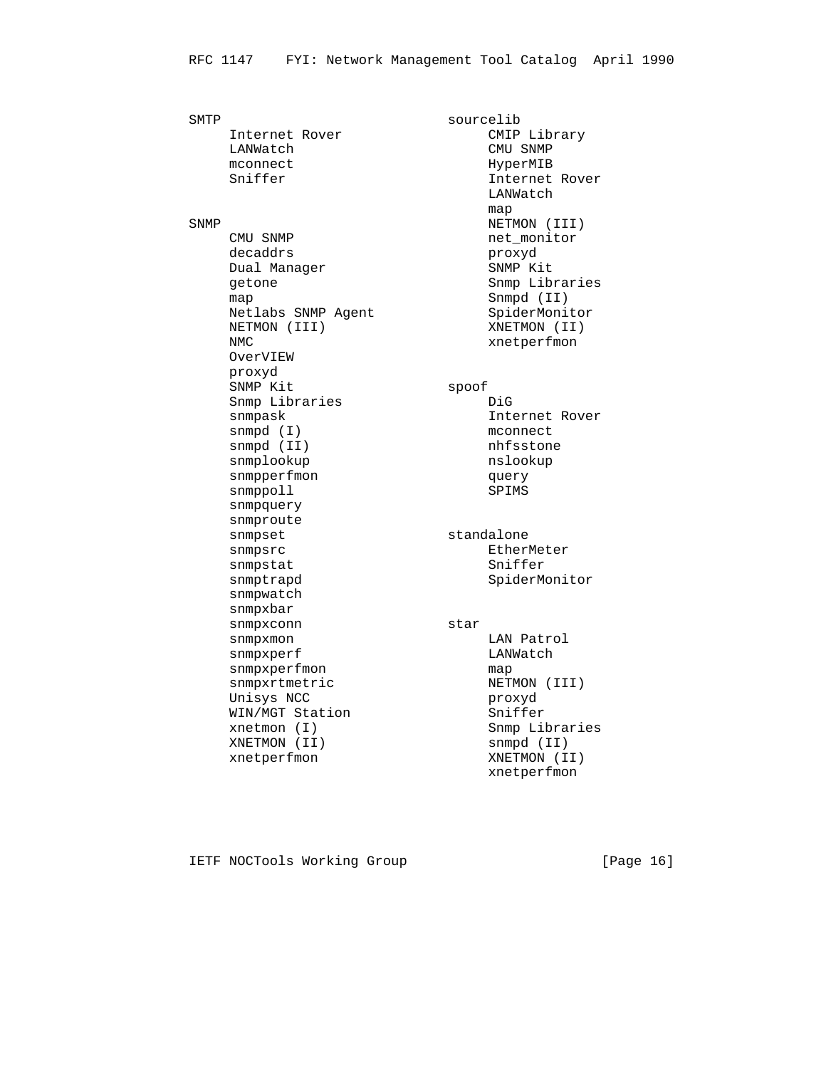SMTP
- Internet Rover
- LANWatch
- mconnect
- Sniffer

SNMP
- CMU SNMP
- decaddrs
- Dual Manager
- getone
- map
- Netlabs SNMP Agent
- NETMON (III)
- NMC
- OverVIEW
- proxyd
- SNMP Kit
- Snmp Libraries
- snmpask
- snmpd (I)
- snmpd (II)
- snmplookup
- snmpperfmon
- snmppoll
- snmpquery
- snmproute
- snmpset
- snmpsrc
- snmpstat
- snmptrapd
- snmpwatch
- snmpxbar
- snmpxconn
- snmpxmon
- snmpxperf
- snmpxperfmon
- snmpxrtmetric
- Unisys NCC
- WIN/MGT Station
- xnetmon (I)
- XNETMON (II)
- xnetperfmon

sourcelib
- CMIP Library
- CMU SNMP
- HyperMIB
- Internet Rover
- LANWatch
- map
- NETMON (III)
- net_monitor
- proxyd
- SNMP Kit
- Snmp Libraries
- Snmpd (II)
- SpiderMonitor
- XNETMON (II)
- xnetperfmon

spoof
- DiG
- Internet Rover
- mconnect
- nhfsstone
- nslookup
- query
- SPIMS

standalone
- EtherMeter
- Sniffer
- SpiderMonitor

star
- LAN Patrol
- LANWatch
- map
- NETMON (III)
- proxyd
- Sniffer
- Snmp Libraries
- snmpd (II)
- XNETMON (II)
- xnetperfmon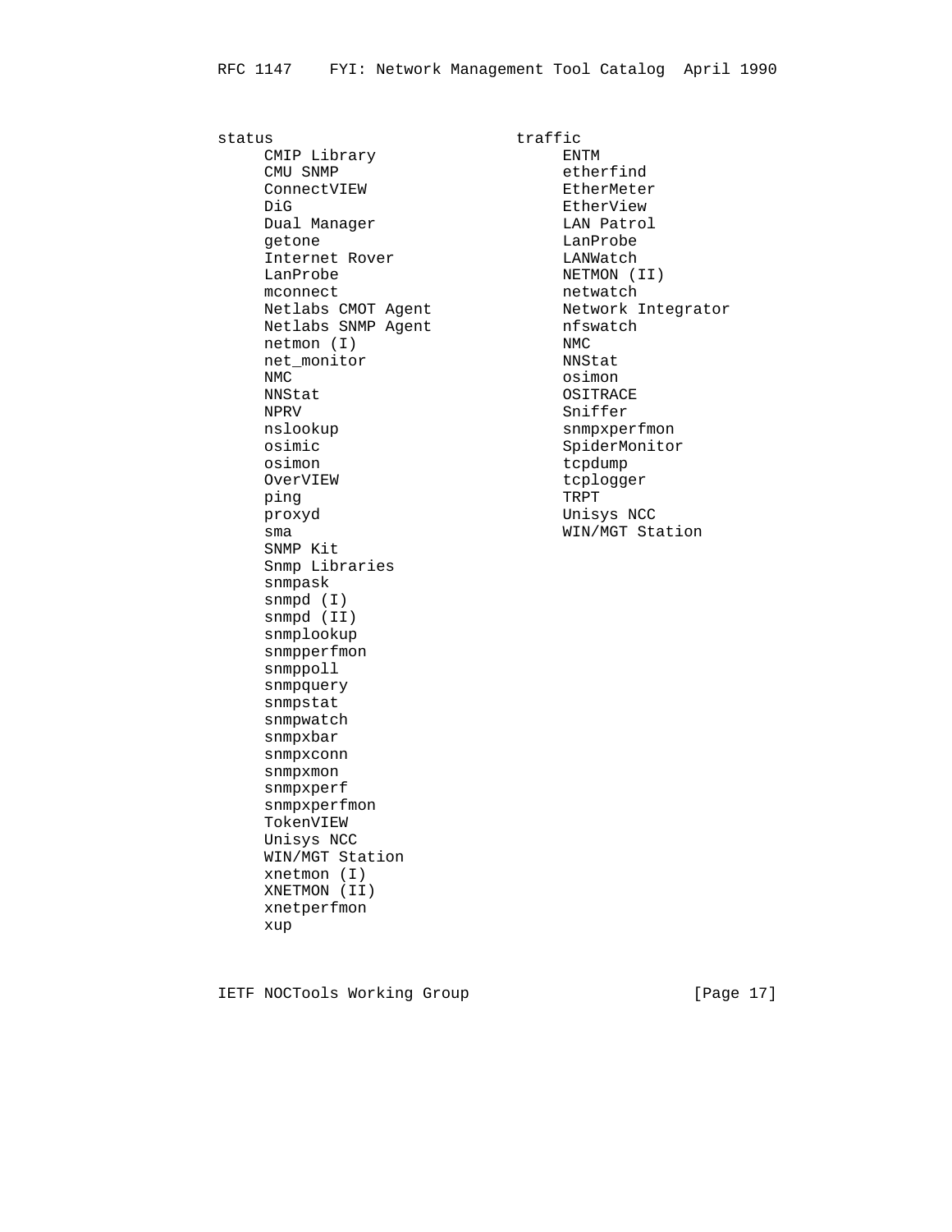status

- CMIP Library
- CMU SNMP
- ConnectVIEW
- DiG
- Dual Manager
- getone
- Internet Rover
- LanProbe
- mconnect
- Netlabs CMOT Agent
- Netlabs SNMP Agent
- netmon (I)
- net_monitor
- NMC
- NNStat
- NPRV
- nslookup
- osimic
- osimon
- OverVIEW
- ping
- proxyd
- sma
- SNMP Kit
- Snmp Libraries
- snmpask
- snmpd (I)
- snmpd (II)
- snmplookup
- snmpperfmon
- snmppoll
- snmpquery
- snmpstat
- snmpwatch
- snmpxbar
- snmpxconn
- snmpxmon
- snmpxperf
- snmpxperfmon
- TokenVIEW
- Unisys NCC
- WIN/MGT Station
- xnetmon (I)
- XNETMON (II)
- xnetperfmon
- xup

traffic

- ENTM
- etherfind
- EtherMeter
- EtherView
- LAN Patrol
- LanProbe
- LANWatch
- NETMON (II)
- netwatch
- Network Integrator
- nfswatch
- NMC
- NNStat
- osimon
- OSITRACE
- Sniffer
- snmpxperfmon
- SpiderMonitor
- tcpdump
- tcplogger
- TRPT
- Unisys NCC
- WIN/MGT Station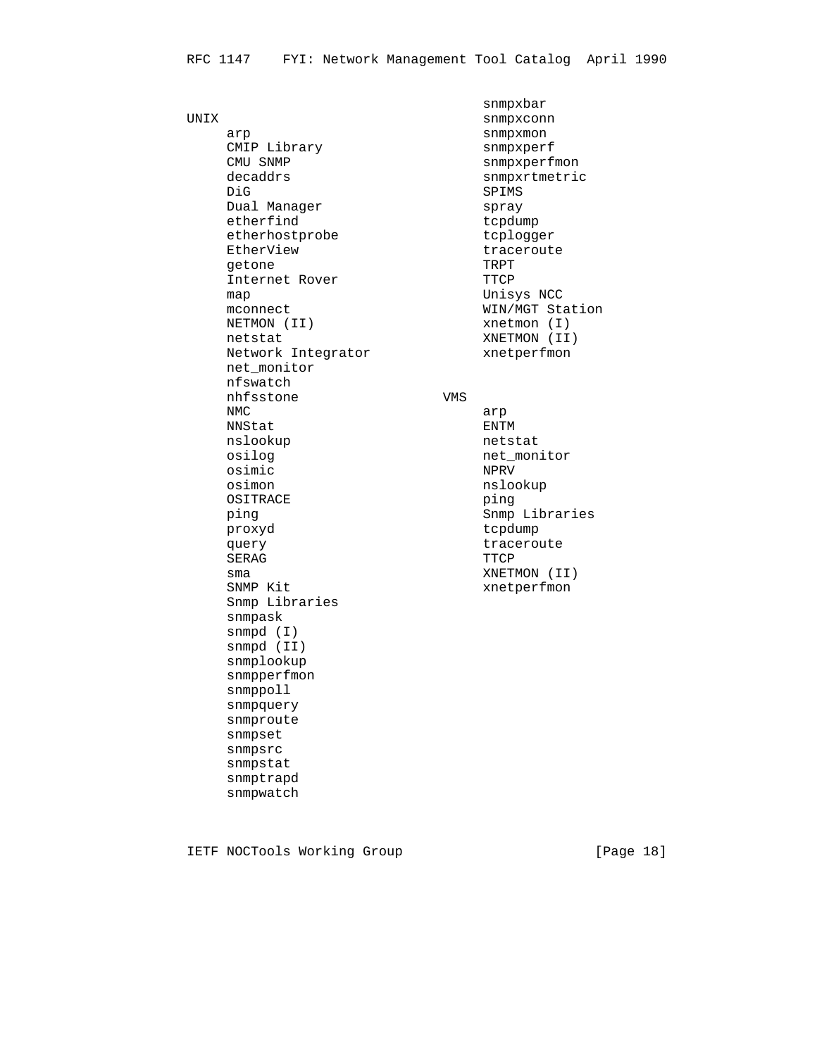UNIX

- arp
- CMIP Library
- CMU SNMP
- decaddrs
- DiG
- Dual Manager
- etherfind
- etherhostprobe
- EtherView
- getone
- Internet Rover
- map
- mconnect
- NETMON (II)
- netstat
- Network Integrator
- net_monitor
- nfswatch
- nhfsstone
- NMC
- NNStat
- nslookup
- osilog
- osimic
- osimon
- OSITRACE
- ping
- proxyd
- query
- SERAG
- sma
- SNMP Kit
- Snmp Libraries
- snmpask
- snmpd (I)
- snmpd (II)
- snmplookup
- snmpperfmon
- snmppoll
- snmpquery
- snmproute
- snmpset
- snmpsrc
- snmpstat
- snmptrapd
- snmpwatch
- snmpxbar
- snmpxconn
- snmpxmon
- snmpxperf
- snmpxperfmon
- snmpxrtmetric
- SPIMS
- spray
- tcpdump
- tcplogger
- traceroute
- TRPT
- TTCP
- Unisys NCC
- WIN/MGT Station
- xnetmon (I)
- XNETMON (II)
- xnetperfmon

VMS

- arp
- ENTM
- netstat
- net_monitor
- NPRV
- nslookup
- ping
- Snmp Libraries
- tcpdump
- traceroute
- TTCP
- XNETMON (II)
- xnetperfmon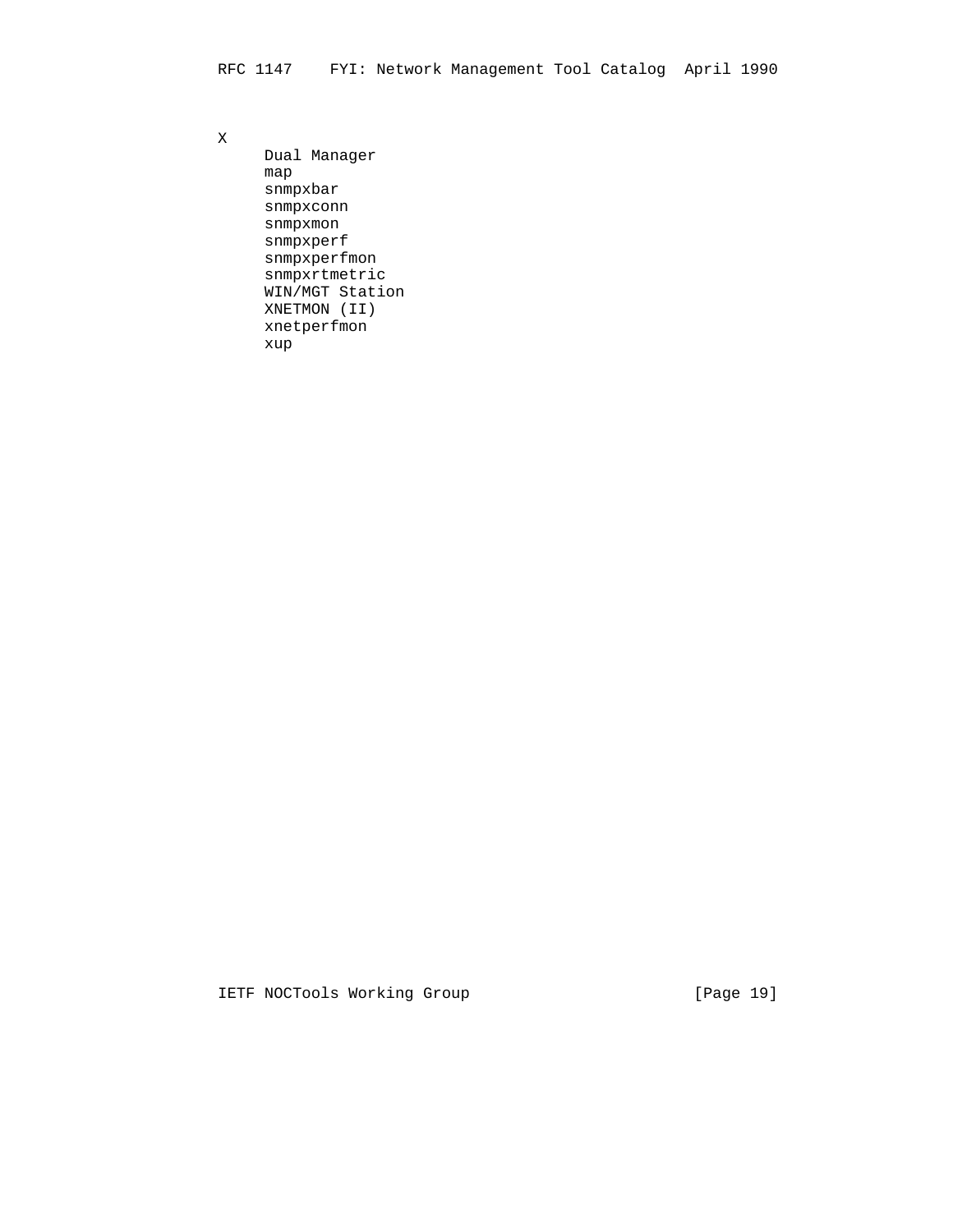X

- Dual Manager
- map
- snmpxbar
- snmpxconn
- snmpxmon
- snmpxperf
- snmpxperfmon
- snmpxrtmetric
- WIN/MGT Station
- XNETMON (II)
- xnetperfmon
- xup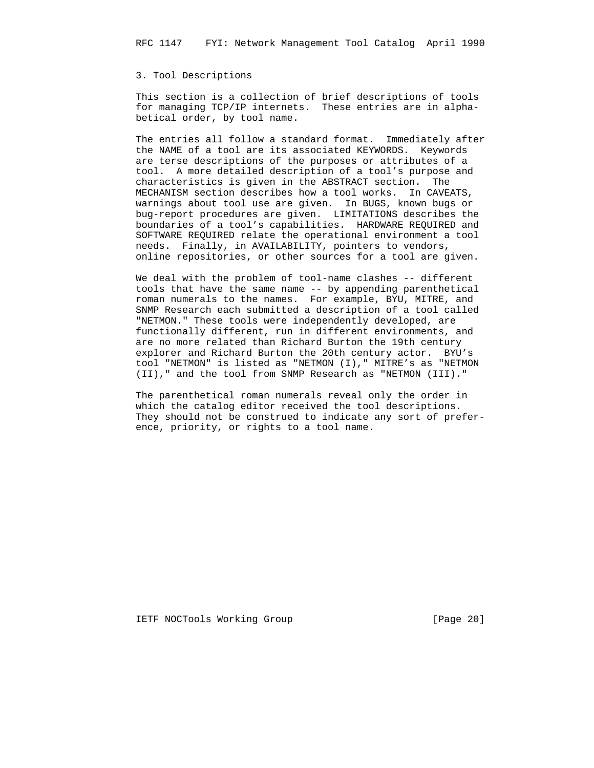## 3. Tool Descriptions

This section is a collection of brief descriptions of tools for managing TCP/IP internets. These entries are in alphabetical order, by tool name.

The entries all follow a standard format. Immediately after the NAME of a tool are its associated KEYWORDS. Keywords are terse descriptions of the purposes or attributes of a tool. A more detailed description of a tool's purpose and characteristics is given in the ABSTRACT section. The MECHANISM section describes how a tool works. In CAVEATS, warnings about tool use are given. In BUGS, known bugs or bug-report procedures are given. LIMITATIONS describes the boundaries of a tool's capabilities. HARDWARE REQUIRED and SOFTWARE REQUIRED relate the operational environment a tool needs. Finally, in AVAILABILITY, pointers to vendors, online repositories, or other sources for a tool are given.

We deal with the problem of tool-name clashes -- different tools that have the same name -- by appending parenthetical roman numerals to the names. For example, BYU, MITRE, and SNMP Research each submitted a description of a tool called "NETMON." These tools were independently developed, are functionally different, run in different environments, and are no more related than Richard Burton the 19th century explorer and Richard Burton the 20th century actor. BYU's tool "NETMON" is listed as "NETMON (I)," MITRE's as "NETMON (II)," and the tool from SNMP Research as "NETMON (III)."

The parenthetical roman numerals reveal only the order in which the catalog editor received the tool descriptions. They should not be construed to indicate any sort of preference, priority, or rights to a tool name.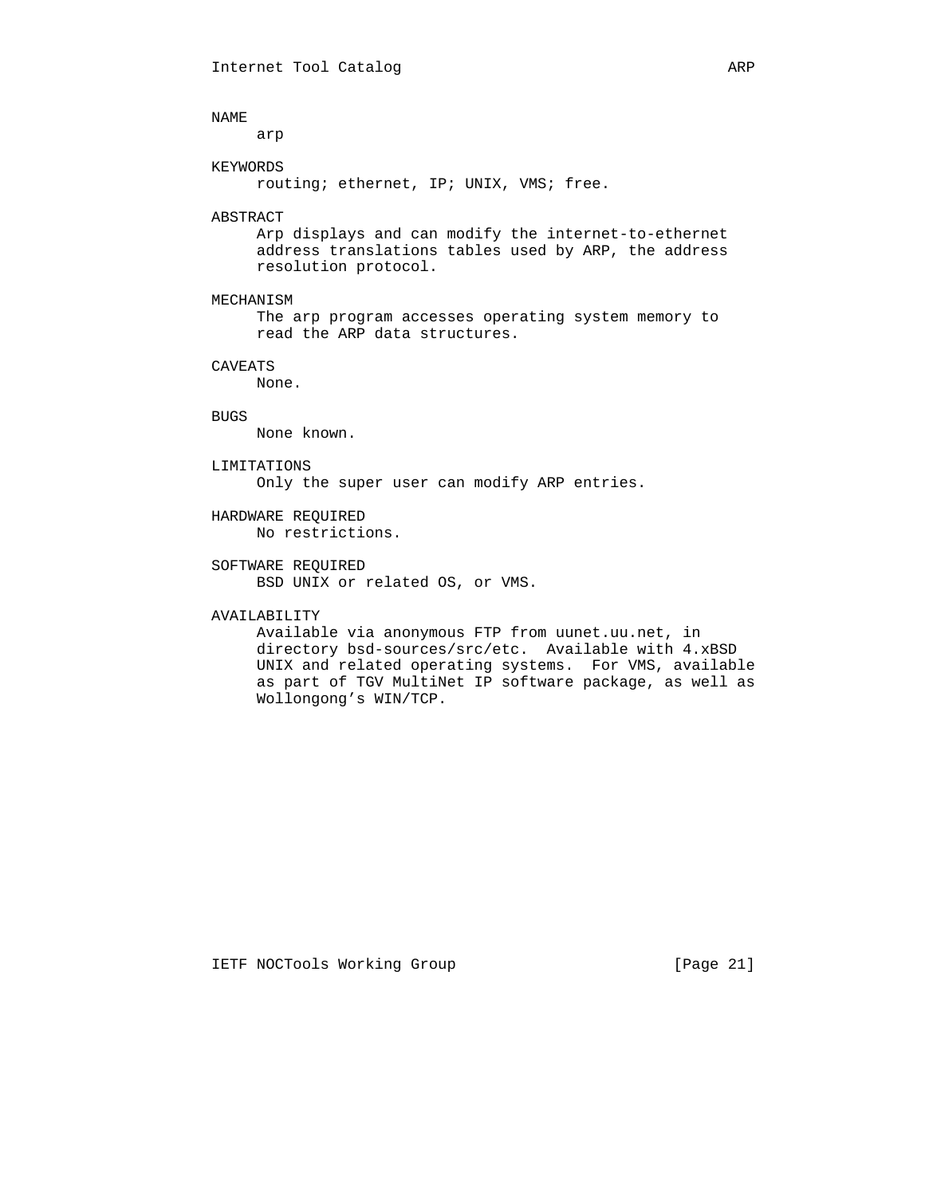## NAME

arp

## KEYWORDS

routing; ethernet, IP; UNIX, VMS; free.

## ABSTRACT

Arp displays and can modify the internet-to-ethernet address translations tables used by ARP, the address resolution protocol.

## MECHANISM

The arp program accesses operating system memory to read the ARP data structures.

## CAVEATS

None.

## BUGS

None known.

## LIMITATIONS

Only the super user can modify ARP entries.

## HARDWARE REQUIRED

No restrictions.

## SOFTWARE REQUIRED

BSD UNIX or related OS, or VMS.

## AVAILABILITY

Available via anonymous FTP from uunet.uu.net, in directory bsd-sources/src/etc. Available with 4.xBSD UNIX and related operating systems. For VMS, available as part of TGV MultiNet IP software package, as well as Wollongong's WIN/TCP.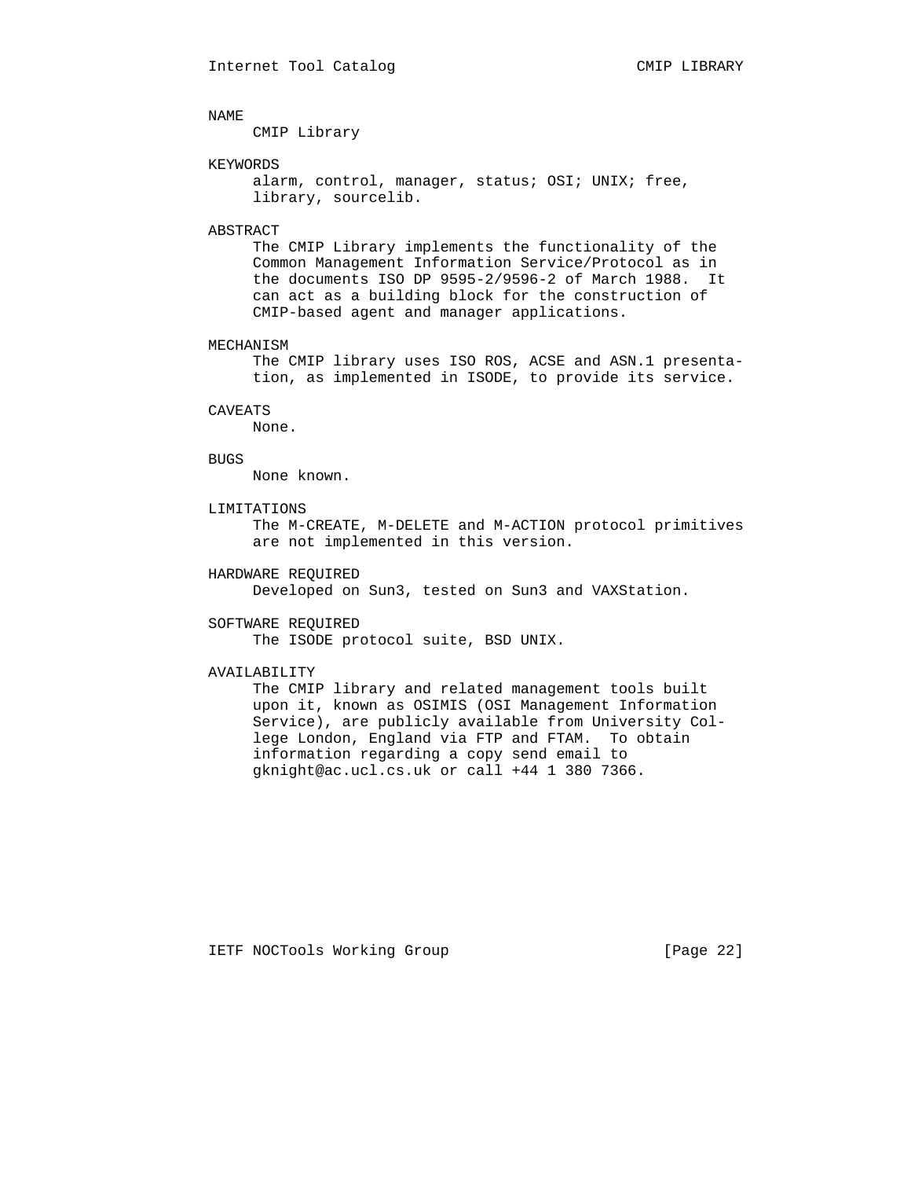## NAME

CMIP Library

## KEYWORDS

alarm, control, manager, status; OSI; UNIX; free, library, sourcelib.

## ABSTRACT

The CMIP Library implements the functionality of the Common Management Information Service/Protocol as in the documents ISO DP 9595-2/9596-2 of March 1988. It can act as a building block for the construction of CMIP-based agent and manager applications.

## MECHANISM

The CMIP library uses ISO ROS, ACSE and ASN.1 presentation, as implemented in ISODE, to provide its service.

## CAVEATS

None.

## BUGS

None known.

## LIMITATIONS

The M-CREATE, M-DELETE and M-ACTION protocol primitives are not implemented in this version.

## HARDWARE REQUIRED

Developed on Sun3, tested on Sun3 and VAXStation.

## SOFTWARE REQUIRED

The ISODE protocol suite, BSD UNIX.

## AVAILABILITY

The CMIP library and related management tools built upon it, known as OSIMIS (OSI Management Information Service), are publicly available from University College London, England via FTP and FTAM. To obtain information regarding a copy send email to gknight@ac.ucl.cs.uk or call +44 1 380 7366.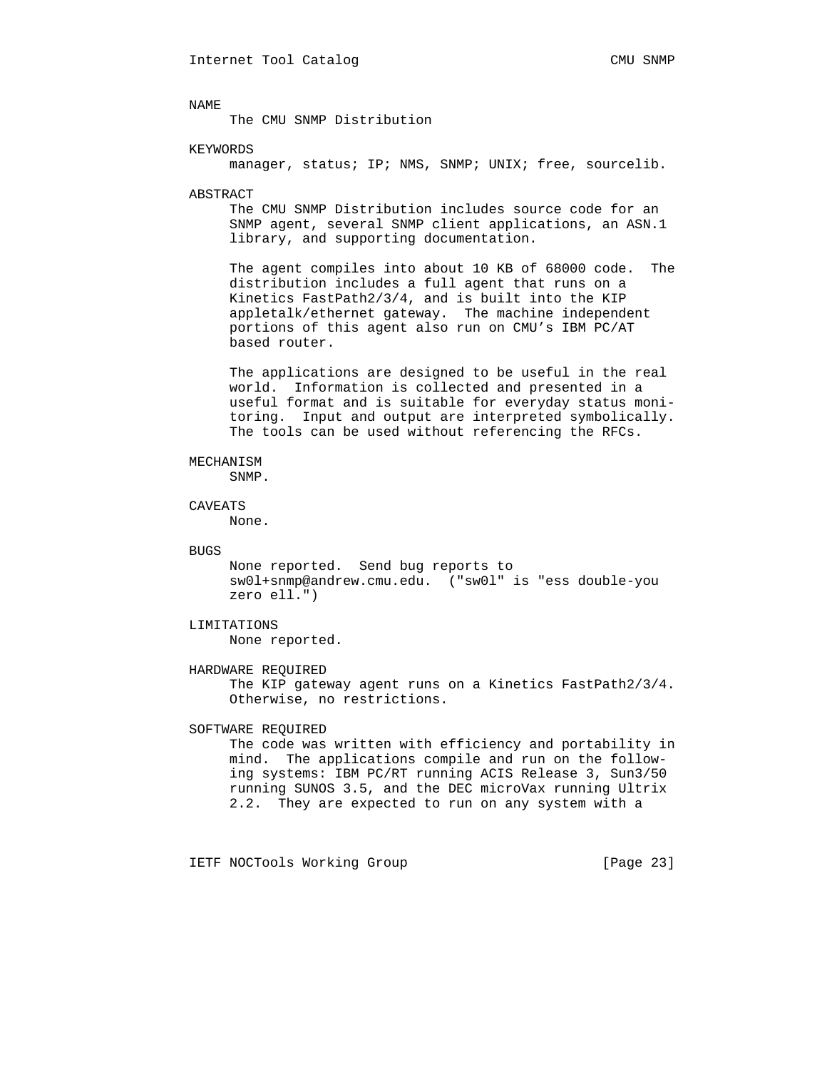NAME

The CMU SNMP Distribution

KEYWORDS

manager, status; IP; NMS, SNMP; UNIX; free, sourcelib.

ABSTRACT

The CMU SNMP Distribution includes source code for an SNMP agent, several SNMP client applications, an ASN.1 library, and supporting documentation.

The agent compiles into about 10 KB of 68000 code. The distribution includes a full agent that runs on a Kinetics FastPath2/3/4, and is built into the KIP appletalk/ethernet gateway. The machine independent portions of this agent also run on CMU's IBM PC/AT based router.

The applications are designed to be useful in the real world. Information is collected and presented in a useful format and is suitable for everyday status monitoring. Input and output are interpreted symbolically. The tools can be used without referencing the RFCs.

MECHANISM

SNMP.

CAVEATS

None.

BUGS

None reported. Send bug reports to sw0l+snmp@andrew.cmu.edu. ("sw0l" is "ess double-you zero ell.")

LIMITATIONS

None reported.

HARDWARE REQUIRED

The KIP gateway agent runs on a Kinetics FastPath2/3/4. Otherwise, no restrictions.

SOFTWARE REQUIRED

The code was written with efficiency and portability in mind. The applications compile and run on the following systems: IBM PC/RT running ACIS Release 3, Sun3/50 running SUNOS 3.5, and the DEC microVax running Ultrix 2.2. They are expected to run on any system with a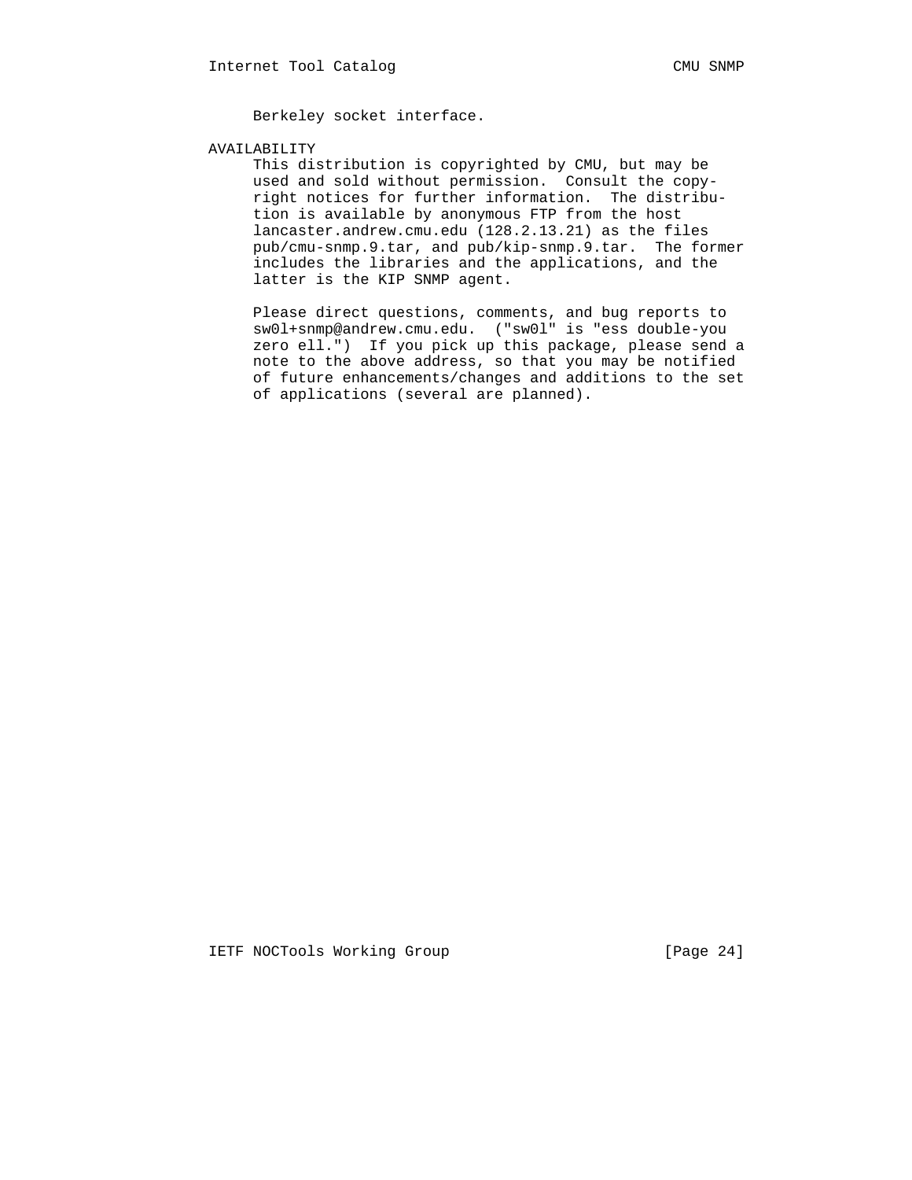Berkeley socket interface.

## AVAILABILITY

This distribution is copyrighted by CMU, but may be used and sold without permission. Consult the copyright notices for further information. The distribution is available by anonymous FTP from the host lancaster.andrew.cmu.edu (128.2.13.21) as the files pub/cmu-snmp.9.tar, and pub/kip-snmp.9.tar. The former includes the libraries and the applications, and the latter is the KIP SNMP agent.

Please direct questions, comments, and bug reports to sw0l+snmp@andrew.cmu.edu. ("sw0l" is "ess double-you zero ell.") If you pick up this package, please send a note to the above address, so that you may be notified of future enhancements/changes and additions to the set of applications (several are planned).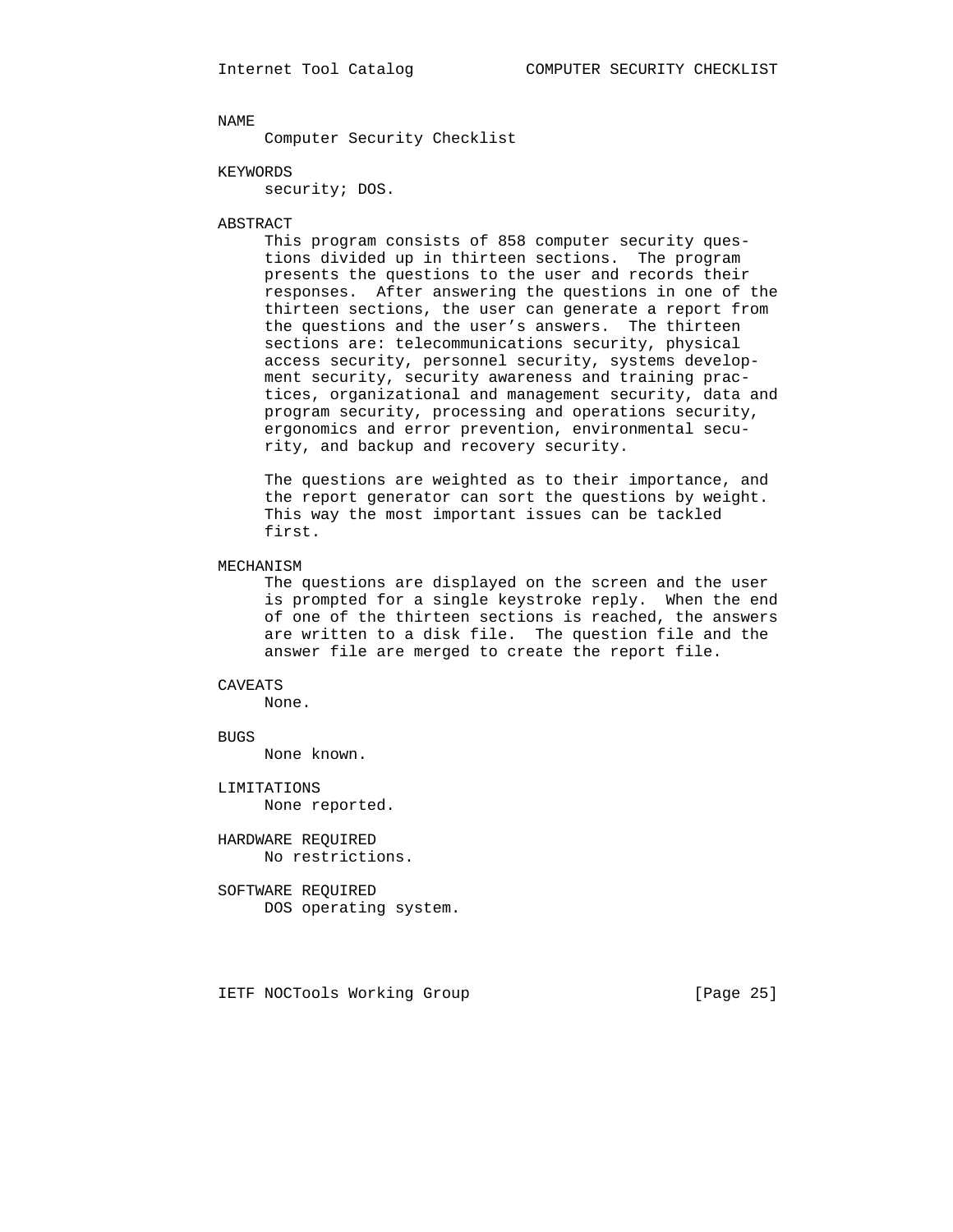## NAME

Computer Security Checklist

## KEYWORDS

security; DOS.

## ABSTRACT

This program consists of 858 computer security questions divided up in thirteen sections. The program presents the questions to the user and records their responses. After answering the questions in one of the thirteen sections, the user can generate a report from the questions and the user's answers. The thirteen sections are: telecommunications security, physical access security, personnel security, systems development security, security awareness and training practices, organizational and management security, data and program security, processing and operations security, ergonomics and error prevention, environmental security, and backup and recovery security.

The questions are weighted as to their importance, and the report generator can sort the questions by weight. This way the most important issues can be tackled first.

## MECHANISM

The questions are displayed on the screen and the user is prompted for a single keystroke reply. When the end of one of the thirteen sections is reached, the answers are written to a disk file. The question file and the answer file are merged to create the report file.

## CAVEATS

None.

## BUGS

None known.

## LIMITATIONS

None reported.

## HARDWARE REQUIRED

No restrictions.

## SOFTWARE REQUIRED

DOS operating system.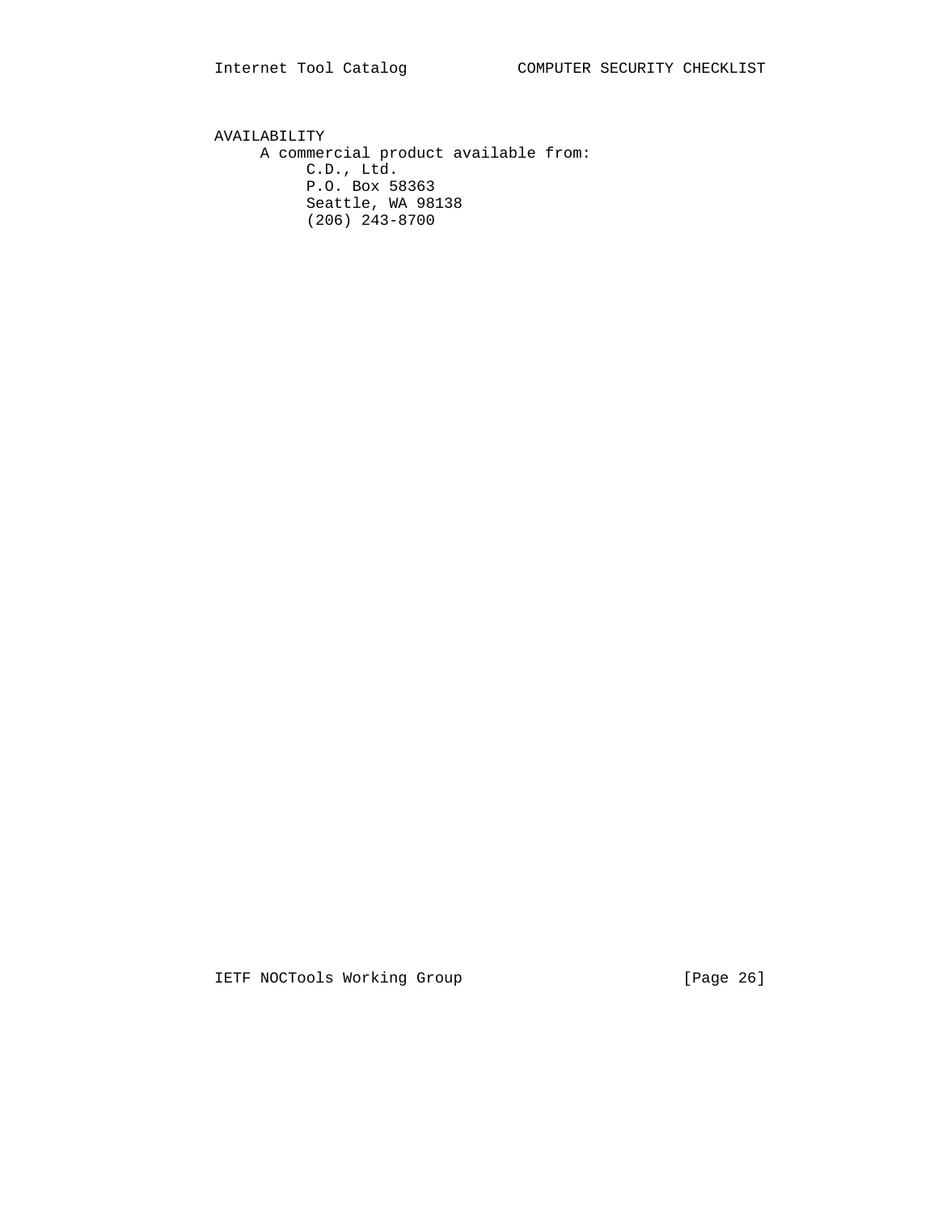AVAILABILITY

A commercial product available from:

C.D., Ltd.  
P.O. Box 58363  
Seattle, WA 98138  
(206) 243-8700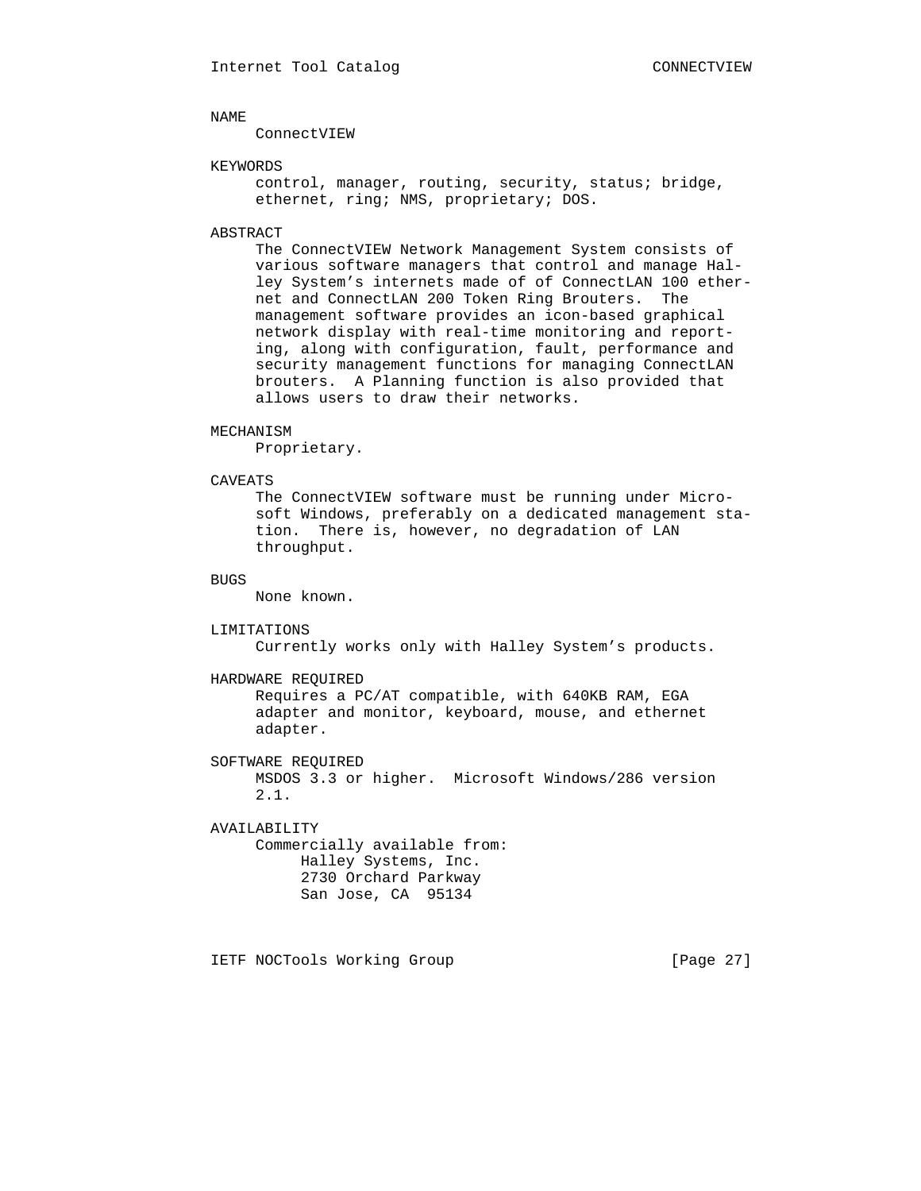## NAME

ConnectVIEW

## KEYWORDS

control, manager, routing, security, status; bridge, ethernet, ring; NMS, proprietary; DOS.

## ABSTRACT

The ConnectVIEW Network Management System consists of various software managers that control and manage Halley System's internets made of of ConnectLAN 100 ethernet and ConnectLAN 200 Token Ring Brouters. The management software provides an icon-based graphical network display with real-time monitoring and reporting, along with configuration, fault, performance and security management functions for managing ConnectLAN brouters. A Planning function is also provided that allows users to draw their networks.

## MECHANISM

Proprietary.

## CAVEATS

The ConnectVIEW software must be running under Microsoft Windows, preferably on a dedicated management station. There is, however, no degradation of LAN throughput.

## BUGS

None known.

## LIMITATIONS

Currently works only with Halley System's products.

## HARDWARE REQUIRED

Requires a PC/AT compatible, with 640KB RAM, EGA adapter and monitor, keyboard, mouse, and ethernet adapter.

## SOFTWARE REQUIRED

MSDOS 3.3 or higher. Microsoft Windows/286 version 2.1.

## AVAILABILITY

Commercially available from:

Halley Systems, Inc.
2730 Orchard Parkway
San Jose, CA 95134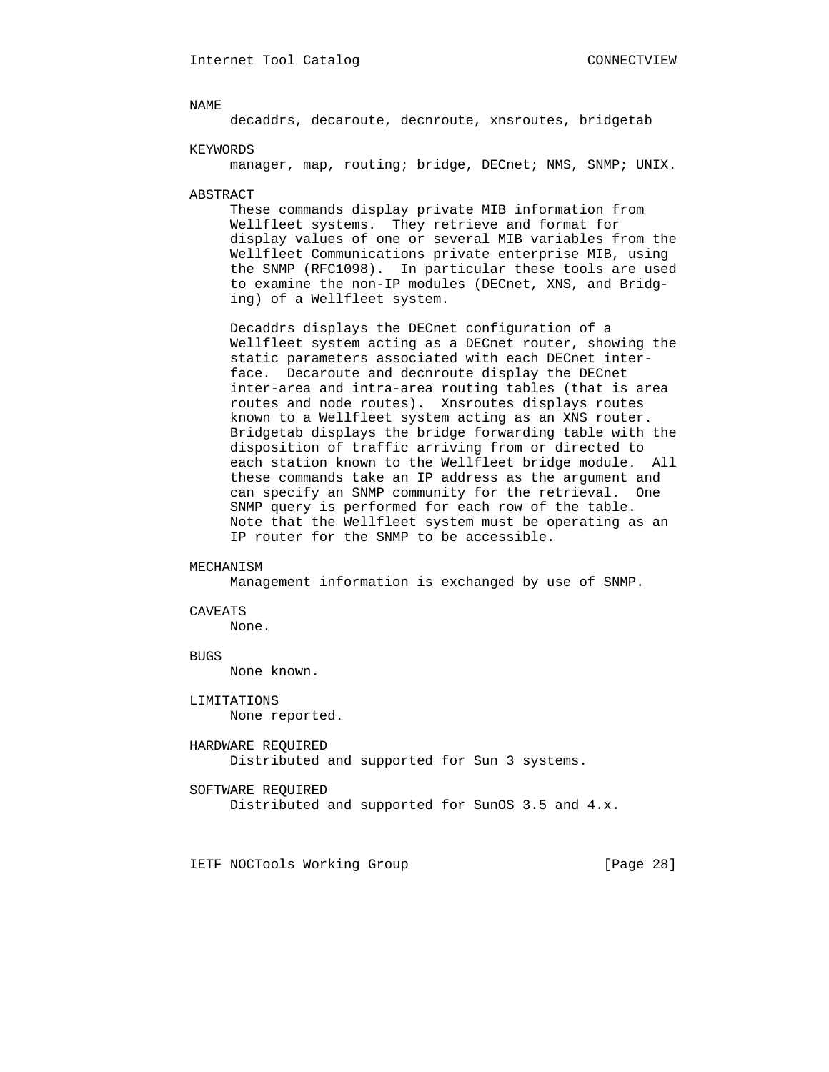## NAME

decaddrs, decaroute, decnroute, xnsroutes, bridgetab

## KEYWORDS

manager, map, routing; bridge, DECnet; NMS, SNMP; UNIX.

## ABSTRACT

These commands display private MIB information from Wellfleet systems. They retrieve and format for display values of one or several MIB variables from the Wellfleet Communications private enterprise MIB, using the SNMP (RFC1098). In particular these tools are used to examine the non-IP modules (DECnet, XNS, and Bridging) of a Wellfleet system.

Decaddrs displays the DECnet configuration of a Wellfleet system acting as a DECnet router, showing the static parameters associated with each DECnet interface. Decaroute and decnroute display the DECnet inter-area and intra-area routing tables (that is area routes and node routes). Xnsroutes displays routes known to a Wellfleet system acting as an XNS router. Bridgetab displays the bridge forwarding table with the disposition of traffic arriving from or directed to each station known to the Wellfleet bridge module. All these commands take an IP address as the argument and can specify an SNMP community for the retrieval. One SNMP query is performed for each row of the table. Note that the Wellfleet system must be operating as an IP router for the SNMP to be accessible.

## MECHANISM

Management information is exchanged by use of SNMP.

## CAVEATS

None.

## BUGS

None known.

## LIMITATIONS

None reported.

## HARDWARE REQUIRED

Distributed and supported for Sun 3 systems.

## SOFTWARE REQUIRED

Distributed and supported for SunOS 3.5 and 4.x.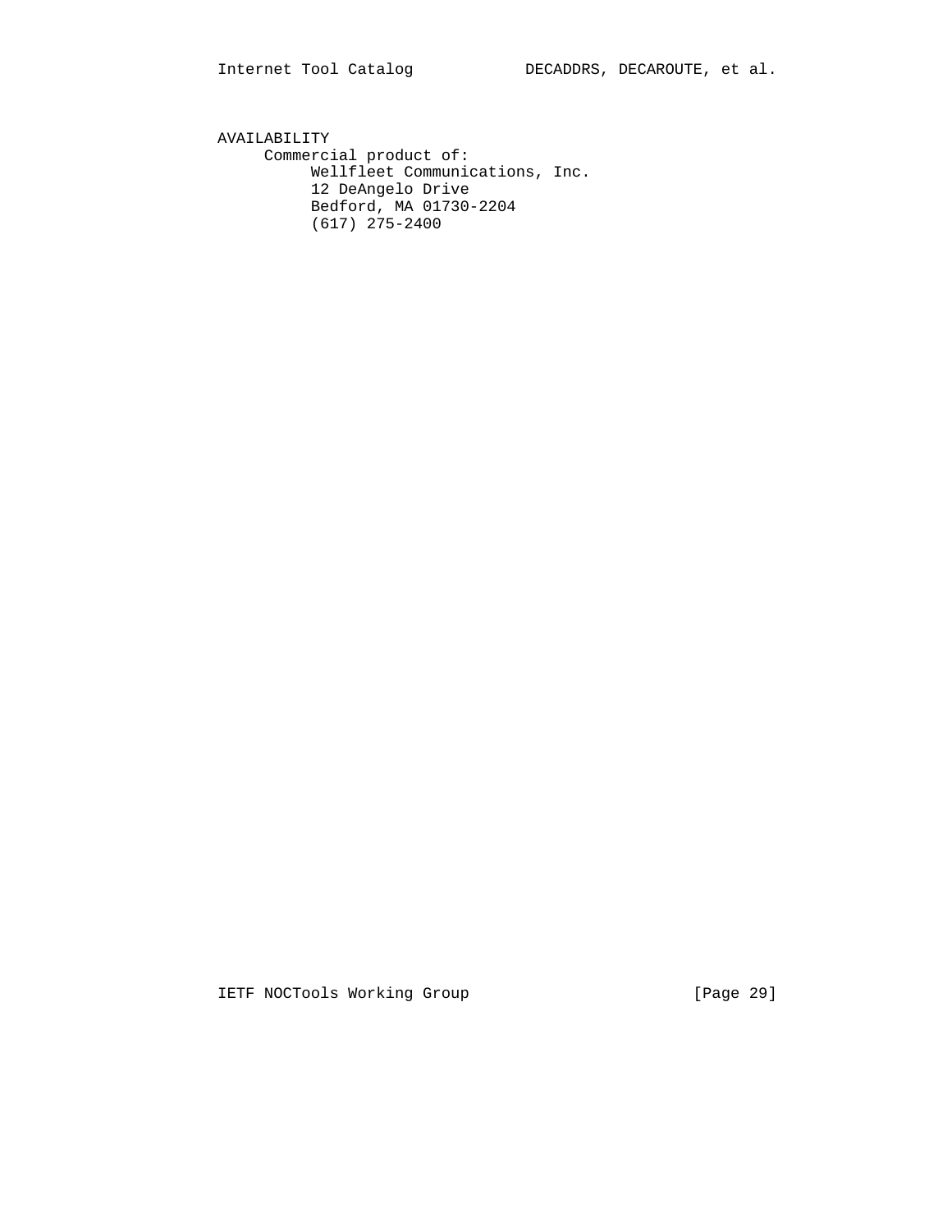## AVAILABILITY

Commercial product of:

Wellfleet Communications, Inc.
12 DeAngelo Drive
Bedford, MA 01730-2204
(617) 275-2400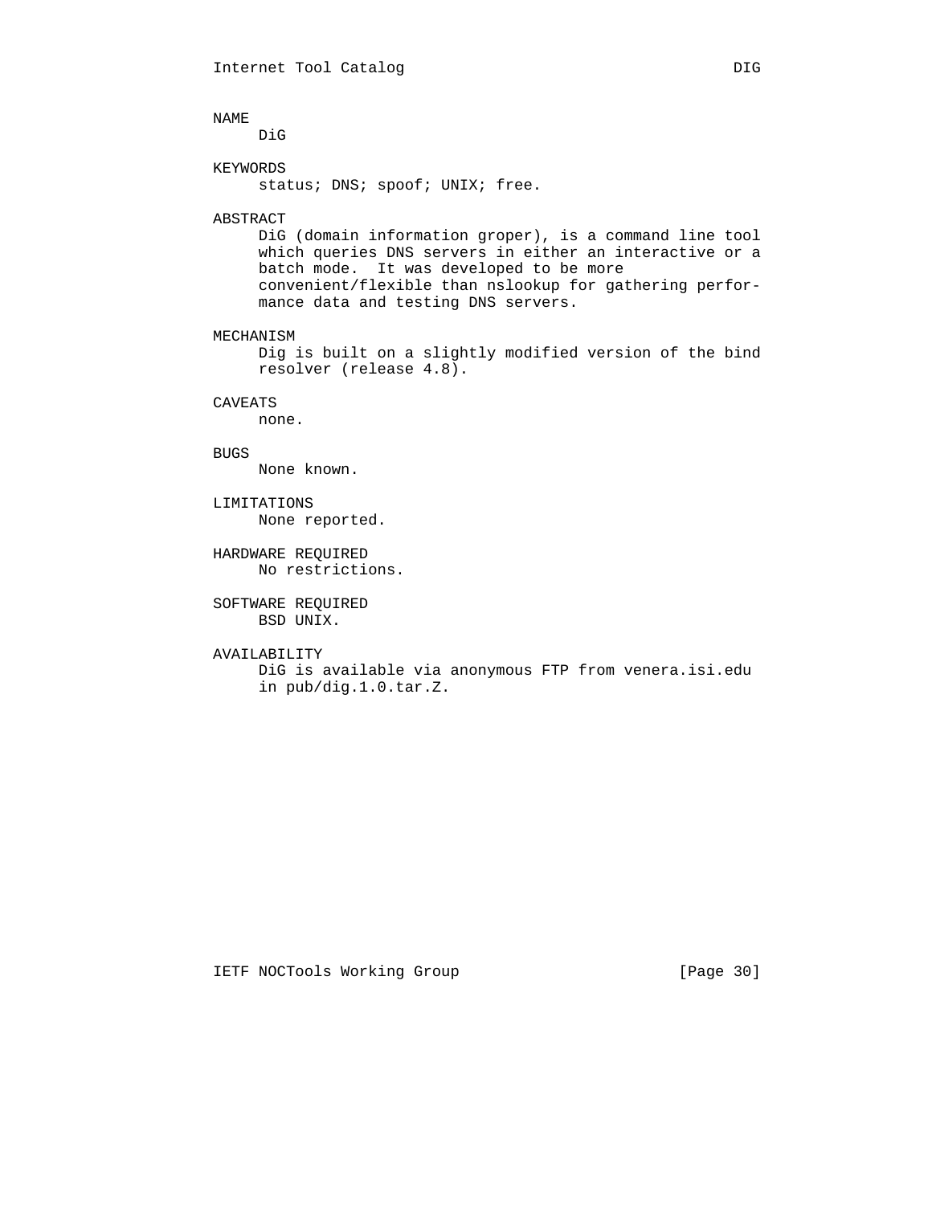## NAME

DiG

## KEYWORDS

status; DNS; spoof; UNIX; free.

## ABSTRACT

DiG (domain information groper), is a command line tool which queries DNS servers in either an interactive or a batch mode. It was developed to be more convenient/flexible than nslookup for gathering performance data and testing DNS servers.

## MECHANISM

Dig is built on a slightly modified version of the bind resolver (release 4.8).

## CAVEATS

none.

## BUGS

None known.

## LIMITATIONS

None reported.

## HARDWARE REQUIRED

No restrictions.

## SOFTWARE REQUIRED

BSD UNIX.

## AVAILABILITY

DiG is available via anonymous FTP from venera.isi.edu in pub/dig.1.0.tar.Z.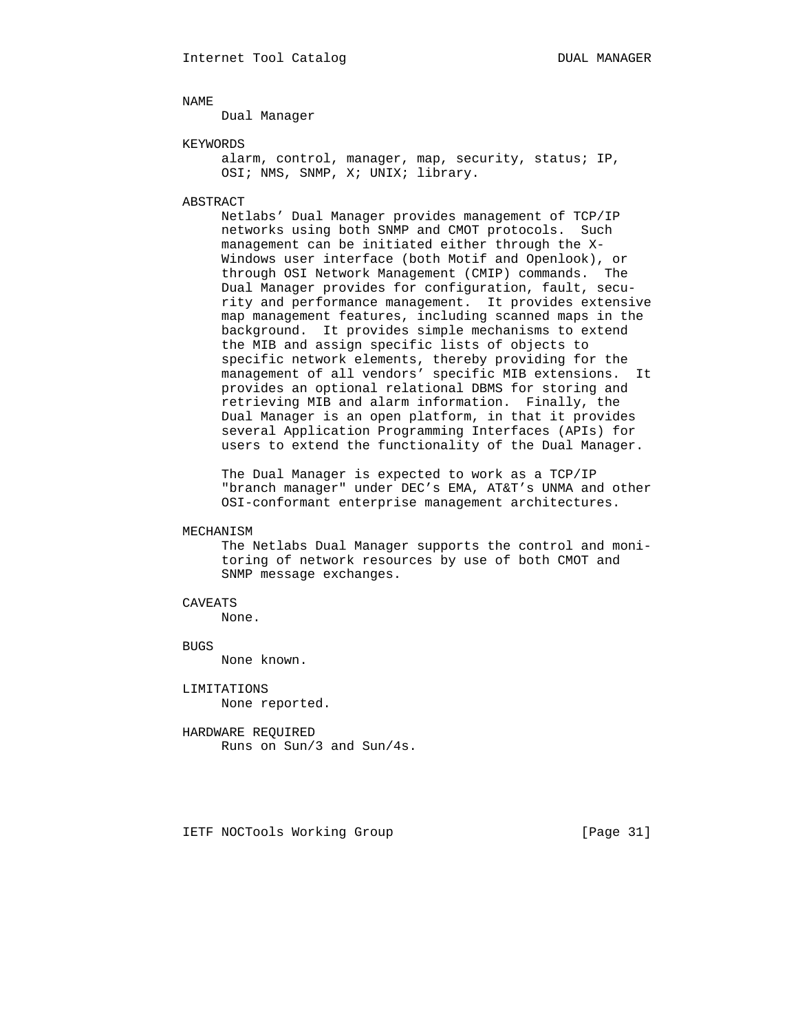## NAME

Dual Manager

## KEYWORDS

alarm, control, manager, map, security, status; IP, OSI; NMS, SNMP, X; UNIX; library.

## ABSTRACT

Netlabs’ Dual Manager provides management of TCP/IP networks using both SNMP and CMOT protocols. Such management can be initiated either through the X-Windows user interface (both Motif and Openlook), or through OSI Network Management (CMIP) commands. The Dual Manager provides for configuration, fault, security and performance management. It provides extensive map management features, including scanned maps in the background. It provides simple mechanisms to extend the MIB and assign specific lists of objects to specific network elements, thereby providing for the management of all vendors’ specific MIB extensions. It provides an optional relational DBMS for storing and retrieving MIB and alarm information. Finally, the Dual Manager is an open platform, in that it provides several Application Programming Interfaces (APIs) for users to extend the functionality of the Dual Manager.

The Dual Manager is expected to work as a TCP/IP "branch manager" under DEC’s EMA, AT&T’s UNMA and other OSI-conformant enterprise management architectures.

## MECHANISM

The Netlabs Dual Manager supports the control and monitoring of network resources by use of both CMOT and SNMP message exchanges.

## CAVEATS

None.

## BUGS

None known.

## LIMITATIONS

None reported.

## HARDWARE REQUIRED

Runs on Sun/3 and Sun/4s.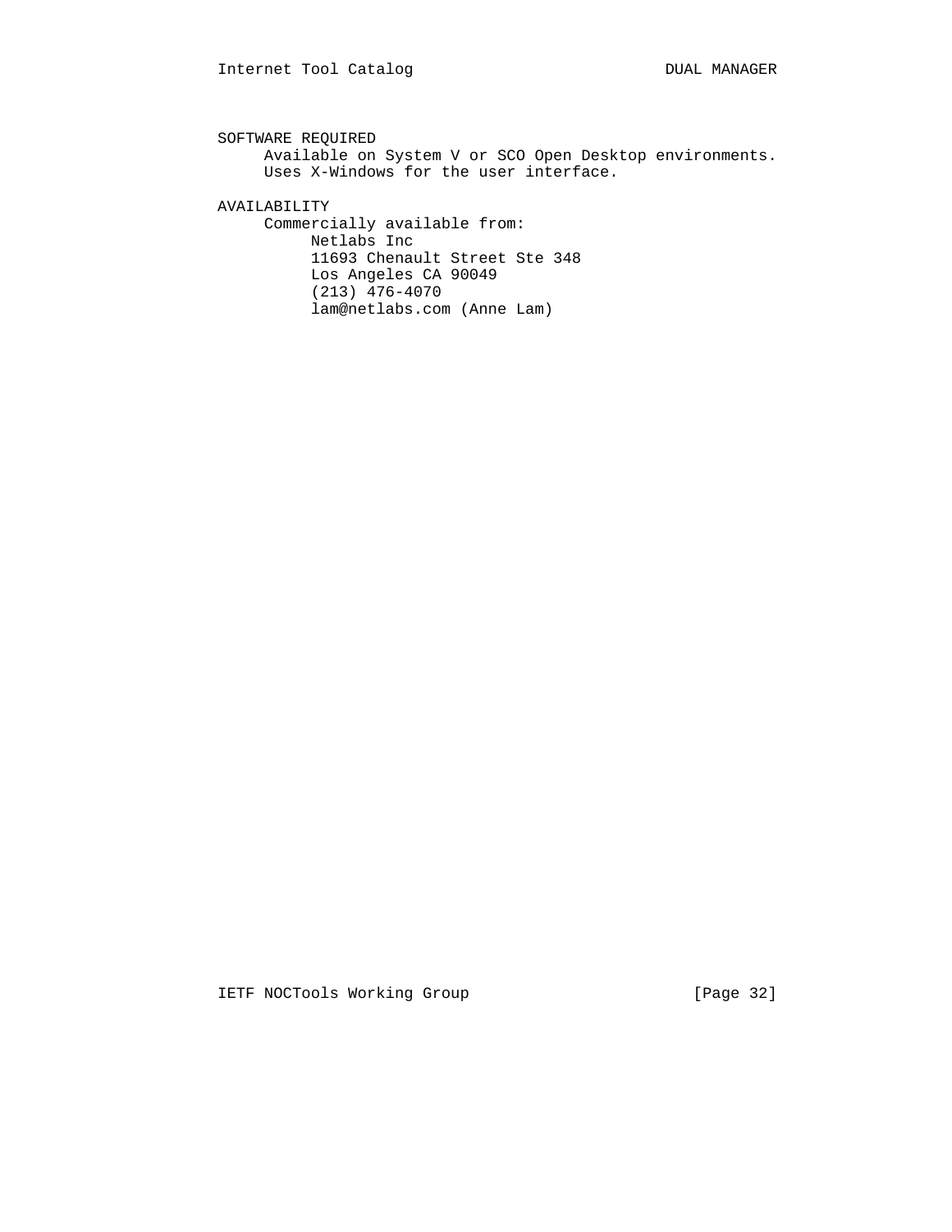## SOFTWARE REQUIRED

Available on System V or SCO Open Desktop environments. Uses X-Windows for the user interface.

## AVAILABILITY

Commercially available from:

Netlabs Inc
11693 Chenault Street Ste 348
Los Angeles CA 90049
(213) 476-4070
lam@netlabs.com (Anne Lam)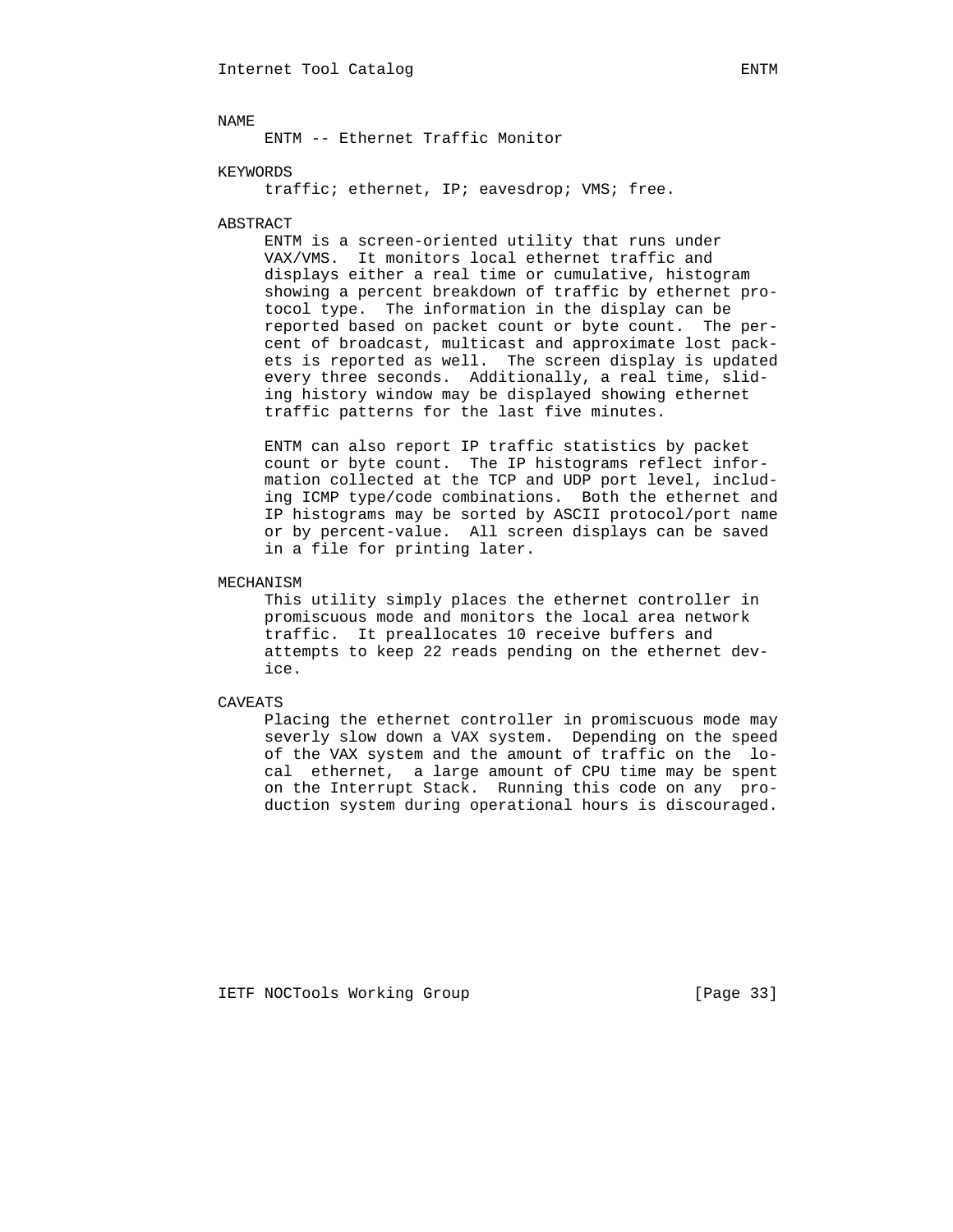## NAME

ENTM -- Ethernet Traffic Monitor

## KEYWORDS

traffic; ethernet, IP; eavesdrop; VMS; free.

## ABSTRACT

ENTM is a screen-oriented utility that runs under VAX/VMS. It monitors local ethernet traffic and displays either a real time or cumulative, histogram showing a percent breakdown of traffic by ethernet protocol type. The information in the display can be reported based on packet count or byte count. The percent of broadcast, multicast and approximate lost packets is reported as well. The screen display is updated every three seconds. Additionally, a real time, sliding history window may be displayed showing ethernet traffic patterns for the last five minutes.

ENTM can also report IP traffic statistics by packet count or byte count. The IP histograms reflect information collected at the TCP and UDP port level, including ICMP type/code combinations. Both the ethernet and IP histograms may be sorted by ASCII protocol/port name or by percent-value. All screen displays can be saved in a file for printing later.

## MECHANISM

This utility simply places the ethernet controller in promiscuous mode and monitors the local area network traffic. It preallocates 10 receive buffers and attempts to keep 22 reads pending on the ethernet device.

## CAVEATS

Placing the ethernet controller in promiscuous mode may severly slow down a VAX system. Depending on the speed of the VAX system and the amount of traffic on the local ethernet, a large amount of CPU time may be spent on the Interrupt Stack. Running this code on any production system during operational hours is discouraged.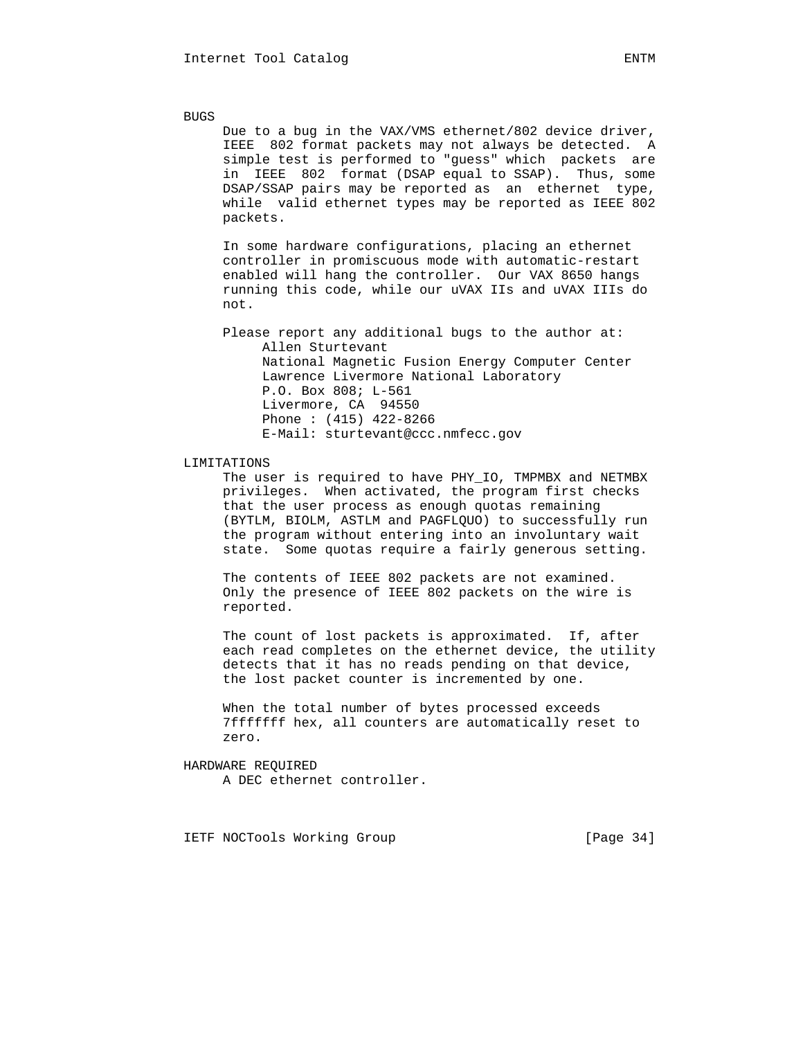BUGS

Due to a bug in the VAX/VMS ethernet/802 device driver, IEEE 802 format packets may not always be detected. A simple test is performed to "guess" which packets are in IEEE 802 format (DSAP equal to SSAP). Thus, some DSAP/SSAP pairs may be reported as an ethernet type, while valid ethernet types may be reported as IEEE 802 packets.

In some hardware configurations, placing an ethernet controller in promiscuous mode with automatic-restart enabled will hang the controller. Our VAX 8650 hangs running this code, while our uVAX IIs and uVAX IIIs do not.

Please report any additional bugs to the author at:

```
Allen Sturtevant
National Magnetic Fusion Energy Computer Center
Lawrence Livermore National Laboratory
P.O. Box 808; L-561
Livermore, CA  94550
Phone : (415) 422-8266
E-Mail: sturtevant@ccc.nmfecc.gov
```

LIMITATIONS

The user is required to have PHY_IO, TMPMBX and NETMBX privileges. When activated, the program first checks that the user process as enough quotas remaining (BYTLM, BIOLM, ASTLM and PAGFLQUO) to successfully run the program without entering into an involuntary wait state. Some quotas require a fairly generous setting.

The contents of IEEE 802 packets are not examined. Only the presence of IEEE 802 packets on the wire is reported.

The count of lost packets is approximated. If, after each read completes on the ethernet device, the utility detects that it has no reads pending on that device, the lost packet counter is incremented by one.

When the total number of bytes processed exceeds 7fffffff hex, all counters are automatically reset to zero.

HARDWARE REQUIRED

A DEC ethernet controller.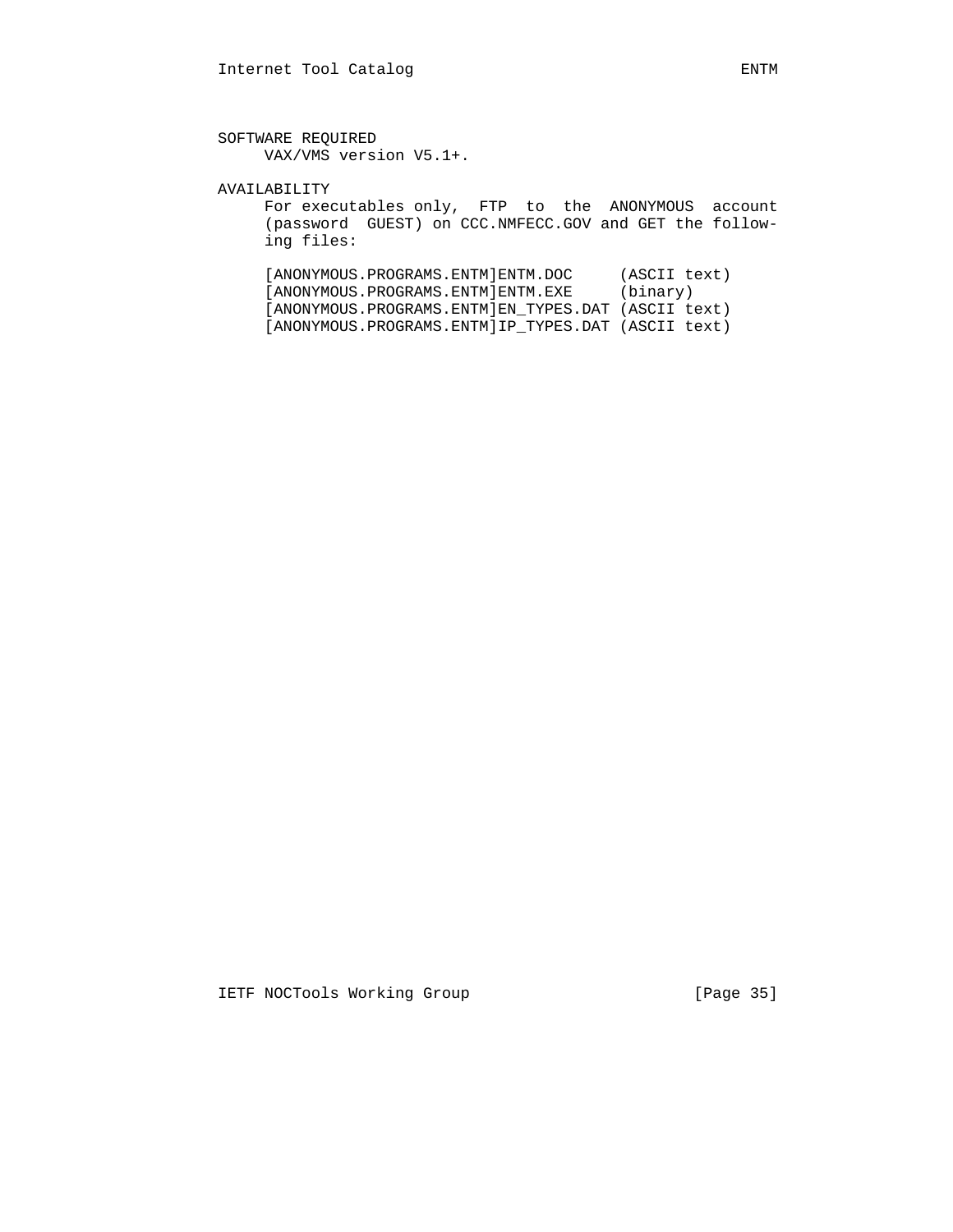SOFTWARE REQUIRED
VAX/VMS version V5.1+.

AVAILABILITY
For executables only, FTP to the ANONYMOUS account (password GUEST) on CCC.NMFECC.GOV and GET the following files:

```
[ANONYMOUS.PROGRAMS.ENTM]ENTM.DOC     (ASCII text)
[ANONYMOUS.PROGRAMS.ENTM]ENTM.EXE     (binary)
[ANONYMOUS.PROGRAMS.ENTM]EN_TYPES.DAT (ASCII text)
[ANONYMOUS.PROGRAMS.ENTM]IP_TYPES.DAT (ASCII text)
```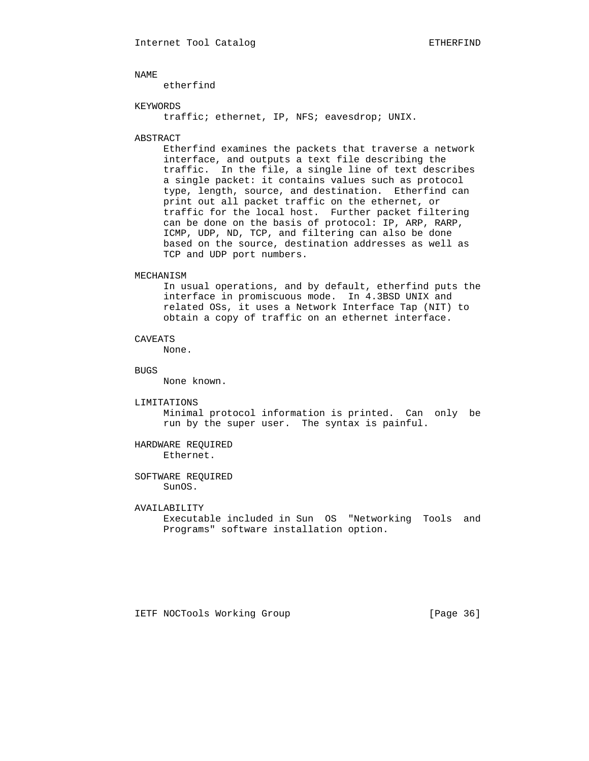## NAME

etherfind

## KEYWORDS

traffic; ethernet, IP, NFS; eavesdrop; UNIX.

## ABSTRACT

Etherfind examines the packets that traverse a network interface, and outputs a text file describing the traffic. In the file, a single line of text describes a single packet: it contains values such as protocol type, length, source, and destination. Etherfind can print out all packet traffic on the ethernet, or traffic for the local host. Further packet filtering can be done on the basis of protocol: IP, ARP, RARP, ICMP, UDP, ND, TCP, and filtering can also be done based on the source, destination addresses as well as TCP and UDP port numbers.

## MECHANISM

In usual operations, and by default, etherfind puts the interface in promiscuous mode. In 4.3BSD UNIX and related OSs, it uses a Network Interface Tap (NIT) to obtain a copy of traffic on an ethernet interface.

## CAVEATS

None.

## BUGS

None known.

## LIMITATIONS

Minimal protocol information is printed. Can only be run by the super user. The syntax is painful.

## HARDWARE REQUIRED

Ethernet.

## SOFTWARE REQUIRED

SunOS.

## AVAILABILITY

Executable included in Sun OS "Networking Tools and Programs" software installation option.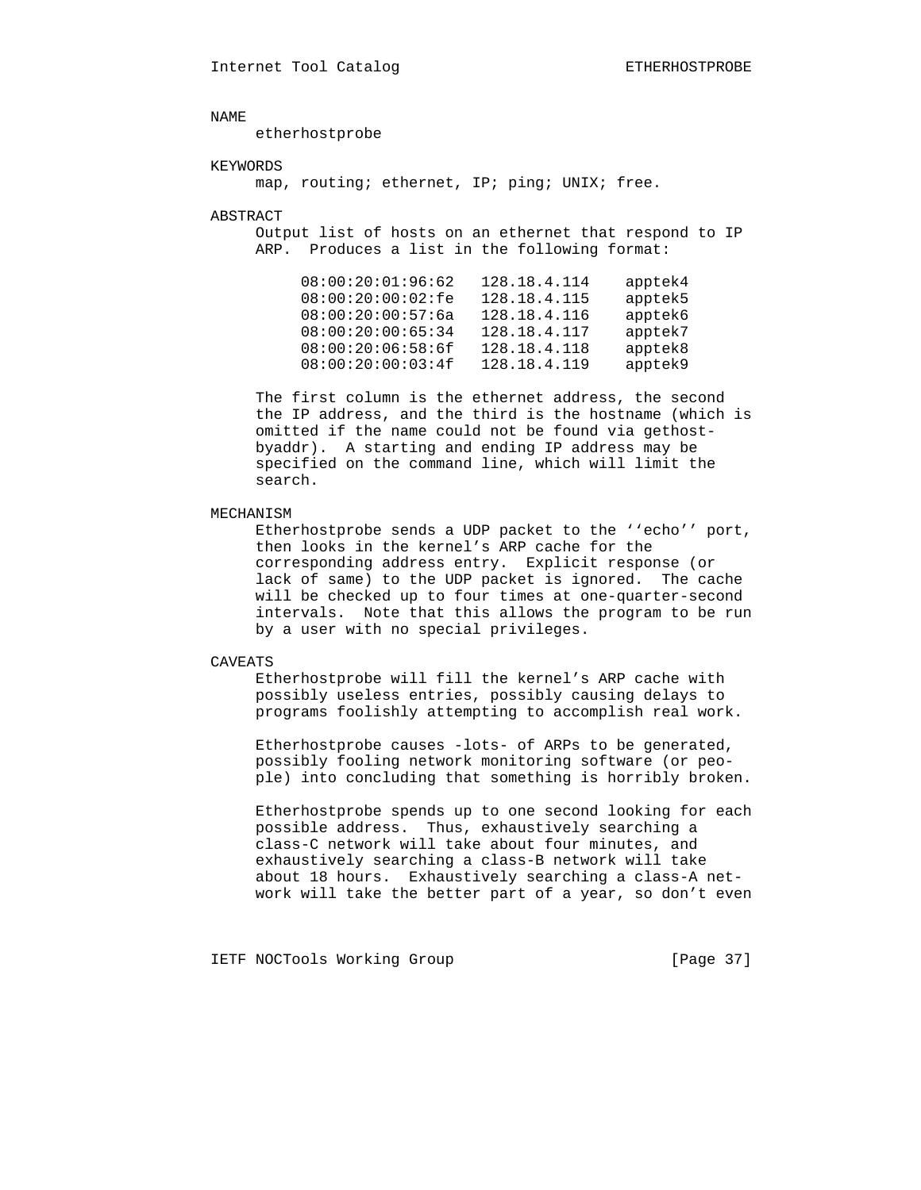## NAME

etherhostprobe

## KEYWORDS

map, routing; ethernet, IP; ping; UNIX; free.

## ABSTRACT

Output list of hosts on an ethernet that respond to IP ARP. Produces a list in the following format:

```
08:00:20:01:96:62   128.18.4.114    apptek4
08:00:20:00:02:fe   128.18.4.115    apptek5
08:00:20:00:57:6a   128.18.4.116    apptek6
08:00:20:00:65:34   128.18.4.117    apptek7
08:00:20:06:58:6f   128.18.4.118    apptek8
08:00:20:00:03:4f   128.18.4.119    apptek9
```

The first column is the ethernet address, the second the IP address, and the third is the hostname (which is omitted if the name could not be found via gethostbyaddr). A starting and ending IP address may be specified on the command line, which will limit the search.

## MECHANISM

Etherhostprobe sends a UDP packet to the ''echo'' port, then looks in the kernel's ARP cache for the corresponding address entry. Explicit response (or lack of same) to the UDP packet is ignored. The cache will be checked up to four times at one-quarter-second intervals. Note that this allows the program to be run by a user with no special privileges.

## CAVEATS

Etherhostprobe will fill the kernel's ARP cache with possibly useless entries, possibly causing delays to programs foolishly attempting to accomplish real work.

Etherhostprobe causes -lots- of ARPs to be generated, possibly fooling network monitoring software (or people) into concluding that something is horribly broken.

Etherhostprobe spends up to one second looking for each possible address. Thus, exhaustively searching a class-C network will take about four minutes, and exhaustively searching a class-B network will take about 18 hours. Exhaustively searching a class-A network will take the better part of a year, so don't even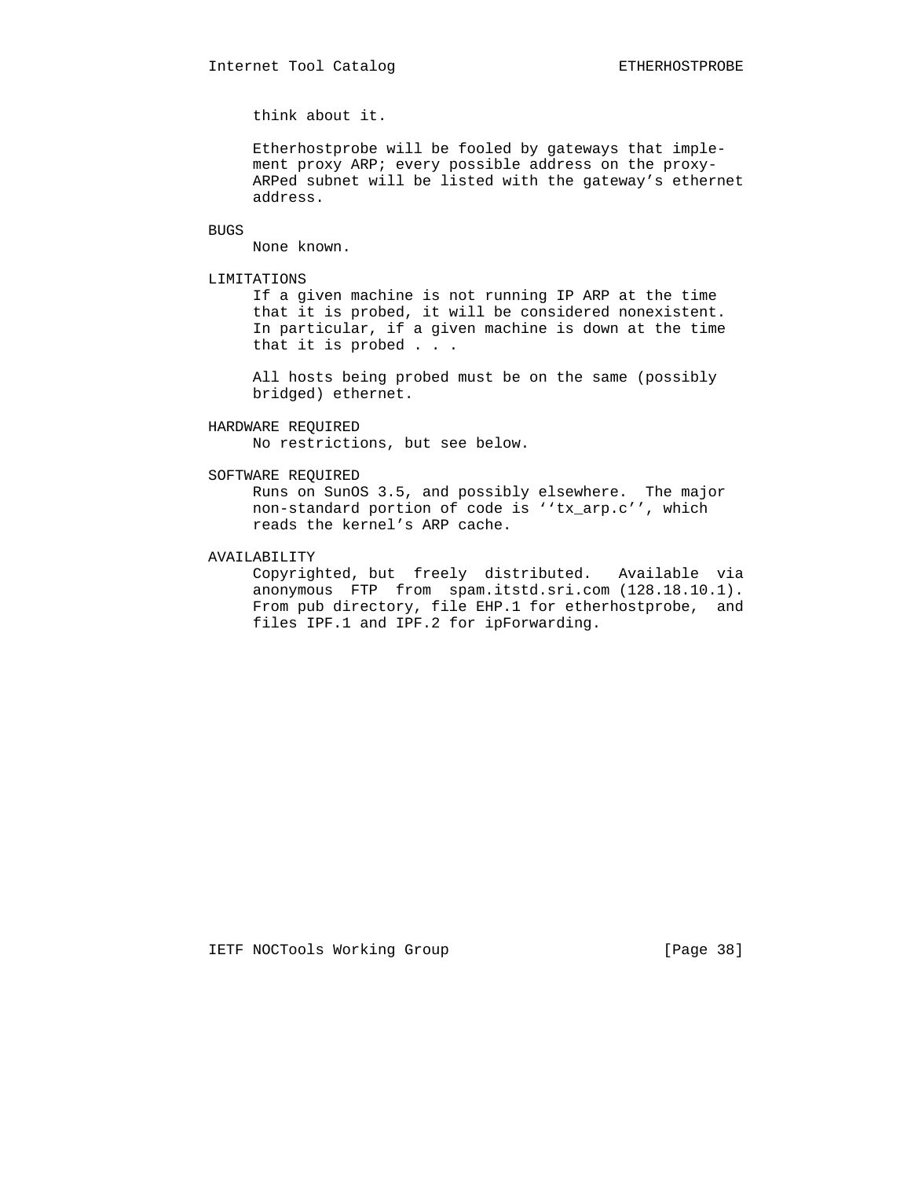think about it.

Etherhostprobe will be fooled by gateways that implement proxy ARP; every possible address on the proxy-ARPed subnet will be listed with the gateway's ethernet address.

## BUGS

None known.

## LIMITATIONS

If a given machine is not running IP ARP at the time that it is probed, it will be considered nonexistent. In particular, if a given machine is down at the time that it is probed . . .

All hosts being probed must be on the same (possibly bridged) ethernet.

## HARDWARE REQUIRED

No restrictions, but see below.

## SOFTWARE REQUIRED

Runs on SunOS 3.5, and possibly elsewhere. The major non-standard portion of code is ''tx_arp.c'', which reads the kernel's ARP cache.

## AVAILABILITY

Copyrighted, but freely distributed. Available via anonymous FTP from spam.itstd.sri.com (128.18.10.1). From pub directory, file EHP.1 for etherhostprobe, and files IPF.1 and IPF.2 for ipForwarding.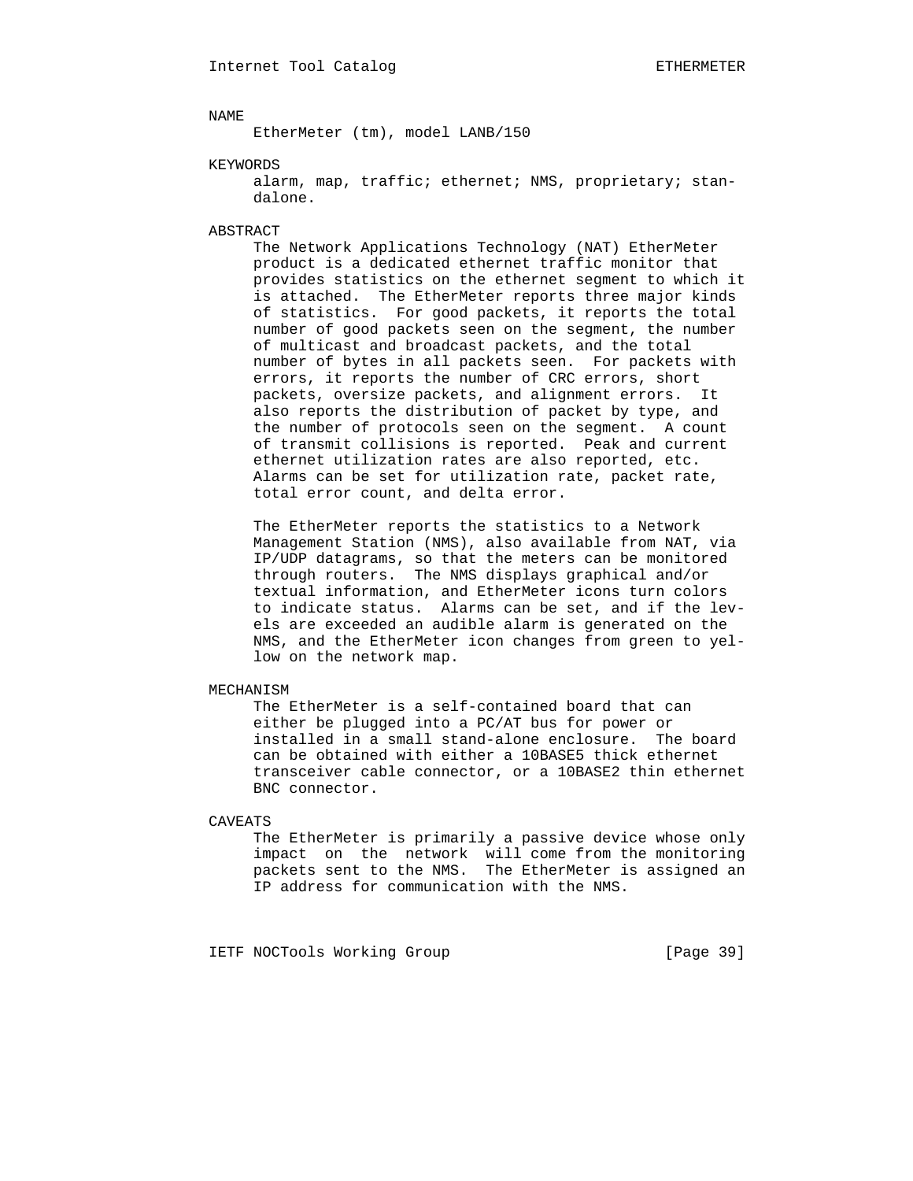## NAME

EtherMeter (tm), model LANB/150

## KEYWORDS

alarm, map, traffic; ethernet; NMS, proprietary; standalone.

## ABSTRACT

The Network Applications Technology (NAT) EtherMeter product is a dedicated ethernet traffic monitor that provides statistics on the ethernet segment to which it is attached. The EtherMeter reports three major kinds of statistics. For good packets, it reports the total number of good packets seen on the segment, the number of multicast and broadcast packets, and the total number of bytes in all packets seen. For packets with errors, it reports the number of CRC errors, short packets, oversize packets, and alignment errors. It also reports the distribution of packet by type, and the number of protocols seen on the segment. A count of transmit collisions is reported. Peak and current ethernet utilization rates are also reported, etc. Alarms can be set for utilization rate, packet rate, total error count, and delta error.

The EtherMeter reports the statistics to a Network Management Station (NMS), also available from NAT, via IP/UDP datagrams, so that the meters can be monitored through routers. The NMS displays graphical and/or textual information, and EtherMeter icons turn colors to indicate status. Alarms can be set, and if the levels are exceeded an audible alarm is generated on the NMS, and the EtherMeter icon changes from green to yellow on the network map.

## MECHANISM

The EtherMeter is a self-contained board that can either be plugged into a PC/AT bus for power or installed in a small stand-alone enclosure. The board can be obtained with either a 10BASE5 thick ethernet transceiver cable connector, or a 10BASE2 thin ethernet BNC connector.

## CAVEATS

The EtherMeter is primarily a passive device whose only impact on the network will come from the monitoring packets sent to the NMS. The EtherMeter is assigned an IP address for communication with the NMS.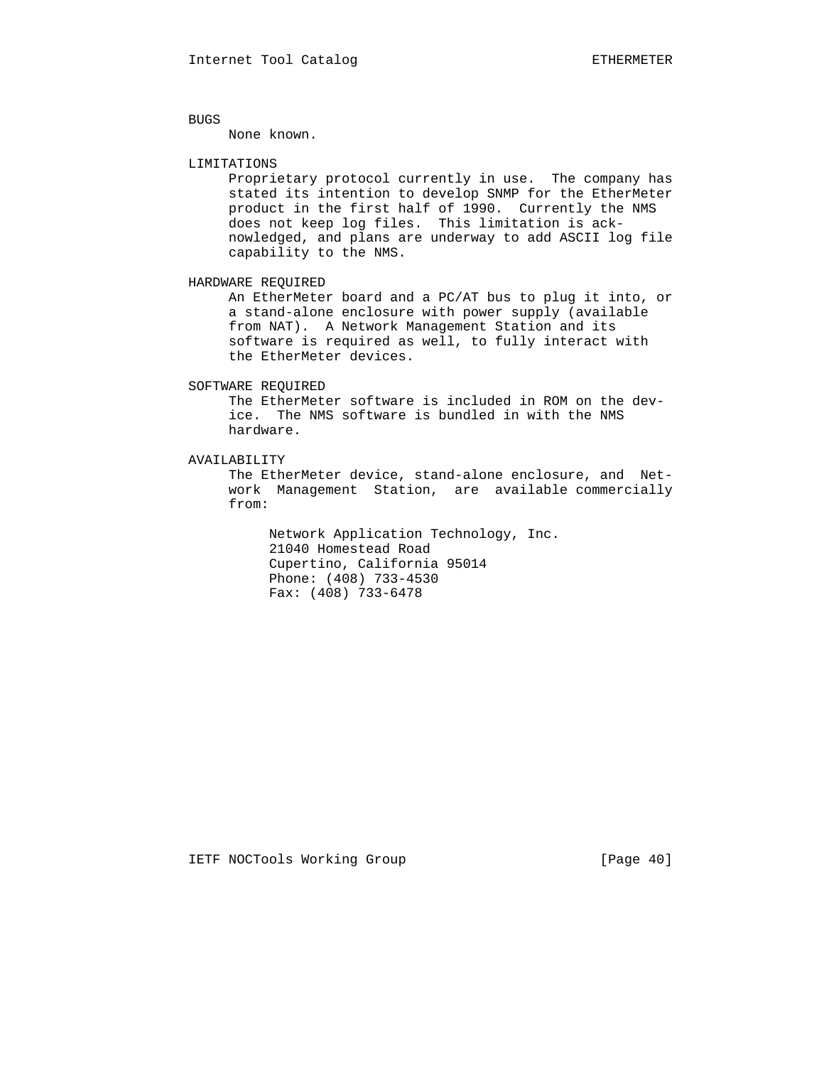## BUGS

None known.

## LIMITATIONS

Proprietary protocol currently in use. The company has stated its intention to develop SNMP for the EtherMeter product in the first half of 1990. Currently the NMS does not keep log files. This limitation is acknowledged, and plans are underway to add ASCII log file capability to the NMS.

## HARDWARE REQUIRED

An EtherMeter board and a PC/AT bus to plug it into, or a stand-alone enclosure with power supply (available from NAT). A Network Management Station and its software is required as well, to fully interact with the EtherMeter devices.

## SOFTWARE REQUIRED

The EtherMeter software is included in ROM on the device. The NMS software is bundled in with the NMS hardware.

## AVAILABILITY

The EtherMeter device, stand-alone enclosure, and Network Management Station, are available commercially from:

Network Application Technology, Inc.
21040 Homestead Road
Cupertino, California 95014
Phone: (408) 733-4530
Fax: (408) 733-6478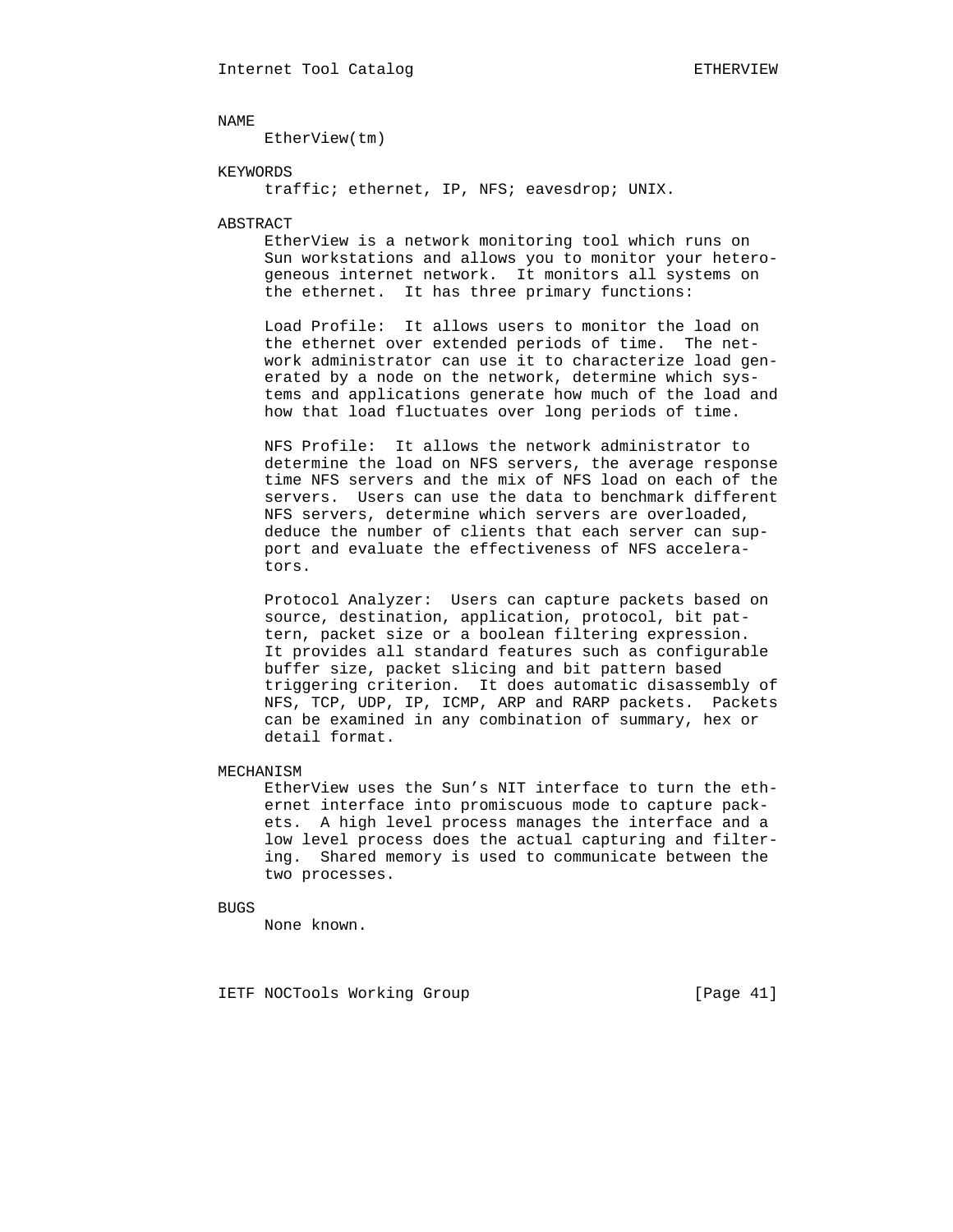## NAME

EtherView(tm)

## KEYWORDS

traffic; ethernet, IP, NFS; eavesdrop; UNIX.

## ABSTRACT

EtherView is a network monitoring tool which runs on Sun workstations and allows you to monitor your heterogeneous internet network. It monitors all systems on the ethernet. It has three primary functions:

Load Profile: It allows users to monitor the load on the ethernet over extended periods of time. The network administrator can use it to characterize load generated by a node on the network, determine which systems and applications generate how much of the load and how that load fluctuates over long periods of time.

NFS Profile: It allows the network administrator to determine the load on NFS servers, the average response time NFS servers and the mix of NFS load on each of the servers. Users can use the data to benchmark different NFS servers, determine which servers are overloaded, deduce the number of clients that each server can support and evaluate the effectiveness of NFS accelerators.

Protocol Analyzer: Users can capture packets based on source, destination, application, protocol, bit pattern, packet size or a boolean filtering expression. It provides all standard features such as configurable buffer size, packet slicing and bit pattern based triggering criterion. It does automatic disassembly of NFS, TCP, UDP, IP, ICMP, ARP and RARP packets. Packets can be examined in any combination of summary, hex or detail format.

## MECHANISM

EtherView uses the Sun's NIT interface to turn the ethernet interface into promiscuous mode to capture packets. A high level process manages the interface and a low level process does the actual capturing and filtering. Shared memory is used to communicate between the two processes.

## BUGS

None known.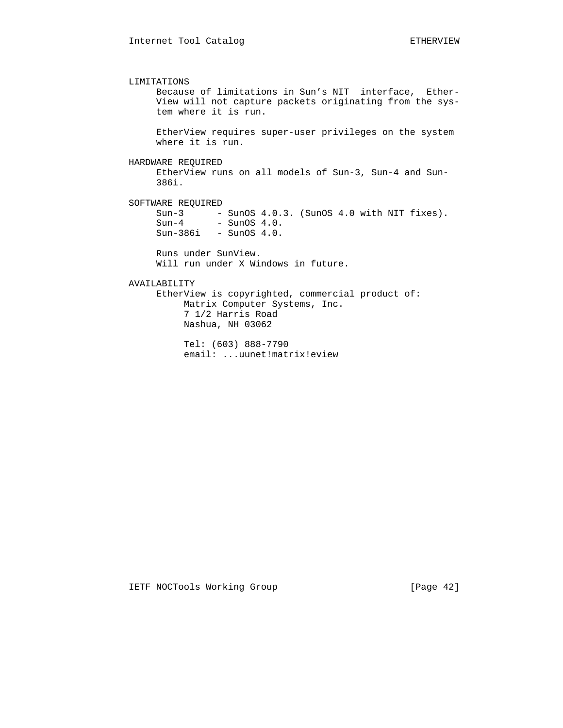## LIMITATIONS

Because of limitations in Sun's NIT interface, EtherView will not capture packets originating from the system where it is run.

EtherView requires super-user privileges on the system where it is run.

## HARDWARE REQUIRED

EtherView runs on all models of Sun-3, Sun-4 and Sun-386i.

## SOFTWARE REQUIRED

```
Sun-3      - SunOS 4.0.3. (SunOS 4.0 with NIT fixes).
Sun-4      - SunOS 4.0.
Sun-386i   - SunOS 4.0.
```

Runs under SunView.
Will run under X Windows in future.

## AVAILABILITY

EtherView is copyrighted, commercial product of:

Matrix Computer Systems, Inc.
7 1/2 Harris Road
Nashua, NH 03062

Tel: (603) 888-7790
email: ...uunet!matrix!eview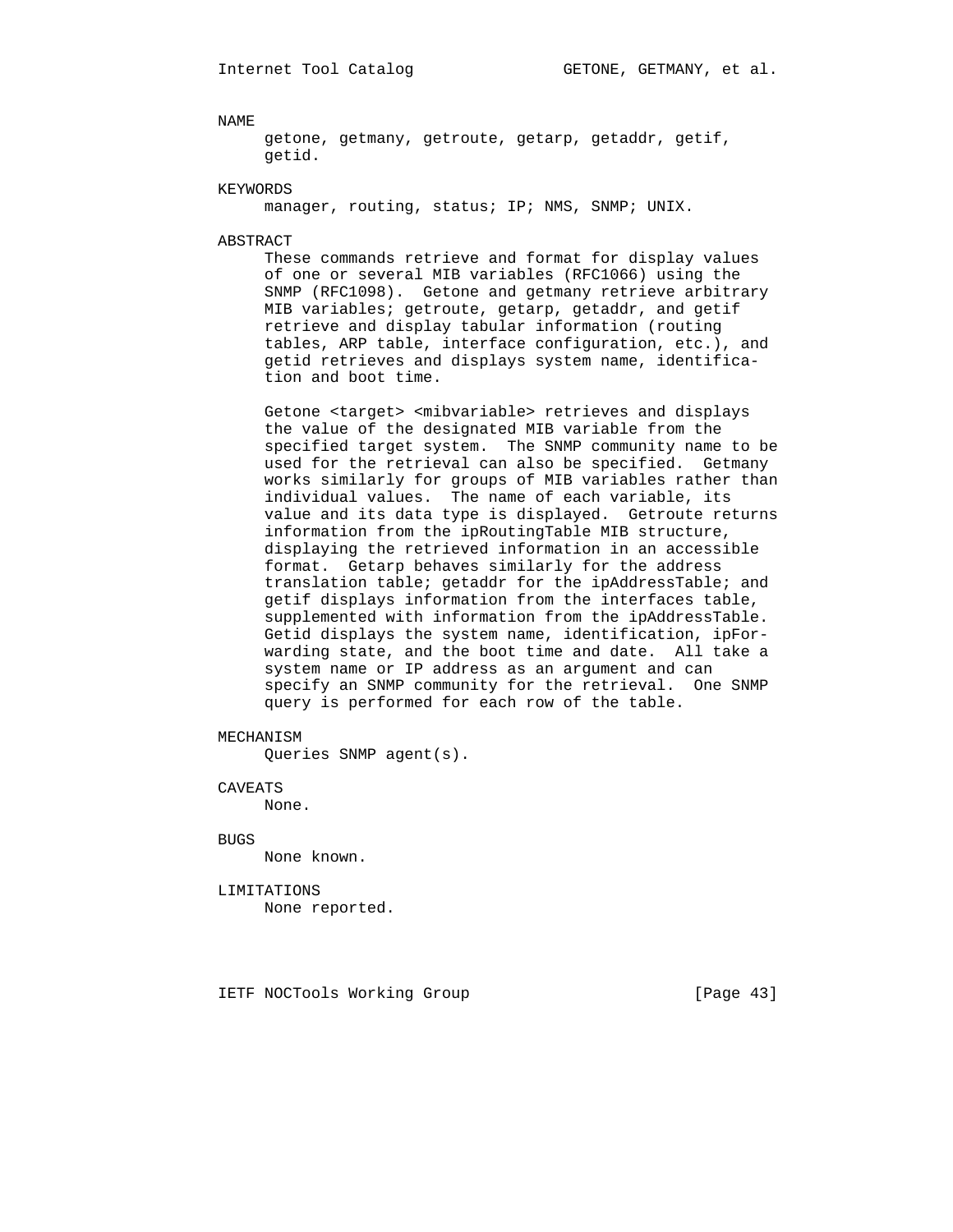## NAME

getone, getmany, getroute, getarp, getaddr, getif, getid.

## KEYWORDS

manager, routing, status; IP; NMS, SNMP; UNIX.

## ABSTRACT

These commands retrieve and format for display values of one or several MIB variables (RFC1066) using the SNMP (RFC1098). Getone and getmany retrieve arbitrary MIB variables; getroute, getarp, getaddr, and getif retrieve and display tabular information (routing tables, ARP table, interface configuration, etc.), and getid retrieves and displays system name, identification and boot time.

Getone <target> <mibvariable> retrieves and displays the value of the designated MIB variable from the specified target system. The SNMP community name to be used for the retrieval can also be specified. Getmany works similarly for groups of MIB variables rather than individual values. The name of each variable, its value and its data type is displayed. Getroute returns information from the ipRoutingTable MIB structure, displaying the retrieved information in an accessible format. Getarp behaves similarly for the address translation table; getaddr for the ipAddressTable; and getif displays information from the interfaces table, supplemented with information from the ipAddressTable. Getid displays the system name, identification, ipForwarding state, and the boot time and date. All take a system name or IP address as an argument and can specify an SNMP community for the retrieval. One SNMP query is performed for each row of the table.

## MECHANISM

Queries SNMP agent(s).

## CAVEATS

None.

## BUGS

None known.

## LIMITATIONS

None reported.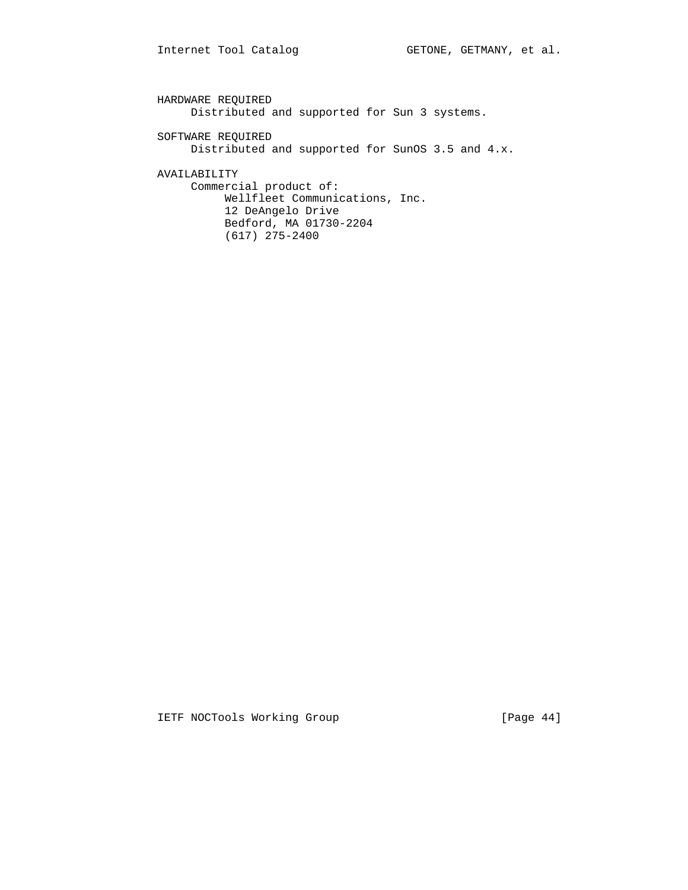HARDWARE REQUIRED

Distributed and supported for Sun 3 systems.

SOFTWARE REQUIRED

Distributed and supported for SunOS 3.5 and 4.x.

AVAILABILITY

Commercial product of:

Wellfleet Communications, Inc.
12 DeAngelo Drive
Bedford, MA 01730-2204
(617) 275-2400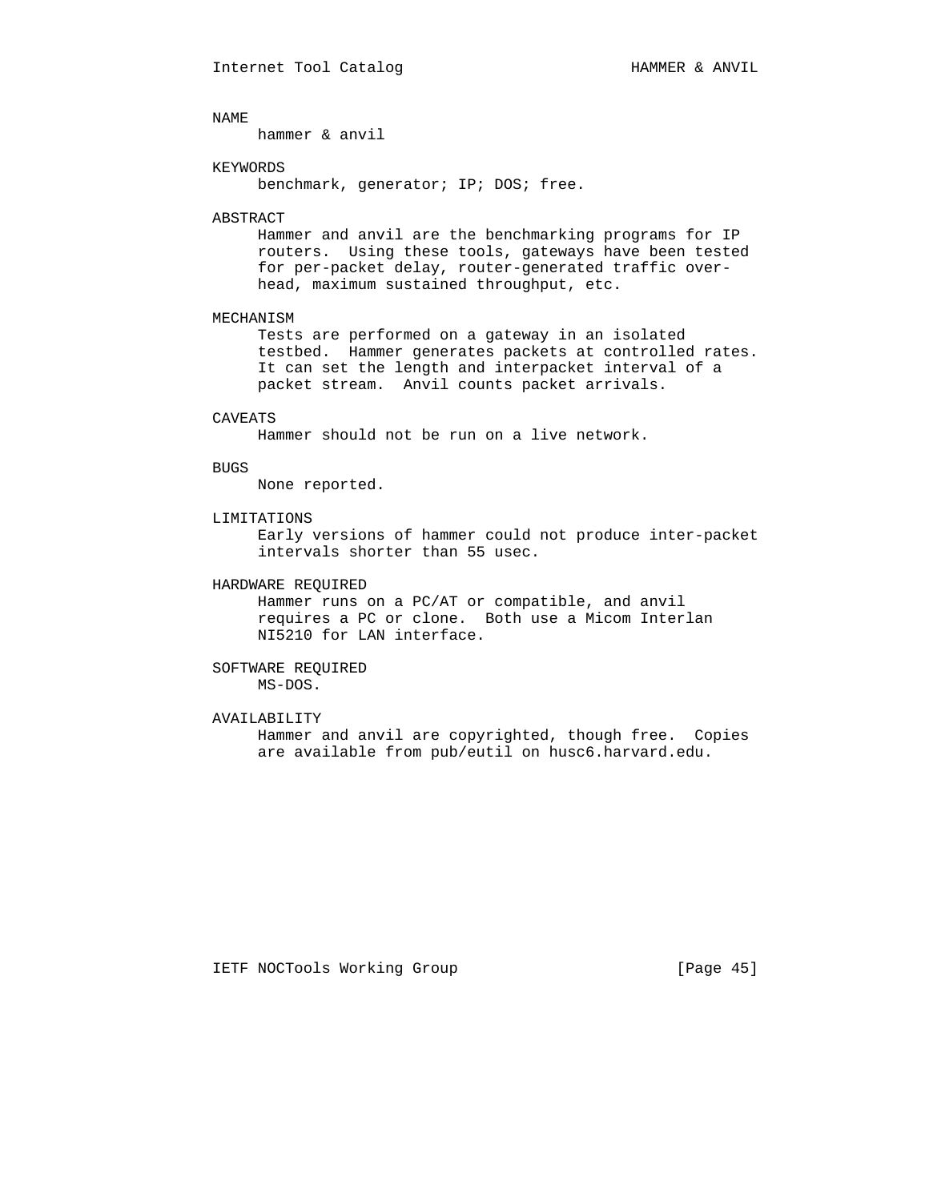## NAME

hammer & anvil

## KEYWORDS

benchmark, generator; IP; DOS; free.

## ABSTRACT

Hammer and anvil are the benchmarking programs for IP routers. Using these tools, gateways have been tested for per-packet delay, router-generated traffic overhead, maximum sustained throughput, etc.

## MECHANISM

Tests are performed on a gateway in an isolated testbed. Hammer generates packets at controlled rates. It can set the length and interpacket interval of a packet stream. Anvil counts packet arrivals.

## CAVEATS

Hammer should not be run on a live network.

## BUGS

None reported.

## LIMITATIONS

Early versions of hammer could not produce inter-packet intervals shorter than 55 usec.

## HARDWARE REQUIRED

Hammer runs on a PC/AT or compatible, and anvil requires a PC or clone. Both use a Micom Interlan NI5210 for LAN interface.

## SOFTWARE REQUIRED

MS-DOS.

## AVAILABILITY

Hammer and anvil are copyrighted, though free. Copies are available from pub/eutil on husc6.harvard.edu.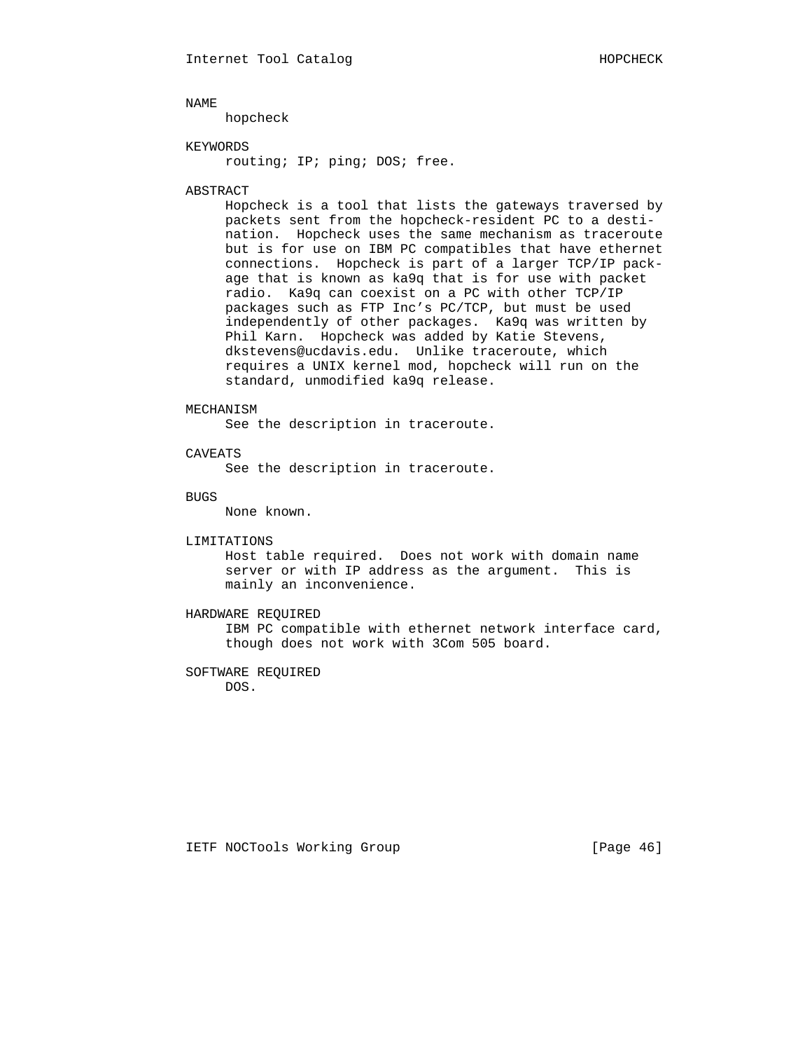## NAME

hopcheck

## KEYWORDS

routing; IP; ping; DOS; free.

## ABSTRACT

Hopcheck is a tool that lists the gateways traversed by packets sent from the hopcheck-resident PC to a destination. Hopcheck uses the same mechanism as traceroute but is for use on IBM PC compatibles that have ethernet connections. Hopcheck is part of a larger TCP/IP package that is known as ka9q that is for use with packet radio. Ka9q can coexist on a PC with other TCP/IP packages such as FTP Inc's PC/TCP, but must be used independently of other packages. Ka9q was written by Phil Karn. Hopcheck was added by Katie Stevens, dkstevens@ucdavis.edu. Unlike traceroute, which requires a UNIX kernel mod, hopcheck will run on the standard, unmodified ka9q release.

## MECHANISM

See the description in traceroute.

## CAVEATS

See the description in traceroute.

## BUGS

None known.

## LIMITATIONS

Host table required. Does not work with domain name server or with IP address as the argument. This is mainly an inconvenience.

## HARDWARE REQUIRED

IBM PC compatible with ethernet network interface card, though does not work with 3Com 505 board.

## SOFTWARE REQUIRED

DOS.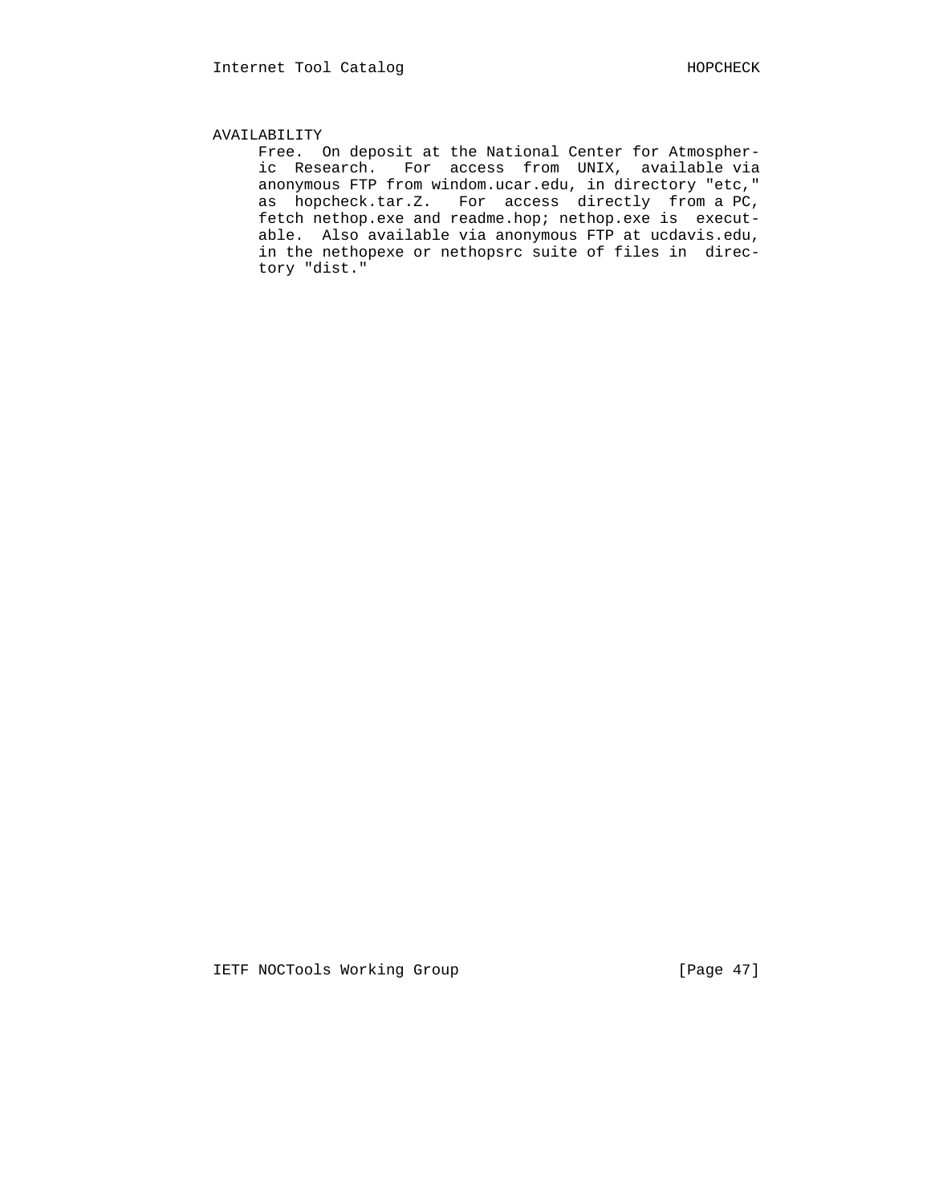## AVAILABILITY

Free. On deposit at the National Center for Atmospheric Research. For access from UNIX, available via anonymous FTP from windom.ucar.edu, in directory "etc," as hopcheck.tar.Z. For access directly from a PC, fetch nethop.exe and readme.hop; nethop.exe is executable. Also available via anonymous FTP at ucdavis.edu, in the nethopexe or nethopsrc suite of files in directory "dist."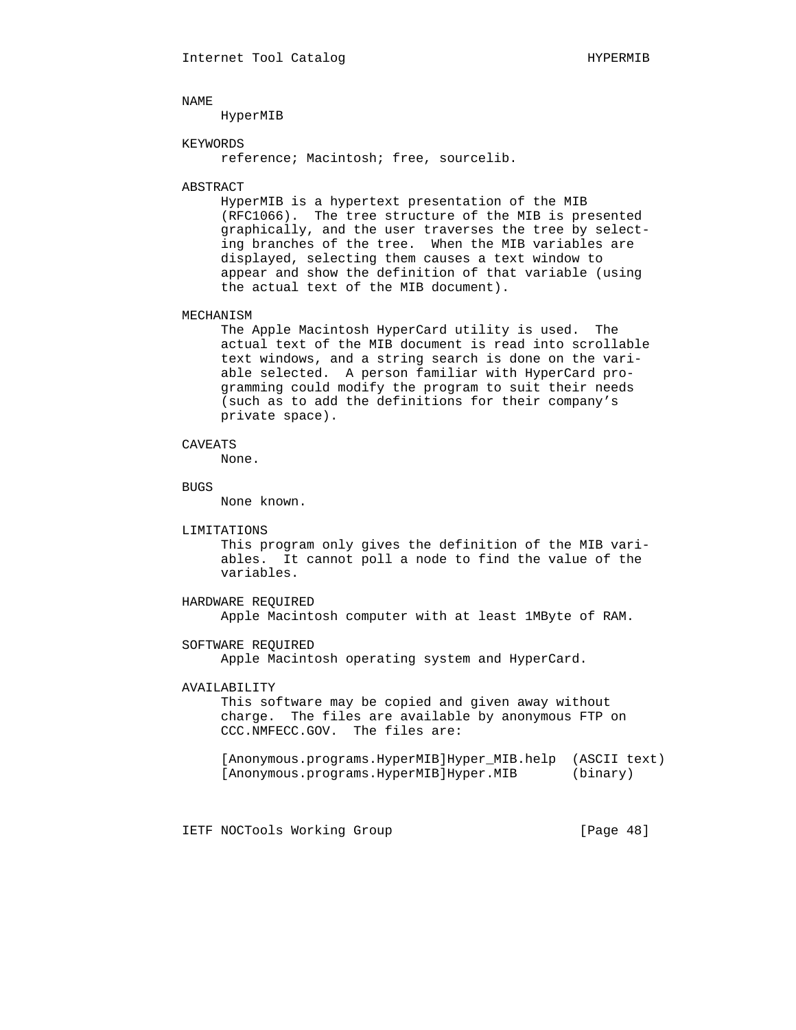## NAME

HyperMIB

## KEYWORDS

reference; Macintosh; free, sourcelib.

## ABSTRACT

HyperMIB is a hypertext presentation of the MIB (RFC1066). The tree structure of the MIB is presented graphically, and the user traverses the tree by selecting branches of the tree. When the MIB variables are displayed, selecting them causes a text window to appear and show the definition of that variable (using the actual text of the MIB document).

## MECHANISM

The Apple Macintosh HyperCard utility is used. The actual text of the MIB document is read into scrollable text windows, and a string search is done on the variable selected. A person familiar with HyperCard programming could modify the program to suit their needs (such as to add the definitions for their company's private space).

## CAVEATS

None.

## BUGS

None known.

## LIMITATIONS

This program only gives the definition of the MIB variables. It cannot poll a node to find the value of the variables.

## HARDWARE REQUIRED

Apple Macintosh computer with at least 1MByte of RAM.

## SOFTWARE REQUIRED

Apple Macintosh operating system and HyperCard.

## AVAILABILITY

This software may be copied and given away without charge. The files are available by anonymous FTP on CCC.NMFECC.GOV. The files are:

```
[Anonymous.programs.HyperMIB]Hyper_MIB.help  (ASCII text)
[Anonymous.programs.HyperMIB]Hyper.MIB       (binary)
```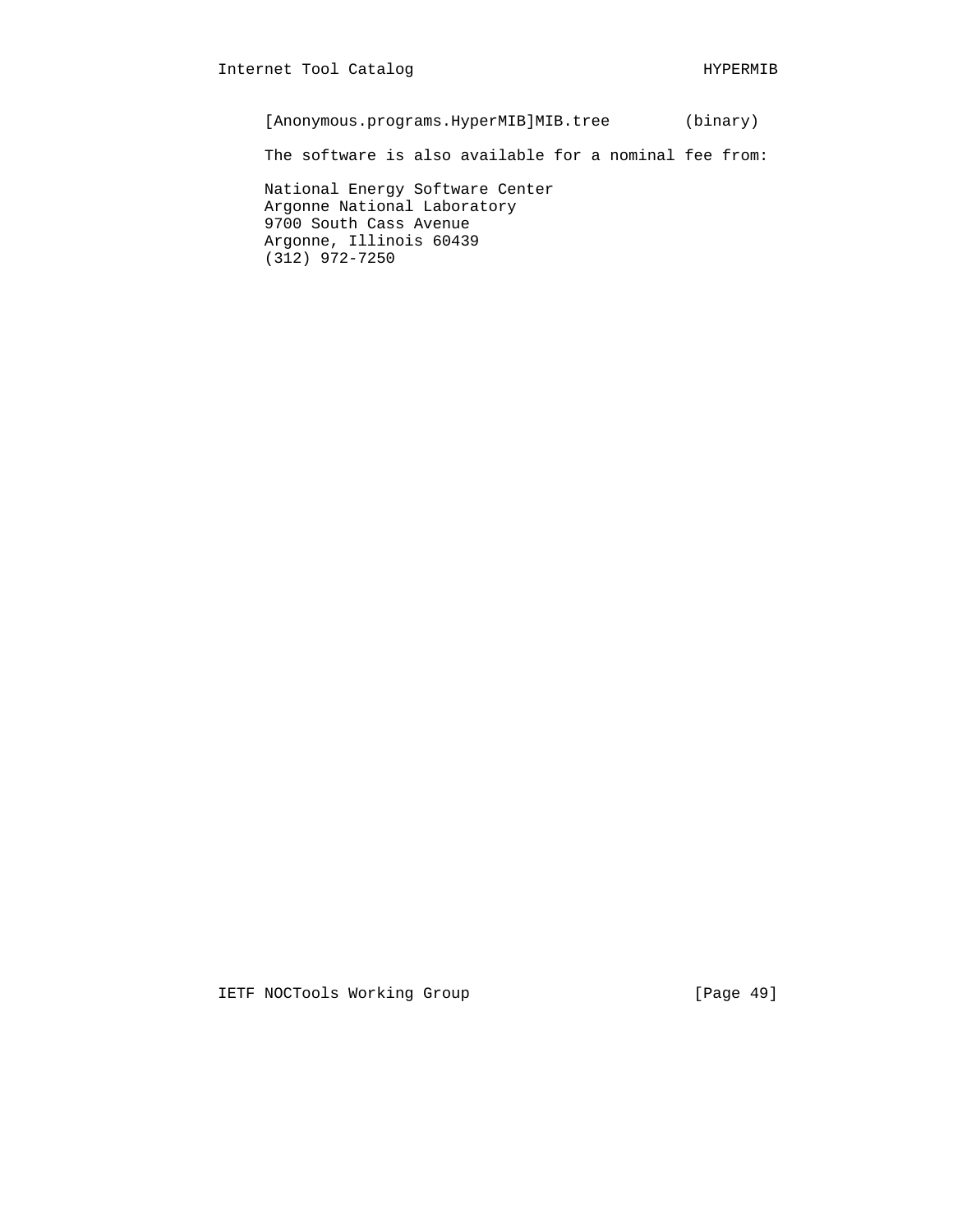[Anonymous.programs.HyperMIB]MIB.tree        (binary)

The software is also available for a nominal fee from:

National Energy Software Center
Argonne National Laboratory
9700 South Cass Avenue
Argonne, Illinois 60439
(312) 972-7250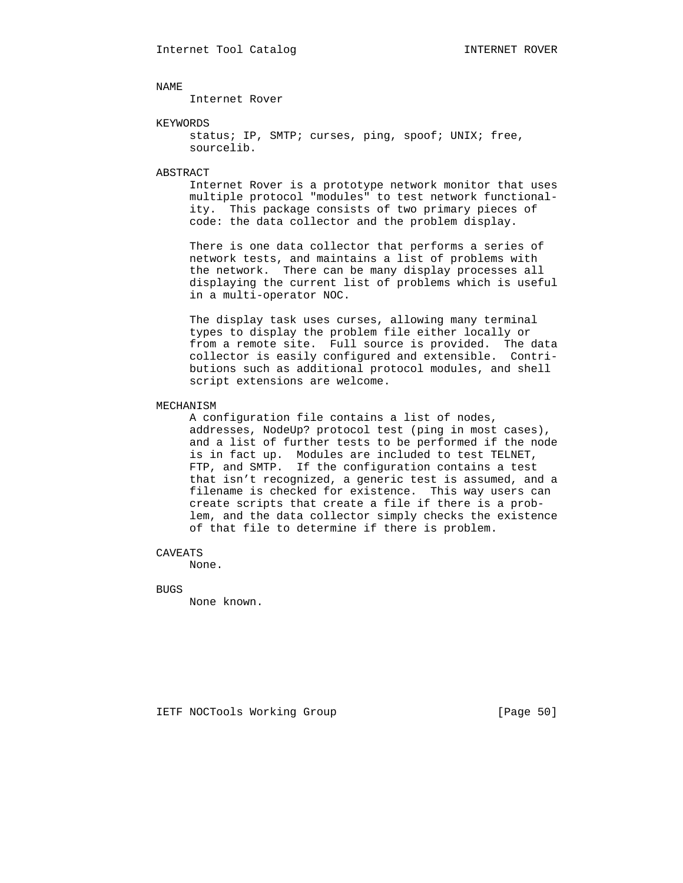## NAME

Internet Rover

## KEYWORDS

status; IP, SMTP; curses, ping, spoof; UNIX; free, sourcelib.

## ABSTRACT

Internet Rover is a prototype network monitor that uses multiple protocol "modules" to test network functionality. This package consists of two primary pieces of code: the data collector and the problem display.

There is one data collector that performs a series of network tests, and maintains a list of problems with the network. There can be many display processes all displaying the current list of problems which is useful in a multi-operator NOC.

The display task uses curses, allowing many terminal types to display the problem file either locally or from a remote site. Full source is provided. The data collector is easily configured and extensible. Contributions such as additional protocol modules, and shell script extensions are welcome.

## MECHANISM

A configuration file contains a list of nodes, addresses, NodeUp? protocol test (ping in most cases), and a list of further tests to be performed if the node is in fact up. Modules are included to test TELNET, FTP, and SMTP. If the configuration contains a test that isn't recognized, a generic test is assumed, and a filename is checked for existence. This way users can create scripts that create a file if there is a problem, and the data collector simply checks the existence of that file to determine if there is problem.

## CAVEATS

None.

## BUGS

None known.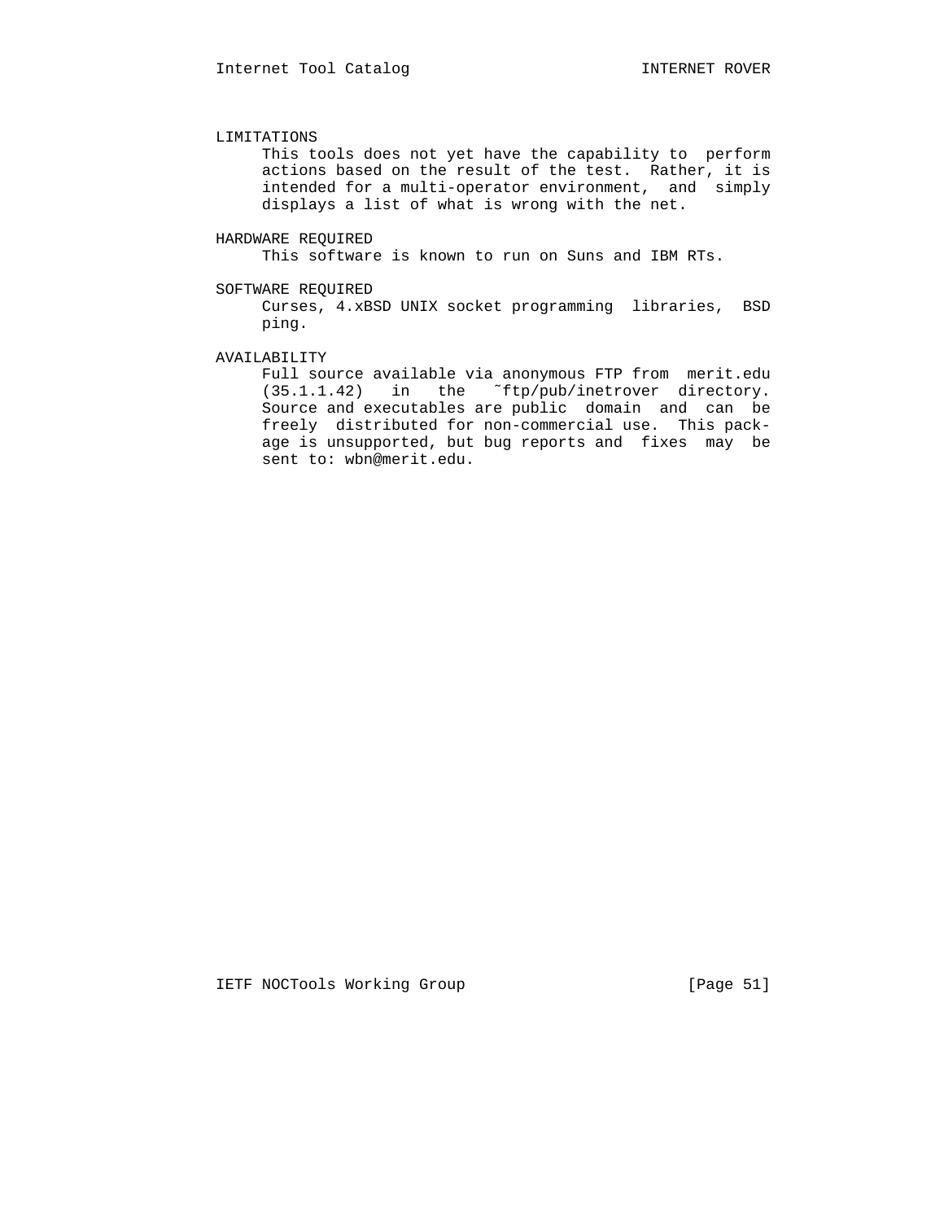#### LIMITATIONS

This tools does not yet have the capability to perform actions based on the result of the test. Rather, it is intended for a multi-operator environment, and simply displays a list of what is wrong with the net.

#### HARDWARE REQUIRED

This software is known to run on Suns and IBM RTs.

#### SOFTWARE REQUIRED

Curses, 4.xBSD UNIX socket programming libraries, BSD ping.

#### AVAILABILITY

Full source available via anonymous FTP from merit.edu (35.1.1.42) in the ˜ftp/pub/inetrover directory. Source and executables are public domain and can be freely distributed for non-commercial use. This package is unsupported, but bug reports and fixes may be sent to: wbn@merit.edu.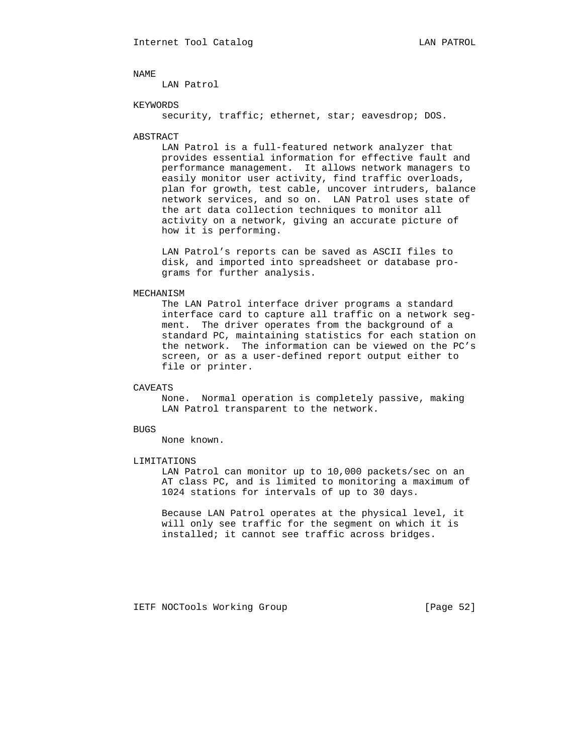## NAME

LAN Patrol

## KEYWORDS

security, traffic; ethernet, star; eavesdrop; DOS.

## ABSTRACT

LAN Patrol is a full-featured network analyzer that provides essential information for effective fault and performance management. It allows network managers to easily monitor user activity, find traffic overloads, plan for growth, test cable, uncover intruders, balance network services, and so on. LAN Patrol uses state of the art data collection techniques to monitor all activity on a network, giving an accurate picture of how it is performing.

LAN Patrol's reports can be saved as ASCII files to disk, and imported into spreadsheet or database programs for further analysis.

## MECHANISM

The LAN Patrol interface driver programs a standard interface card to capture all traffic on a network segment. The driver operates from the background of a standard PC, maintaining statistics for each station on the network. The information can be viewed on the PC's screen, or as a user-defined report output either to file or printer.

## CAVEATS

None. Normal operation is completely passive, making LAN Patrol transparent to the network.

## BUGS

None known.

## LIMITATIONS

LAN Patrol can monitor up to 10,000 packets/sec on an AT class PC, and is limited to monitoring a maximum of 1024 stations for intervals of up to 30 days.

Because LAN Patrol operates at the physical level, it will only see traffic for the segment on which it is installed; it cannot see traffic across bridges.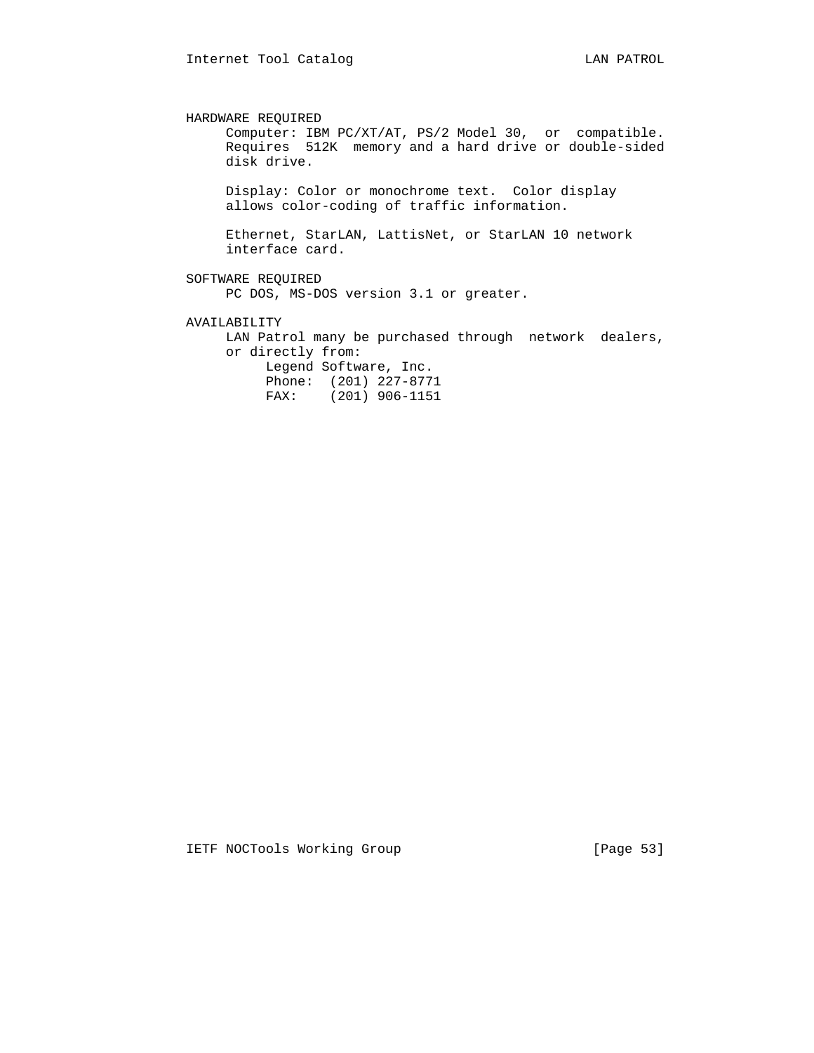## HARDWARE REQUIRED

Computer: IBM PC/XT/AT, PS/2 Model 30, or compatible. Requires 512K memory and a hard drive or double-sided disk drive.

Display: Color or monochrome text. Color display allows color-coding of traffic information.

Ethernet, StarLAN, LattisNet, or StarLAN 10 network interface card.

## SOFTWARE REQUIRED

PC DOS, MS-DOS version 3.1 or greater.

## AVAILABILITY

LAN Patrol many be purchased through network dealers, or directly from:

```
Legend Software, Inc.
Phone:  (201) 227-8771
FAX:    (201) 906-1151
```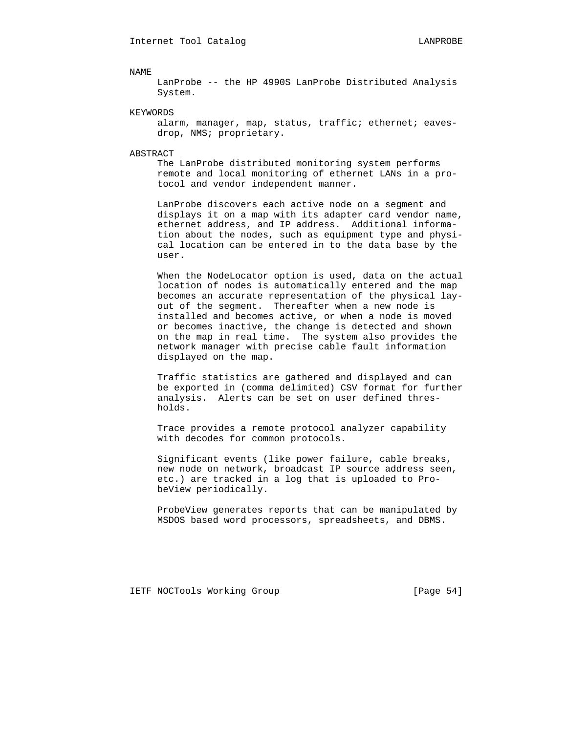## NAME

LanProbe -- the HP 4990S LanProbe Distributed Analysis System.

## KEYWORDS

alarm, manager, map, status, traffic; ethernet; eavesdrop, NMS; proprietary.

## ABSTRACT

The LanProbe distributed monitoring system performs remote and local monitoring of ethernet LANs in a protocol and vendor independent manner.

LanProbe discovers each active node on a segment and displays it on a map with its adapter card vendor name, ethernet address, and IP address. Additional information about the nodes, such as equipment type and physical location can be entered in to the data base by the user.

When the NodeLocator option is used, data on the actual location of nodes is automatically entered and the map becomes an accurate representation of the physical layout of the segment. Thereafter when a new node is installed and becomes active, or when a node is moved or becomes inactive, the change is detected and shown on the map in real time. The system also provides the network manager with precise cable fault information displayed on the map.

Traffic statistics are gathered and displayed and can be exported in (comma delimited) CSV format for further analysis. Alerts can be set on user defined thresholds.

Trace provides a remote protocol analyzer capability with decodes for common protocols.

Significant events (like power failure, cable breaks, new node on network, broadcast IP source address seen, etc.) are tracked in a log that is uploaded to ProbeView periodically.

ProbeView generates reports that can be manipulated by MSDOS based word processors, spreadsheets, and DBMS.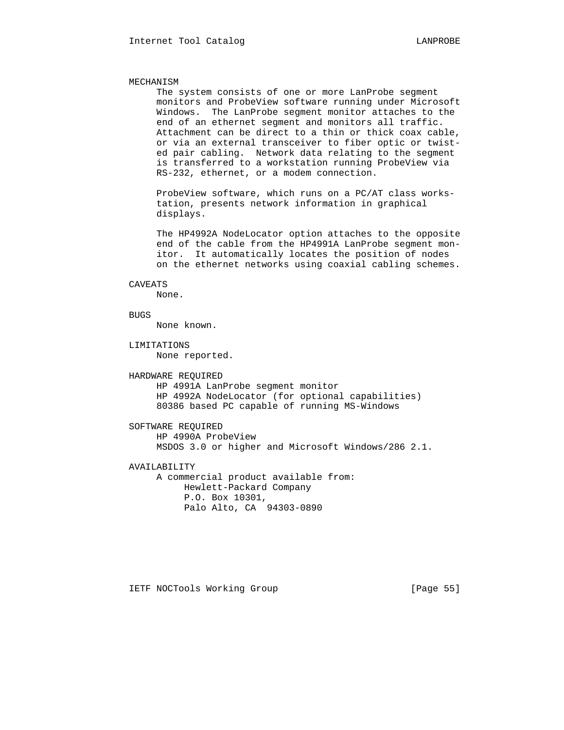## MECHANISM

The system consists of one or more LanProbe segment monitors and ProbeView software running under Microsoft Windows. The LanProbe segment monitor attaches to the end of an ethernet segment and monitors all traffic. Attachment can be direct to a thin or thick coax cable, or via an external transceiver to fiber optic or twisted pair cabling. Network data relating to the segment is transferred to a workstation running ProbeView via RS-232, ethernet, or a modem connection.

ProbeView software, which runs on a PC/AT class workstation, presents network information in graphical displays.

The HP4992A NodeLocator option attaches to the opposite end of the cable from the HP4991A LanProbe segment monitor. It automatically locates the position of nodes on the ethernet networks using coaxial cabling schemes.

## CAVEATS

None.

## BUGS

None known.

## LIMITATIONS

None reported.

## HARDWARE REQUIRED

HP 4991A LanProbe segment monitor
HP 4992A NodeLocator (for optional capabilities)
80386 based PC capable of running MS-Windows

## SOFTWARE REQUIRED

HP 4990A ProbeView
MSDOS 3.0 or higher and Microsoft Windows/286 2.1.

## AVAILABILITY

A commercial product available from:

Hewlett-Packard Company
P.O. Box 10301,
Palo Alto, CA 94303-0890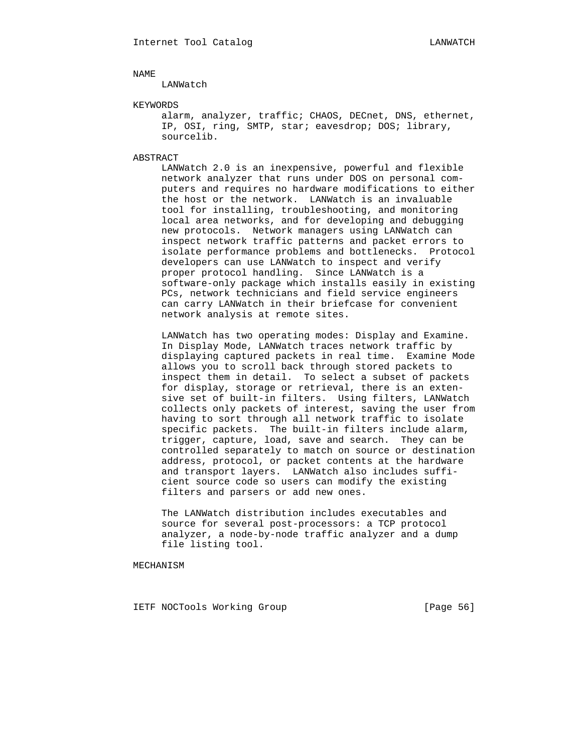## NAME

LANWatch

## KEYWORDS

alarm, analyzer, traffic; CHAOS, DECnet, DNS, ethernet, IP, OSI, ring, SMTP, star; eavesdrop; DOS; library, sourcelib.

## ABSTRACT

LANWatch 2.0 is an inexpensive, powerful and flexible network analyzer that runs under DOS on personal computers and requires no hardware modifications to either the host or the network. LANWatch is an invaluable tool for installing, troubleshooting, and monitoring local area networks, and for developing and debugging new protocols. Network managers using LANWatch can inspect network traffic patterns and packet errors to isolate performance problems and bottlenecks. Protocol developers can use LANWatch to inspect and verify proper protocol handling. Since LANWatch is a software-only package which installs easily in existing PCs, network technicians and field service engineers can carry LANWatch in their briefcase for convenient network analysis at remote sites.

LANWatch has two operating modes: Display and Examine. In Display Mode, LANWatch traces network traffic by displaying captured packets in real time. Examine Mode allows you to scroll back through stored packets to inspect them in detail. To select a subset of packets for display, storage or retrieval, there is an extensive set of built-in filters. Using filters, LANWatch collects only packets of interest, saving the user from having to sort through all network traffic to isolate specific packets. The built-in filters include alarm, trigger, capture, load, save and search. They can be controlled separately to match on source or destination address, protocol, or packet contents at the hardware and transport layers. LANWatch also includes sufficient source code so users can modify the existing filters and parsers or add new ones.

The LANWatch distribution includes executables and source for several post-processors: a TCP protocol analyzer, a node-by-node traffic analyzer and a dump file listing tool.

## MECHANISM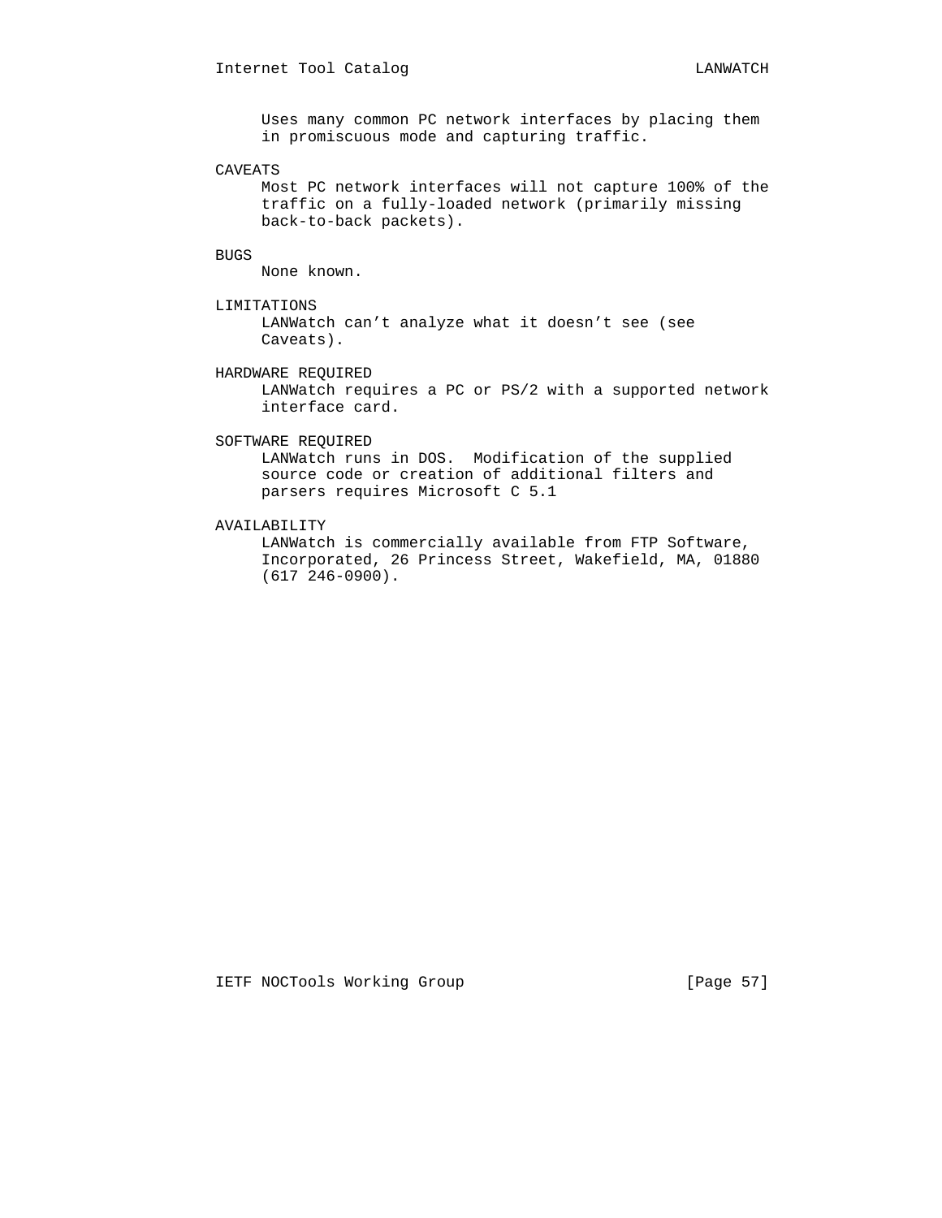Uses many common PC network interfaces by placing them in promiscuous mode and capturing traffic.

### CAVEATS

Most PC network interfaces will not capture 100% of the traffic on a fully-loaded network (primarily missing back-to-back packets).

### BUGS

None known.

### LIMITATIONS

LANWatch can't analyze what it doesn't see (see Caveats).

### HARDWARE REQUIRED

LANWatch requires a PC or PS/2 with a supported network interface card.

### SOFTWARE REQUIRED

LANWatch runs in DOS. Modification of the supplied source code or creation of additional filters and parsers requires Microsoft C 5.1

### AVAILABILITY

LANWatch is commercially available from FTP Software, Incorporated, 26 Princess Street, Wakefield, MA, 01880 (617 246-0900).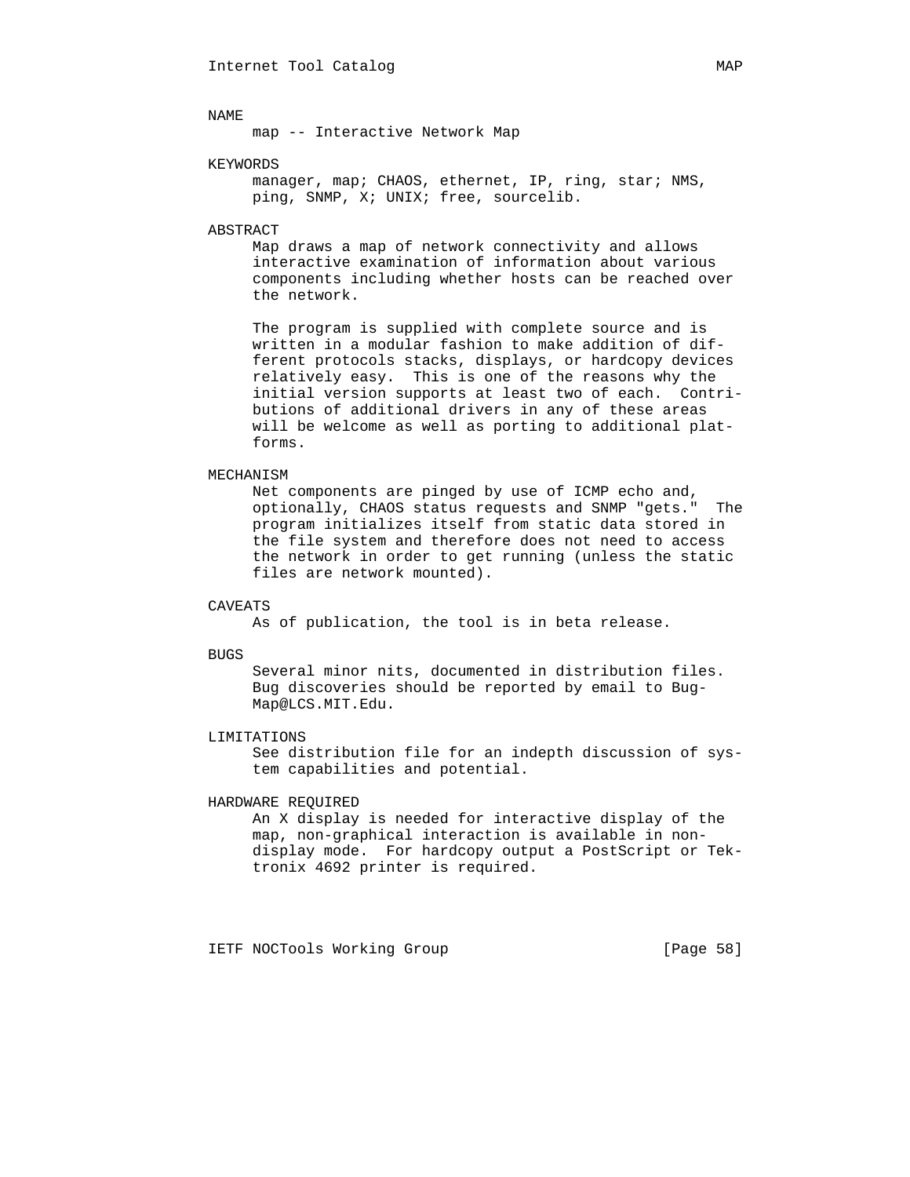## NAME

map -- Interactive Network Map

## KEYWORDS

manager, map; CHAOS, ethernet, IP, ring, star; NMS, ping, SNMP, X; UNIX; free, sourcelib.

## ABSTRACT

Map draws a map of network connectivity and allows interactive examination of information about various components including whether hosts can be reached over the network.

The program is supplied with complete source and is written in a modular fashion to make addition of different protocols stacks, displays, or hardcopy devices relatively easy. This is one of the reasons why the initial version supports at least two of each. Contributions of additional drivers in any of these areas will be welcome as well as porting to additional platforms.

## MECHANISM

Net components are pinged by use of ICMP echo and, optionally, CHAOS status requests and SNMP "gets." The program initializes itself from static data stored in the file system and therefore does not need to access the network in order to get running (unless the static files are network mounted).

## CAVEATS

As of publication, the tool is in beta release.

## BUGS

Several minor nits, documented in distribution files. Bug discoveries should be reported by email to Bug-Map@LCS.MIT.Edu.

## LIMITATIONS

See distribution file for an indepth discussion of system capabilities and potential.

## HARDWARE REQUIRED

An X display is needed for interactive display of the map, non-graphical interaction is available in non-display mode. For hardcopy output a PostScript or Tektronix 4692 printer is required.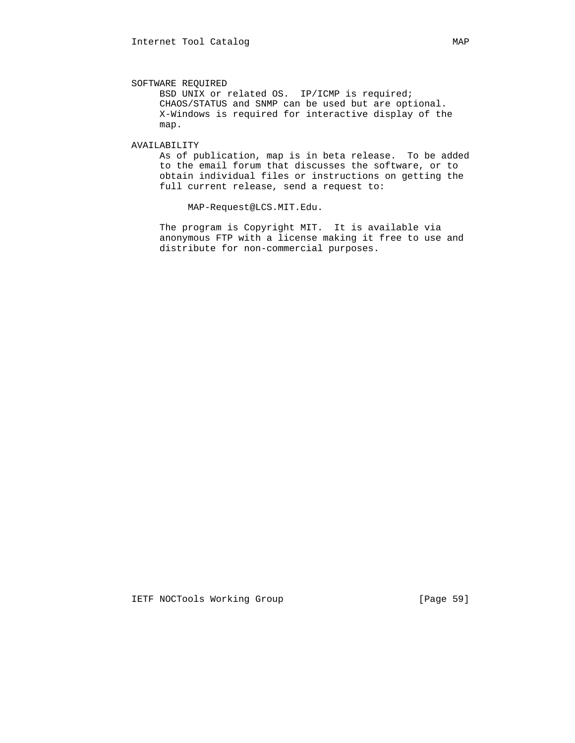## SOFTWARE REQUIRED

BSD UNIX or related OS. IP/ICMP is required; CHAOS/STATUS and SNMP can be used but are optional. X-Windows is required for interactive display of the map.

## AVAILABILITY

As of publication, map is in beta release. To be added to the email forum that discusses the software, or to obtain individual files or instructions on getting the full current release, send a request to:

MAP-Request@LCS.MIT.Edu.

The program is Copyright MIT. It is available via anonymous FTP with a license making it free to use and distribute for non-commercial purposes.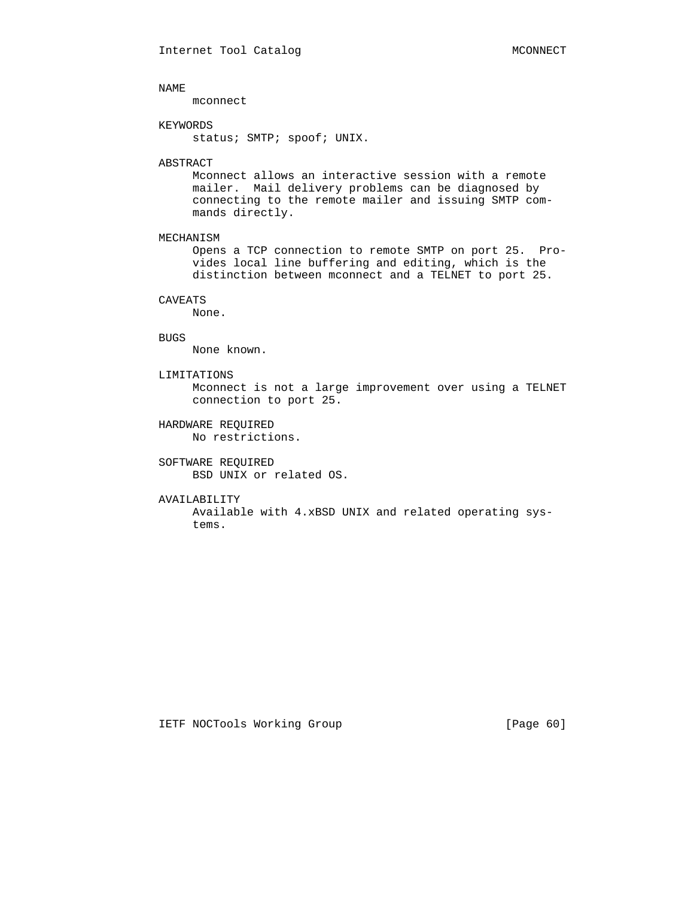## NAME

mconnect

## KEYWORDS

status; SMTP; spoof; UNIX.

## ABSTRACT

Mconnect allows an interactive session with a remote mailer. Mail delivery problems can be diagnosed by connecting to the remote mailer and issuing SMTP commands directly.

## MECHANISM

Opens a TCP connection to remote SMTP on port 25. Provides local line buffering and editing, which is the distinction between mconnect and a TELNET to port 25.

## CAVEATS

None.

## BUGS

None known.

## LIMITATIONS

Mconnect is not a large improvement over using a TELNET connection to port 25.

## HARDWARE REQUIRED

No restrictions.

## SOFTWARE REQUIRED

BSD UNIX or related OS.

## AVAILABILITY

Available with 4.xBSD UNIX and related operating systems.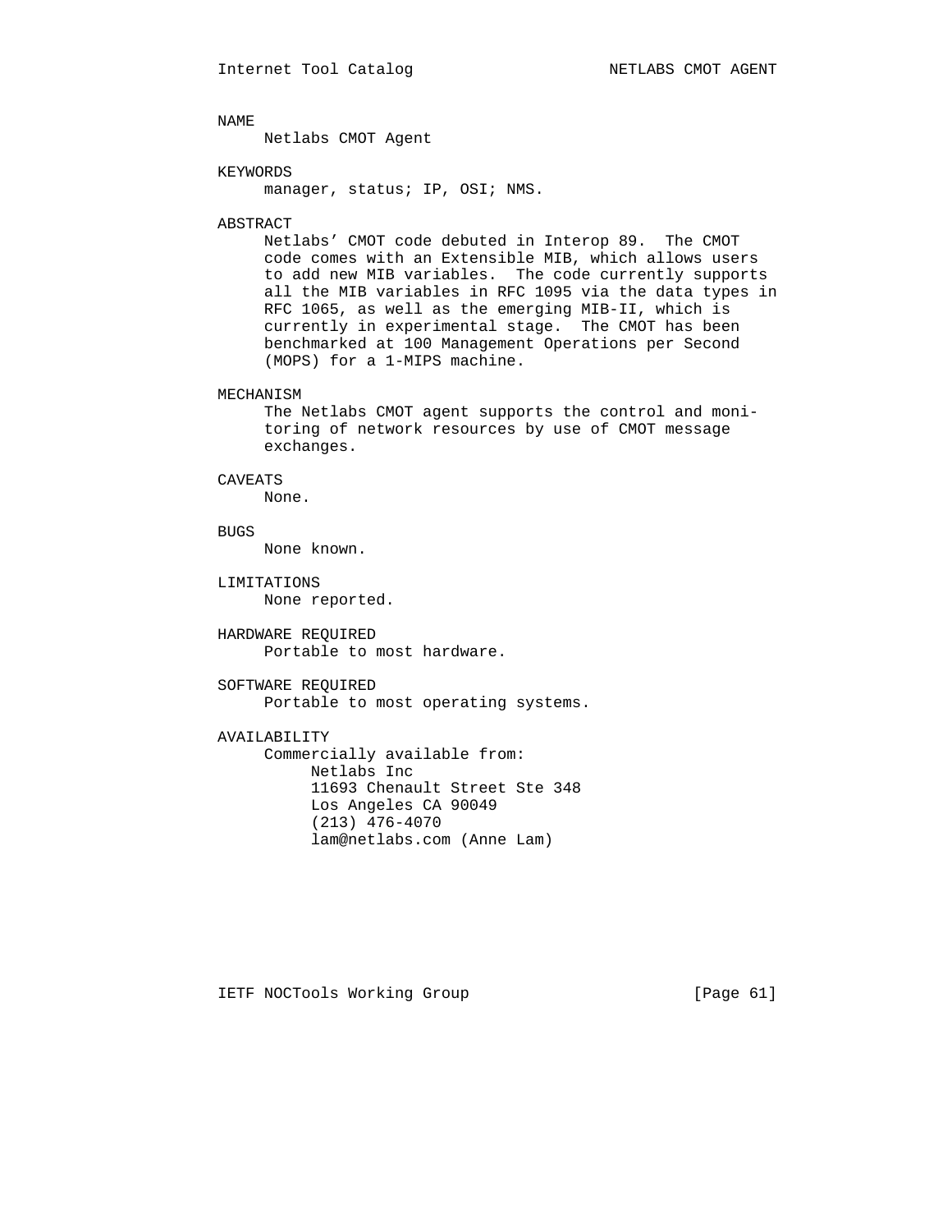## NAME

Netlabs CMOT Agent

## KEYWORDS

manager, status; IP, OSI; NMS.

## ABSTRACT

Netlabs' CMOT code debuted in Interop 89. The CMOT code comes with an Extensible MIB, which allows users to add new MIB variables. The code currently supports all the MIB variables in RFC 1095 via the data types in RFC 1065, as well as the emerging MIB-II, which is currently in experimental stage. The CMOT has been benchmarked at 100 Management Operations per Second (MOPS) for a 1-MIPS machine.

## MECHANISM

The Netlabs CMOT agent supports the control and monitoring of network resources by use of CMOT message exchanges.

## CAVEATS

None.

## BUGS

None known.

## LIMITATIONS

None reported.

## HARDWARE REQUIRED

Portable to most hardware.

## SOFTWARE REQUIRED

Portable to most operating systems.

## AVAILABILITY

Commercially available from:

Netlabs Inc
11693 Chenault Street Ste 348
Los Angeles CA 90049
(213) 476-4070
lam@netlabs.com (Anne Lam)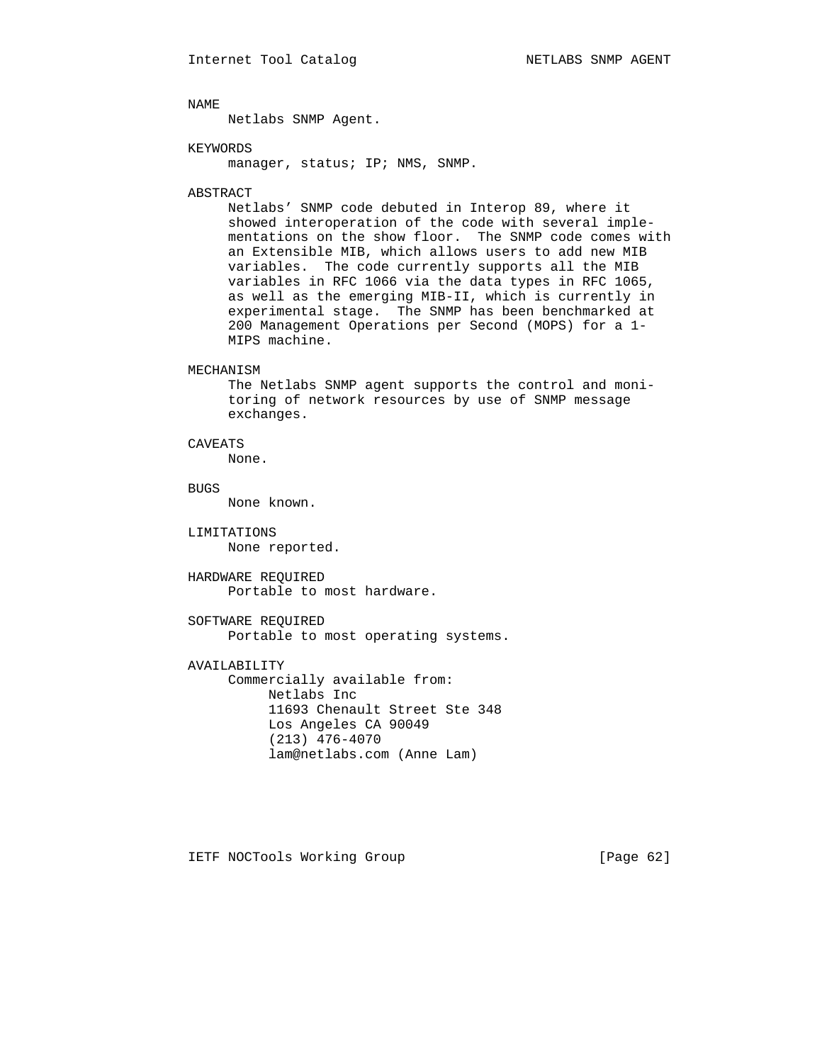## NAME

Netlabs SNMP Agent.

## KEYWORDS

manager, status; IP; NMS, SNMP.

## ABSTRACT

Netlabs' SNMP code debuted in Interop 89, where it showed interoperation of the code with several implementations on the show floor. The SNMP code comes with an Extensible MIB, which allows users to add new MIB variables. The code currently supports all the MIB variables in RFC 1066 via the data types in RFC 1065, as well as the emerging MIB-II, which is currently in experimental stage. The SNMP has been benchmarked at 200 Management Operations per Second (MOPS) for a 1-MIPS machine.

## MECHANISM

The Netlabs SNMP agent supports the control and monitoring of network resources by use of SNMP message exchanges.

## CAVEATS

None.

## BUGS

None known.

## LIMITATIONS

None reported.

## HARDWARE REQUIRED

Portable to most hardware.

## SOFTWARE REQUIRED

Portable to most operating systems.

## AVAILABILITY

Commercially available from:

Netlabs Inc
11693 Chenault Street Ste 348
Los Angeles CA 90049
(213) 476-4070
lam@netlabs.com (Anne Lam)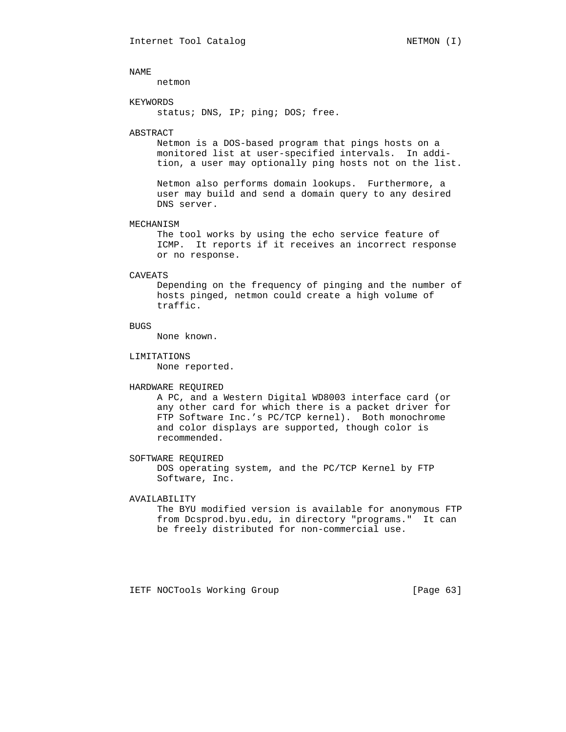## NAME

netmon

## KEYWORDS

status; DNS, IP; ping; DOS; free.

## ABSTRACT

Netmon is a DOS-based program that pings hosts on a monitored list at user-specified intervals. In addition, a user may optionally ping hosts not on the list.

Netmon also performs domain lookups. Furthermore, a user may build and send a domain query to any desired DNS server.

## MECHANISM

The tool works by using the echo service feature of ICMP. It reports if it receives an incorrect response or no response.

## CAVEATS

Depending on the frequency of pinging and the number of hosts pinged, netmon could create a high volume of traffic.

## BUGS

None known.

## LIMITATIONS

None reported.

## HARDWARE REQUIRED

A PC, and a Western Digital WD8003 interface card (or any other card for which there is a packet driver for FTP Software Inc.'s PC/TCP kernel). Both monochrome and color displays are supported, though color is recommended.

## SOFTWARE REQUIRED

DOS operating system, and the PC/TCP Kernel by FTP Software, Inc.

## AVAILABILITY

The BYU modified version is available for anonymous FTP from Dcsprod.byu.edu, in directory "programs." It can be freely distributed for non-commercial use.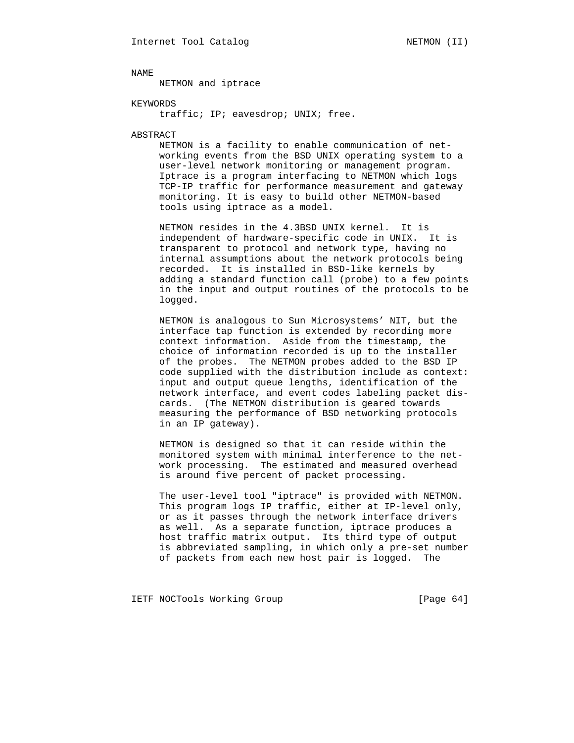## NAME

NETMON and iptrace

## KEYWORDS

traffic; IP; eavesdrop; UNIX; free.

## ABSTRACT

NETMON is a facility to enable communication of networking events from the BSD UNIX operating system to a user-level network monitoring or management program. Iptrace is a program interfacing to NETMON which logs TCP-IP traffic for performance measurement and gateway monitoring. It is easy to build other NETMON-based tools using iptrace as a model.

NETMON resides in the 4.3BSD UNIX kernel. It is independent of hardware-specific code in UNIX. It is transparent to protocol and network type, having no internal assumptions about the network protocols being recorded. It is installed in BSD-like kernels by adding a standard function call (probe) to a few points in the input and output routines of the protocols to be logged.

NETMON is analogous to Sun Microsystems' NIT, but the interface tap function is extended by recording more context information. Aside from the timestamp, the choice of information recorded is up to the installer of the probes. The NETMON probes added to the BSD IP code supplied with the distribution include as context: input and output queue lengths, identification of the network interface, and event codes labeling packet discards. (The NETMON distribution is geared towards measuring the performance of BSD networking protocols in an IP gateway).

NETMON is designed so that it can reside within the monitored system with minimal interference to the network processing. The estimated and measured overhead is around five percent of packet processing.

The user-level tool "iptrace" is provided with NETMON. This program logs IP traffic, either at IP-level only, or as it passes through the network interface drivers as well. As a separate function, iptrace produces a host traffic matrix output. Its third type of output is abbreviated sampling, in which only a pre-set number of packets from each new host pair is logged. The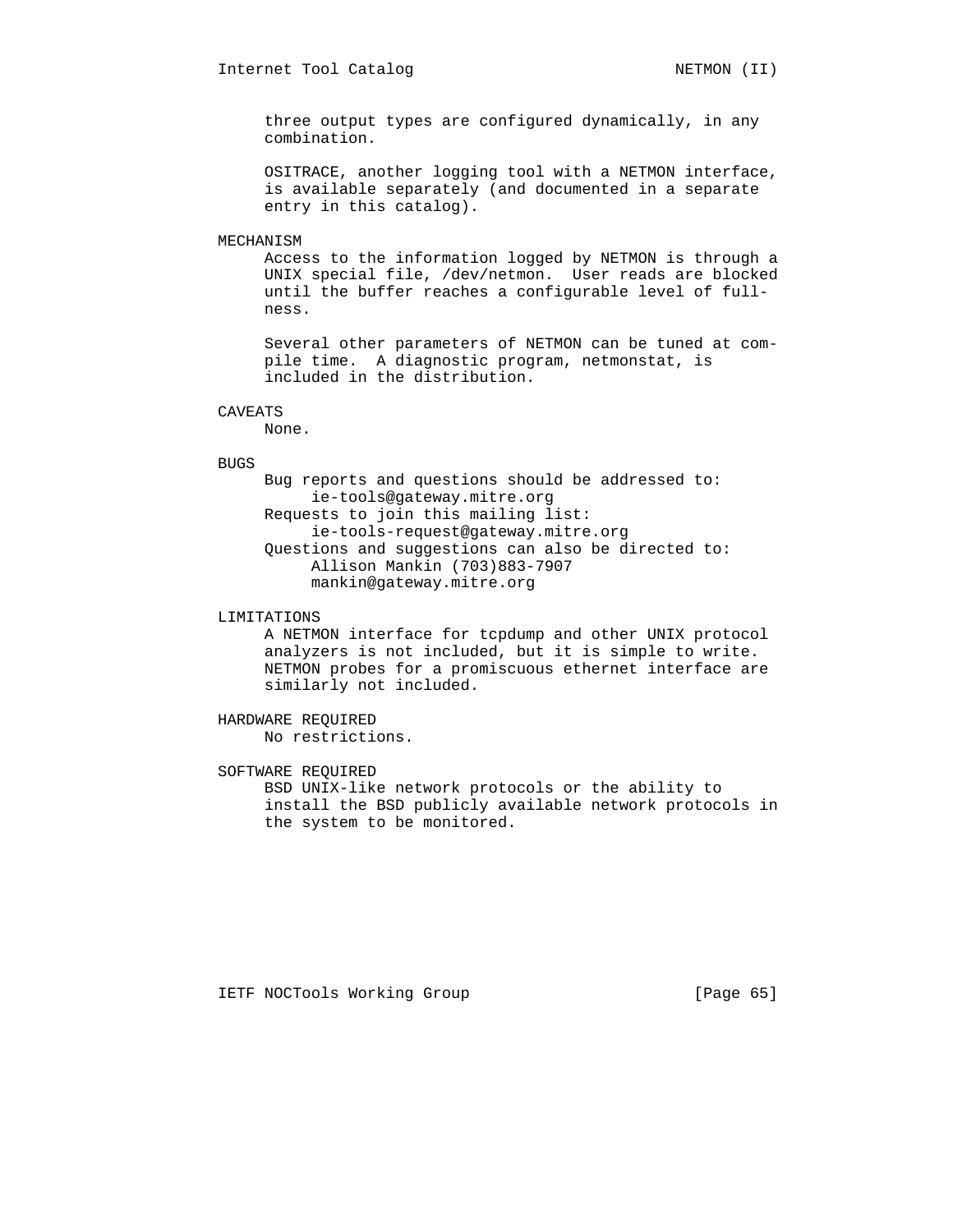three output types are configured dynamically, in any combination.

OSITRACE, another logging tool with a NETMON interface, is available separately (and documented in a separate entry in this catalog).

## MECHANISM

Access to the information logged by NETMON is through a UNIX special file, /dev/netmon. User reads are blocked until the buffer reaches a configurable level of fullness.

Several other parameters of NETMON can be tuned at compile time. A diagnostic program, netmonstat, is included in the distribution.

## CAVEATS

None.

## BUGS

Bug reports and questions should be addressed to:
    ie-tools@gateway.mitre.org
Requests to join this mailing list:
    ie-tools-request@gateway.mitre.org
Questions and suggestions can also be directed to:
    Allison Mankin (703)883-7907
    mankin@gateway.mitre.org

## LIMITATIONS

A NETMON interface for tcpdump and other UNIX protocol analyzers is not included, but it is simple to write. NETMON probes for a promiscuous ethernet interface are similarly not included.

## HARDWARE REQUIRED

No restrictions.

## SOFTWARE REQUIRED

BSD UNIX-like network protocols or the ability to install the BSD publicly available network protocols in the system to be monitored.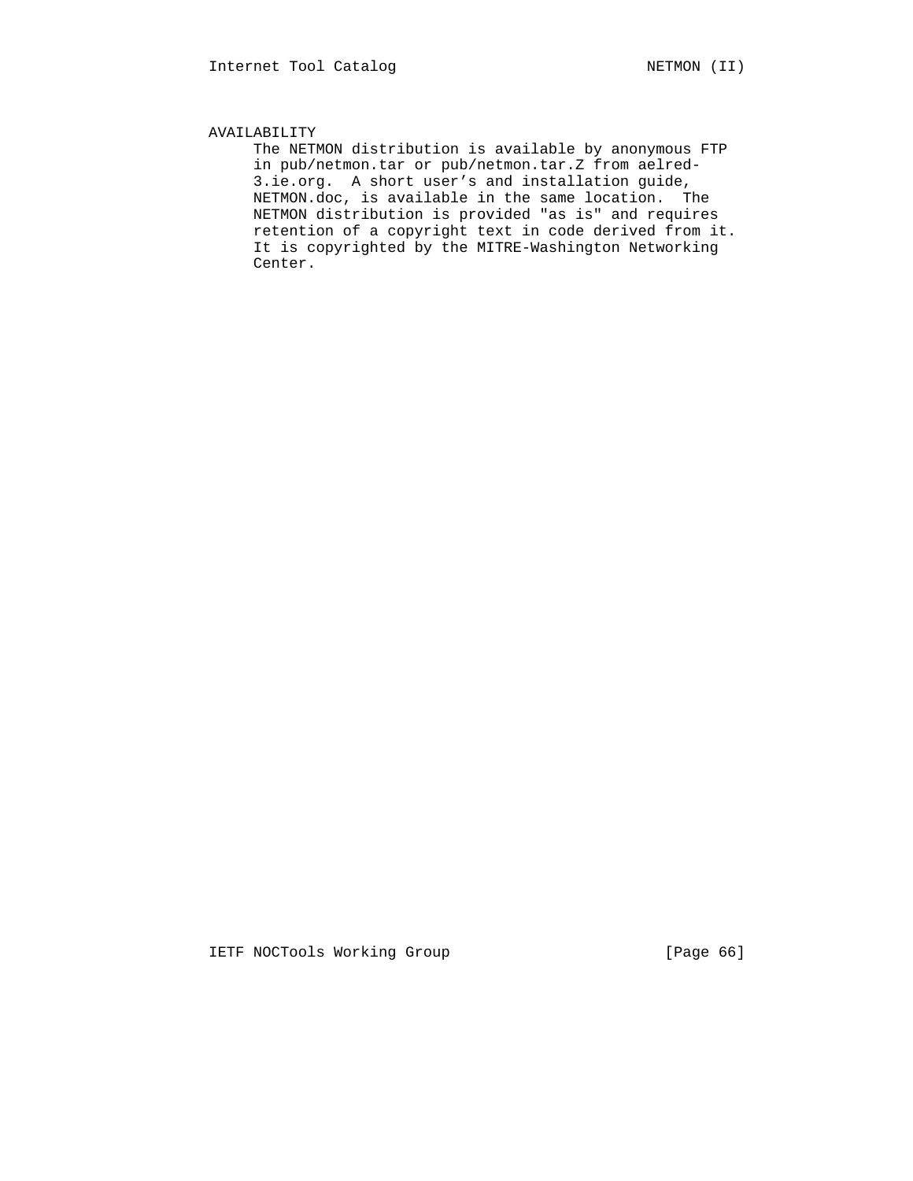## AVAILABILITY

The NETMON distribution is available by anonymous FTP in pub/netmon.tar or pub/netmon.tar.Z from aelred-3.ie.org. A short user’s and installation guide, NETMON.doc, is available in the same location. The NETMON distribution is provided "as is" and requires retention of a copyright text in code derived from it. It is copyrighted by the MITRE-Washington Networking Center.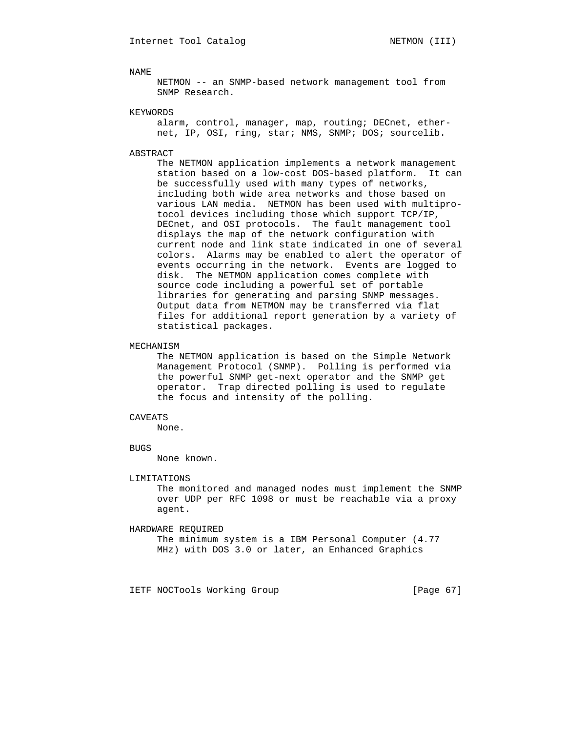## NAME

NETMON -- an SNMP-based network management tool from SNMP Research.

## KEYWORDS

alarm, control, manager, map, routing; DECnet, ethernet, IP, OSI, ring, star; NMS, SNMP; DOS; sourcelib.

## ABSTRACT

The NETMON application implements a network management station based on a low-cost DOS-based platform. It can be successfully used with many types of networks, including both wide area networks and those based on various LAN media. NETMON has been used with multiprotocol devices including those which support TCP/IP, DECnet, and OSI protocols. The fault management tool displays the map of the network configuration with current node and link state indicated in one of several colors. Alarms may be enabled to alert the operator of events occurring in the network. Events are logged to disk. The NETMON application comes complete with source code including a powerful set of portable libraries for generating and parsing SNMP messages. Output data from NETMON may be transferred via flat files for additional report generation by a variety of statistical packages.

## MECHANISM

The NETMON application is based on the Simple Network Management Protocol (SNMP). Polling is performed via the powerful SNMP get-next operator and the SNMP get operator. Trap directed polling is used to regulate the focus and intensity of the polling.

## CAVEATS

None.

## BUGS

None known.

## LIMITATIONS

The monitored and managed nodes must implement the SNMP over UDP per RFC 1098 or must be reachable via a proxy agent.

## HARDWARE REQUIRED

The minimum system is a IBM Personal Computer (4.77 MHz) with DOS 3.0 or later, an Enhanced Graphics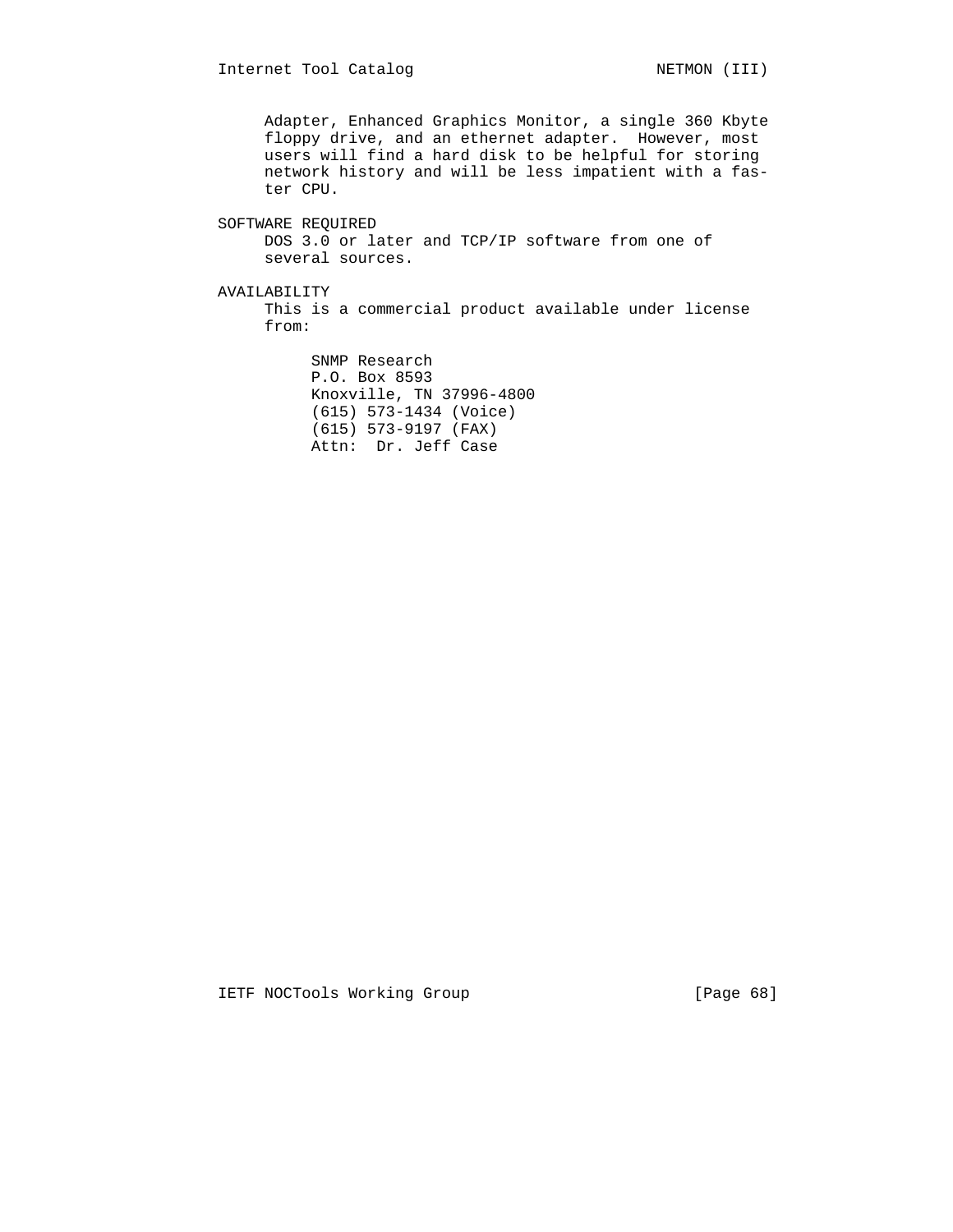Adapter, Enhanced Graphics Monitor, a single 360 Kbyte floppy drive, and an ethernet adapter. However, most users will find a hard disk to be helpful for storing network history and will be less impatient with a faster CPU.

## SOFTWARE REQUIRED

DOS 3.0 or later and TCP/IP software from one of several sources.

## AVAILABILITY

This is a commercial product available under license from:

SNMP Research
P.O. Box 8593
Knoxville, TN 37996-4800
(615) 573-1434 (Voice)
(615) 573-9197 (FAX)
Attn: Dr. Jeff Case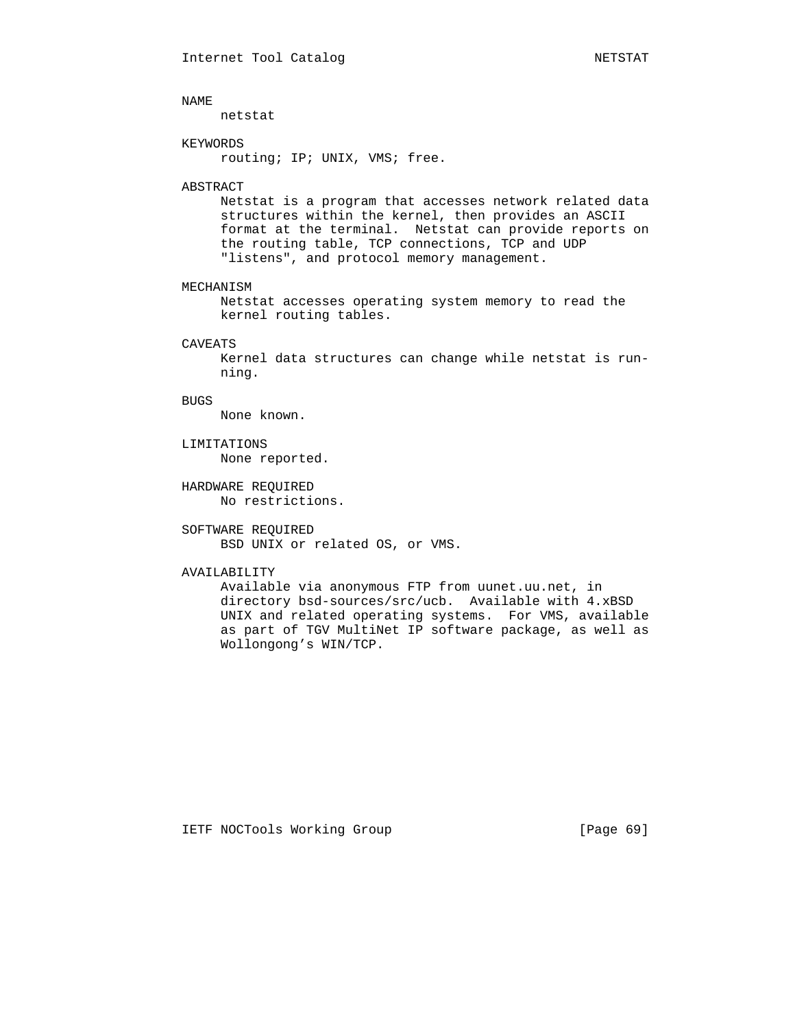## NAME

netstat

## KEYWORDS

routing; IP; UNIX, VMS; free.

## ABSTRACT

Netstat is a program that accesses network related data structures within the kernel, then provides an ASCII format at the terminal. Netstat can provide reports on the routing table, TCP connections, TCP and UDP "listens", and protocol memory management.

## MECHANISM

Netstat accesses operating system memory to read the kernel routing tables.

## CAVEATS

Kernel data structures can change while netstat is running.

## BUGS

None known.

## LIMITATIONS

None reported.

## HARDWARE REQUIRED

No restrictions.

## SOFTWARE REQUIRED

BSD UNIX or related OS, or VMS.

## AVAILABILITY

Available via anonymous FTP from uunet.uu.net, in directory bsd-sources/src/ucb. Available with 4.xBSD UNIX and related operating systems. For VMS, available as part of TGV MultiNet IP software package, as well as Wollongong's WIN/TCP.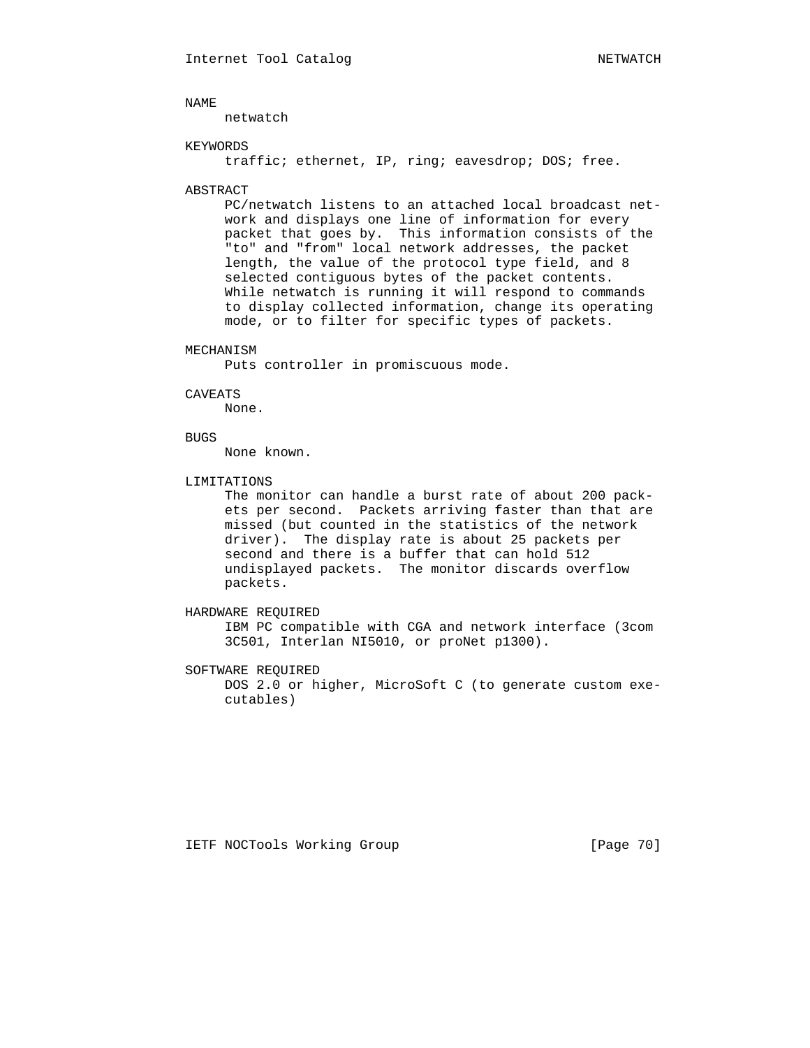## NAME

netwatch

## KEYWORDS

traffic; ethernet, IP, ring; eavesdrop; DOS; free.

## ABSTRACT

PC/netwatch listens to an attached local broadcast network and displays one line of information for every packet that goes by. This information consists of the "to" and "from" local network addresses, the packet length, the value of the protocol type field, and 8 selected contiguous bytes of the packet contents. While netwatch is running it will respond to commands to display collected information, change its operating mode, or to filter for specific types of packets.

## MECHANISM

Puts controller in promiscuous mode.

## CAVEATS

None.

## BUGS

None known.

## LIMITATIONS

The monitor can handle a burst rate of about 200 packets per second. Packets arriving faster than that are missed (but counted in the statistics of the network driver). The display rate is about 25 packets per second and there is a buffer that can hold 512 undisplayed packets. The monitor discards overflow packets.

## HARDWARE REQUIRED

IBM PC compatible with CGA and network interface (3com 3C501, Interlan NI5010, or proNet p1300).

## SOFTWARE REQUIRED

DOS 2.0 or higher, MicroSoft C (to generate custom executables)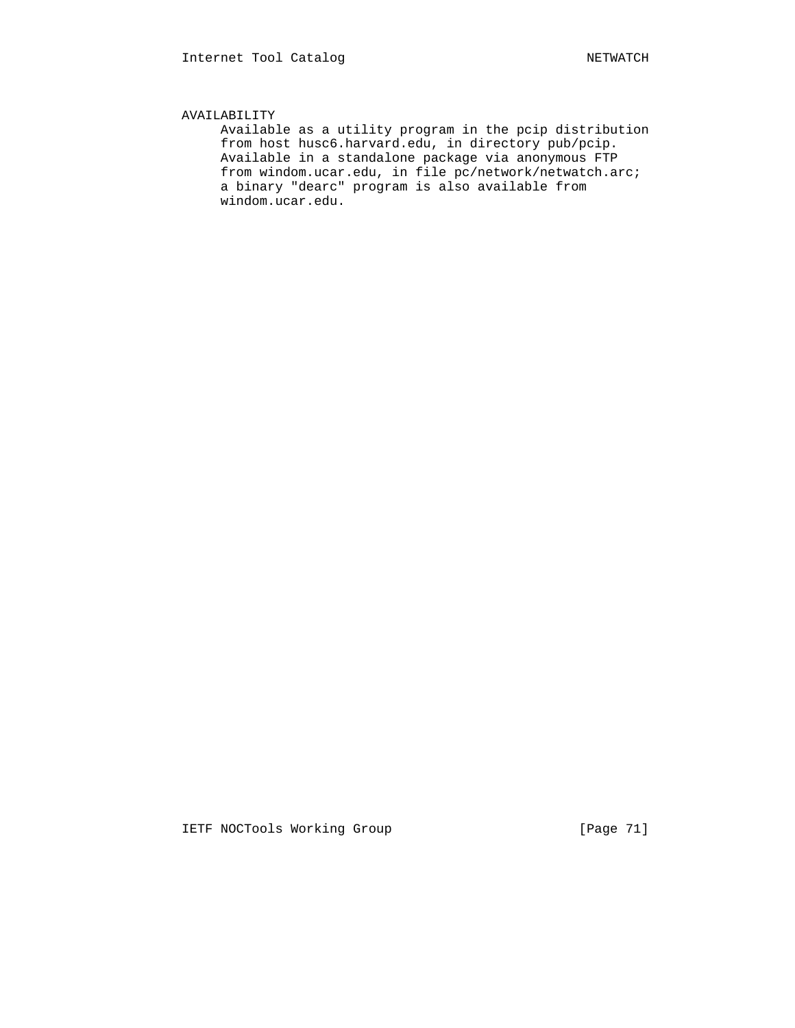AVAILABILITY

Available as a utility program in the pcip distribution from host husc6.harvard.edu, in directory pub/pcip. Available in a standalone package via anonymous FTP from windom.ucar.edu, in file pc/network/netwatch.arc; a binary "dearc" program is also available from windom.ucar.edu.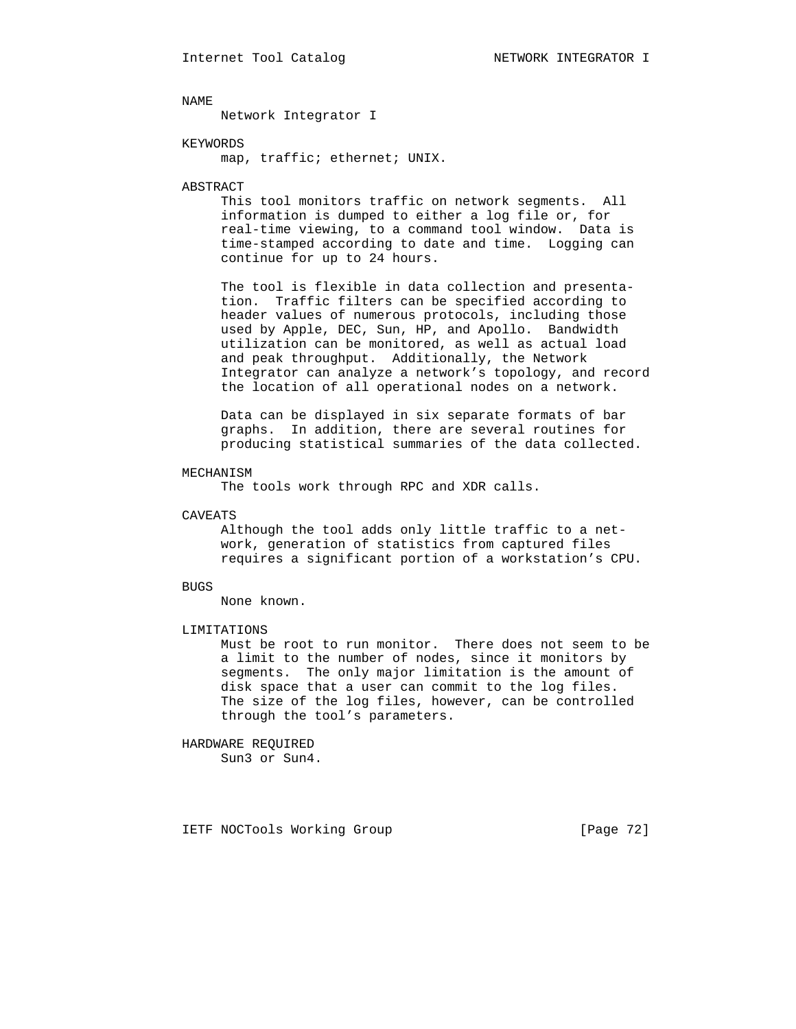## NAME

Network Integrator I

## KEYWORDS

map, traffic; ethernet; UNIX.

## ABSTRACT

This tool monitors traffic on network segments. All information is dumped to either a log file or, for real-time viewing, to a command tool window. Data is time-stamped according to date and time. Logging can continue for up to 24 hours.

The tool is flexible in data collection and presentation. Traffic filters can be specified according to header values of numerous protocols, including those used by Apple, DEC, Sun, HP, and Apollo. Bandwidth utilization can be monitored, as well as actual load and peak throughput. Additionally, the Network Integrator can analyze a network's topology, and record the location of all operational nodes on a network.

Data can be displayed in six separate formats of bar graphs. In addition, there are several routines for producing statistical summaries of the data collected.

## MECHANISM

The tools work through RPC and XDR calls.

## CAVEATS

Although the tool adds only little traffic to a network, generation of statistics from captured files requires a significant portion of a workstation's CPU.

## BUGS

None known.

## LIMITATIONS

Must be root to run monitor. There does not seem to be a limit to the number of nodes, since it monitors by segments. The only major limitation is the amount of disk space that a user can commit to the log files. The size of the log files, however, can be controlled through the tool's parameters.

## HARDWARE REQUIRED

Sun3 or Sun4.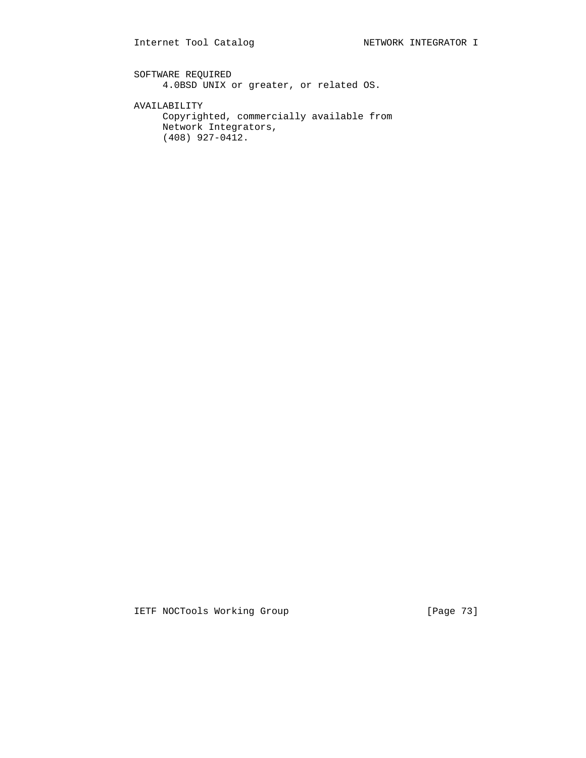SOFTWARE REQUIRED

4.0BSD UNIX or greater, or related OS.

AVAILABILITY

Copyrighted, commercially available from
Network Integrators,
(408) 927-0412.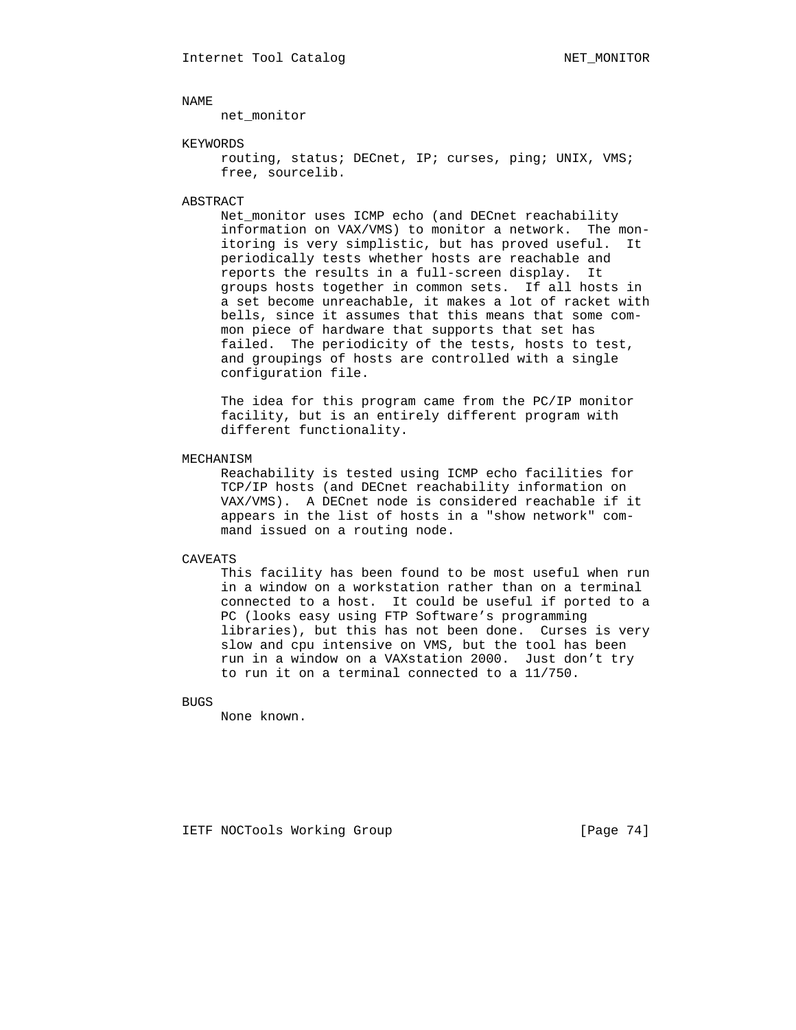## NAME

net_monitor

## KEYWORDS

routing, status; DECnet, IP; curses, ping; UNIX, VMS; free, sourcelib.

## ABSTRACT

Net_monitor uses ICMP echo (and DECnet reachability information on VAX/VMS) to monitor a network. The monitoring is very simplistic, but has proved useful. It periodically tests whether hosts are reachable and reports the results in a full-screen display. It groups hosts together in common sets. If all hosts in a set become unreachable, it makes a lot of racket with bells, since it assumes that this means that some common piece of hardware that supports that set has failed. The periodicity of the tests, hosts to test, and groupings of hosts are controlled with a single configuration file.

The idea for this program came from the PC/IP monitor facility, but is an entirely different program with different functionality.

## MECHANISM

Reachability is tested using ICMP echo facilities for TCP/IP hosts (and DECnet reachability information on VAX/VMS). A DECnet node is considered reachable if it appears in the list of hosts in a "show network" command issued on a routing node.

## CAVEATS

This facility has been found to be most useful when run in a window on a workstation rather than on a terminal connected to a host. It could be useful if ported to a PC (looks easy using FTP Software's programming libraries), but this has not been done. Curses is very slow and cpu intensive on VMS, but the tool has been run in a window on a VAXstation 2000. Just don't try to run it on a terminal connected to a 11/750.

## BUGS

None known.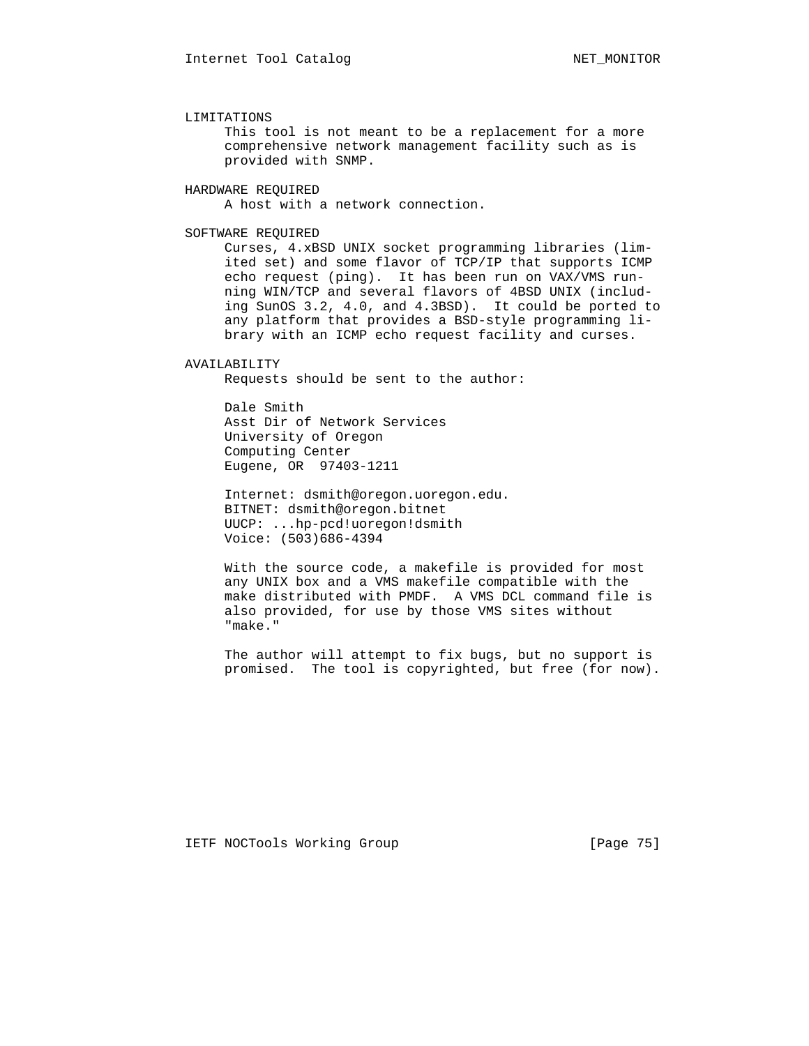## LIMITATIONS

This tool is not meant to be a replacement for a more comprehensive network management facility such as is provided with SNMP.

## HARDWARE REQUIRED

A host with a network connection.

## SOFTWARE REQUIRED

Curses, 4.xBSD UNIX socket programming libraries (limited set) and some flavor of TCP/IP that supports ICMP echo request (ping). It has been run on VAX/VMS running WIN/TCP and several flavors of 4BSD UNIX (including SunOS 3.2, 4.0, and 4.3BSD). It could be ported to any platform that provides a BSD-style programming library with an ICMP echo request facility and curses.

## AVAILABILITY

Requests should be sent to the author:

Dale Smith
Asst Dir of Network Services
University of Oregon
Computing Center
Eugene, OR 97403-1211

Internet: dsmith@oregon.uoregon.edu.
BITNET: dsmith@oregon.bitnet
UUCP: ...hp-pcd!uoregon!dsmith
Voice: (503)686-4394

With the source code, a makefile is provided for most any UNIX box and a VMS makefile compatible with the make distributed with PMDF. A VMS DCL command file is also provided, for use by those VMS sites without "make."

The author will attempt to fix bugs, but no support is promised. The tool is copyrighted, but free (for now).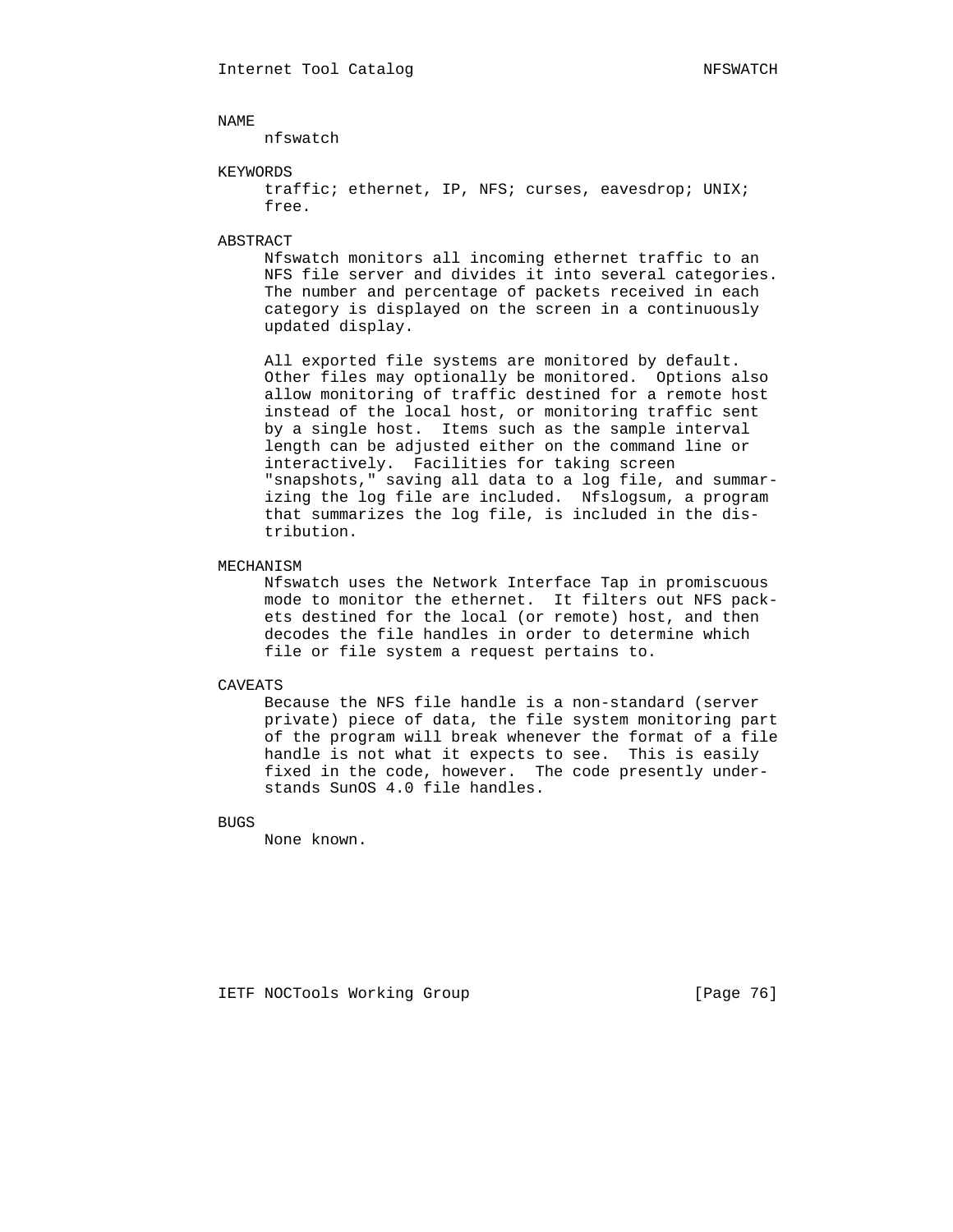## NAME

nfswatch

## KEYWORDS

traffic; ethernet, IP, NFS; curses, eavesdrop; UNIX; free.

## ABSTRACT

Nfswatch monitors all incoming ethernet traffic to an NFS file server and divides it into several categories. The number and percentage of packets received in each category is displayed on the screen in a continuously updated display.

All exported file systems are monitored by default. Other files may optionally be monitored. Options also allow monitoring of traffic destined for a remote host instead of the local host, or monitoring traffic sent by a single host. Items such as the sample interval length can be adjusted either on the command line or interactively. Facilities for taking screen "snapshots," saving all data to a log file, and summarizing the log file are included. Nfslogsum, a program that summarizes the log file, is included in the distribution.

## MECHANISM

Nfswatch uses the Network Interface Tap in promiscuous mode to monitor the ethernet. It filters out NFS packets destined for the local (or remote) host, and then decodes the file handles in order to determine which file or file system a request pertains to.

## CAVEATS

Because the NFS file handle is a non-standard (server private) piece of data, the file system monitoring part of the program will break whenever the format of a file handle is not what it expects to see. This is easily fixed in the code, however. The code presently understands SunOS 4.0 file handles.

## BUGS

None known.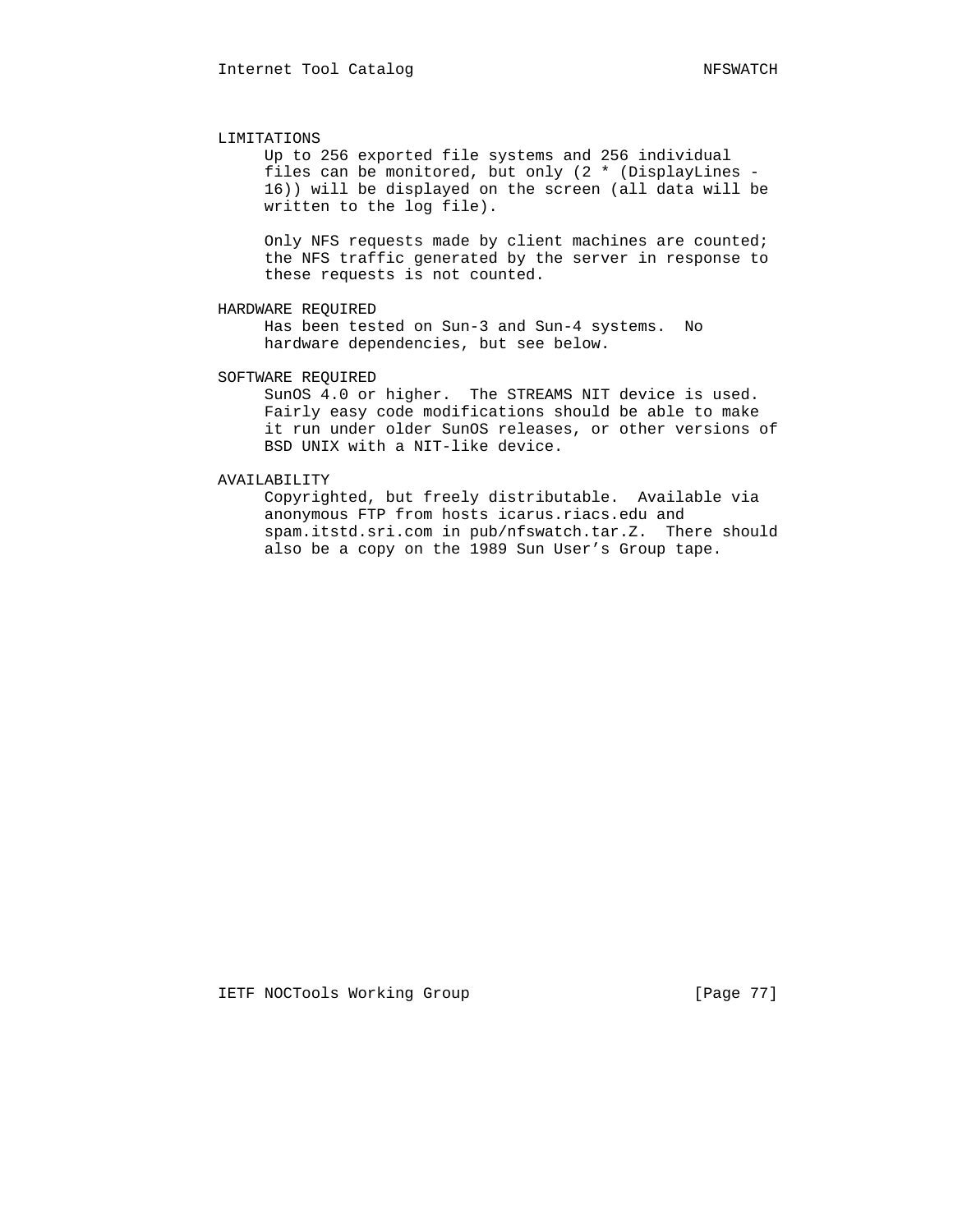## LIMITATIONS

Up to 256 exported file systems and 256 individual files can be monitored, but only (2 * (DisplayLines - 16)) will be displayed on the screen (all data will be written to the log file).

Only NFS requests made by client machines are counted; the NFS traffic generated by the server in response to these requests is not counted.

## HARDWARE REQUIRED

Has been tested on Sun-3 and Sun-4 systems. No hardware dependencies, but see below.

## SOFTWARE REQUIRED

SunOS 4.0 or higher. The STREAMS NIT device is used. Fairly easy code modifications should be able to make it run under older SunOS releases, or other versions of BSD UNIX with a NIT-like device.

## AVAILABILITY

Copyrighted, but freely distributable. Available via anonymous FTP from hosts icarus.riacs.edu and spam.itstd.sri.com in pub/nfswatch.tar.Z. There should also be a copy on the 1989 Sun User's Group tape.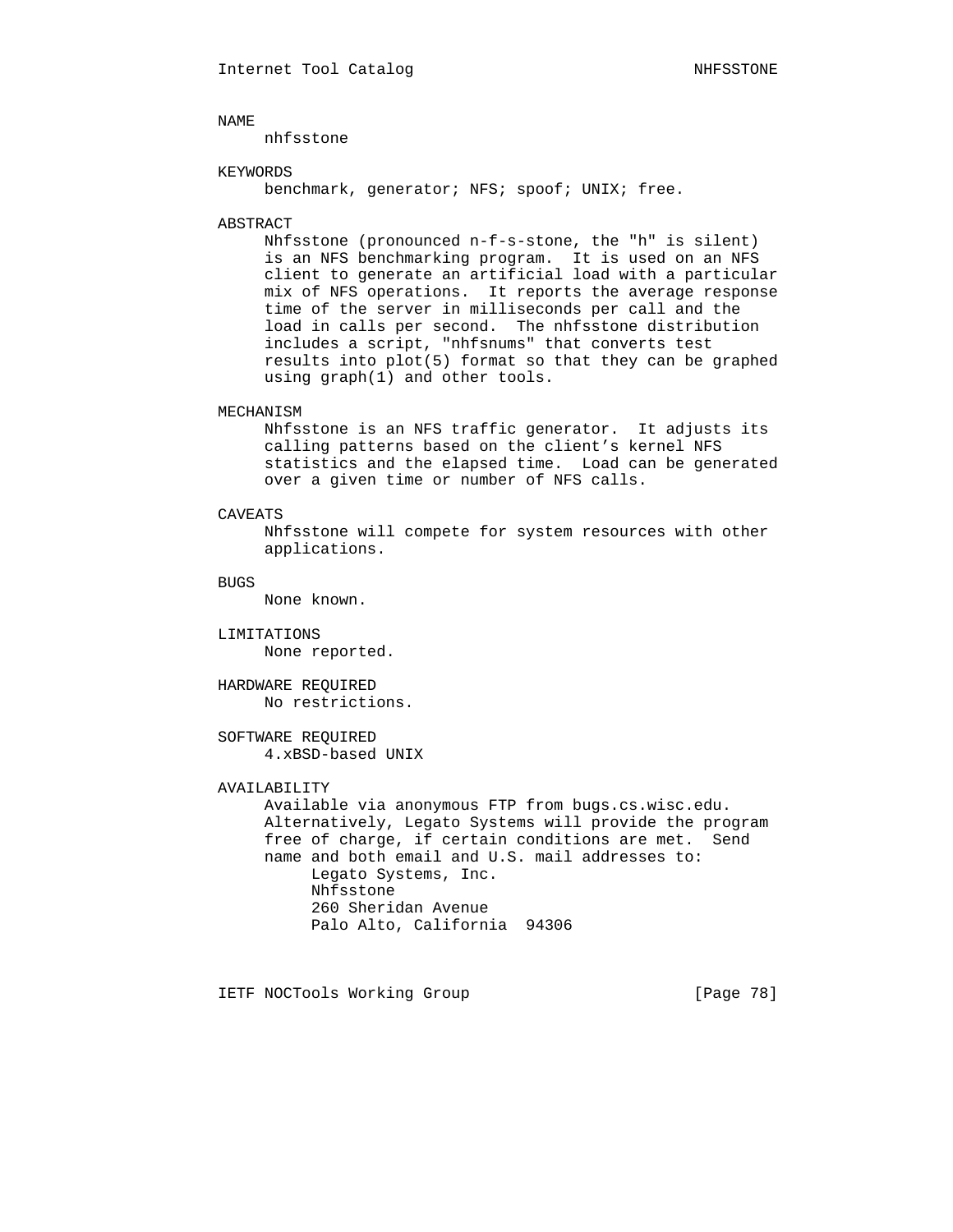## NAME

nhfsstone

## KEYWORDS

benchmark, generator; NFS; spoof; UNIX; free.

## ABSTRACT

Nhfsstone (pronounced n-f-s-stone, the "h" is silent) is an NFS benchmarking program. It is used on an NFS client to generate an artificial load with a particular mix of NFS operations. It reports the average response time of the server in milliseconds per call and the load in calls per second. The nhfsstone distribution includes a script, "nhfsnums" that converts test results into plot(5) format so that they can be graphed using graph(1) and other tools.

## MECHANISM

Nhfsstone is an NFS traffic generator. It adjusts its calling patterns based on the client's kernel NFS statistics and the elapsed time. Load can be generated over a given time or number of NFS calls.

## CAVEATS

Nhfsstone will compete for system resources with other applications.

## BUGS

None known.

## LIMITATIONS

None reported.

## HARDWARE REQUIRED

No restrictions.

## SOFTWARE REQUIRED

4.xBSD-based UNIX

## AVAILABILITY

Available via anonymous FTP from bugs.cs.wisc.edu. Alternatively, Legato Systems will provide the program free of charge, if certain conditions are met. Send name and both email and U.S. mail addresses to:

Legato Systems, Inc.
Nhfsstone
260 Sheridan Avenue
Palo Alto, California 94306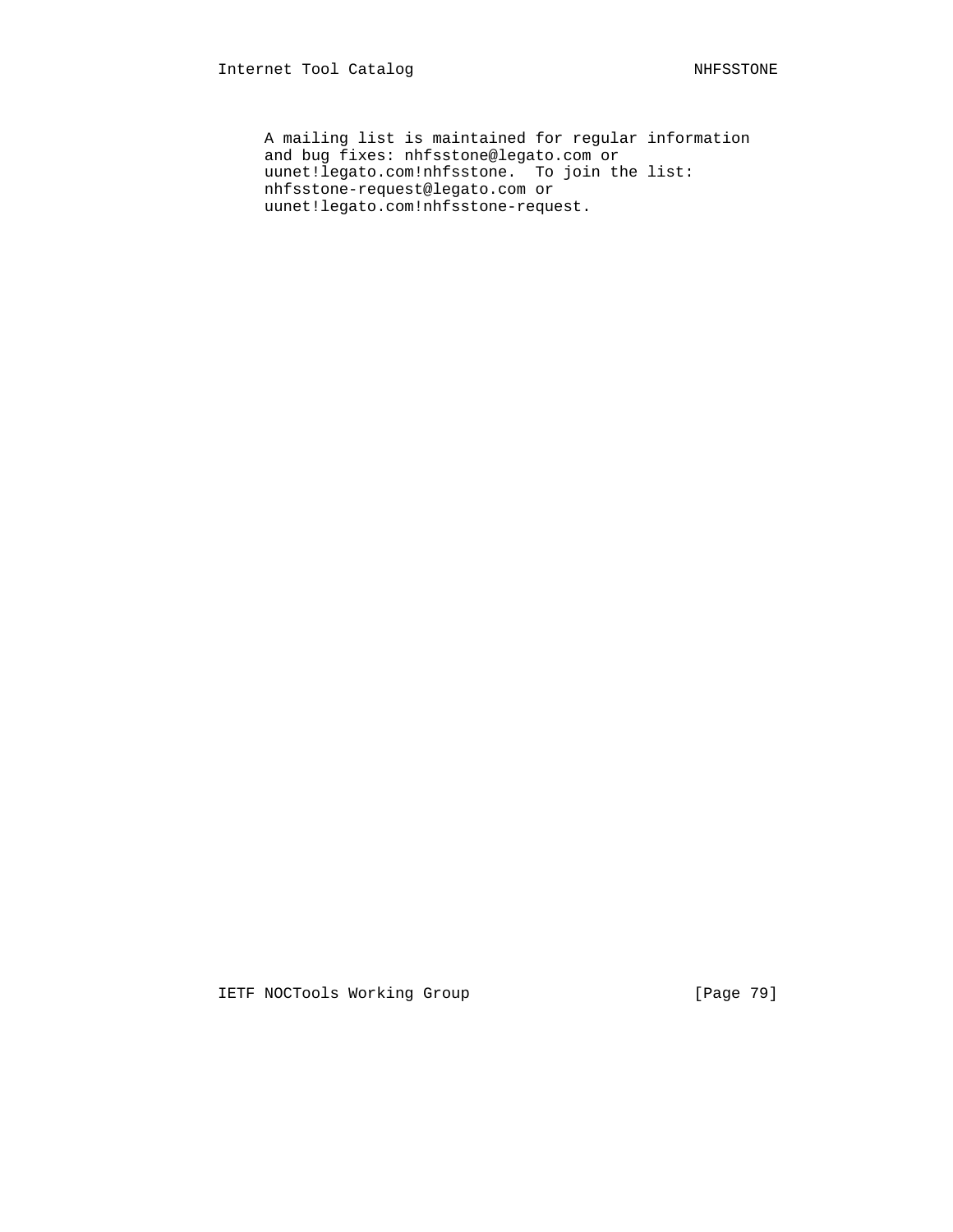A mailing list is maintained for regular information and bug fixes: nhfsstone@legato.com or uunet!legato.com!nhfsstone.  To join the list: nhfsstone-request@legato.com or uunet!legato.com!nhfsstone-request.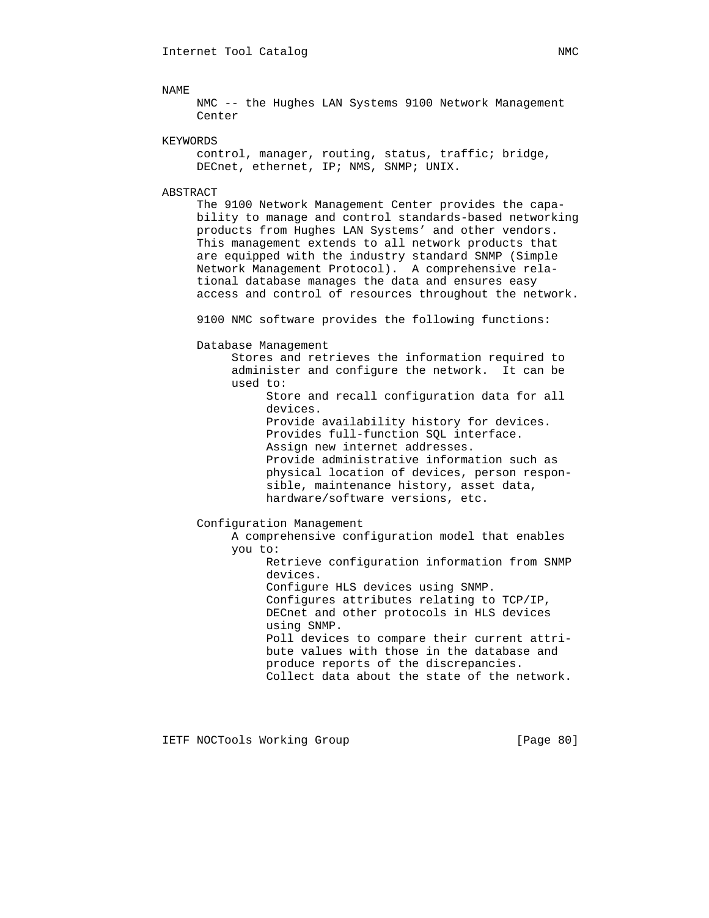## NAME

NMC -- the Hughes LAN Systems 9100 Network Management Center

## KEYWORDS

control, manager, routing, status, traffic; bridge, DECnet, ethernet, IP; NMS, SNMP; UNIX.

## ABSTRACT

The 9100 Network Management Center provides the capability to manage and control standards-based networking products from Hughes LAN Systems' and other vendors. This management extends to all network products that are equipped with the industry standard SNMP (Simple Network Management Protocol). A comprehensive relational database manages the data and ensures easy access and control of resources throughout the network.

9100 NMC software provides the following functions:

Database Management

Stores and retrieves the information required to administer and configure the network. It can be used to:

- Store and recall configuration data for all devices.
- Provide availability history for devices.
- Provides full-function SQL interface.
- Assign new internet addresses.
- Provide administrative information such as physical location of devices, person responsible, maintenance history, asset data, hardware/software versions, etc.

Configuration Management

A comprehensive configuration model that enables you to:

- Retrieve configuration information from SNMP devices.
- Configure HLS devices using SNMP.
- Configures attributes relating to TCP/IP, DECnet and other protocols in HLS devices using SNMP.
- Poll devices to compare their current attribute values with those in the database and produce reports of the discrepancies.
- Collect data about the state of the network.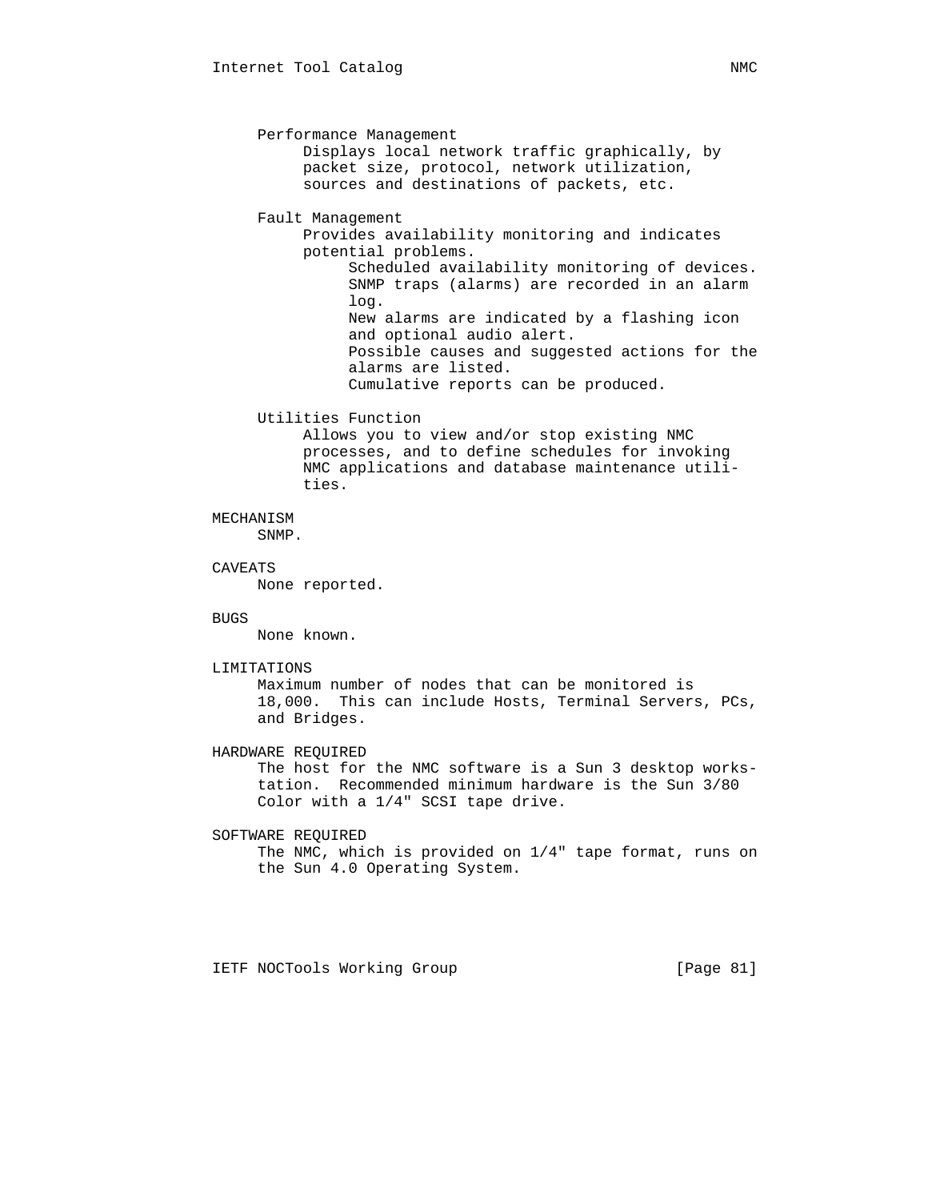Performance Management

Displays local network traffic graphically, by packet size, protocol, network utilization, sources and destinations of packets, etc.

Fault Management

Provides availability monitoring and indicates potential problems.

- Scheduled availability monitoring of devices.
- SNMP traps (alarms) are recorded in an alarm log.
- New alarms are indicated by a flashing icon and optional audio alert.
- Possible causes and suggested actions for the alarms are listed.
- Cumulative reports can be produced.

Utilities Function

Allows you to view and/or stop existing NMC processes, and to define schedules for invoking NMC applications and database maintenance utilities.

## MECHANISM

SNMP.

## CAVEATS

None reported.

## BUGS

None known.

## LIMITATIONS

Maximum number of nodes that can be monitored is 18,000. This can include Hosts, Terminal Servers, PCs, and Bridges.

## HARDWARE REQUIRED

The host for the NMC software is a Sun 3 desktop workstation. Recommended minimum hardware is the Sun 3/80 Color with a 1/4" SCSI tape drive.

## SOFTWARE REQUIRED

The NMC, which is provided on 1/4" tape format, runs on the Sun 4.0 Operating System.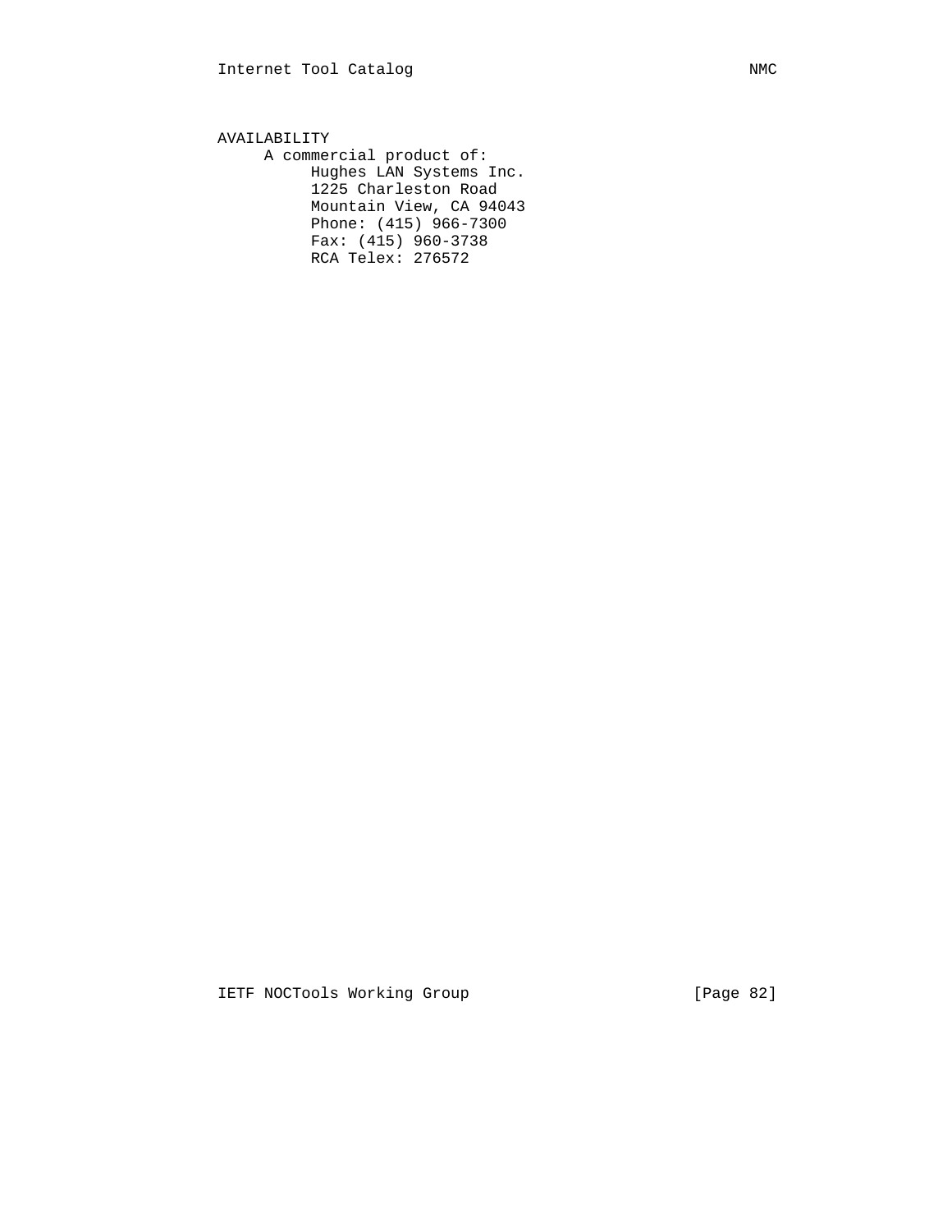## AVAILABILITY

A commercial product of:

Hughes LAN Systems Inc.
1225 Charleston Road
Mountain View, CA 94043
Phone: (415) 966-7300
Fax: (415) 960-3738
RCA Telex: 276572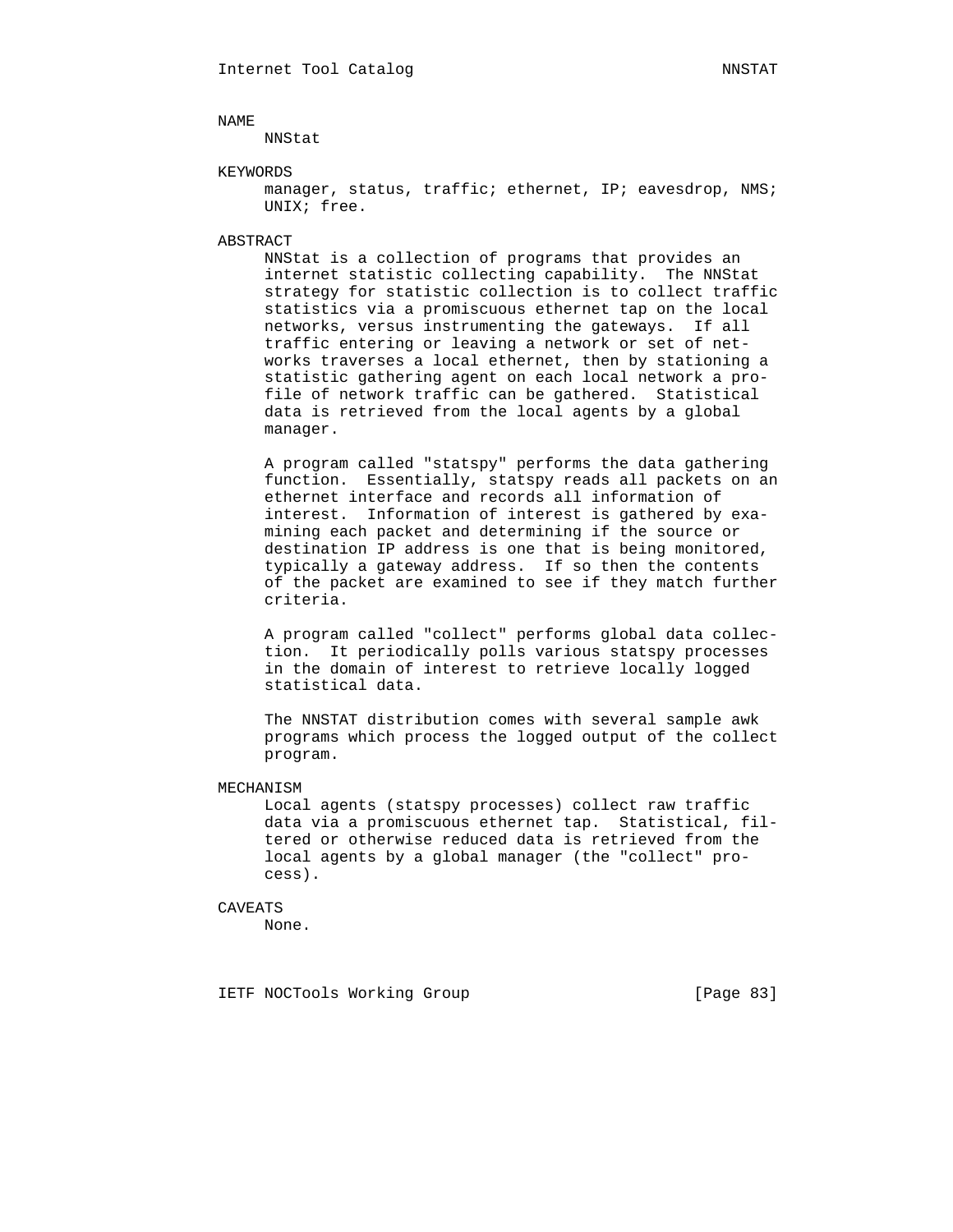## NAME

NNStat

## KEYWORDS

manager, status, traffic; ethernet, IP; eavesdrop, NMS; UNIX; free.

## ABSTRACT

NNStat is a collection of programs that provides an internet statistic collecting capability. The NNStat strategy for statistic collection is to collect traffic statistics via a promiscuous ethernet tap on the local networks, versus instrumenting the gateways. If all traffic entering or leaving a network or set of networks traverses a local ethernet, then by stationing a statistic gathering agent on each local network a profile of network traffic can be gathered. Statistical data is retrieved from the local agents by a global manager.

A program called "statspy" performs the data gathering function. Essentially, statspy reads all packets on an ethernet interface and records all information of interest. Information of interest is gathered by examining each packet and determining if the source or destination IP address is one that is being monitored, typically a gateway address. If so then the contents of the packet are examined to see if they match further criteria.

A program called "collect" performs global data collection. It periodically polls various statspy processes in the domain of interest to retrieve locally logged statistical data.

The NNSTAT distribution comes with several sample awk programs which process the logged output of the collect program.

## MECHANISM

Local agents (statspy processes) collect raw traffic data via a promiscuous ethernet tap. Statistical, filtered or otherwise reduced data is retrieved from the local agents by a global manager (the "collect" process).

## CAVEATS

None.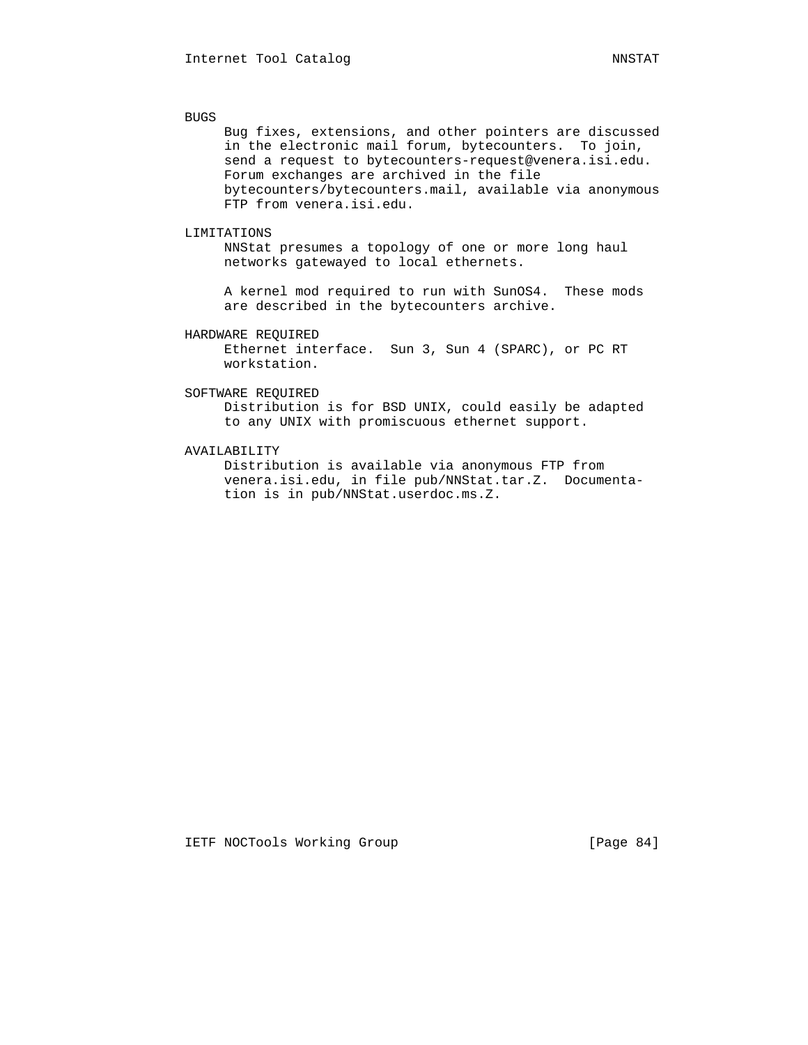## BUGS

Bug fixes, extensions, and other pointers are discussed in the electronic mail forum, bytecounters. To join, send a request to bytecounters-request@venera.isi.edu. Forum exchanges are archived in the file bytecounters/bytecounters.mail, available via anonymous FTP from venera.isi.edu.

## LIMITATIONS

NNStat presumes a topology of one or more long haul networks gatewayed to local ethernets.

A kernel mod required to run with SunOS4. These mods are described in the bytecounters archive.

## HARDWARE REQUIRED

Ethernet interface. Sun 3, Sun 4 (SPARC), or PC RT workstation.

## SOFTWARE REQUIRED

Distribution is for BSD UNIX, could easily be adapted to any UNIX with promiscuous ethernet support.

## AVAILABILITY

Distribution is available via anonymous FTP from venera.isi.edu, in file pub/NNStat.tar.Z. Documentation is in pub/NNStat.userdoc.ms.Z.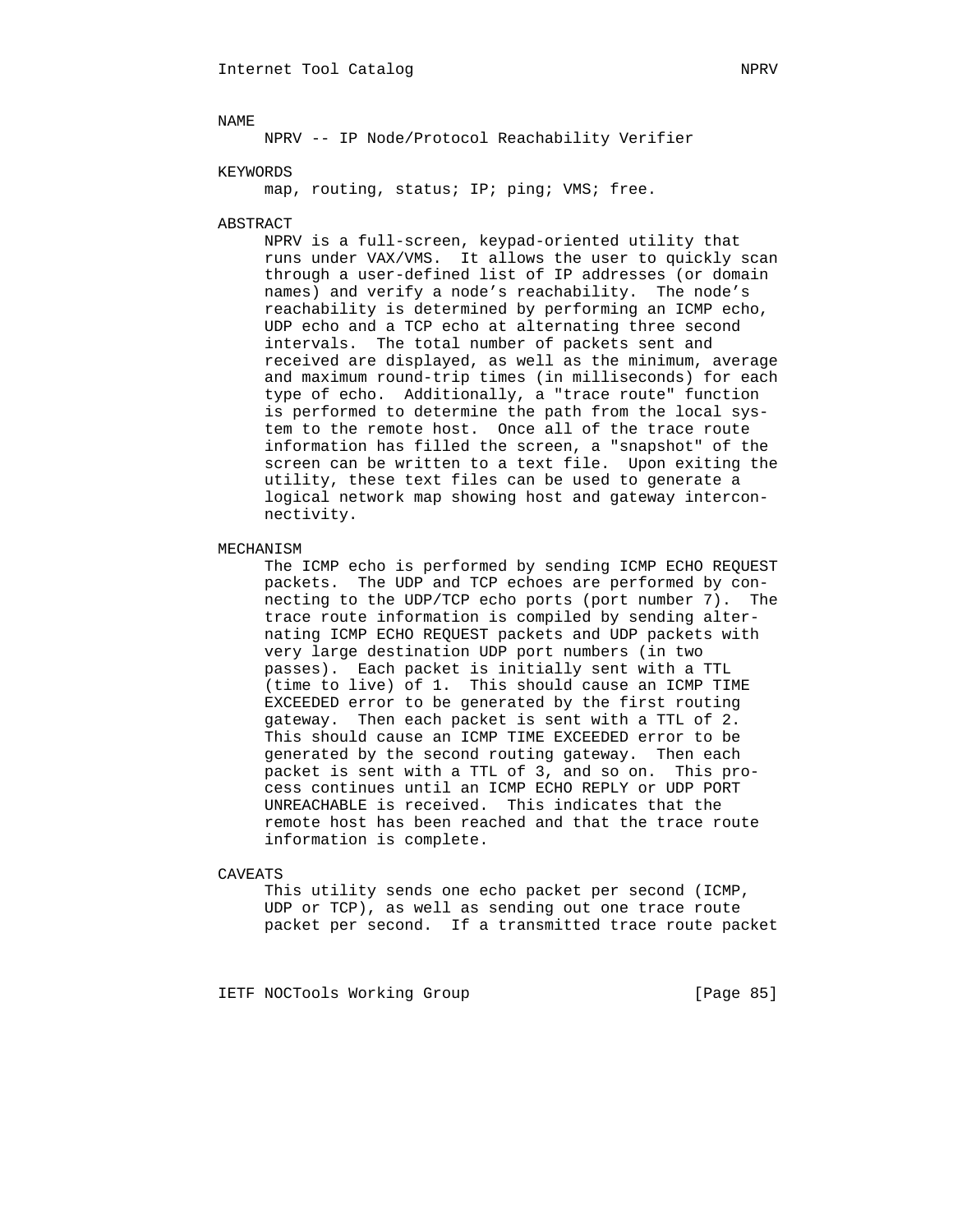## NAME

NPRV -- IP Node/Protocol Reachability Verifier

## KEYWORDS

map, routing, status; IP; ping; VMS; free.

## ABSTRACT

NPRV is a full-screen, keypad-oriented utility that runs under VAX/VMS. It allows the user to quickly scan through a user-defined list of IP addresses (or domain names) and verify a node's reachability. The node's reachability is determined by performing an ICMP echo, UDP echo and a TCP echo at alternating three second intervals. The total number of packets sent and received are displayed, as well as the minimum, average and maximum round-trip times (in milliseconds) for each type of echo. Additionally, a "trace route" function is performed to determine the path from the local system to the remote host. Once all of the trace route information has filled the screen, a "snapshot" of the screen can be written to a text file. Upon exiting the utility, these text files can be used to generate a logical network map showing host and gateway interconnectivity.

## MECHANISM

The ICMP echo is performed by sending ICMP ECHO REQUEST packets. The UDP and TCP echoes are performed by connecting to the UDP/TCP echo ports (port number 7). The trace route information is compiled by sending alternating ICMP ECHO REQUEST packets and UDP packets with very large destination UDP port numbers (in two passes). Each packet is initially sent with a TTL (time to live) of 1. This should cause an ICMP TIME EXCEEDED error to be generated by the first routing gateway. Then each packet is sent with a TTL of 2. This should cause an ICMP TIME EXCEEDED error to be generated by the second routing gateway. Then each packet is sent with a TTL of 3, and so on. This process continues until an ICMP ECHO REPLY or UDP PORT UNREACHABLE is received. This indicates that the remote host has been reached and that the trace route information is complete.

## CAVEATS

This utility sends one echo packet per second (ICMP, UDP or TCP), as well as sending out one trace route packet per second. If a transmitted trace route packet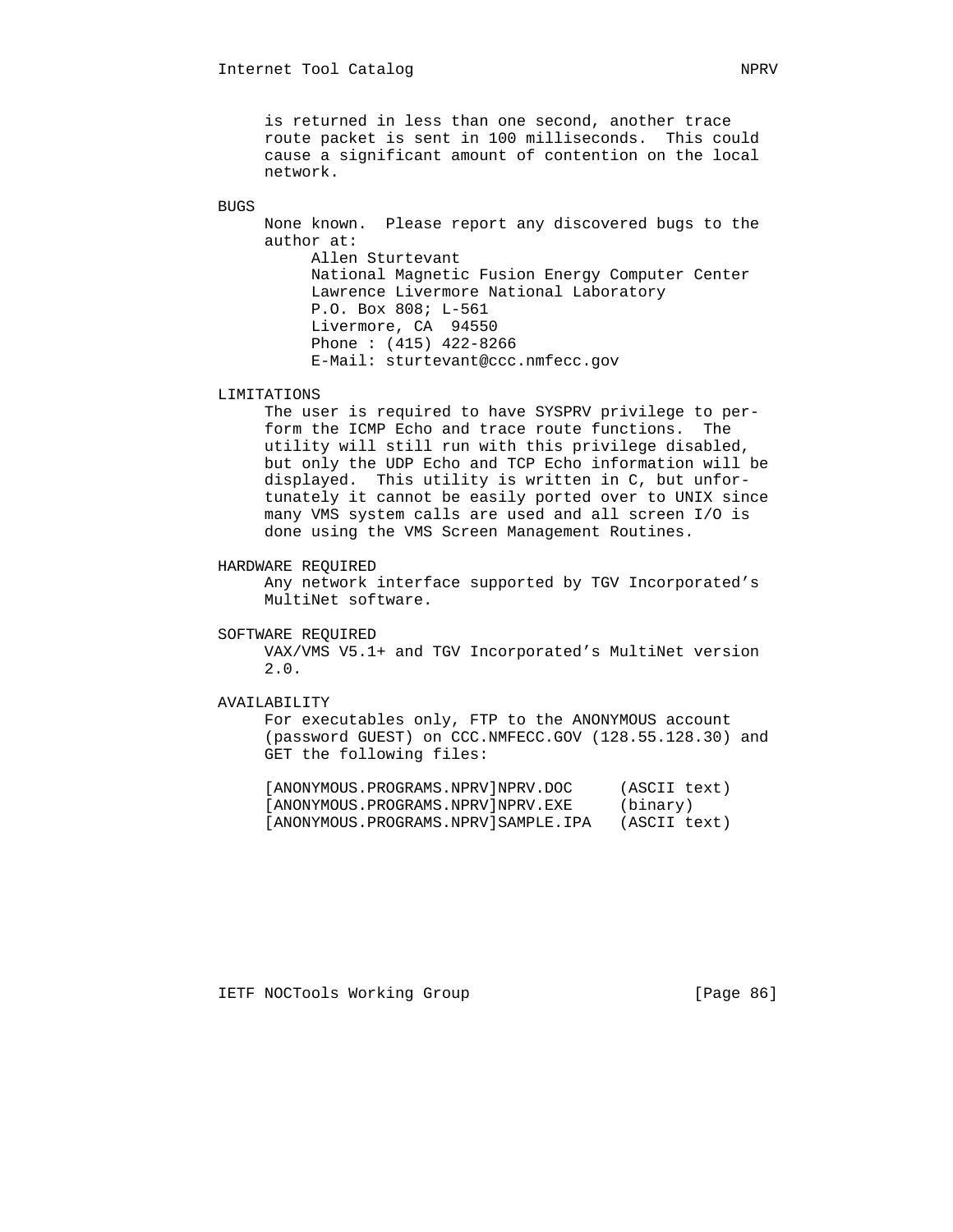is returned in less than one second, another trace route packet is sent in 100 milliseconds. This could cause a significant amount of contention on the local network.

## BUGS

None known. Please report any discovered bugs to the author at:

Allen Sturtevant
National Magnetic Fusion Energy Computer Center
Lawrence Livermore National Laboratory
P.O. Box 808; L-561
Livermore, CA 94550
Phone : (415) 422-8266
E-Mail: sturtevant@ccc.nmfecc.gov

## LIMITATIONS

The user is required to have SYSPRV privilege to perform the ICMP Echo and trace route functions. The utility will still run with this privilege disabled, but only the UDP Echo and TCP Echo information will be displayed. This utility is written in C, but unfortunately it cannot be easily ported over to UNIX since many VMS system calls are used and all screen I/O is done using the VMS Screen Management Routines.

## HARDWARE REQUIRED

Any network interface supported by TGV Incorporated's MultiNet software.

## SOFTWARE REQUIRED

VAX/VMS V5.1+ and TGV Incorporated's MultiNet version 2.0.

## AVAILABILITY

For executables only, FTP to the ANONYMOUS account (password GUEST) on CCC.NMFECC.GOV (128.55.128.30) and GET the following files:

```
[ANONYMOUS.PROGRAMS.NPRV]NPRV.DOC     (ASCII text)
[ANONYMOUS.PROGRAMS.NPRV]NPRV.EXE     (binary)
[ANONYMOUS.PROGRAMS.NPRV]SAMPLE.IPA   (ASCII text)
```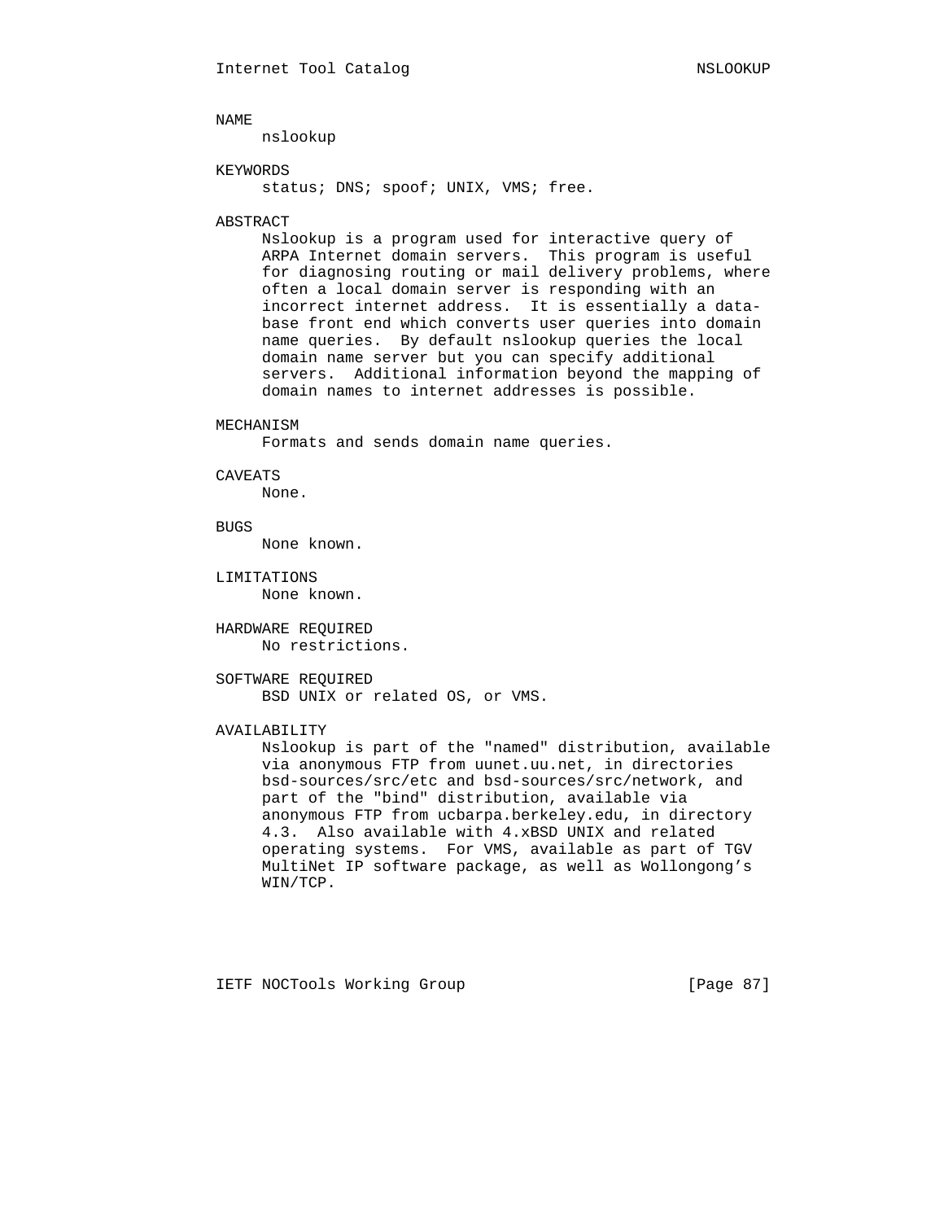## NAME

nslookup

## KEYWORDS

status; DNS; spoof; UNIX, VMS; free.

## ABSTRACT

Nslookup is a program used for interactive query of ARPA Internet domain servers. This program is useful for diagnosing routing or mail delivery problems, where often a local domain server is responding with an incorrect internet address. It is essentially a data-base front end which converts user queries into domain name queries. By default nslookup queries the local domain name server but you can specify additional servers. Additional information beyond the mapping of domain names to internet addresses is possible.

## MECHANISM

Formats and sends domain name queries.

## CAVEATS

None.

## BUGS

None known.

## LIMITATIONS

None known.

## HARDWARE REQUIRED

No restrictions.

## SOFTWARE REQUIRED

BSD UNIX or related OS, or VMS.

## AVAILABILITY

Nslookup is part of the "named" distribution, available via anonymous FTP from uunet.uu.net, in directories bsd-sources/src/etc and bsd-sources/src/network, and part of the "bind" distribution, available via anonymous FTP from ucbarpa.berkeley.edu, in directory 4.3. Also available with 4.xBSD UNIX and related operating systems. For VMS, available as part of TGV MultiNet IP software package, as well as Wollongong's WIN/TCP.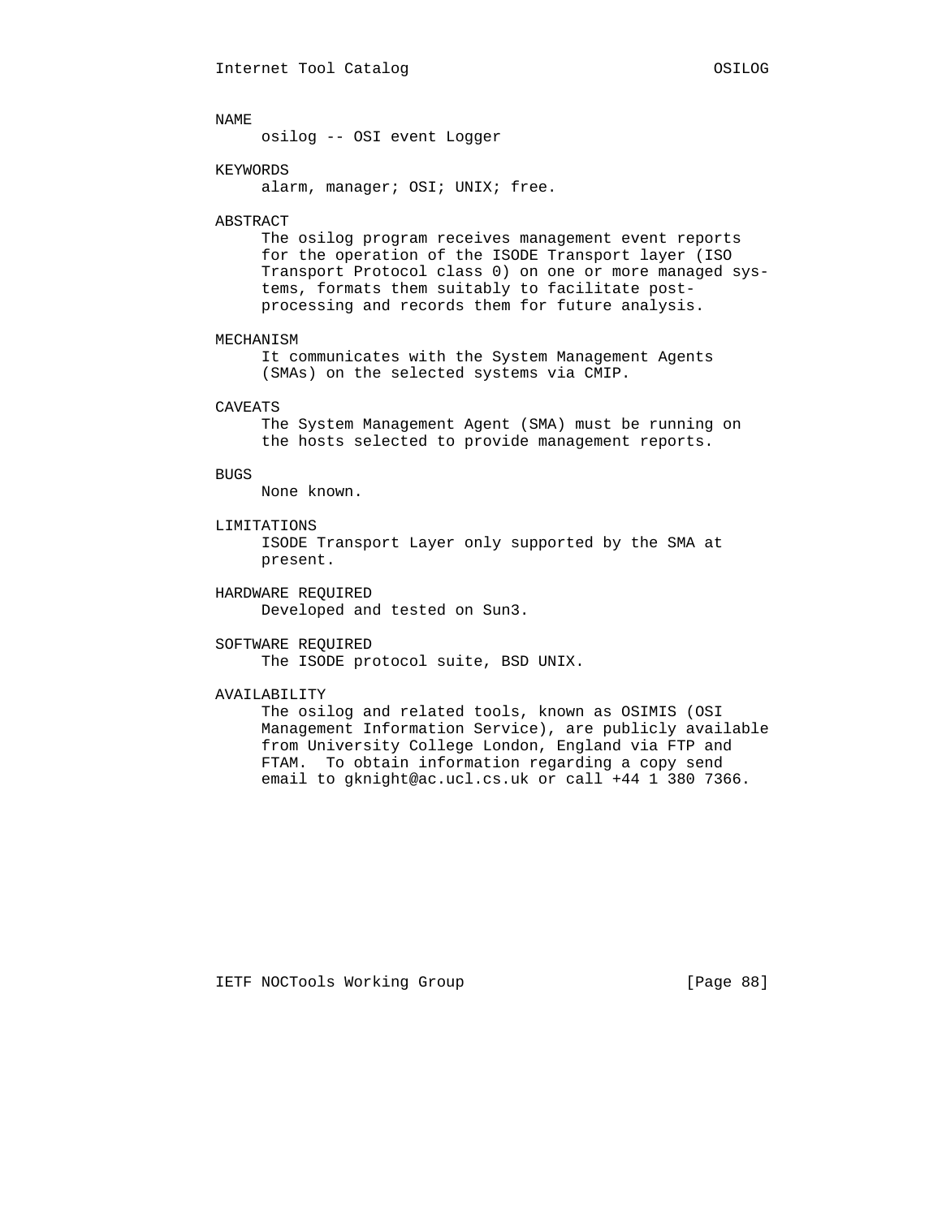## NAME

osilog -- OSI event Logger

## KEYWORDS

alarm, manager; OSI; UNIX; free.

## ABSTRACT

The osilog program receives management event reports for the operation of the ISODE Transport layer (ISO Transport Protocol class 0) on one or more managed systems, formats them suitably to facilitate post-processing and records them for future analysis.

## MECHANISM

It communicates with the System Management Agents (SMAs) on the selected systems via CMIP.

## CAVEATS

The System Management Agent (SMA) must be running on the hosts selected to provide management reports.

## BUGS

None known.

## LIMITATIONS

ISODE Transport Layer only supported by the SMA at present.

## HARDWARE REQUIRED

Developed and tested on Sun3.

## SOFTWARE REQUIRED

The ISODE protocol suite, BSD UNIX.

## AVAILABILITY

The osilog and related tools, known as OSIMIS (OSI Management Information Service), are publicly available from University College London, England via FTP and FTAM. To obtain information regarding a copy send email to gknight@ac.ucl.cs.uk or call +44 1 380 7366.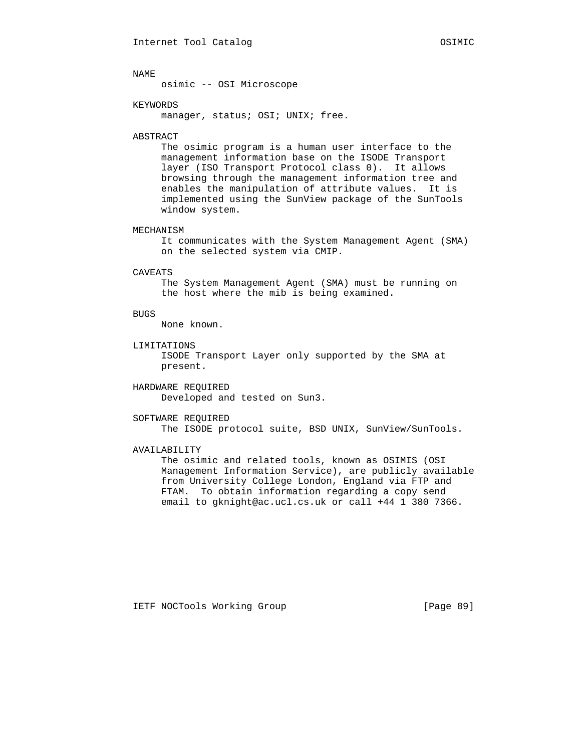## NAME

osimic -- OSI Microscope

## KEYWORDS

manager, status; OSI; UNIX; free.

## ABSTRACT

The osimic program is a human user interface to the management information base on the ISODE Transport layer (ISO Transport Protocol class 0). It allows browsing through the management information tree and enables the manipulation of attribute values. It is implemented using the SunView package of the SunTools window system.

## MECHANISM

It communicates with the System Management Agent (SMA) on the selected system via CMIP.

## CAVEATS

The System Management Agent (SMA) must be running on the host where the mib is being examined.

## BUGS

None known.

## LIMITATIONS

ISODE Transport Layer only supported by the SMA at present.

## HARDWARE REQUIRED

Developed and tested on Sun3.

## SOFTWARE REQUIRED

The ISODE protocol suite, BSD UNIX, SunView/SunTools.

## AVAILABILITY

The osimic and related tools, known as OSIMIS (OSI Management Information Service), are publicly available from University College London, England via FTP and FTAM. To obtain information regarding a copy send email to gknight@ac.ucl.cs.uk or call +44 1 380 7366.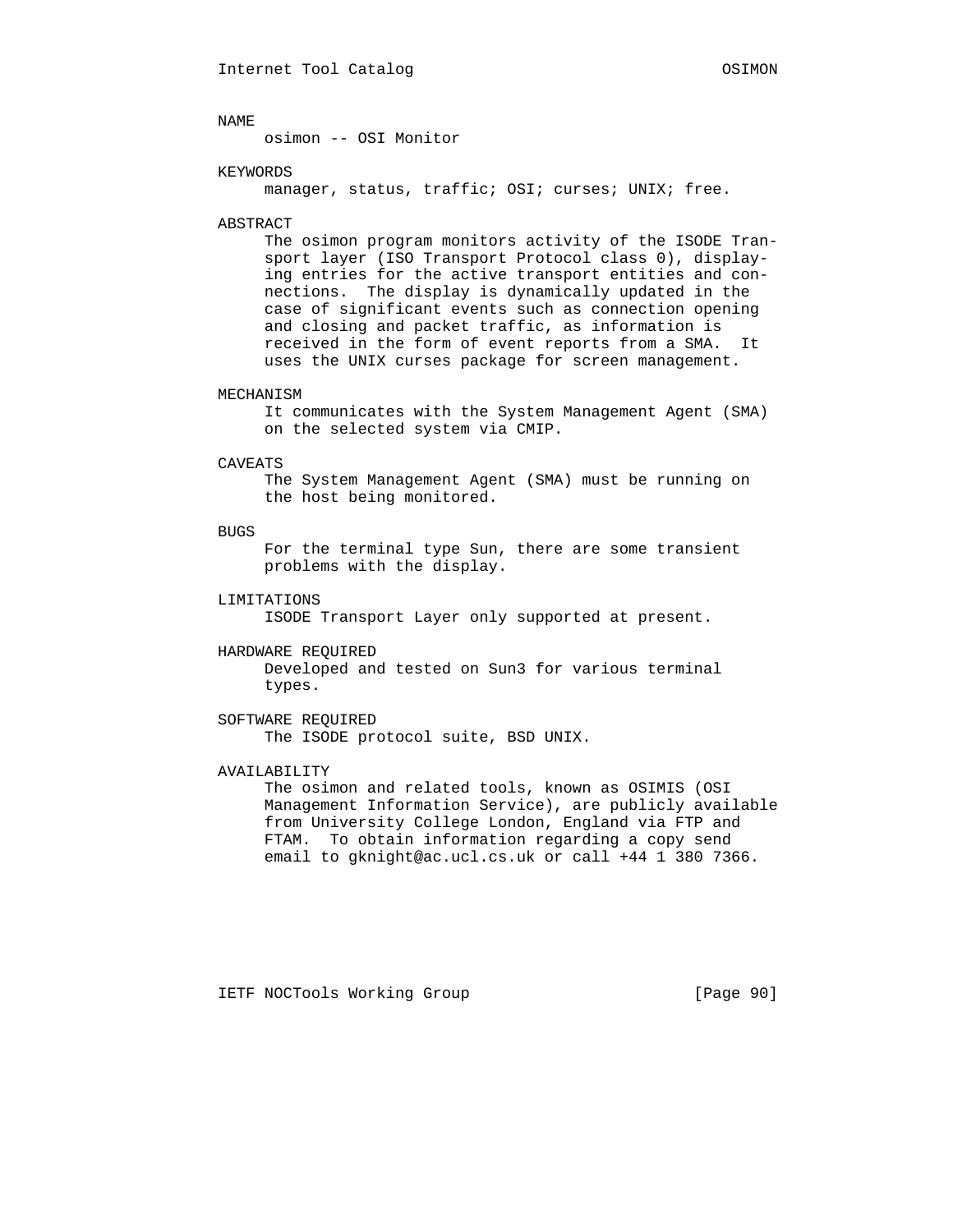## NAME

osimon -- OSI Monitor

## KEYWORDS

manager, status, traffic; OSI; curses; UNIX; free.

## ABSTRACT

The osimon program monitors activity of the ISODE Transport layer (ISO Transport Protocol class 0), displaying entries for the active transport entities and connections. The display is dynamically updated in the case of significant events such as connection opening and closing and packet traffic, as information is received in the form of event reports from a SMA. It uses the UNIX curses package for screen management.

## MECHANISM

It communicates with the System Management Agent (SMA) on the selected system via CMIP.

## CAVEATS

The System Management Agent (SMA) must be running on the host being monitored.

## BUGS

For the terminal type Sun, there are some transient problems with the display.

## LIMITATIONS

ISODE Transport Layer only supported at present.

## HARDWARE REQUIRED

Developed and tested on Sun3 for various terminal types.

## SOFTWARE REQUIRED

The ISODE protocol suite, BSD UNIX.

## AVAILABILITY

The osimon and related tools, known as OSIMIS (OSI Management Information Service), are publicly available from University College London, England via FTP and FTAM. To obtain information regarding a copy send email to gknight@ac.ucl.cs.uk or call +44 1 380 7366.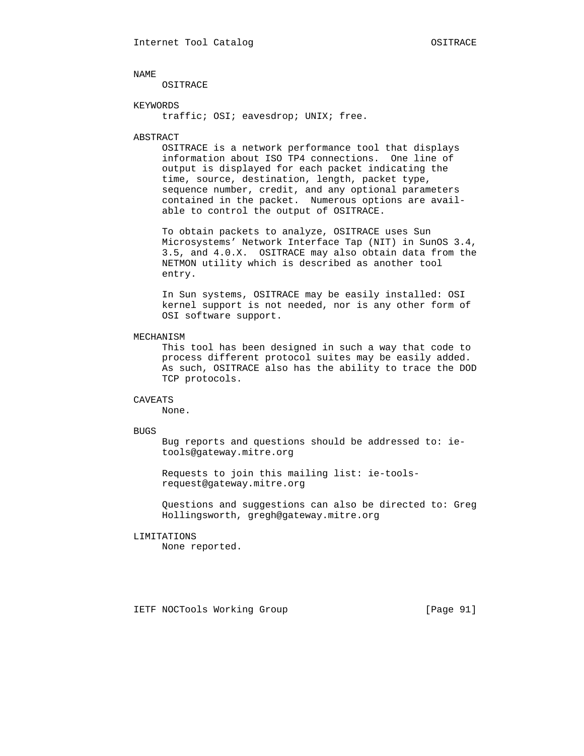## NAME

OSITRACE

## KEYWORDS

traffic; OSI; eavesdrop; UNIX; free.

## ABSTRACT

OSITRACE is a network performance tool that displays information about ISO TP4 connections. One line of output is displayed for each packet indicating the time, source, destination, length, packet type, sequence number, credit, and any optional parameters contained in the packet. Numerous options are available to control the output of OSITRACE.

To obtain packets to analyze, OSITRACE uses Sun Microsystems' Network Interface Tap (NIT) in SunOS 3.4, 3.5, and 4.0.X. OSITRACE may also obtain data from the NETMON utility which is described as another tool entry.

In Sun systems, OSITRACE may be easily installed: OSI kernel support is not needed, nor is any other form of OSI software support.

## MECHANISM

This tool has been designed in such a way that code to process different protocol suites may be easily added. As such, OSITRACE also has the ability to trace the DOD TCP protocols.

## CAVEATS

None.

## BUGS

Bug reports and questions should be addressed to: ie-tools@gateway.mitre.org

Requests to join this mailing list: ie-tools-request@gateway.mitre.org

Questions and suggestions can also be directed to: Greg Hollingsworth, gregh@gateway.mitre.org

## LIMITATIONS

None reported.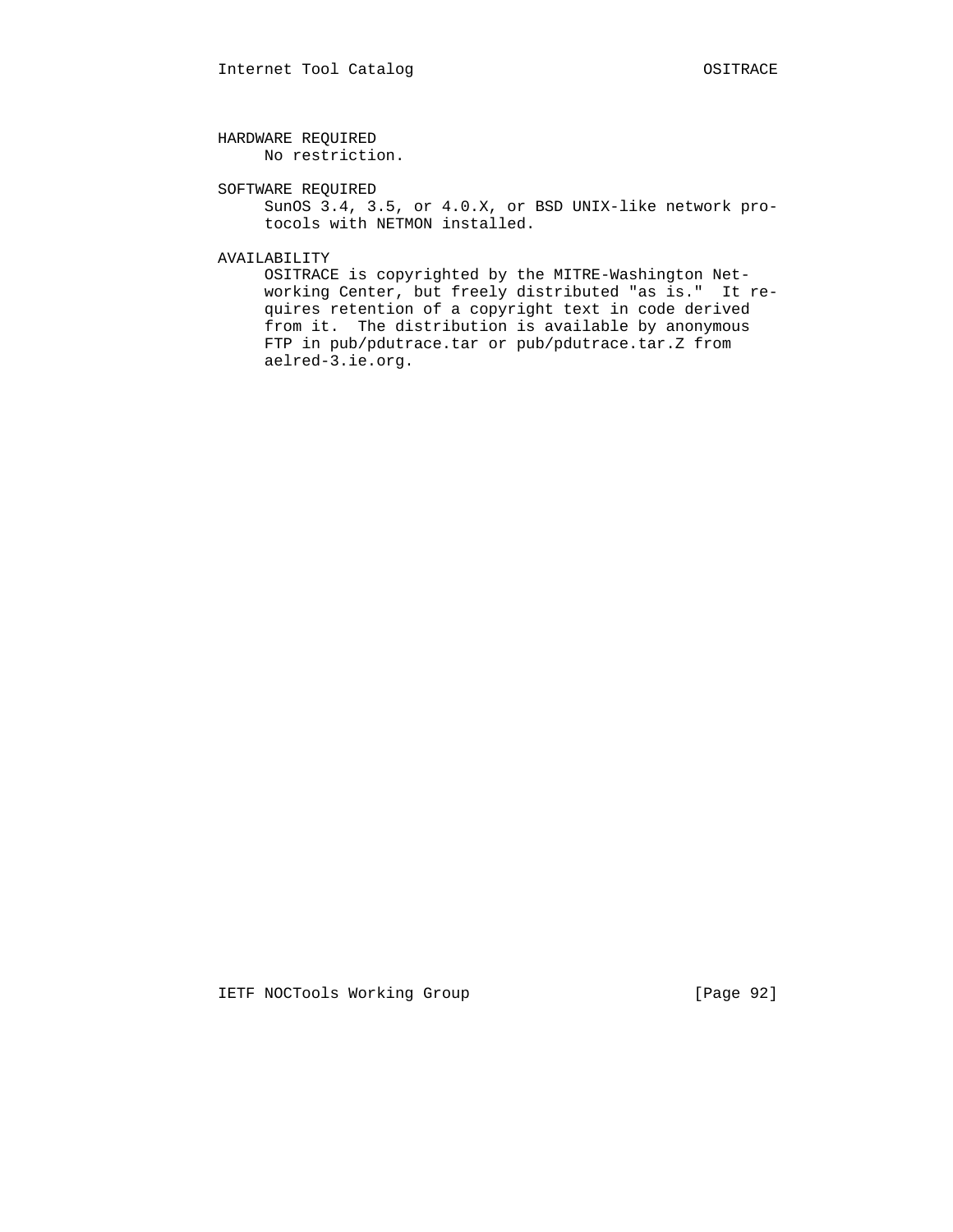## HARDWARE REQUIRED

No restriction.

## SOFTWARE REQUIRED

SunOS 3.4, 3.5, or 4.0.X, or BSD UNIX-like network protocols with NETMON installed.

## AVAILABILITY

OSITRACE is copyrighted by the MITRE-Washington Networking Center, but freely distributed "as is." It requires retention of a copyright text in code derived from it. The distribution is available by anonymous FTP in pub/pdutrace.tar or pub/pdutrace.tar.Z from aelred-3.ie.org.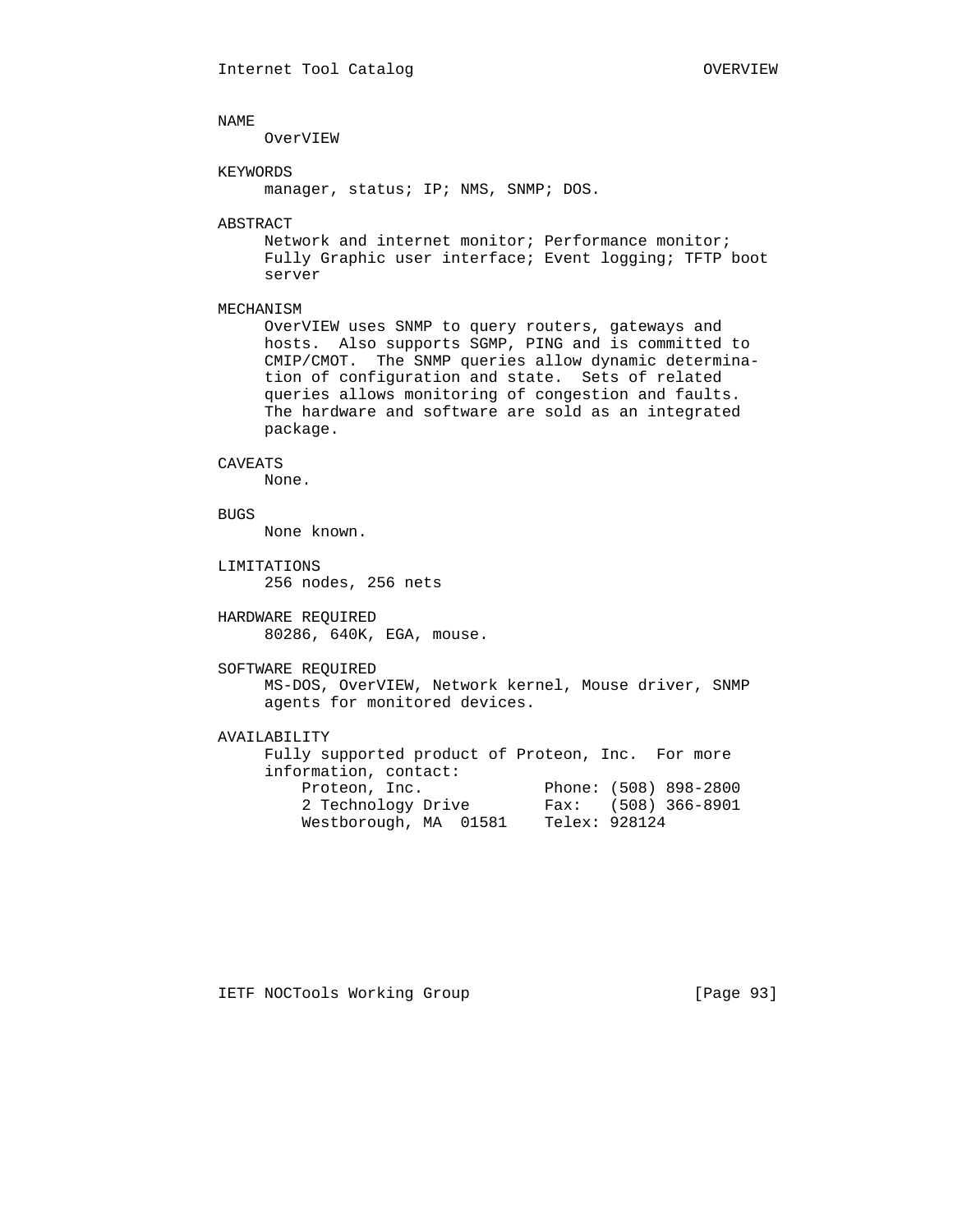## NAME

OverVIEW

## KEYWORDS

manager, status; IP; NMS, SNMP; DOS.

## ABSTRACT

Network and internet monitor; Performance monitor; Fully Graphic user interface; Event logging; TFTP boot server

## MECHANISM

OverVIEW uses SNMP to query routers, gateways and hosts. Also supports SGMP, PING and is committed to CMIP/CMOT. The SNMP queries allow dynamic determination of configuration and state. Sets of related queries allows monitoring of congestion and faults. The hardware and software are sold as an integrated package.

## CAVEATS

None.

## BUGS

None known.

## LIMITATIONS

256 nodes, 256 nets

## HARDWARE REQUIRED

80286, 640K, EGA, mouse.

## SOFTWARE REQUIRED

MS-DOS, OverVIEW, Network kernel, Mouse driver, SNMP agents for monitored devices.

## AVAILABILITY

Fully supported product of Proteon, Inc. For more information, contact:

```
Proteon, Inc.            Phone: (508) 898-2800
2 Technology Drive       Fax:   (508) 366-8901
Westborough, MA  01581   Telex: 928124
```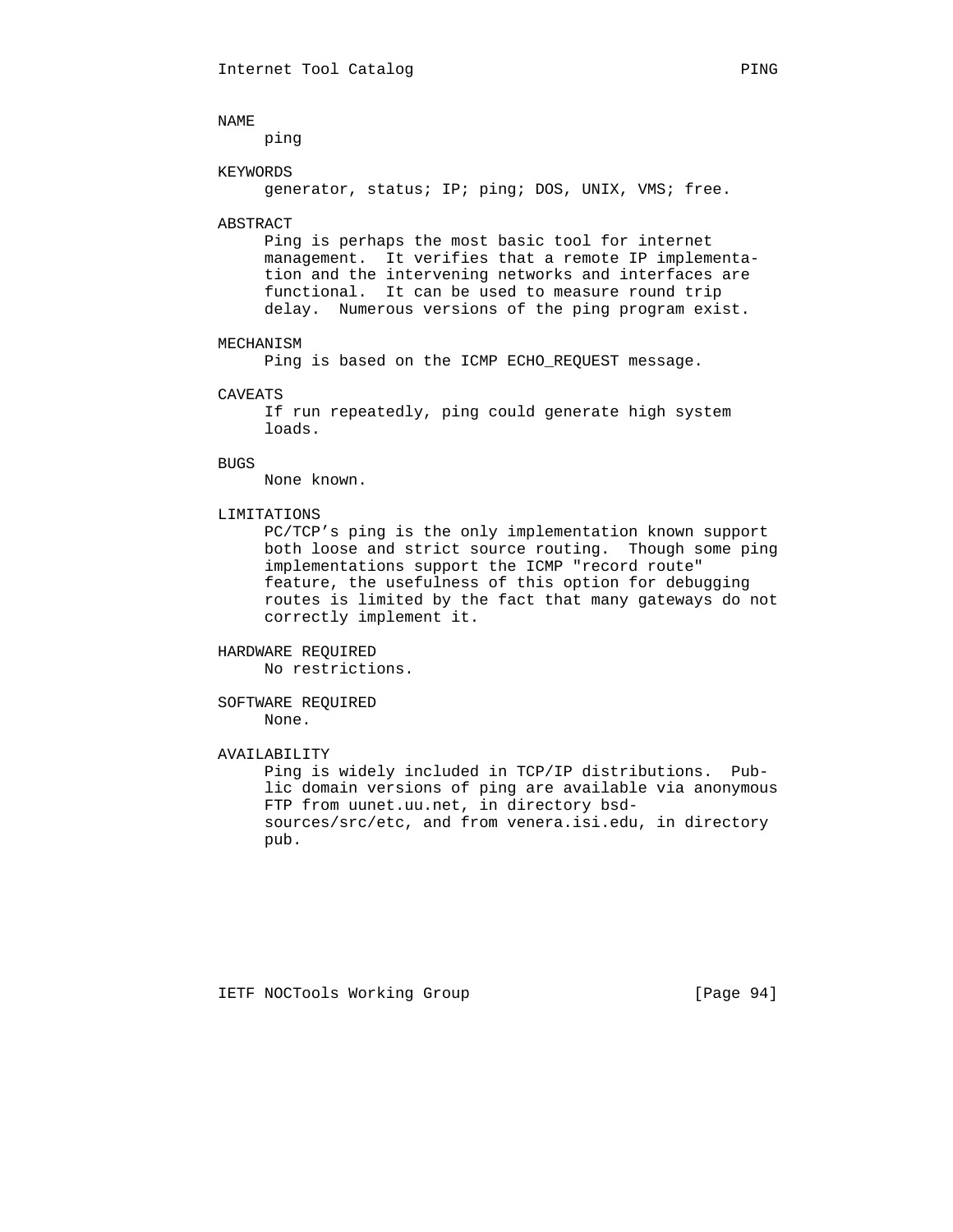## NAME

ping

## KEYWORDS

generator, status; IP; ping; DOS, UNIX, VMS; free.

## ABSTRACT

Ping is perhaps the most basic tool for internet management. It verifies that a remote IP implementation and the intervening networks and interfaces are functional. It can be used to measure round trip delay. Numerous versions of the ping program exist.

## MECHANISM

Ping is based on the ICMP ECHO_REQUEST message.

## CAVEATS

If run repeatedly, ping could generate high system loads.

## BUGS

None known.

## LIMITATIONS

PC/TCP's ping is the only implementation known support both loose and strict source routing. Though some ping implementations support the ICMP "record route" feature, the usefulness of this option for debugging routes is limited by the fact that many gateways do not correctly implement it.

## HARDWARE REQUIRED

No restrictions.

## SOFTWARE REQUIRED

None.

## AVAILABILITY

Ping is widely included in TCP/IP distributions. Public domain versions of ping are available via anonymous FTP from uunet.uu.net, in directory bsd-sources/src/etc, and from venera.isi.edu, in directory pub.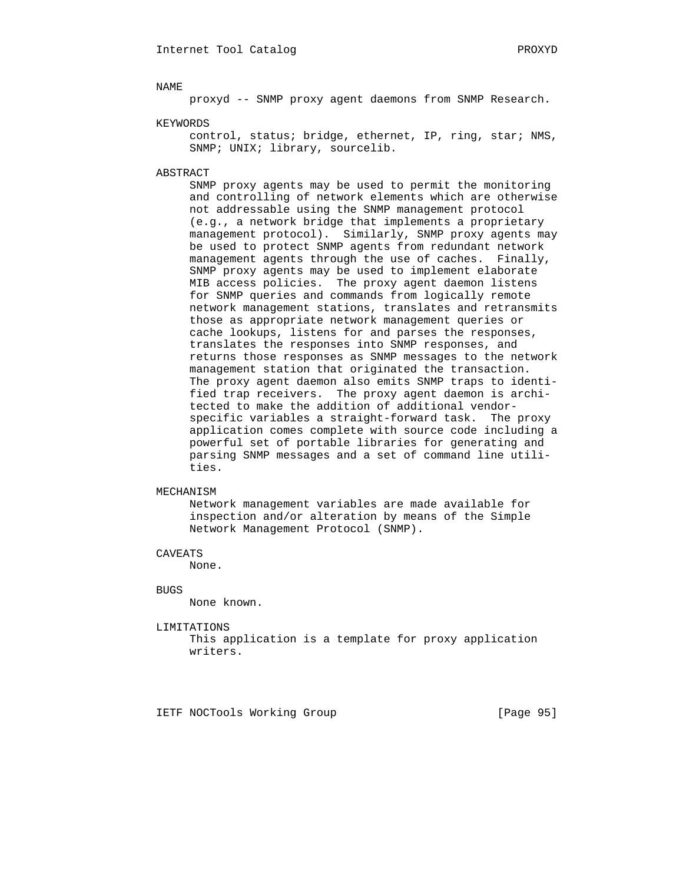## NAME

proxyd -- SNMP proxy agent daemons from SNMP Research.

## KEYWORDS

control, status; bridge, ethernet, IP, ring, star; NMS, SNMP; UNIX; library, sourcelib.

## ABSTRACT

SNMP proxy agents may be used to permit the monitoring and controlling of network elements which are otherwise not addressable using the SNMP management protocol (e.g., a network bridge that implements a proprietary management protocol). Similarly, SNMP proxy agents may be used to protect SNMP agents from redundant network management agents through the use of caches. Finally, SNMP proxy agents may be used to implement elaborate MIB access policies. The proxy agent daemon listens for SNMP queries and commands from logically remote network management stations, translates and retransmits those as appropriate network management queries or cache lookups, listens for and parses the responses, translates the responses into SNMP responses, and returns those responses as SNMP messages to the network management station that originated the transaction. The proxy agent daemon also emits SNMP traps to identified trap receivers. The proxy agent daemon is architected to make the addition of additional vendor-specific variables a straight-forward task. The proxy application comes complete with source code including a powerful set of portable libraries for generating and parsing SNMP messages and a set of command line utilities.

## MECHANISM

Network management variables are made available for inspection and/or alteration by means of the Simple Network Management Protocol (SNMP).

## CAVEATS

None.

## BUGS

None known.

## LIMITATIONS

This application is a template for proxy application writers.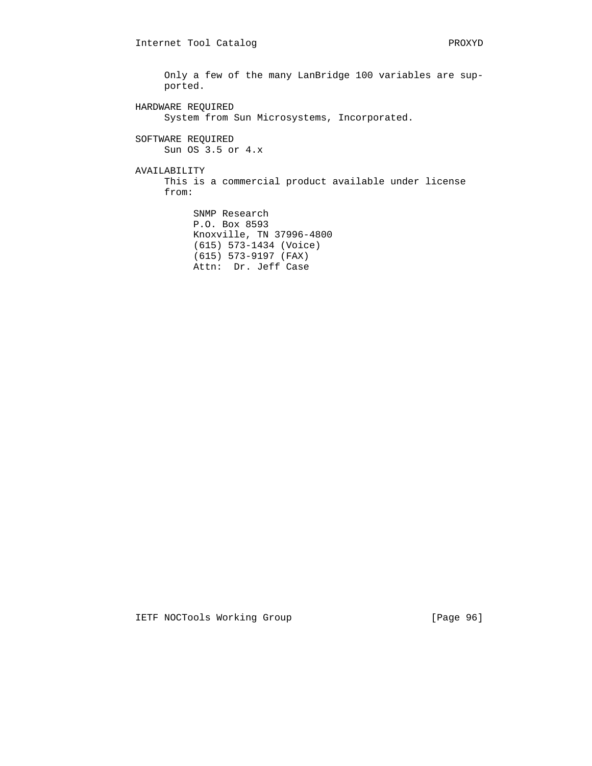Only a few of the many LanBridge 100 variables are supported.

## HARDWARE REQUIRED

System from Sun Microsystems, Incorporated.

## SOFTWARE REQUIRED

Sun OS 3.5 or 4.x

## AVAILABILITY

This is a commercial product available under license from:

SNMP Research
P.O. Box 8593
Knoxville, TN 37996-4800
(615) 573-1434 (Voice)
(615) 573-9197 (FAX)
Attn:  Dr. Jeff Case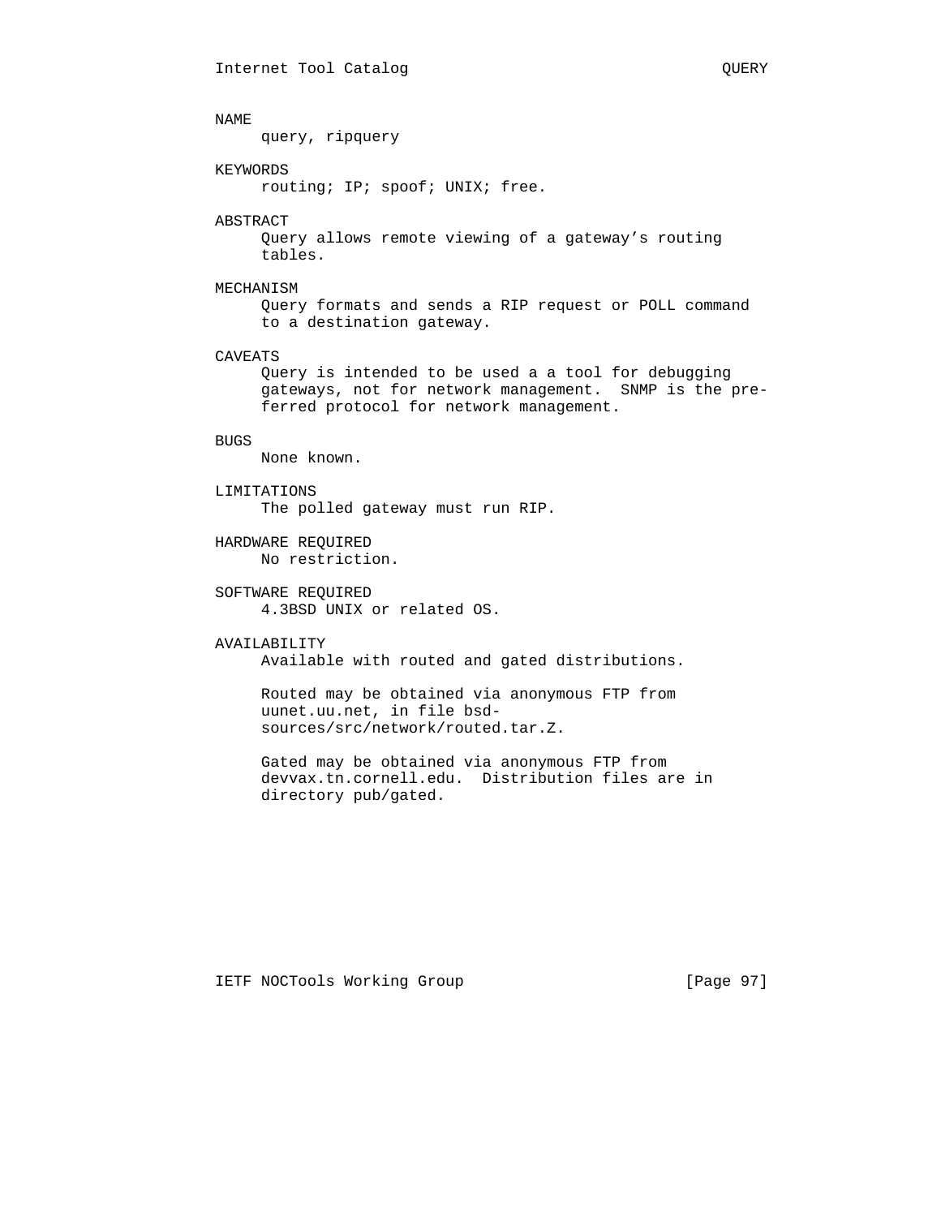## NAME

query, ripquery

## KEYWORDS

routing; IP; spoof; UNIX; free.

## ABSTRACT

Query allows remote viewing of a gateway's routing tables.

## MECHANISM

Query formats and sends a RIP request or POLL command to a destination gateway.

## CAVEATS

Query is intended to be used a a tool for debugging gateways, not for network management. SNMP is the preferred protocol for network management.

## BUGS

None known.

## LIMITATIONS

The polled gateway must run RIP.

## HARDWARE REQUIRED

No restriction.

## SOFTWARE REQUIRED

4.3BSD UNIX or related OS.

## AVAILABILITY

Available with routed and gated distributions.

Routed may be obtained via anonymous FTP from uunet.uu.net, in file bsd-sources/src/network/routed.tar.Z.

Gated may be obtained via anonymous FTP from devvax.tn.cornell.edu. Distribution files are in directory pub/gated.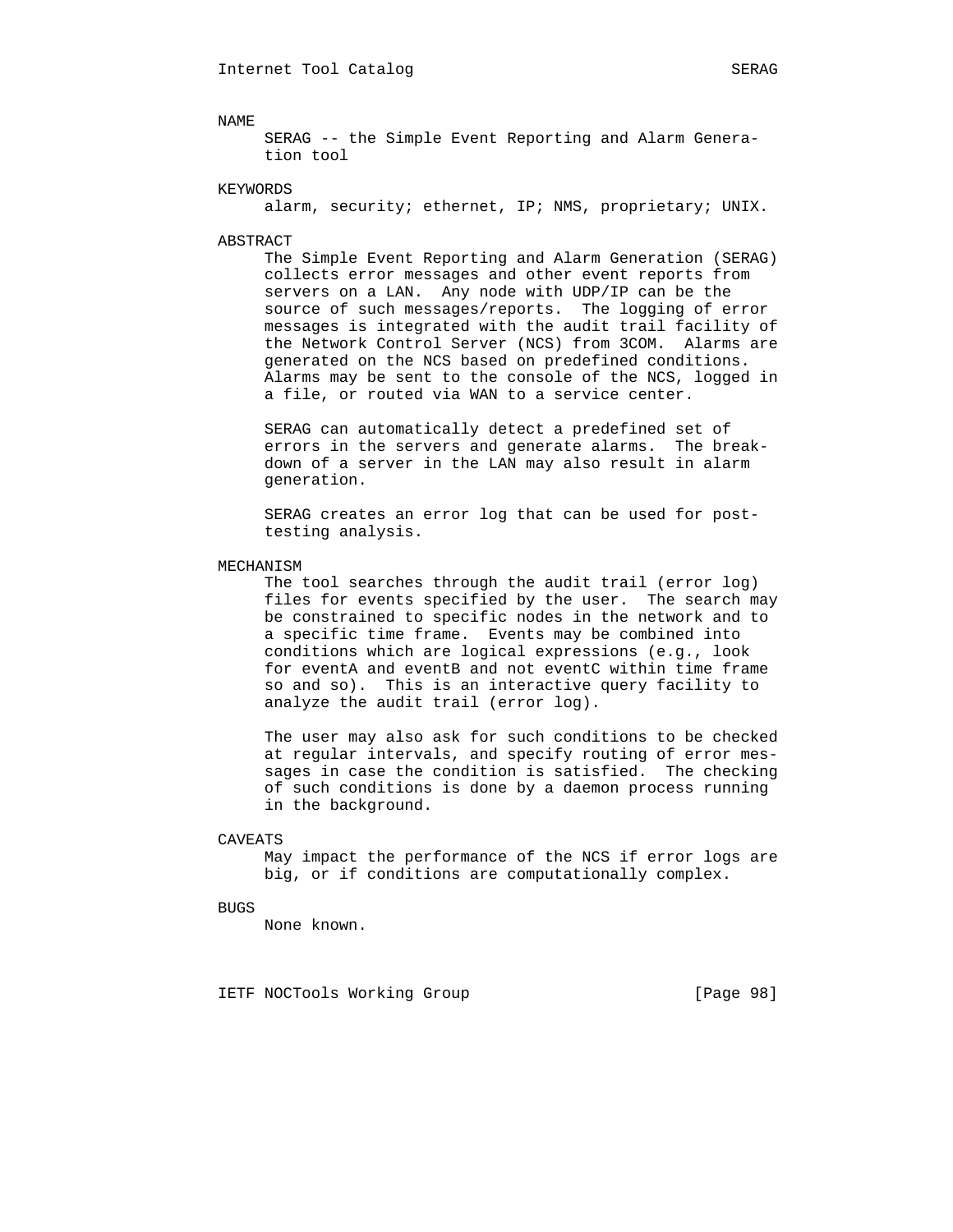## NAME

SERAG -- the Simple Event Reporting and Alarm Generation tool

## KEYWORDS

alarm, security; ethernet, IP; NMS, proprietary; UNIX.

## ABSTRACT

The Simple Event Reporting and Alarm Generation (SERAG) collects error messages and other event reports from servers on a LAN. Any node with UDP/IP can be the source of such messages/reports. The logging of error messages is integrated with the audit trail facility of the Network Control Server (NCS) from 3COM. Alarms are generated on the NCS based on predefined conditions. Alarms may be sent to the console of the NCS, logged in a file, or routed via WAN to a service center.

SERAG can automatically detect a predefined set of errors in the servers and generate alarms. The breakdown of a server in the LAN may also result in alarm generation.

SERAG creates an error log that can be used for post-testing analysis.

## MECHANISM

The tool searches through the audit trail (error log) files for events specified by the user. The search may be constrained to specific nodes in the network and to a specific time frame. Events may be combined into conditions which are logical expressions (e.g., look for eventA and eventB and not eventC within time frame so and so). This is an interactive query facility to analyze the audit trail (error log).

The user may also ask for such conditions to be checked at regular intervals, and specify routing of error messages in case the condition is satisfied. The checking of such conditions is done by a daemon process running in the background.

## CAVEATS

May impact the performance of the NCS if error logs are big, or if conditions are computationally complex.

## BUGS

None known.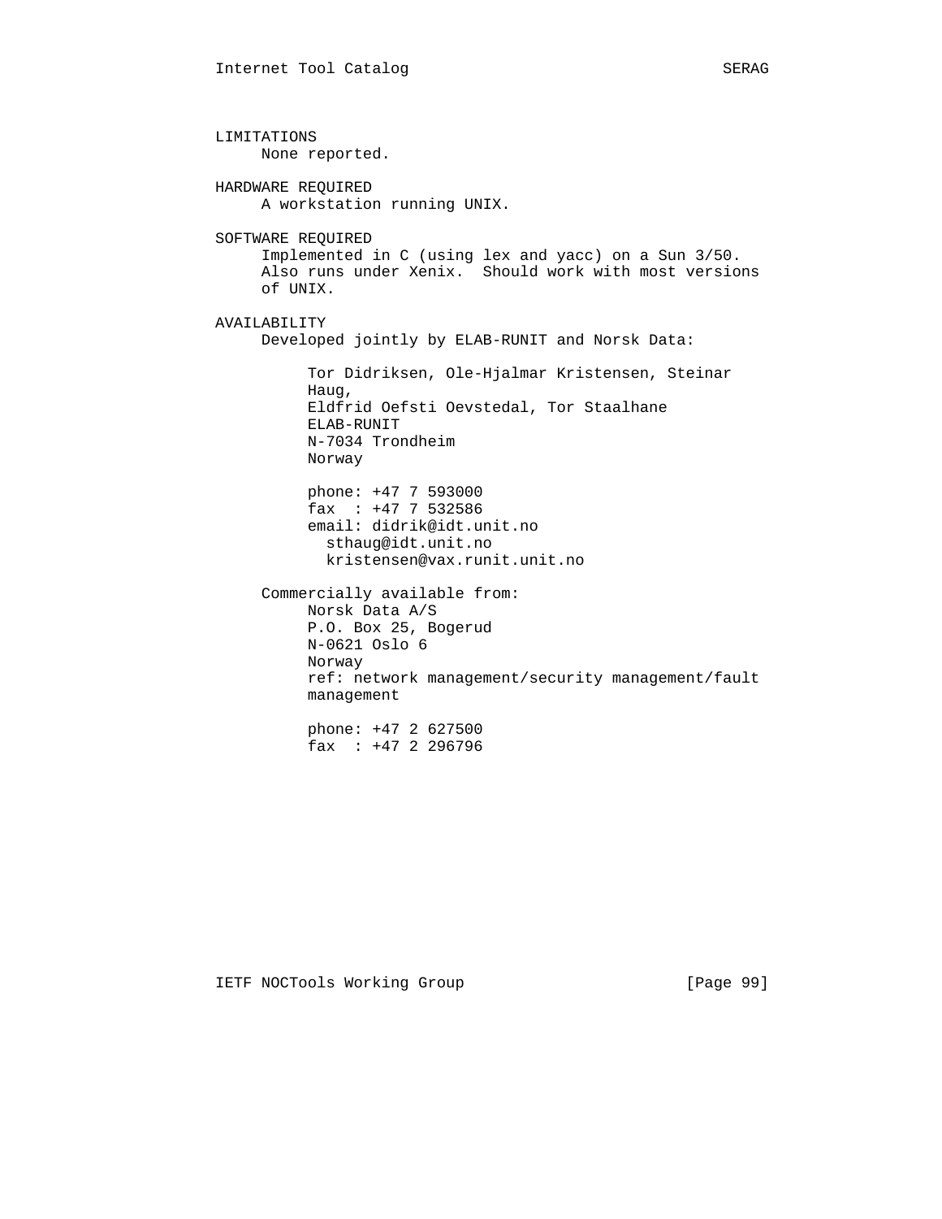LIMITATIONS

None reported.

HARDWARE REQUIRED

A workstation running UNIX.

SOFTWARE REQUIRED

Implemented in C (using lex and yacc) on a Sun 3/50. Also runs under Xenix. Should work with most versions of UNIX.

AVAILABILITY

Developed jointly by ELAB-RUNIT and Norsk Data:

Tor Didriksen, Ole-Hjalmar Kristensen, Steinar Haug,
Eldfrid Oefsti Oevstedal, Tor Staalhane
ELAB-RUNIT
N-7034 Trondheim
Norway

phone: +47 7 593000
fax : +47 7 532586
email: didrik@idt.unit.no
sthaug@idt.unit.no
kristensen@vax.runit.unit.no

Commercially available from:

Norsk Data A/S
P.O. Box 25, Bogerud
N-0621 Oslo 6
Norway
ref: network management/security management/fault management

phone: +47 2 627500
fax : +47 2 296796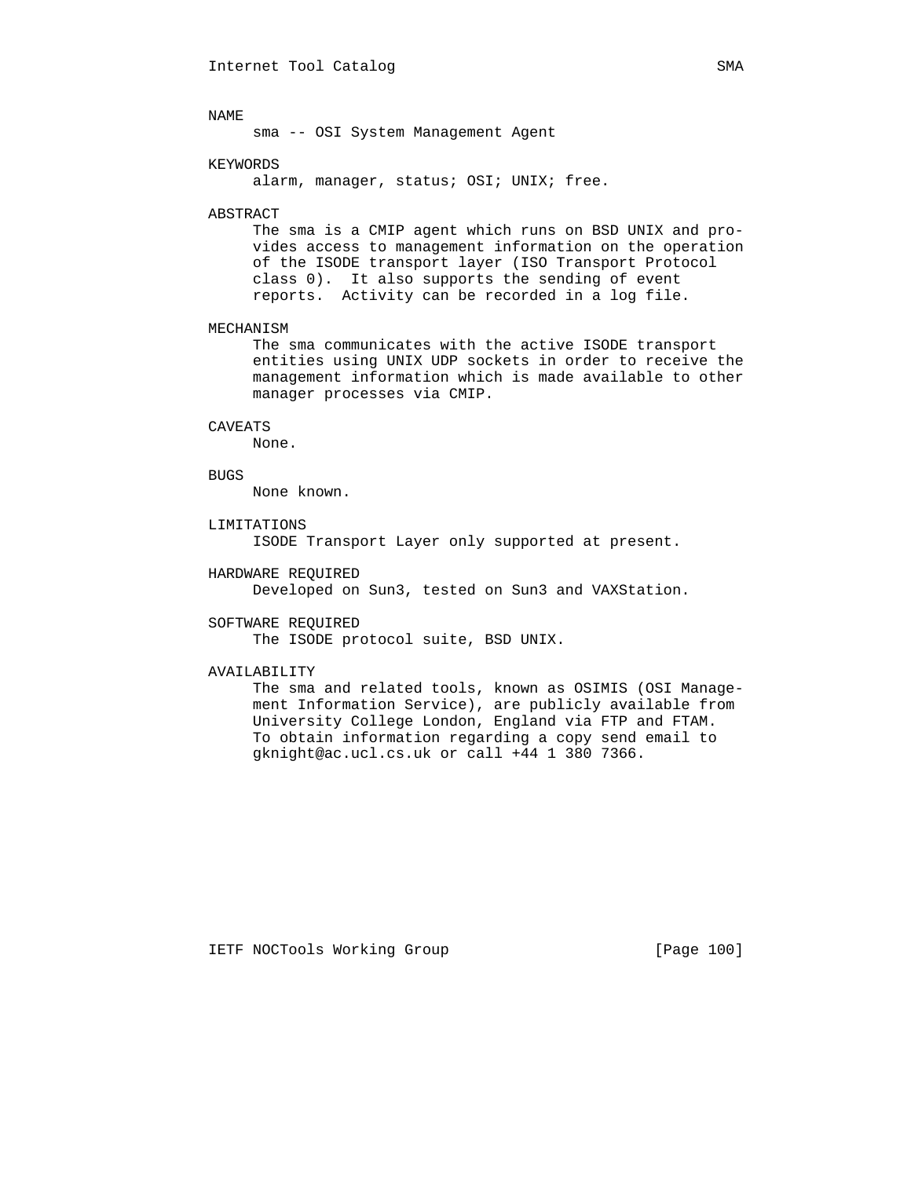## NAME

sma -- OSI System Management Agent

## KEYWORDS

alarm, manager, status; OSI; UNIX; free.

## ABSTRACT

The sma is a CMIP agent which runs on BSD UNIX and provides access to management information on the operation of the ISODE transport layer (ISO Transport Protocol class 0). It also supports the sending of event reports. Activity can be recorded in a log file.

## MECHANISM

The sma communicates with the active ISODE transport entities using UNIX UDP sockets in order to receive the management information which is made available to other manager processes via CMIP.

## CAVEATS

None.

## BUGS

None known.

## LIMITATIONS

ISODE Transport Layer only supported at present.

## HARDWARE REQUIRED

Developed on Sun3, tested on Sun3 and VAXStation.

## SOFTWARE REQUIRED

The ISODE protocol suite, BSD UNIX.

## AVAILABILITY

The sma and related tools, known as OSIMIS (OSI Management Information Service), are publicly available from University College London, England via FTP and FTAM. To obtain information regarding a copy send email to gknight@ac.ucl.cs.uk or call +44 1 380 7366.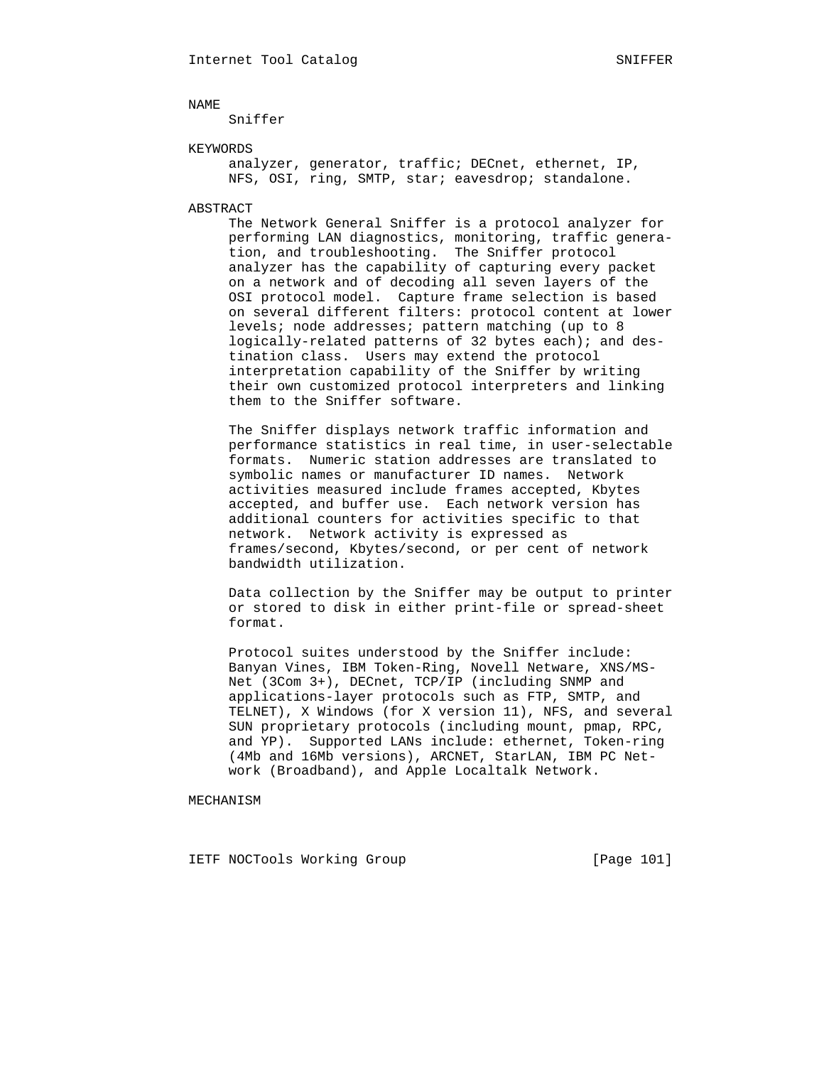## NAME

Sniffer

## KEYWORDS

analyzer, generator, traffic; DECnet, ethernet, IP, NFS, OSI, ring, SMTP, star; eavesdrop; standalone.

## ABSTRACT

The Network General Sniffer is a protocol analyzer for performing LAN diagnostics, monitoring, traffic generation, and troubleshooting. The Sniffer protocol analyzer has the capability of capturing every packet on a network and of decoding all seven layers of the OSI protocol model. Capture frame selection is based on several different filters: protocol content at lower levels; node addresses; pattern matching (up to 8 logically-related patterns of 32 bytes each); and destination class. Users may extend the protocol interpretation capability of the Sniffer by writing their own customized protocol interpreters and linking them to the Sniffer software.

The Sniffer displays network traffic information and performance statistics in real time, in user-selectable formats. Numeric station addresses are translated to symbolic names or manufacturer ID names. Network activities measured include frames accepted, Kbytes accepted, and buffer use. Each network version has additional counters for activities specific to that network. Network activity is expressed as frames/second, Kbytes/second, or per cent of network bandwidth utilization.

Data collection by the Sniffer may be output to printer or stored to disk in either print-file or spread-sheet format.

Protocol suites understood by the Sniffer include: Banyan Vines, IBM Token-Ring, Novell Netware, XNS/MS-Net (3Com 3+), DECnet, TCP/IP (including SNMP and applications-layer protocols such as FTP, SMTP, and TELNET), X Windows (for X version 11), NFS, and several SUN proprietary protocols (including mount, pmap, RPC, and YP). Supported LANs include: ethernet, Token-ring (4Mb and 16Mb versions), ARCNET, StarLAN, IBM PC Network (Broadband), and Apple Localtalk Network.

## MECHANISM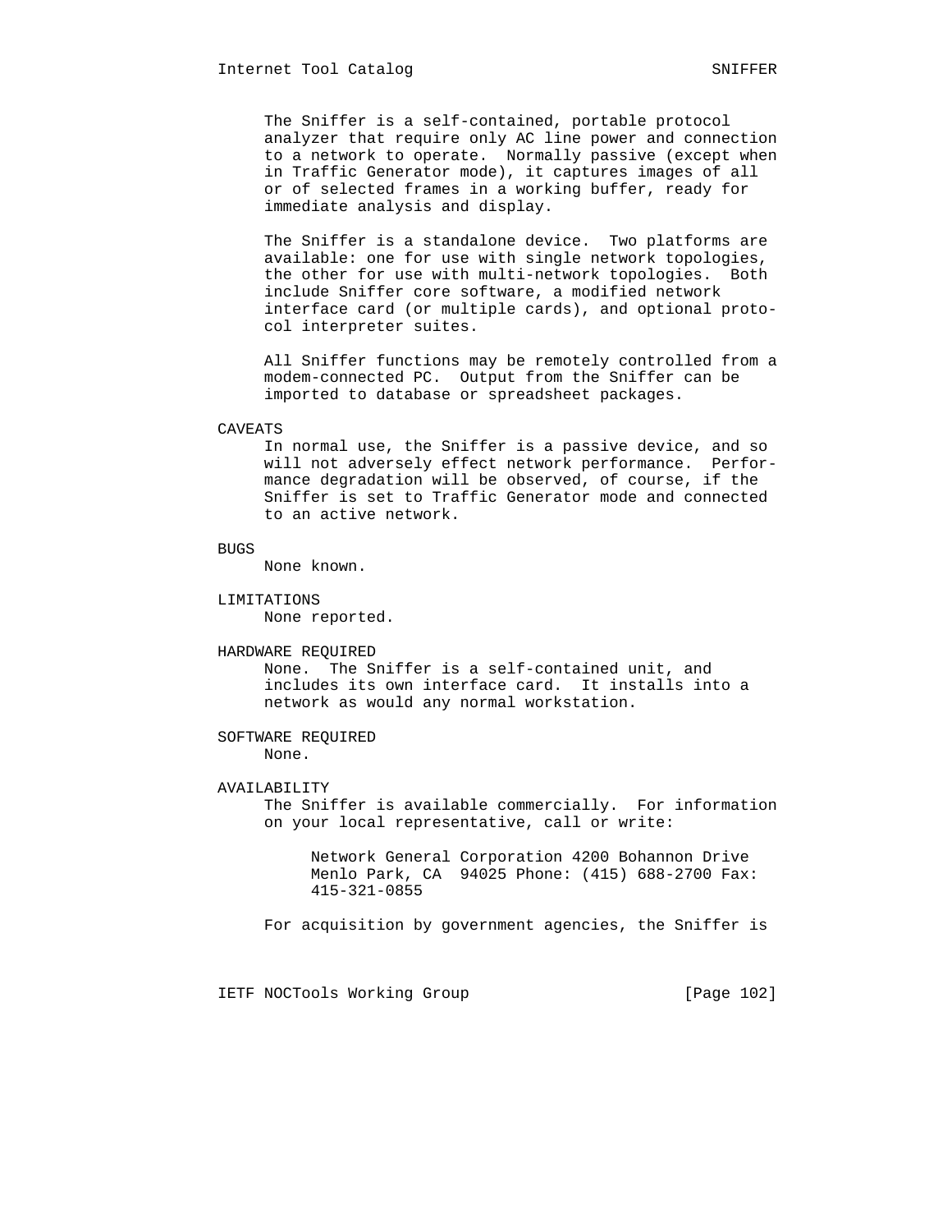The Sniffer is a self-contained, portable protocol analyzer that require only AC line power and connection to a network to operate. Normally passive (except when in Traffic Generator mode), it captures images of all or of selected frames in a working buffer, ready for immediate analysis and display.

The Sniffer is a standalone device. Two platforms are available: one for use with single network topologies, the other for use with multi-network topologies. Both include Sniffer core software, a modified network interface card (or multiple cards), and optional protocol interpreter suites.

All Sniffer functions may be remotely controlled from a modem-connected PC. Output from the Sniffer can be imported to database or spreadsheet packages.

## CAVEATS

In normal use, the Sniffer is a passive device, and so will not adversely effect network performance. Performance degradation will be observed, of course, if the Sniffer is set to Traffic Generator mode and connected to an active network.

## BUGS

None known.

## LIMITATIONS

None reported.

## HARDWARE REQUIRED

None. The Sniffer is a self-contained unit, and includes its own interface card. It installs into a network as would any normal workstation.

## SOFTWARE REQUIRED

None.

## AVAILABILITY

The Sniffer is available commercially. For information on your local representative, call or write:

> Network General Corporation 4200 Bohannon Drive Menlo Park, CA 94025 Phone: (415) 688-2700 Fax: 415-321-0855

For acquisition by government agencies, the Sniffer is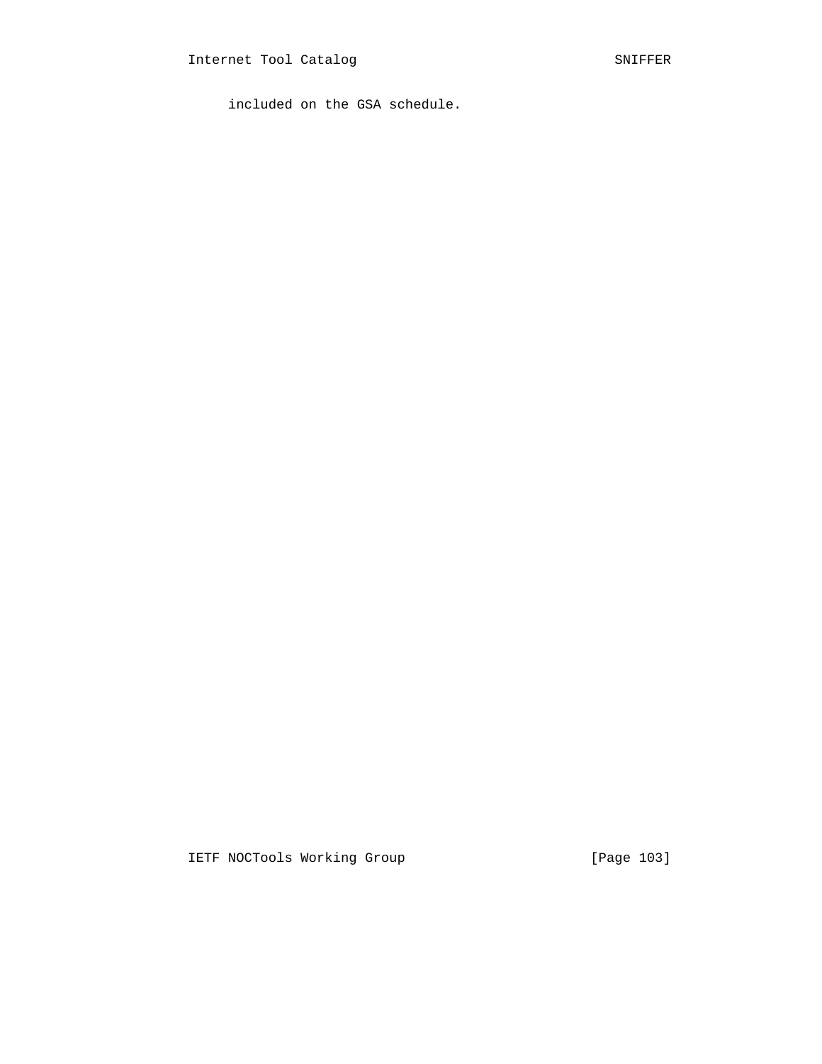included on the GSA schedule.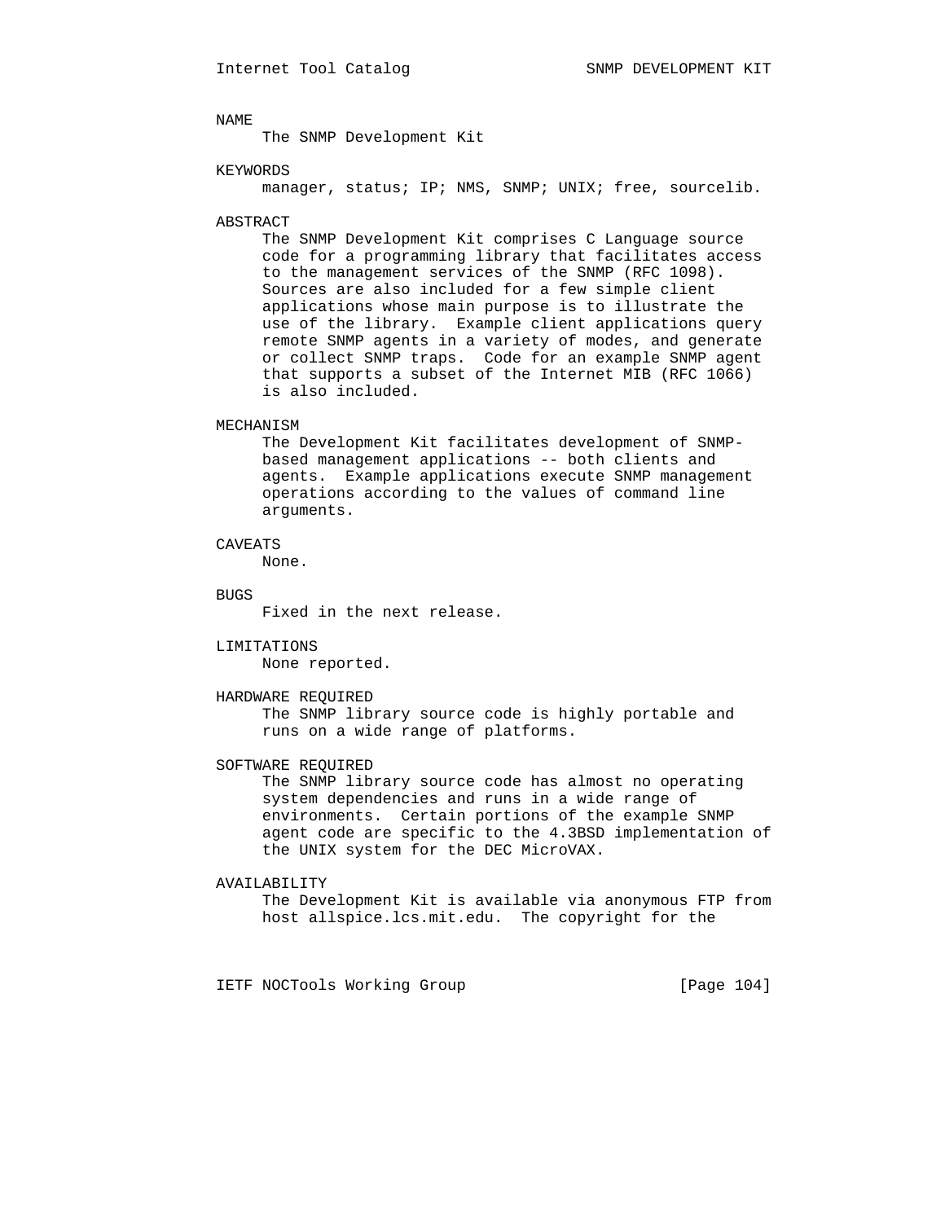NAME

The SNMP Development Kit

KEYWORDS

manager, status; IP; NMS, SNMP; UNIX; free, sourcelib.

ABSTRACT

The SNMP Development Kit comprises C Language source code for a programming library that facilitates access to the management services of the SNMP (RFC 1098). Sources are also included for a few simple client applications whose main purpose is to illustrate the use of the library. Example client applications query remote SNMP agents in a variety of modes, and generate or collect SNMP traps. Code for an example SNMP agent that supports a subset of the Internet MIB (RFC 1066) is also included.

MECHANISM

The Development Kit facilitates development of SNMP-based management applications -- both clients and agents. Example applications execute SNMP management operations according to the values of command line arguments.

CAVEATS

None.

BUGS

Fixed in the next release.

LIMITATIONS

None reported.

HARDWARE REQUIRED

The SNMP library source code is highly portable and runs on a wide range of platforms.

SOFTWARE REQUIRED

The SNMP library source code has almost no operating system dependencies and runs in a wide range of environments. Certain portions of the example SNMP agent code are specific to the 4.3BSD implementation of the UNIX system for the DEC MicroVAX.

AVAILABILITY

The Development Kit is available via anonymous FTP from host allspice.lcs.mit.edu. The copyright for the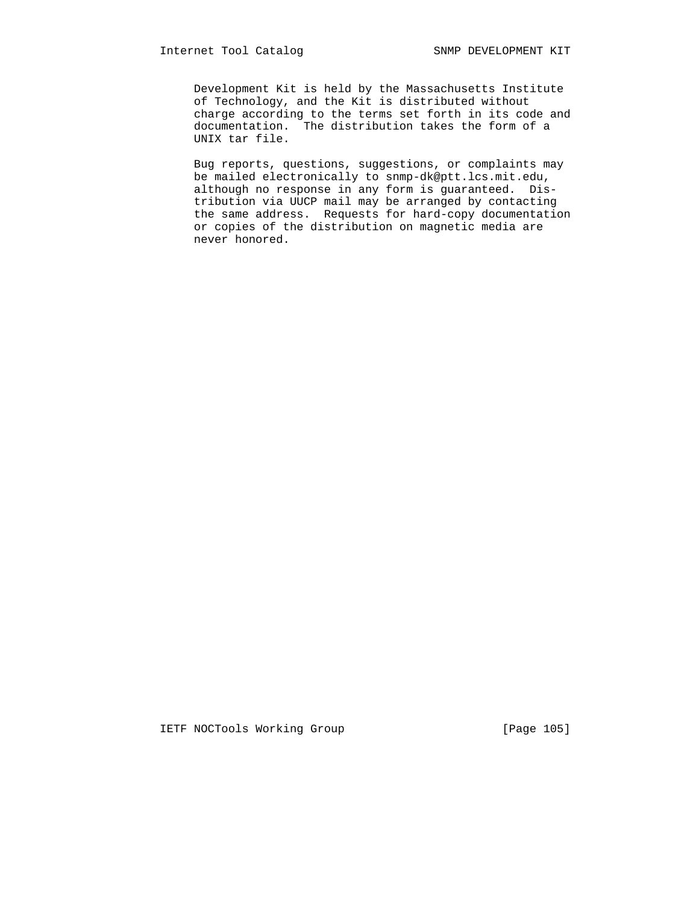Development Kit is held by the Massachusetts Institute of Technology, and the Kit is distributed without charge according to the terms set forth in its code and documentation. The distribution takes the form of a UNIX tar file.

Bug reports, questions, suggestions, or complaints may be mailed electronically to snmp-dk@ptt.lcs.mit.edu, although no response in any form is guaranteed. Distribution via UUCP mail may be arranged by contacting the same address. Requests for hard-copy documentation or copies of the distribution on magnetic media are never honored.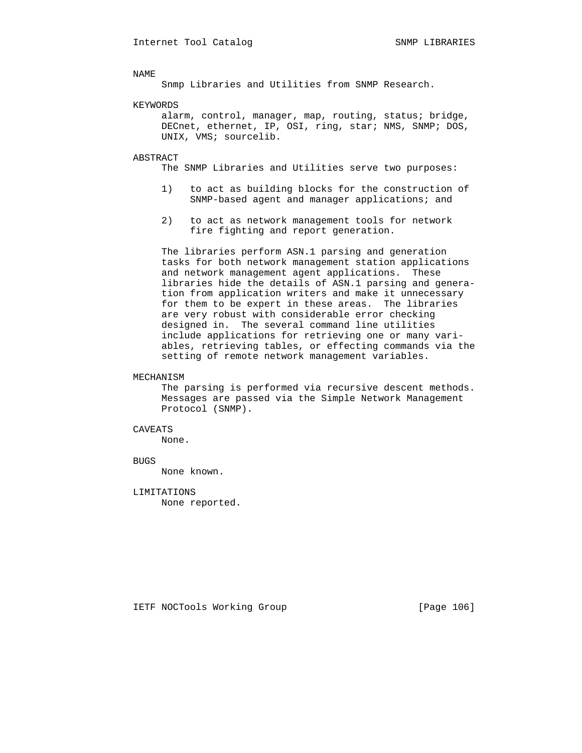## NAME

Snmp Libraries and Utilities from SNMP Research.

## KEYWORDS

alarm, control, manager, map, routing, status; bridge, DECnet, ethernet, IP, OSI, ring, star; NMS, SNMP; DOS, UNIX, VMS; sourcelib.

## ABSTRACT

The SNMP Libraries and Utilities serve two purposes:

1) to act as building blocks for the construction of SNMP-based agent and manager applications; and

2) to act as network management tools for network fire fighting and report generation.

The libraries perform ASN.1 parsing and generation tasks for both network management station applications and network management agent applications. These libraries hide the details of ASN.1 parsing and generation from application writers and make it unnecessary for them to be expert in these areas. The libraries are very robust with considerable error checking designed in. The several command line utilities include applications for retrieving one or many variables, retrieving tables, or effecting commands via the setting of remote network management variables.

## MECHANISM

The parsing is performed via recursive descent methods. Messages are passed via the Simple Network Management Protocol (SNMP).

## CAVEATS

None.

## BUGS

None known.

## LIMITATIONS

None reported.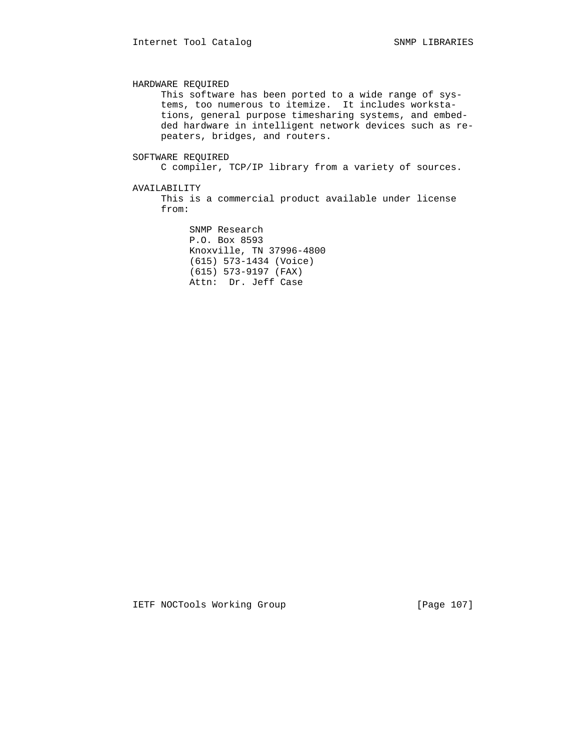## HARDWARE REQUIRED

This software has been ported to a wide range of systems, too numerous to itemize. It includes workstations, general purpose timesharing systems, and embedded hardware in intelligent network devices such as repeaters, bridges, and routers.

## SOFTWARE REQUIRED

C compiler, TCP/IP library from a variety of sources.

## AVAILABILITY

This is a commercial product available under license from:

SNMP Research
P.O. Box 8593
Knoxville, TN 37996-4800
(615) 573-1434 (Voice)
(615) 573-9197 (FAX)
Attn: Dr. Jeff Case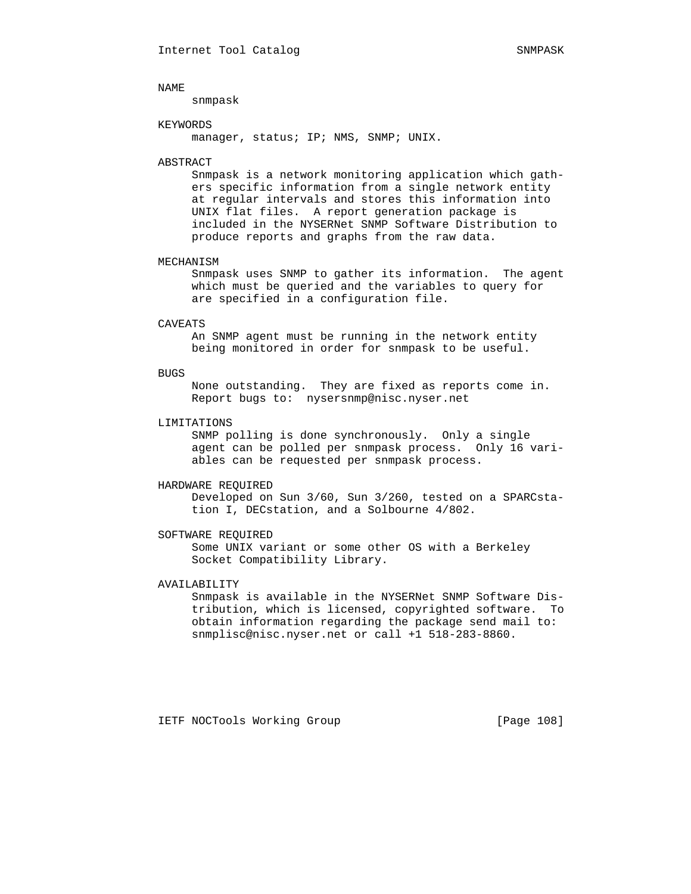## NAME

snmpask

## KEYWORDS

manager, status; IP; NMS, SNMP; UNIX.

## ABSTRACT

Snmpask is a network monitoring application which gathers specific information from a single network entity at regular intervals and stores this information into UNIX flat files. A report generation package is included in the NYSERNet SNMP Software Distribution to produce reports and graphs from the raw data.

## MECHANISM

Snmpask uses SNMP to gather its information. The agent which must be queried and the variables to query for are specified in a configuration file.

## CAVEATS

An SNMP agent must be running in the network entity being monitored in order for snmpask to be useful.

## BUGS

None outstanding. They are fixed as reports come in. Report bugs to: nysersnmp@nisc.nyser.net

## LIMITATIONS

SNMP polling is done synchronously. Only a single agent can be polled per snmpask process. Only 16 variables can be requested per snmpask process.

## HARDWARE REQUIRED

Developed on Sun 3/60, Sun 3/260, tested on a SPARCstation I, DECstation, and a Solbourne 4/802.

## SOFTWARE REQUIRED

Some UNIX variant or some other OS with a Berkeley Socket Compatibility Library.

## AVAILABILITY

Snmpask is available in the NYSERNet SNMP Software Distribution, which is licensed, copyrighted software. To obtain information regarding the package send mail to: snmplisc@nisc.nyser.net or call +1 518-283-8860.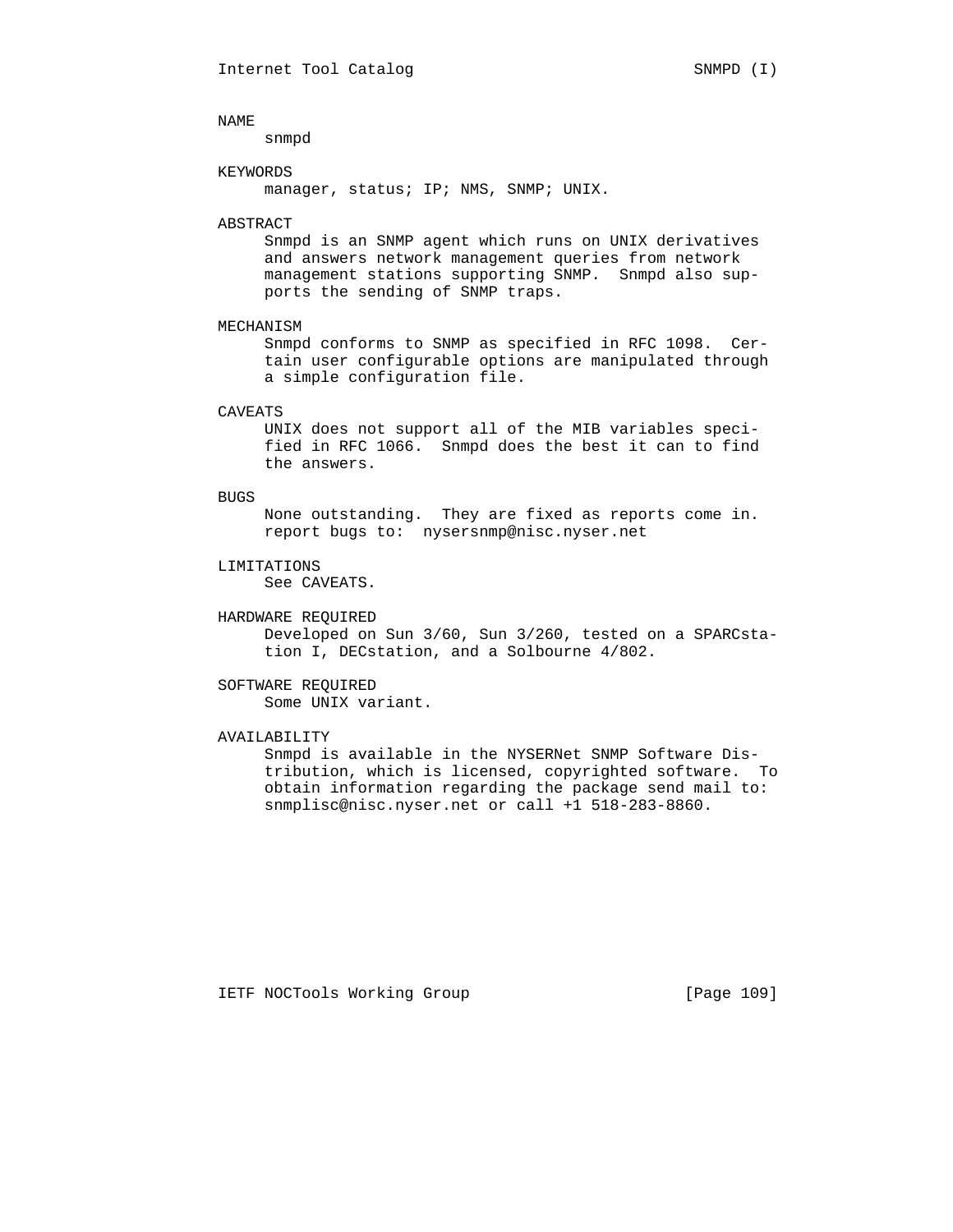## NAME

snmpd

## KEYWORDS

manager, status; IP; NMS, SNMP; UNIX.

## ABSTRACT

Snmpd is an SNMP agent which runs on UNIX derivatives and answers network management queries from network management stations supporting SNMP. Snmpd also supports the sending of SNMP traps.

## MECHANISM

Snmpd conforms to SNMP as specified in RFC 1098. Certain user configurable options are manipulated through a simple configuration file.

## CAVEATS

UNIX does not support all of the MIB variables specified in RFC 1066. Snmpd does the best it can to find the answers.

## BUGS

None outstanding. They are fixed as reports come in. report bugs to: nysersnmp@nisc.nyser.net

## LIMITATIONS

See CAVEATS.

## HARDWARE REQUIRED

Developed on Sun 3/60, Sun 3/260, tested on a SPARCstation I, DECstation, and a Solbourne 4/802.

## SOFTWARE REQUIRED

Some UNIX variant.

## AVAILABILITY

Snmpd is available in the NYSERNet SNMP Software Distribution, which is licensed, copyrighted software. To obtain information regarding the package send mail to: snmplisc@nisc.nyser.net or call +1 518-283-8860.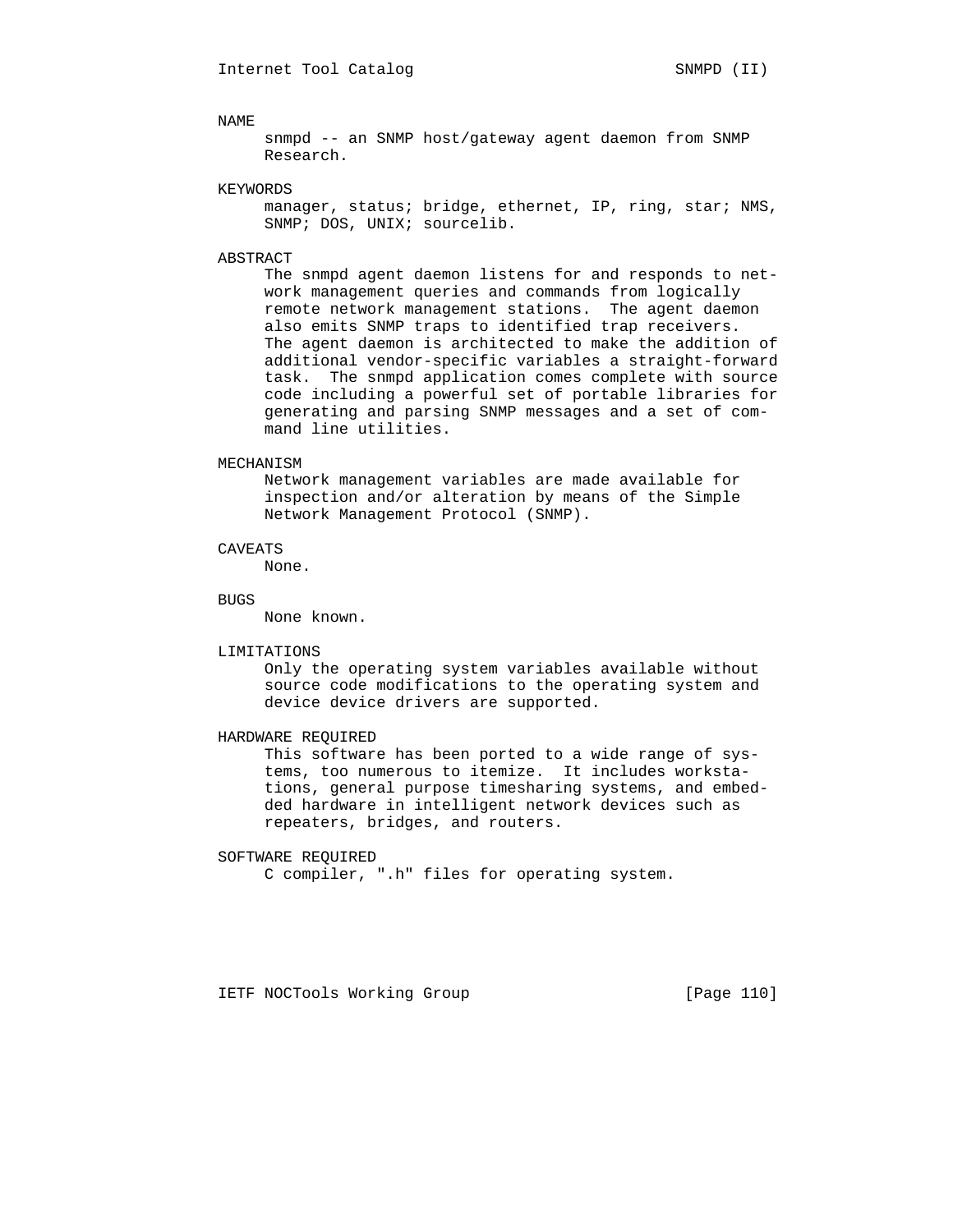## NAME

snmpd -- an SNMP host/gateway agent daemon from SNMP Research.

## KEYWORDS

manager, status; bridge, ethernet, IP, ring, star; NMS, SNMP; DOS, UNIX; sourcelib.

## ABSTRACT

The snmpd agent daemon listens for and responds to network management queries and commands from logically remote network management stations. The agent daemon also emits SNMP traps to identified trap receivers. The agent daemon is architected to make the addition of additional vendor-specific variables a straight-forward task. The snmpd application comes complete with source code including a powerful set of portable libraries for generating and parsing SNMP messages and a set of command line utilities.

## MECHANISM

Network management variables are made available for inspection and/or alteration by means of the Simple Network Management Protocol (SNMP).

## CAVEATS

None.

## BUGS

None known.

## LIMITATIONS

Only the operating system variables available without source code modifications to the operating system and device device drivers are supported.

## HARDWARE REQUIRED

This software has been ported to a wide range of systems, too numerous to itemize. It includes workstations, general purpose timesharing systems, and embedded hardware in intelligent network devices such as repeaters, bridges, and routers.

## SOFTWARE REQUIRED

C compiler, ".h" files for operating system.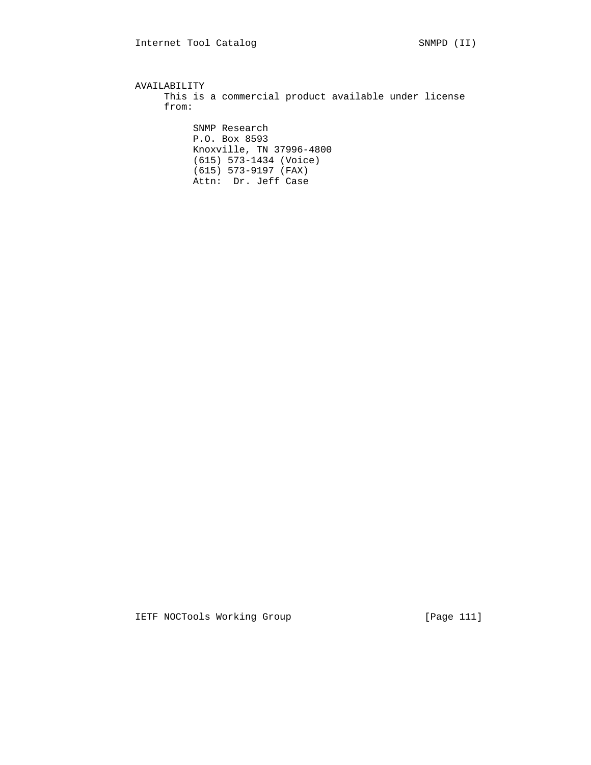## AVAILABILITY

This is a commercial product available under license from:

SNMP Research  
P.O. Box 8593  
Knoxville, TN 37996-4800  
(615) 573-1434 (Voice)  
(615) 573-9197 (FAX)  
Attn:  Dr. Jeff Case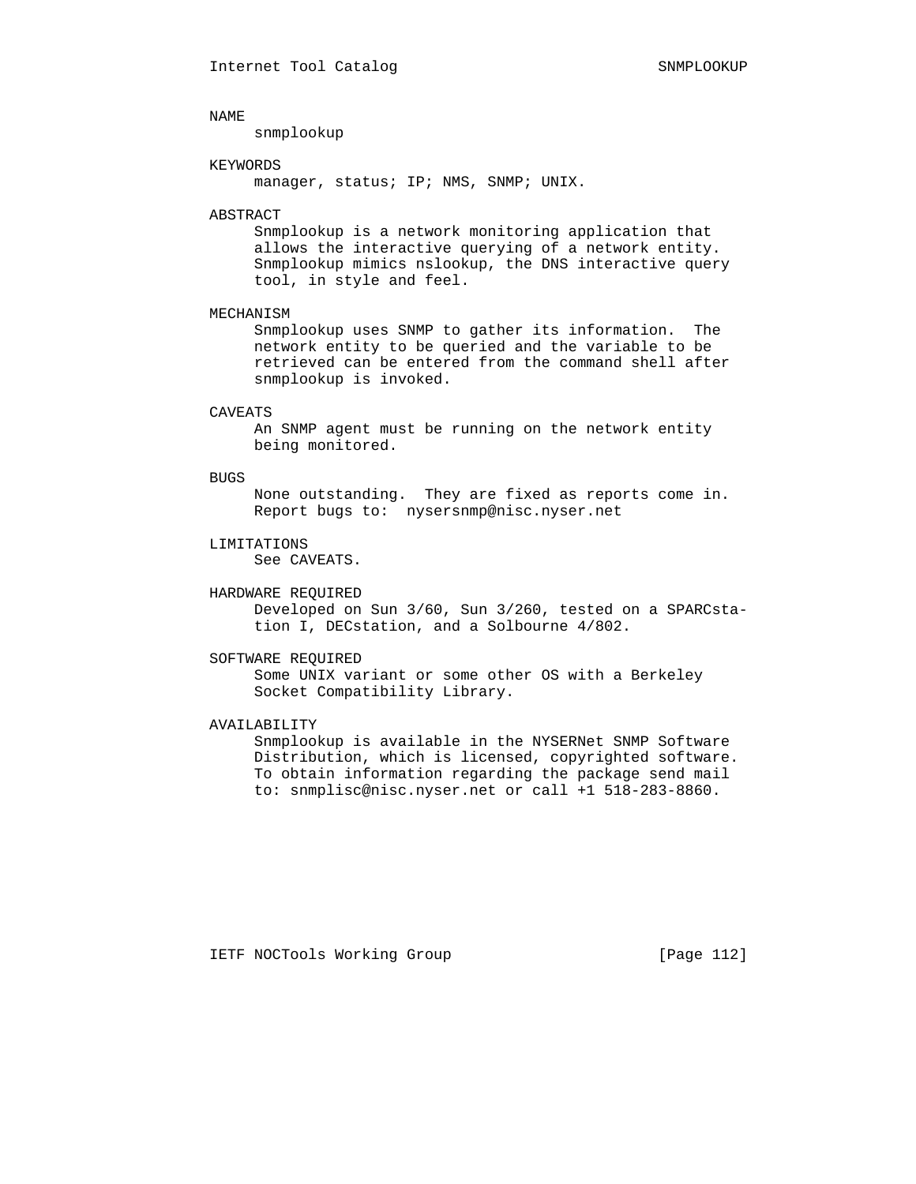## NAME

snmplookup

## KEYWORDS

manager, status; IP; NMS, SNMP; UNIX.

## ABSTRACT

Snmplookup is a network monitoring application that allows the interactive querying of a network entity. Snmplookup mimics nslookup, the DNS interactive query tool, in style and feel.

## MECHANISM

Snmplookup uses SNMP to gather its information. The network entity to be queried and the variable to be retrieved can be entered from the command shell after snmplookup is invoked.

## CAVEATS

An SNMP agent must be running on the network entity being monitored.

## BUGS

None outstanding. They are fixed as reports come in. Report bugs to: nysersnmp@nisc.nyser.net

## LIMITATIONS

See CAVEATS.

## HARDWARE REQUIRED

Developed on Sun 3/60, Sun 3/260, tested on a SPARCstation I, DECstation, and a Solbourne 4/802.

## SOFTWARE REQUIRED

Some UNIX variant or some other OS with a Berkeley Socket Compatibility Library.

## AVAILABILITY

Snmplookup is available in the NYSERNet SNMP Software Distribution, which is licensed, copyrighted software. To obtain information regarding the package send mail to: snmplisc@nisc.nyser.net or call +1 518-283-8860.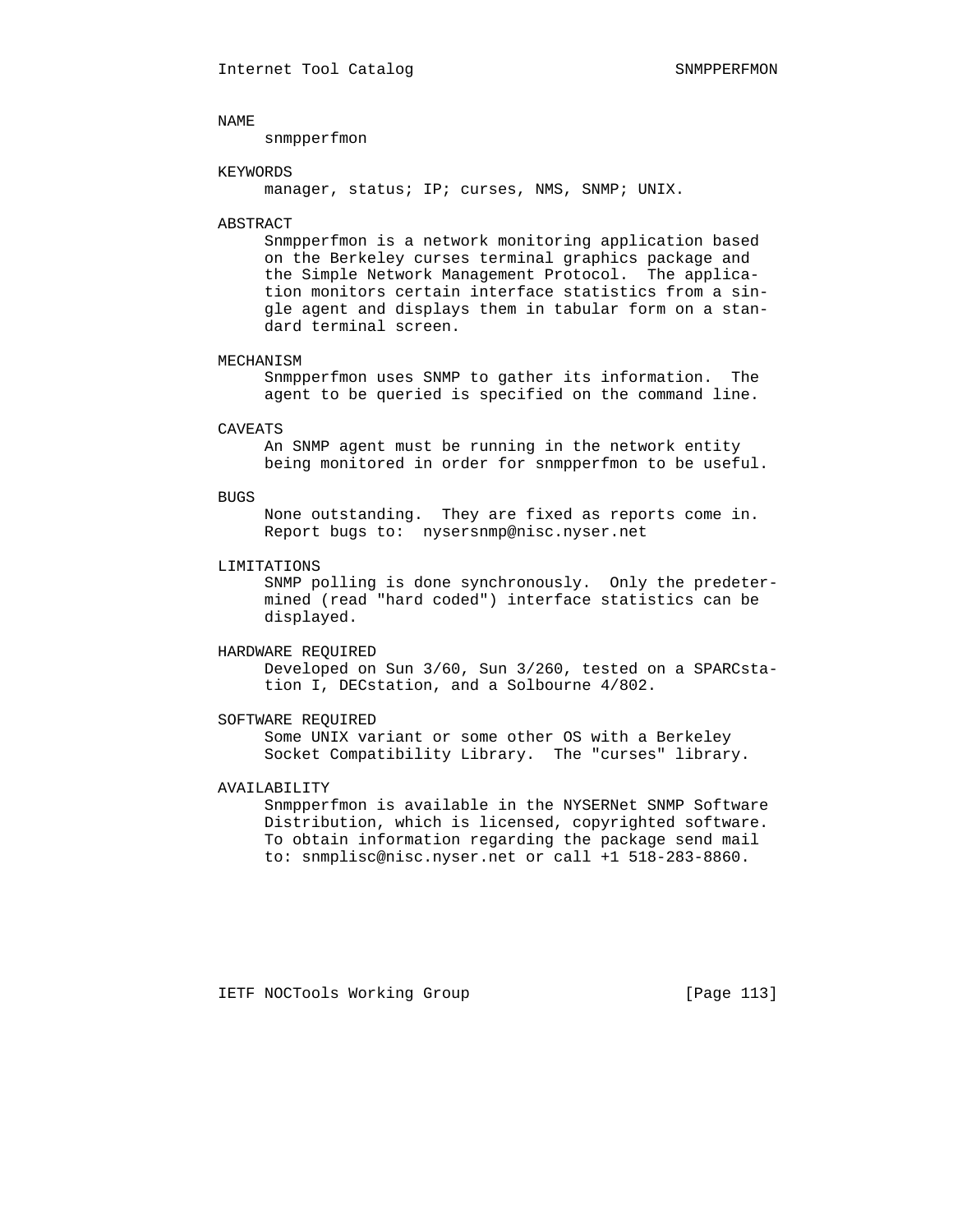## NAME

snmpperfmon

## KEYWORDS

manager, status; IP; curses, NMS, SNMP; UNIX.

## ABSTRACT

Snmpperfmon is a network monitoring application based on the Berkeley curses terminal graphics package and the Simple Network Management Protocol. The application monitors certain interface statistics from a single agent and displays them in tabular form on a standard terminal screen.

## MECHANISM

Snmpperfmon uses SNMP to gather its information. The agent to be queried is specified on the command line.

## CAVEATS

An SNMP agent must be running in the network entity being monitored in order for snmpperfmon to be useful.

## BUGS

None outstanding. They are fixed as reports come in. Report bugs to: nysersnmp@nisc.nyser.net

## LIMITATIONS

SNMP polling is done synchronously. Only the predetermined (read "hard coded") interface statistics can be displayed.

## HARDWARE REQUIRED

Developed on Sun 3/60, Sun 3/260, tested on a SPARCstation I, DECstation, and a Solbourne 4/802.

## SOFTWARE REQUIRED

Some UNIX variant or some other OS with a Berkeley Socket Compatibility Library. The "curses" library.

## AVAILABILITY

Snmpperfmon is available in the NYSERNet SNMP Software Distribution, which is licensed, copyrighted software. To obtain information regarding the package send mail to: snmplisc@nisc.nyser.net or call +1 518-283-8860.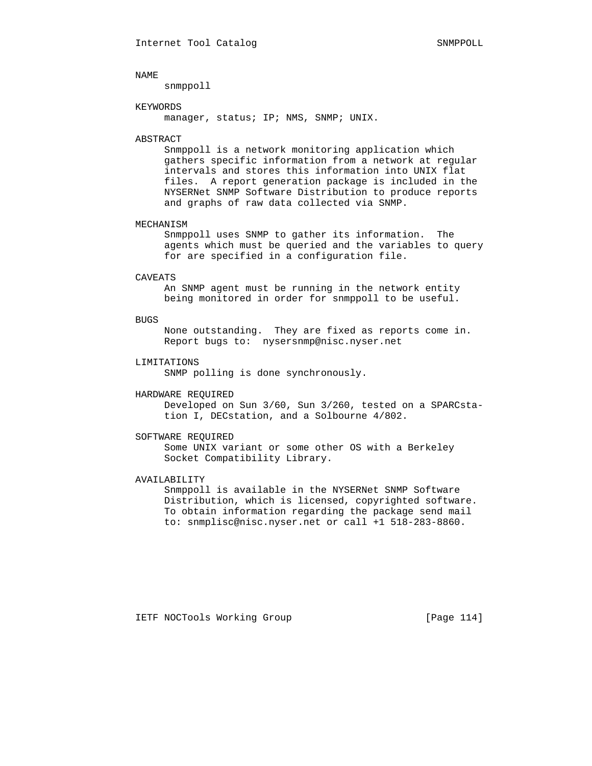## NAME

snmppoll

## KEYWORDS

manager, status; IP; NMS, SNMP; UNIX.

## ABSTRACT

Snmppoll is a network monitoring application which gathers specific information from a network at regular intervals and stores this information into UNIX flat files. A report generation package is included in the NYSERNet SNMP Software Distribution to produce reports and graphs of raw data collected via SNMP.

## MECHANISM

Snmppoll uses SNMP to gather its information. The agents which must be queried and the variables to query for are specified in a configuration file.

## CAVEATS

An SNMP agent must be running in the network entity being monitored in order for snmppoll to be useful.

## BUGS

None outstanding. They are fixed as reports come in. Report bugs to: nysersnmp@nisc.nyser.net

## LIMITATIONS

SNMP polling is done synchronously.

## HARDWARE REQUIRED

Developed on Sun 3/60, Sun 3/260, tested on a SPARCstation I, DECstation, and a Solbourne 4/802.

## SOFTWARE REQUIRED

Some UNIX variant or some other OS with a Berkeley Socket Compatibility Library.

## AVAILABILITY

Snmppoll is available in the NYSERNet SNMP Software Distribution, which is licensed, copyrighted software. To obtain information regarding the package send mail to: snmplisc@nisc.nyser.net or call +1 518-283-8860.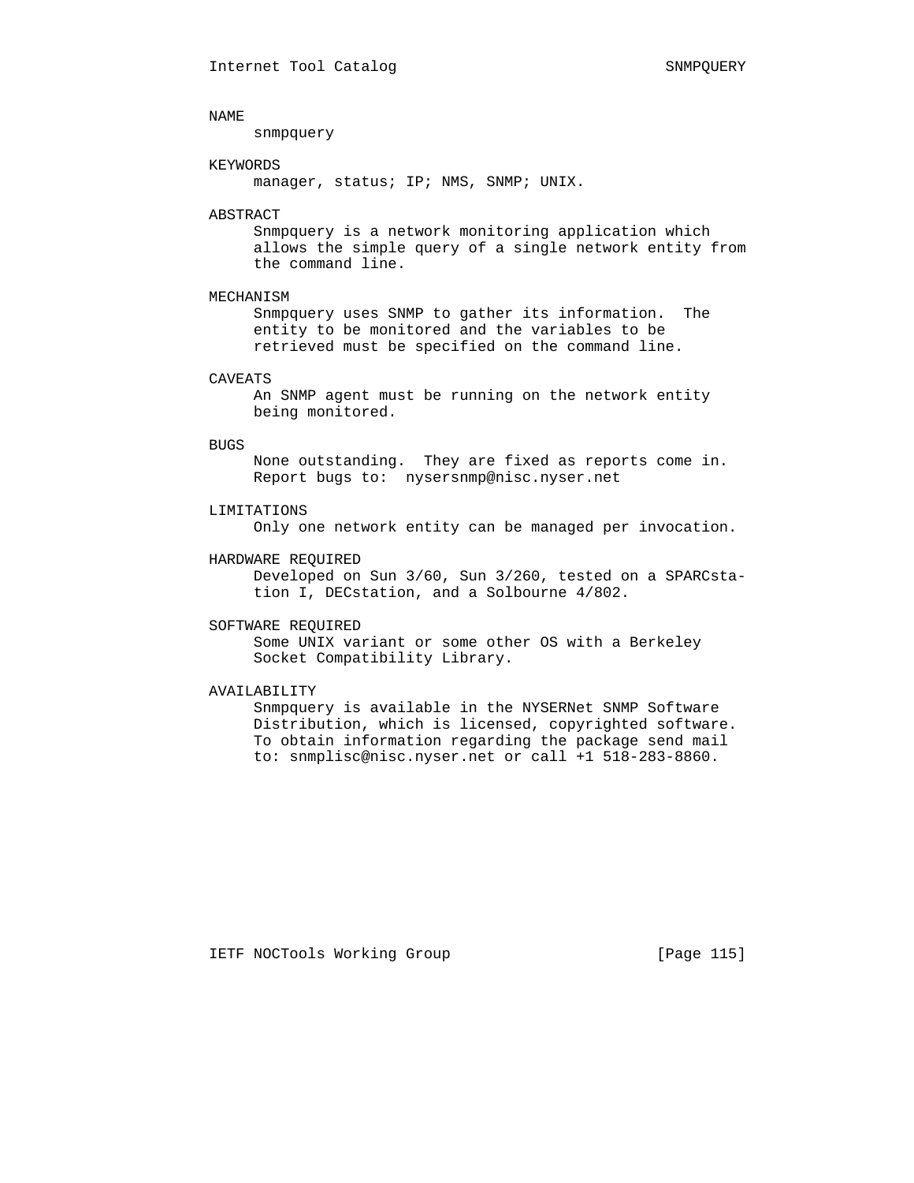## NAME

snmpquery

## KEYWORDS

manager, status; IP; NMS, SNMP; UNIX.

## ABSTRACT

Snmpquery is a network monitoring application which allows the simple query of a single network entity from the command line.

## MECHANISM

Snmpquery uses SNMP to gather its information. The entity to be monitored and the variables to be retrieved must be specified on the command line.

## CAVEATS

An SNMP agent must be running on the network entity being monitored.

## BUGS

None outstanding. They are fixed as reports come in. Report bugs to: nysersnmp@nisc.nyser.net

## LIMITATIONS

Only one network entity can be managed per invocation.

## HARDWARE REQUIRED

Developed on Sun 3/60, Sun 3/260, tested on a SPARCstation I, DECstation, and a Solbourne 4/802.

## SOFTWARE REQUIRED

Some UNIX variant or some other OS with a Berkeley Socket Compatibility Library.

## AVAILABILITY

Snmpquery is available in the NYSERNet SNMP Software Distribution, which is licensed, copyrighted software. To obtain information regarding the package send mail to: snmplisc@nisc.nyser.net or call +1 518-283-8860.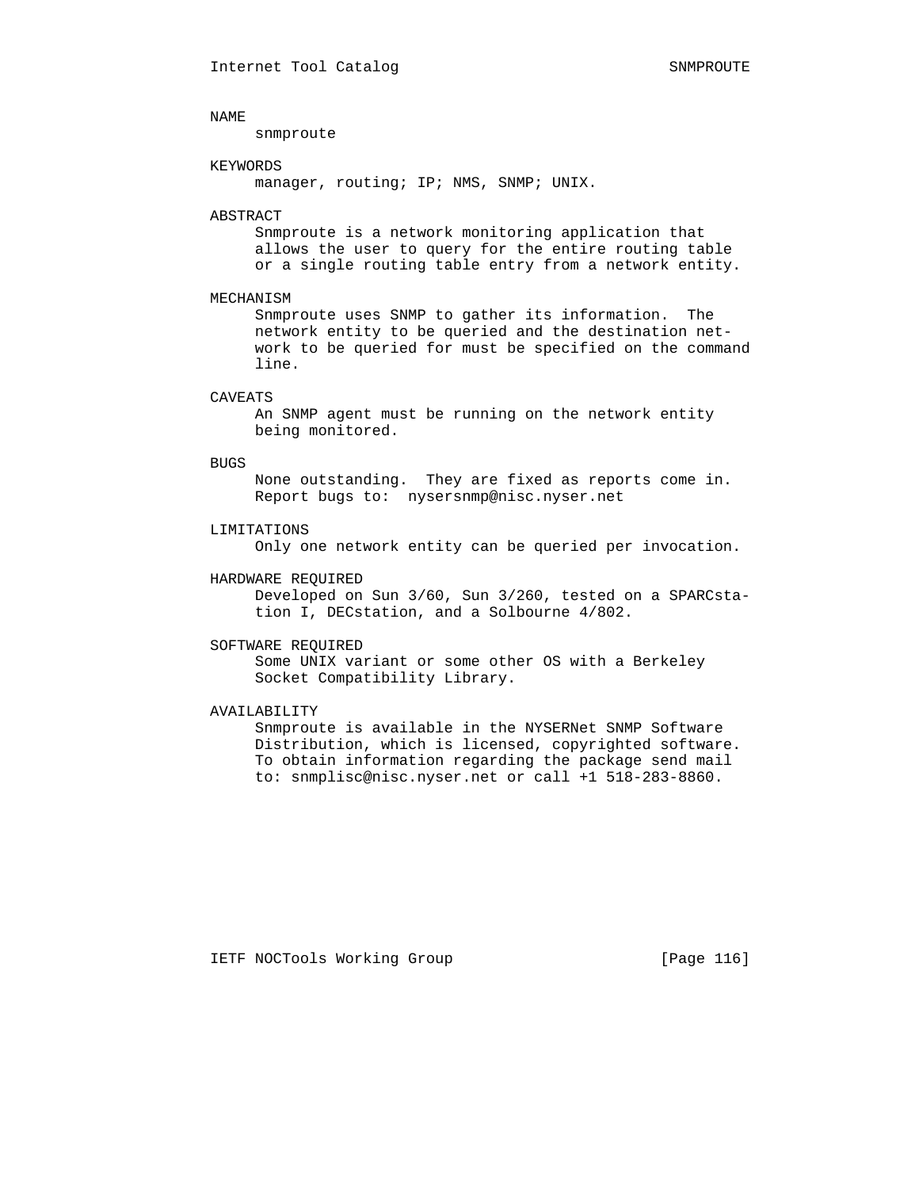## NAME

snmproute

## KEYWORDS

manager, routing; IP; NMS, SNMP; UNIX.

## ABSTRACT

Snmproute is a network monitoring application that allows the user to query for the entire routing table or a single routing table entry from a network entity.

## MECHANISM

Snmproute uses SNMP to gather its information. The network entity to be queried and the destination network to be queried for must be specified on the command line.

## CAVEATS

An SNMP agent must be running on the network entity being monitored.

## BUGS

None outstanding. They are fixed as reports come in. Report bugs to: nysersnmp@nisc.nyser.net

## LIMITATIONS

Only one network entity can be queried per invocation.

## HARDWARE REQUIRED

Developed on Sun 3/60, Sun 3/260, tested on a SPARCstation I, DECstation, and a Solbourne 4/802.

## SOFTWARE REQUIRED

Some UNIX variant or some other OS with a Berkeley Socket Compatibility Library.

## AVAILABILITY

Snmproute is available in the NYSERNet SNMP Software Distribution, which is licensed, copyrighted software. To obtain information regarding the package send mail to: snmplisc@nisc.nyser.net or call +1 518-283-8860.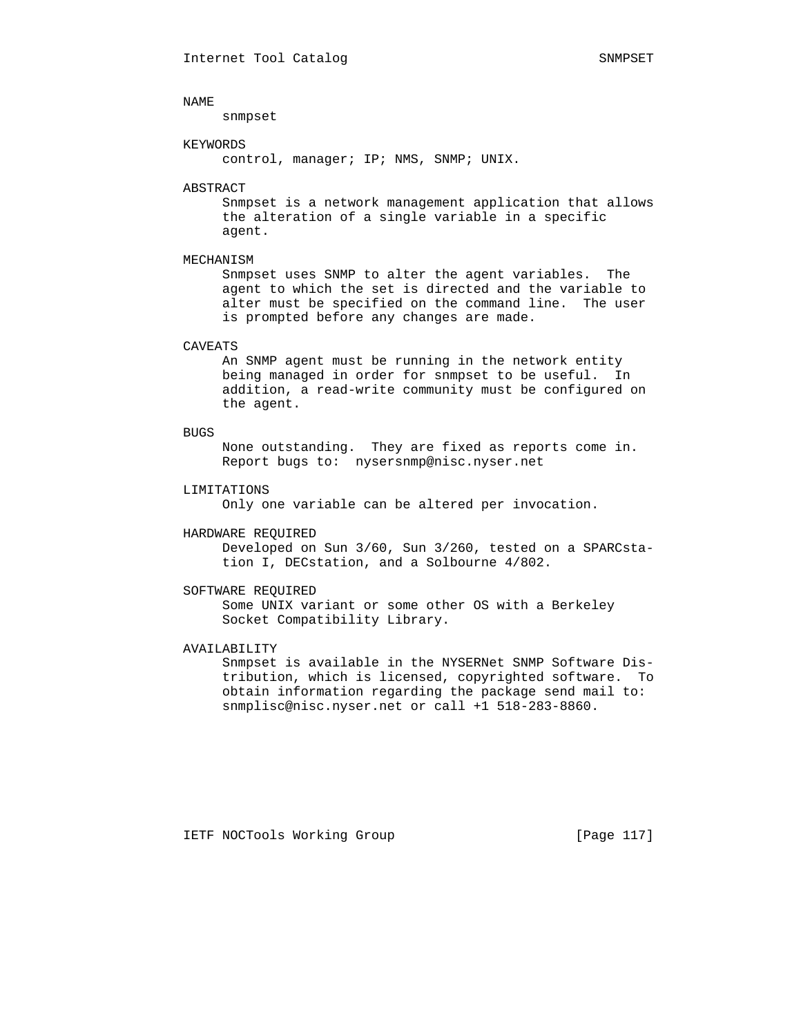## NAME

snmpset

## KEYWORDS

control, manager; IP; NMS, SNMP; UNIX.

## ABSTRACT

Snmpset is a network management application that allows the alteration of a single variable in a specific agent.

## MECHANISM

Snmpset uses SNMP to alter the agent variables. The agent to which the set is directed and the variable to alter must be specified on the command line. The user is prompted before any changes are made.

## CAVEATS

An SNMP agent must be running in the network entity being managed in order for snmpset to be useful. In addition, a read-write community must be configured on the agent.

## BUGS

None outstanding. They are fixed as reports come in. Report bugs to: nysersnmp@nisc.nyser.net

## LIMITATIONS

Only one variable can be altered per invocation.

## HARDWARE REQUIRED

Developed on Sun 3/60, Sun 3/260, tested on a SPARCstation I, DECstation, and a Solbourne 4/802.

## SOFTWARE REQUIRED

Some UNIX variant or some other OS with a Berkeley Socket Compatibility Library.

## AVAILABILITY

Snmpset is available in the NYSERNet SNMP Software Distribution, which is licensed, copyrighted software. To obtain information regarding the package send mail to: snmplisc@nisc.nyser.net or call +1 518-283-8860.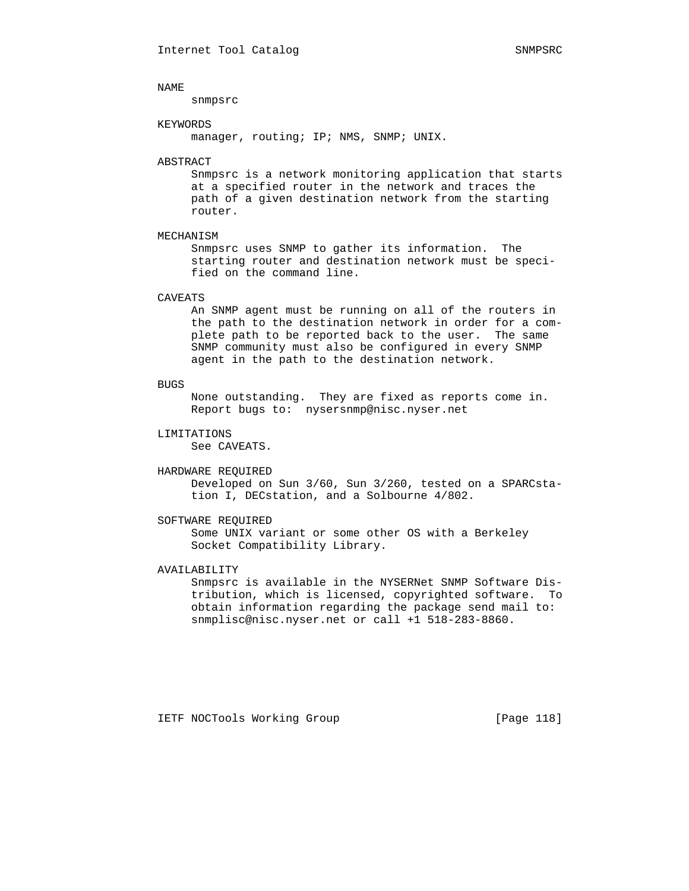## NAME

snmpsrc

## KEYWORDS

manager, routing; IP; NMS, SNMP; UNIX.

## ABSTRACT

Snmpsrc is a network monitoring application that starts at a specified router in the network and traces the path of a given destination network from the starting router.

## MECHANISM

Snmpsrc uses SNMP to gather its information. The starting router and destination network must be specified on the command line.

## CAVEATS

An SNMP agent must be running on all of the routers in the path to the destination network in order for a complete path to be reported back to the user. The same SNMP community must also be configured in every SNMP agent in the path to the destination network.

## BUGS

None outstanding. They are fixed as reports come in. Report bugs to: nysersnmp@nisc.nyser.net

## LIMITATIONS

See CAVEATS.

## HARDWARE REQUIRED

Developed on Sun 3/60, Sun 3/260, tested on a SPARCstation I, DECstation, and a Solbourne 4/802.

## SOFTWARE REQUIRED

Some UNIX variant or some other OS with a Berkeley Socket Compatibility Library.

## AVAILABILITY

Snmpsrc is available in the NYSERNet SNMP Software Distribution, which is licensed, copyrighted software. To obtain information regarding the package send mail to: snmplisc@nisc.nyser.net or call +1 518-283-8860.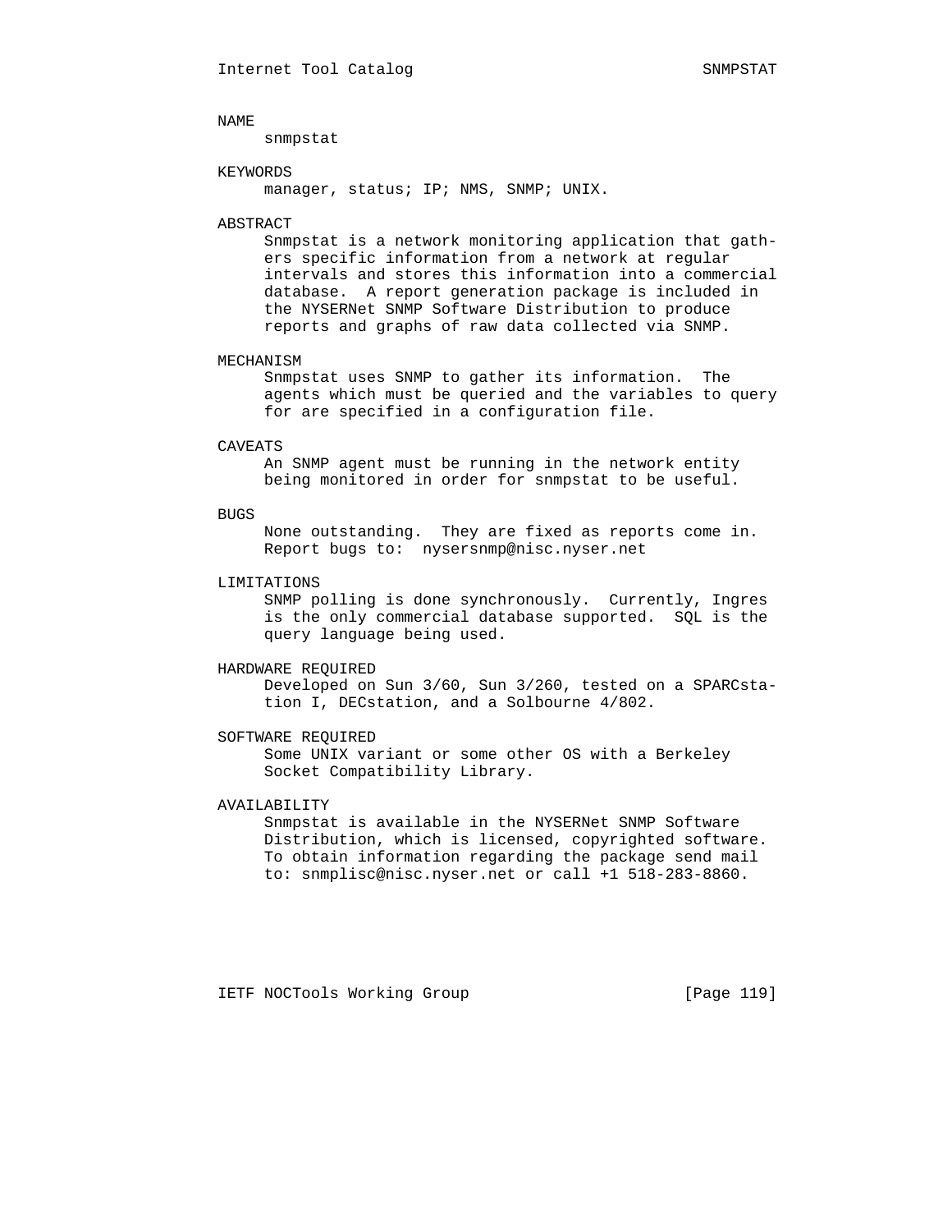## NAME

snmpstat

## KEYWORDS

manager, status; IP; NMS, SNMP; UNIX.

## ABSTRACT

Snmpstat is a network monitoring application that gathers specific information from a network at regular intervals and stores this information into a commercial database. A report generation package is included in the NYSERNet SNMP Software Distribution to produce reports and graphs of raw data collected via SNMP.

## MECHANISM

Snmpstat uses SNMP to gather its information. The agents which must be queried and the variables to query for are specified in a configuration file.

## CAVEATS

An SNMP agent must be running in the network entity being monitored in order for snmpstat to be useful.

## BUGS

None outstanding. They are fixed as reports come in. Report bugs to: nysersnmp@nisc.nyser.net

## LIMITATIONS

SNMP polling is done synchronously. Currently, Ingres is the only commercial database supported. SQL is the query language being used.

## HARDWARE REQUIRED

Developed on Sun 3/60, Sun 3/260, tested on a SPARCstation I, DECstation, and a Solbourne 4/802.

## SOFTWARE REQUIRED

Some UNIX variant or some other OS with a Berkeley Socket Compatibility Library.

## AVAILABILITY

Snmpstat is available in the NYSERNet SNMP Software Distribution, which is licensed, copyrighted software. To obtain information regarding the package send mail to: snmplisc@nisc.nyser.net or call +1 518-283-8860.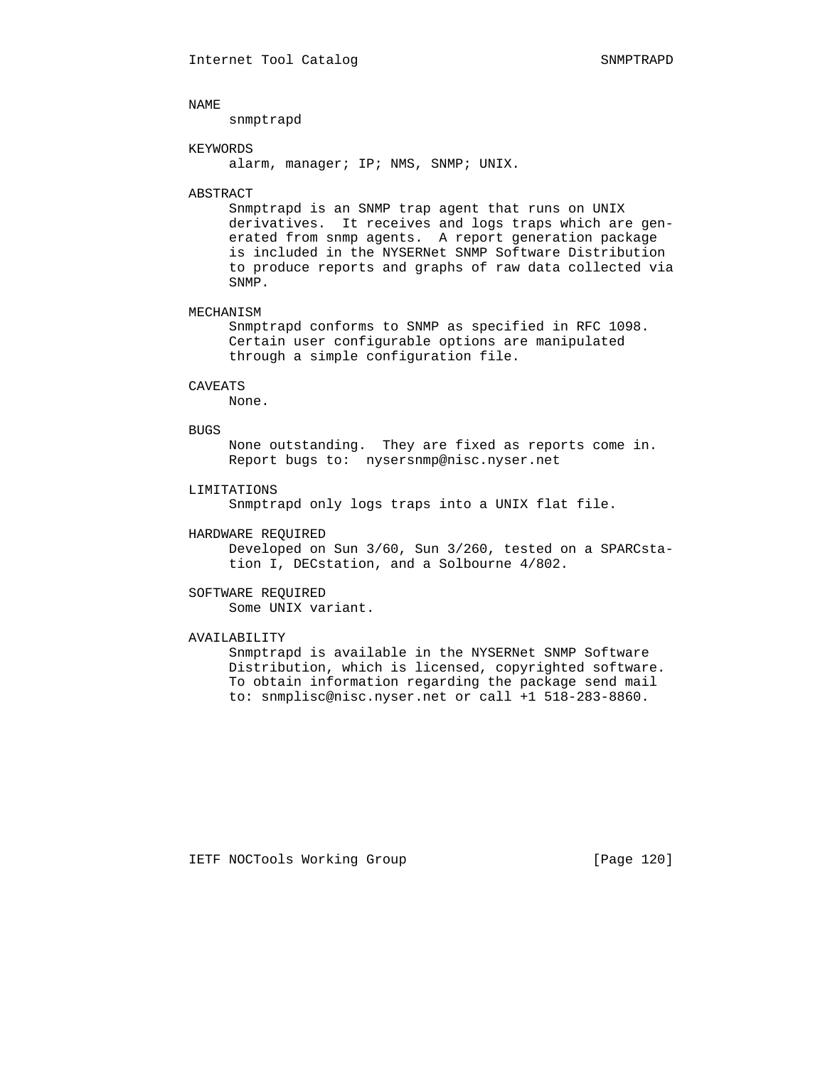## NAME

snmptrapd

## KEYWORDS

alarm, manager; IP; NMS, SNMP; UNIX.

## ABSTRACT

Snmptrapd is an SNMP trap agent that runs on UNIX derivatives. It receives and logs traps which are generated from snmp agents. A report generation package is included in the NYSERNet SNMP Software Distribution to produce reports and graphs of raw data collected via SNMP.

## MECHANISM

Snmptrapd conforms to SNMP as specified in RFC 1098. Certain user configurable options are manipulated through a simple configuration file.

## CAVEATS

None.

## BUGS

None outstanding. They are fixed as reports come in. Report bugs to: nysersnmp@nisc.nyser.net

## LIMITATIONS

Snmptrapd only logs traps into a UNIX flat file.

## HARDWARE REQUIRED

Developed on Sun 3/60, Sun 3/260, tested on a SPARCstation I, DECstation, and a Solbourne 4/802.

## SOFTWARE REQUIRED

Some UNIX variant.

## AVAILABILITY

Snmptrapd is available in the NYSERNet SNMP Software Distribution, which is licensed, copyrighted software. To obtain information regarding the package send mail to: snmplisc@nisc.nyser.net or call +1 518-283-8860.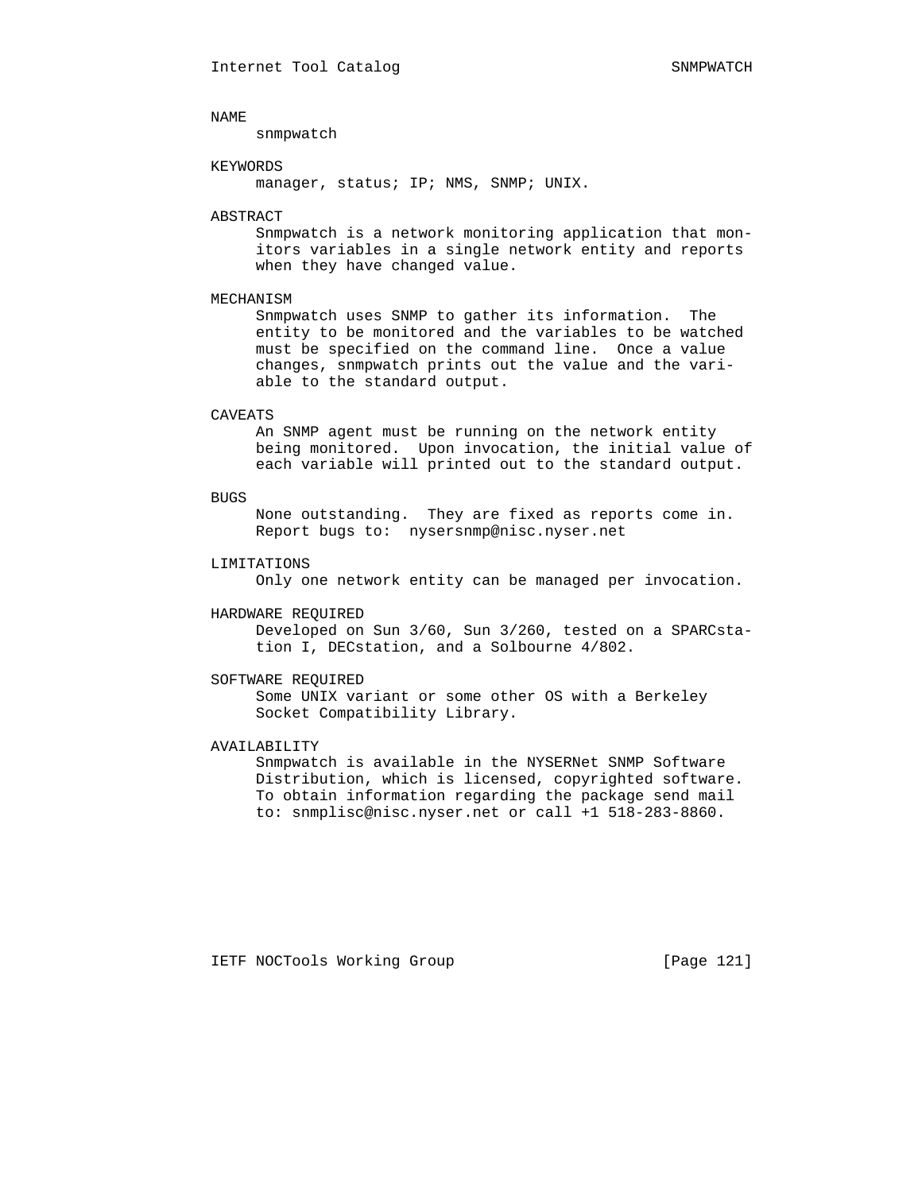## NAME

snmpwatch

## KEYWORDS

manager, status; IP; NMS, SNMP; UNIX.

## ABSTRACT

Snmpwatch is a network monitoring application that monitors variables in a single network entity and reports when they have changed value.

## MECHANISM

Snmpwatch uses SNMP to gather its information. The entity to be monitored and the variables to be watched must be specified on the command line. Once a value changes, snmpwatch prints out the value and the variable to the standard output.

## CAVEATS

An SNMP agent must be running on the network entity being monitored. Upon invocation, the initial value of each variable will printed out to the standard output.

## BUGS

None outstanding. They are fixed as reports come in. Report bugs to: nysersnmp@nisc.nyser.net

## LIMITATIONS

Only one network entity can be managed per invocation.

## HARDWARE REQUIRED

Developed on Sun 3/60, Sun 3/260, tested on a SPARCstation I, DECstation, and a Solbourne 4/802.

## SOFTWARE REQUIRED

Some UNIX variant or some other OS with a Berkeley Socket Compatibility Library.

## AVAILABILITY

Snmpwatch is available in the NYSERNet SNMP Software Distribution, which is licensed, copyrighted software. To obtain information regarding the package send mail to: snmplisc@nisc.nyser.net or call +1 518-283-8860.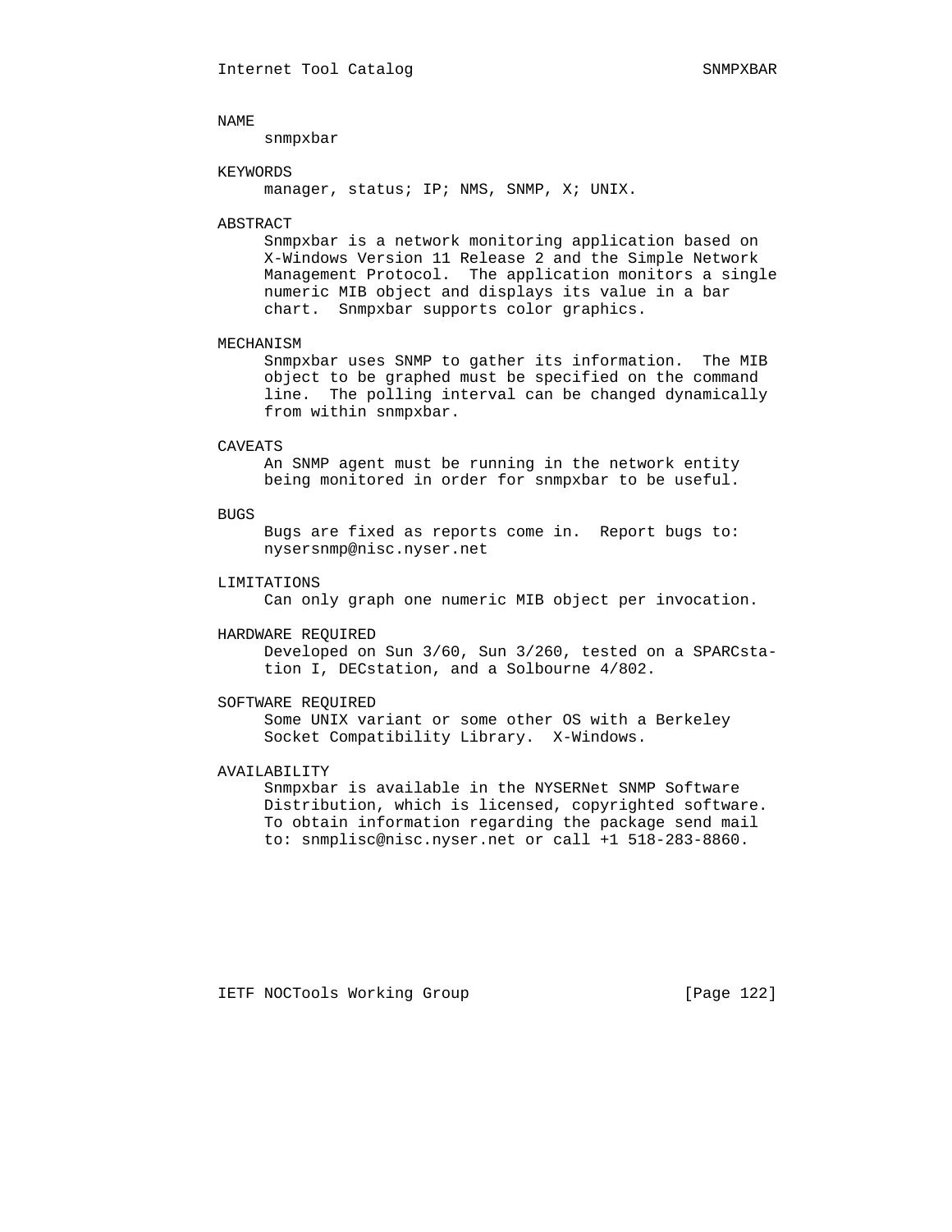## NAME

snmpxbar

## KEYWORDS

manager, status; IP; NMS, SNMP, X; UNIX.

## ABSTRACT

Snmpxbar is a network monitoring application based on X-Windows Version 11 Release 2 and the Simple Network Management Protocol. The application monitors a single numeric MIB object and displays its value in a bar chart. Snmpxbar supports color graphics.

## MECHANISM

Snmpxbar uses SNMP to gather its information. The MIB object to be graphed must be specified on the command line. The polling interval can be changed dynamically from within snmpxbar.

## CAVEATS

An SNMP agent must be running in the network entity being monitored in order for snmpxbar to be useful.

## BUGS

Bugs are fixed as reports come in. Report bugs to: nysersnmp@nisc.nyser.net

## LIMITATIONS

Can only graph one numeric MIB object per invocation.

## HARDWARE REQUIRED

Developed on Sun 3/60, Sun 3/260, tested on a SPARCstation I, DECstation, and a Solbourne 4/802.

## SOFTWARE REQUIRED

Some UNIX variant or some other OS with a Berkeley Socket Compatibility Library. X-Windows.

## AVAILABILITY

Snmpxbar is available in the NYSERNet SNMP Software Distribution, which is licensed, copyrighted software. To obtain information regarding the package send mail to: snmplisc@nisc.nyser.net or call +1 518-283-8860.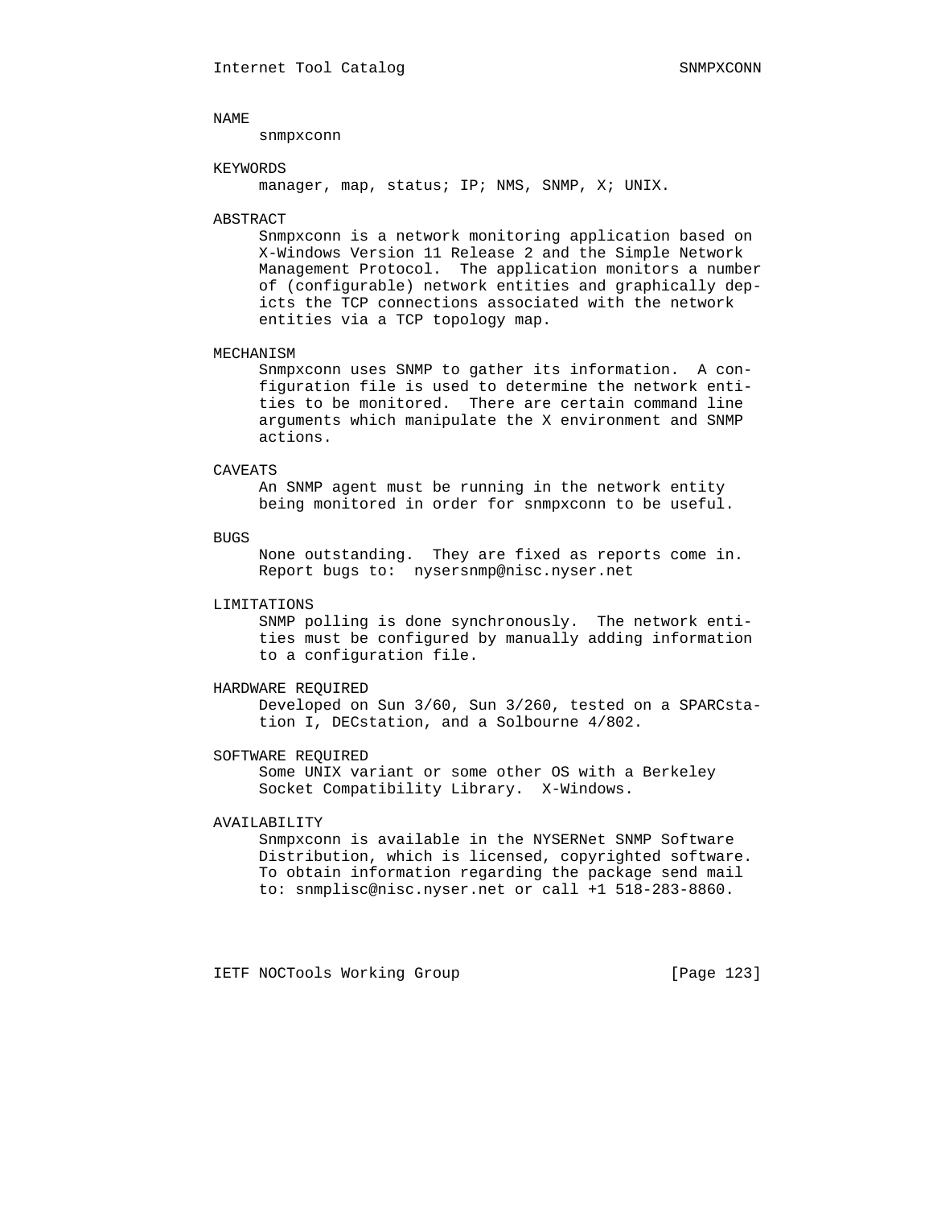## NAME

snmpxconn

## KEYWORDS

manager, map, status; IP; NMS, SNMP, X; UNIX.

## ABSTRACT

Snmpxconn is a network monitoring application based on X-Windows Version 11 Release 2 and the Simple Network Management Protocol. The application monitors a number of (configurable) network entities and graphically depicts the TCP connections associated with the network entities via a TCP topology map.

## MECHANISM

Snmpxconn uses SNMP to gather its information. A configuration file is used to determine the network entities to be monitored. There are certain command line arguments which manipulate the X environment and SNMP actions.

## CAVEATS

An SNMP agent must be running in the network entity being monitored in order for snmpxconn to be useful.

## BUGS

None outstanding. They are fixed as reports come in. Report bugs to: nysersnmp@nisc.nyser.net

## LIMITATIONS

SNMP polling is done synchronously. The network entities must be configured by manually adding information to a configuration file.

## HARDWARE REQUIRED

Developed on Sun 3/60, Sun 3/260, tested on a SPARCstation I, DECstation, and a Solbourne 4/802.

## SOFTWARE REQUIRED

Some UNIX variant or some other OS with a Berkeley Socket Compatibility Library. X-Windows.

## AVAILABILITY

Snmpxconn is available in the NYSERNet SNMP Software Distribution, which is licensed, copyrighted software. To obtain information regarding the package send mail to: snmplisc@nisc.nyser.net or call +1 518-283-8860.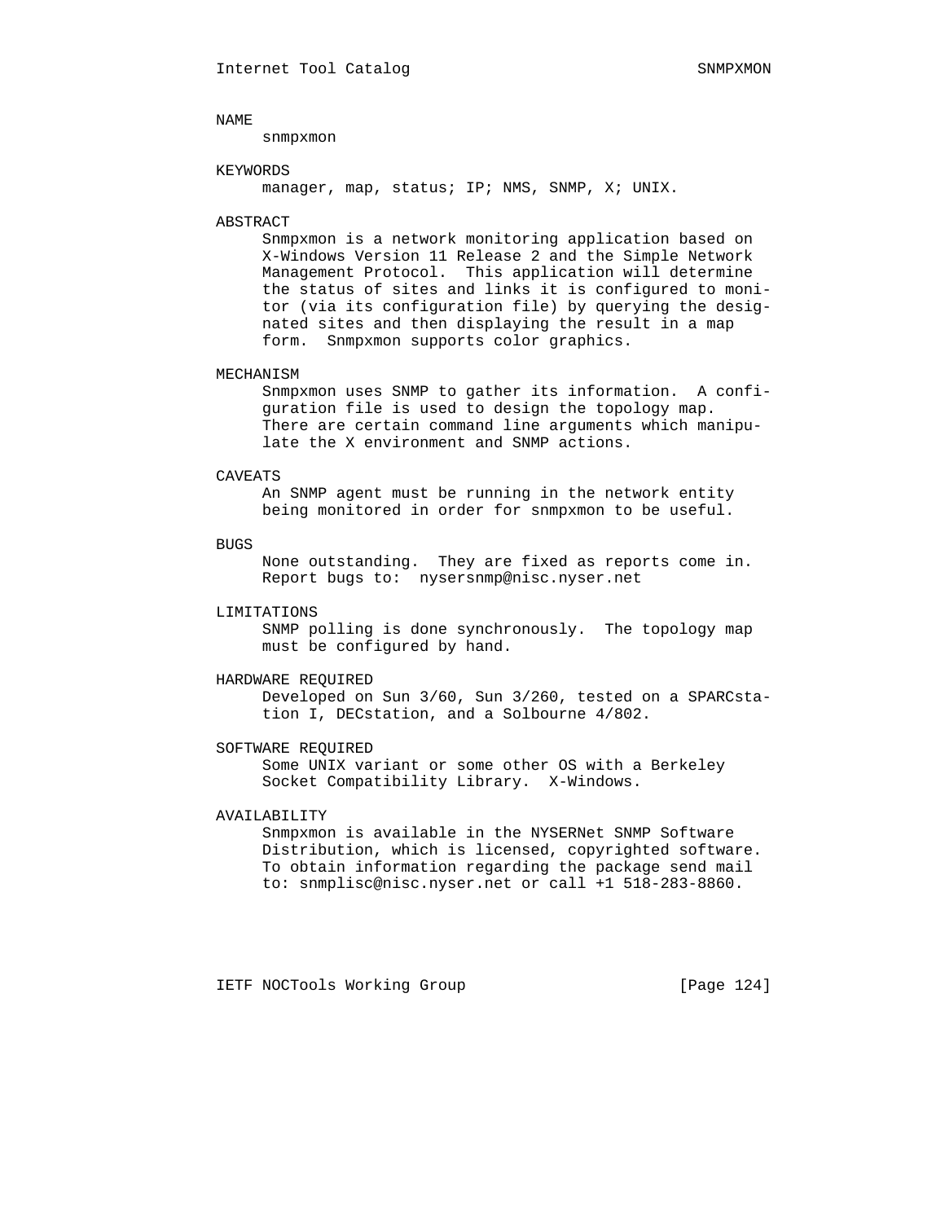## NAME

snmpxmon

## KEYWORDS

manager, map, status; IP; NMS, SNMP, X; UNIX.

## ABSTRACT

Snmpxmon is a network monitoring application based on X-Windows Version 11 Release 2 and the Simple Network Management Protocol. This application will determine the status of sites and links it is configured to monitor (via its configuration file) by querying the designated sites and then displaying the result in a map form. Snmpxmon supports color graphics.

## MECHANISM

Snmpxmon uses SNMP to gather its information. A configuration file is used to design the topology map. There are certain command line arguments which manipulate the X environment and SNMP actions.

## CAVEATS

An SNMP agent must be running in the network entity being monitored in order for snmpxmon to be useful.

## BUGS

None outstanding. They are fixed as reports come in. Report bugs to: nysersnmp@nisc.nyser.net

## LIMITATIONS

SNMP polling is done synchronously. The topology map must be configured by hand.

## HARDWARE REQUIRED

Developed on Sun 3/60, Sun 3/260, tested on a SPARCstation I, DECstation, and a Solbourne 4/802.

## SOFTWARE REQUIRED

Some UNIX variant or some other OS with a Berkeley Socket Compatibility Library. X-Windows.

## AVAILABILITY

Snmpxmon is available in the NYSERNet SNMP Software Distribution, which is licensed, copyrighted software. To obtain information regarding the package send mail to: snmplisc@nisc.nyser.net or call +1 518-283-8860.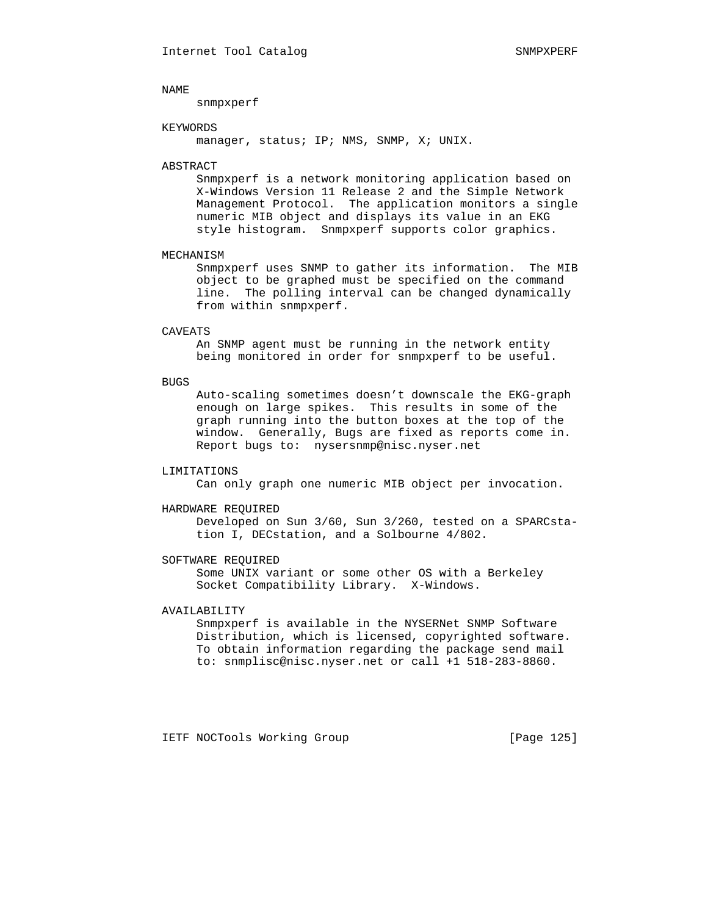## NAME

snmpxperf

## KEYWORDS

manager, status; IP; NMS, SNMP, X; UNIX.

## ABSTRACT

Snmpxperf is a network monitoring application based on X-Windows Version 11 Release 2 and the Simple Network Management Protocol. The application monitors a single numeric MIB object and displays its value in an EKG style histogram. Snmpxperf supports color graphics.

## MECHANISM

Snmpxperf uses SNMP to gather its information. The MIB object to be graphed must be specified on the command line. The polling interval can be changed dynamically from within snmpxperf.

## CAVEATS

An SNMP agent must be running in the network entity being monitored in order for snmpxperf to be useful.

## BUGS

Auto-scaling sometimes doesn't downscale the EKG-graph enough on large spikes. This results in some of the graph running into the button boxes at the top of the window. Generally, Bugs are fixed as reports come in. Report bugs to: nysersnmp@nisc.nyser.net

## LIMITATIONS

Can only graph one numeric MIB object per invocation.

## HARDWARE REQUIRED

Developed on Sun 3/60, Sun 3/260, tested on a SPARCstation I, DECstation, and a Solbourne 4/802.

## SOFTWARE REQUIRED

Some UNIX variant or some other OS with a Berkeley Socket Compatibility Library. X-Windows.

## AVAILABILITY

Snmpxperf is available in the NYSERNet SNMP Software Distribution, which is licensed, copyrighted software. To obtain information regarding the package send mail to: snmplisc@nisc.nyser.net or call +1 518-283-8860.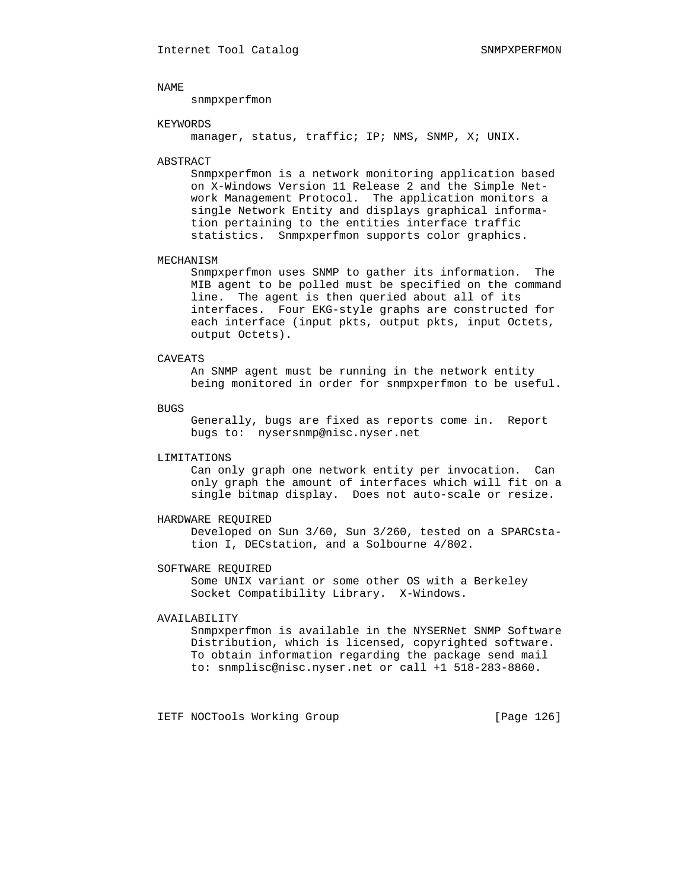## NAME

snmpxperfmon

## KEYWORDS

manager, status, traffic; IP; NMS, SNMP, X; UNIX.

## ABSTRACT

Snmpxperfmon is a network monitoring application based on X-Windows Version 11 Release 2 and the Simple Network Management Protocol. The application monitors a single Network Entity and displays graphical information pertaining to the entities interface traffic statistics. Snmpxperfmon supports color graphics.

## MECHANISM

Snmpxperfmon uses SNMP to gather its information. The MIB agent to be polled must be specified on the command line. The agent is then queried about all of its interfaces. Four EKG-style graphs are constructed for each interface (input pkts, output pkts, input Octets, output Octets).

## CAVEATS

An SNMP agent must be running in the network entity being monitored in order for snmpxperfmon to be useful.

## BUGS

Generally, bugs are fixed as reports come in. Report bugs to: nysersnmp@nisc.nyser.net

## LIMITATIONS

Can only graph one network entity per invocation. Can only graph the amount of interfaces which will fit on a single bitmap display. Does not auto-scale or resize.

## HARDWARE REQUIRED

Developed on Sun 3/60, Sun 3/260, tested on a SPARCstation I, DECstation, and a Solbourne 4/802.

## SOFTWARE REQUIRED

Some UNIX variant or some other OS with a Berkeley Socket Compatibility Library. X-Windows.

## AVAILABILITY

Snmpxperfmon is available in the NYSERNet SNMP Software Distribution, which is licensed, copyrighted software. To obtain information regarding the package send mail to: snmplisc@nisc.nyser.net or call +1 518-283-8860.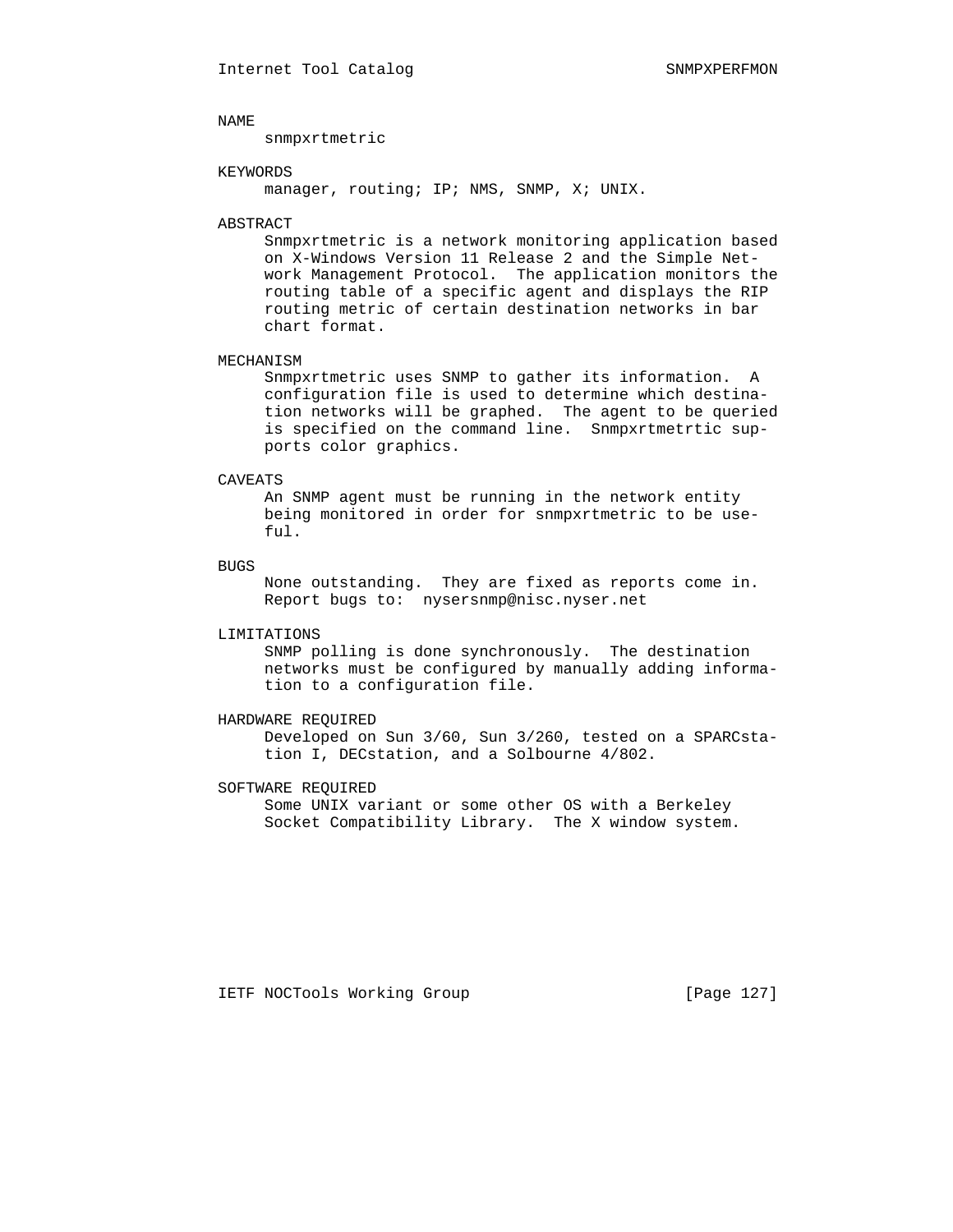## NAME

snmpxrtmetric

## KEYWORDS

manager, routing; IP; NMS, SNMP, X; UNIX.

## ABSTRACT

Snmpxrtmetric is a network monitoring application based on X-Windows Version 11 Release 2 and the Simple Network Management Protocol. The application monitors the routing table of a specific agent and displays the RIP routing metric of certain destination networks in bar chart format.

## MECHANISM

Snmpxrtmetric uses SNMP to gather its information. A configuration file is used to determine which destination networks will be graphed. The agent to be queried is specified on the command line. Snmpxrtmetrtic supports color graphics.

## CAVEATS

An SNMP agent must be running in the network entity being monitored in order for snmpxrtmetric to be useful.

## BUGS

None outstanding. They are fixed as reports come in. Report bugs to: nysersnmp@nisc.nyser.net

## LIMITATIONS

SNMP polling is done synchronously. The destination networks must be configured by manually adding information to a configuration file.

## HARDWARE REQUIRED

Developed on Sun 3/60, Sun 3/260, tested on a SPARCstation I, DECstation, and a Solbourne 4/802.

## SOFTWARE REQUIRED

Some UNIX variant or some other OS with a Berkeley Socket Compatibility Library. The X window system.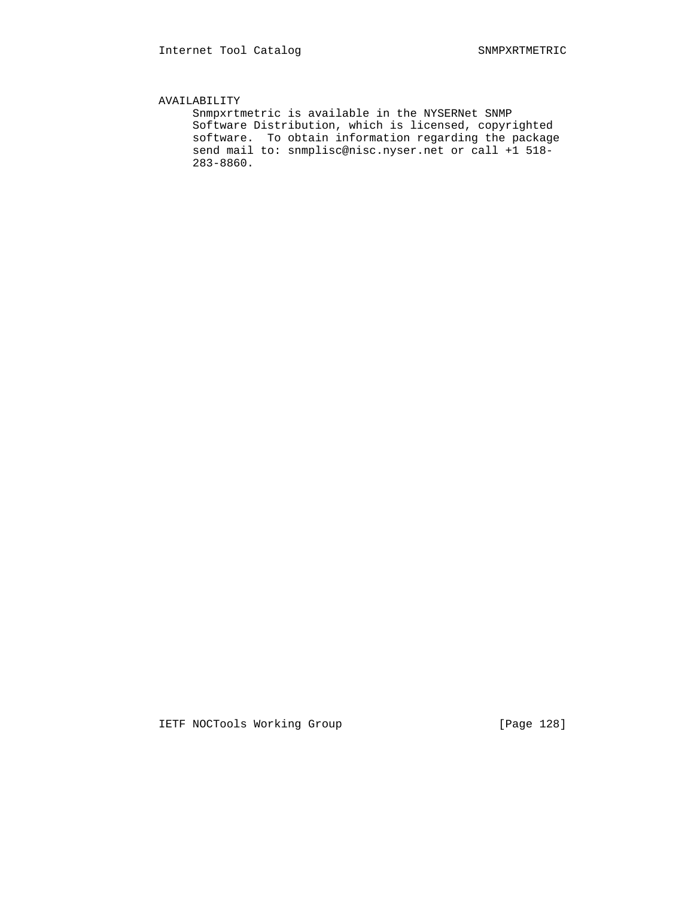## AVAILABILITY

Snmpxrtmetric is available in the NYSERNet SNMP Software Distribution, which is licensed, copyrighted software. To obtain information regarding the package send mail to: snmplisc@nisc.nyser.net or call +1 518-283-8860.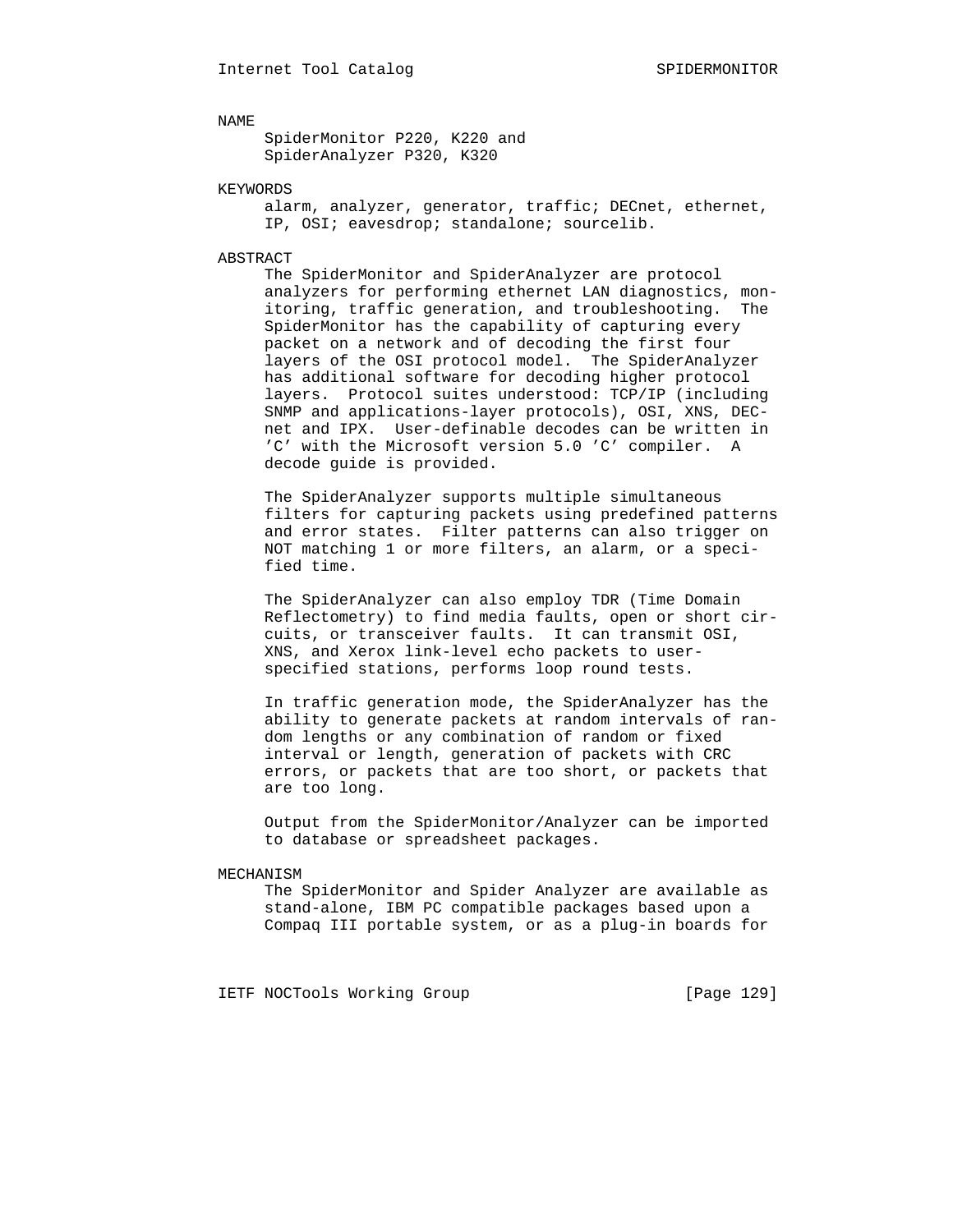NAME

SpiderMonitor P220, K220 and
SpiderAnalyzer P320, K320

KEYWORDS

alarm, analyzer, generator, traffic; DECnet, ethernet, IP, OSI; eavesdrop; standalone; sourcelib.

ABSTRACT

The SpiderMonitor and SpiderAnalyzer are protocol analyzers for performing ethernet LAN diagnostics, monitoring, traffic generation, and troubleshooting. The SpiderMonitor has the capability of capturing every packet on a network and of decoding the first four layers of the OSI protocol model. The SpiderAnalyzer has additional software for decoding higher protocol layers. Protocol suites understood: TCP/IP (including SNMP and applications-layer protocols), OSI, XNS, DECnet and IPX. User-definable decodes can be written in 'C' with the Microsoft version 5.0 'C' compiler. A decode guide is provided.

The SpiderAnalyzer supports multiple simultaneous filters for capturing packets using predefined patterns and error states. Filter patterns can also trigger on NOT matching 1 or more filters, an alarm, or a specified time.

The SpiderAnalyzer can also employ TDR (Time Domain Reflectometry) to find media faults, open or short circuits, or transceiver faults. It can transmit OSI, XNS, and Xerox link-level echo packets to user-specified stations, performs loop round tests.

In traffic generation mode, the SpiderAnalyzer has the ability to generate packets at random intervals of random lengths or any combination of random or fixed interval or length, generation of packets with CRC errors, or packets that are too short, or packets that are too long.

Output from the SpiderMonitor/Analyzer can be imported to database or spreadsheet packages.

MECHANISM

The SpiderMonitor and Spider Analyzer are available as stand-alone, IBM PC compatible packages based upon a Compaq III portable system, or as a plug-in boards for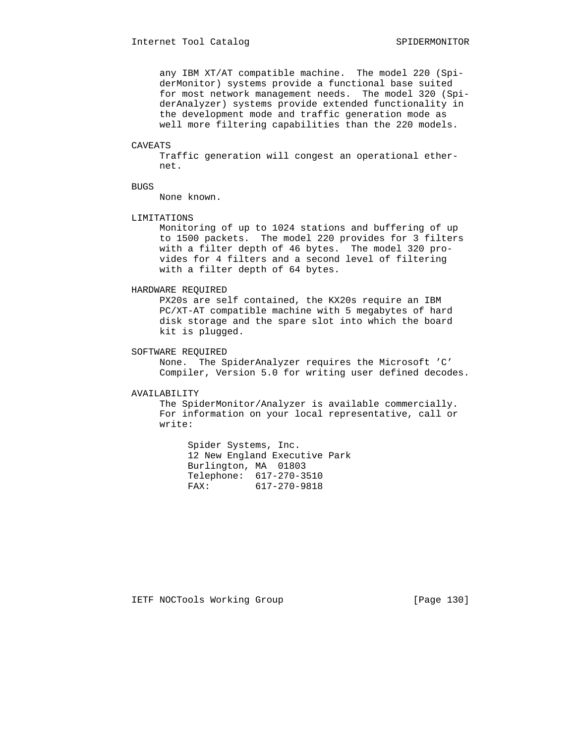any IBM XT/AT compatible machine. The model 220 (SpiderMonitor) systems provide a functional base suited for most network management needs. The model 320 (SpiderAnalyzer) systems provide extended functionality in the development mode and traffic generation mode as well more filtering capabilities than the 220 models.

## CAVEATS

Traffic generation will congest an operational ethernet.

## BUGS

None known.

## LIMITATIONS

Monitoring of up to 1024 stations and buffering of up to 1500 packets. The model 220 provides for 3 filters with a filter depth of 46 bytes. The model 320 provides for 4 filters and a second level of filtering with a filter depth of 64 bytes.

## HARDWARE REQUIRED

PX20s are self contained, the KX20s require an IBM PC/XT-AT compatible machine with 5 megabytes of hard disk storage and the spare slot into which the board kit is plugged.

## SOFTWARE REQUIRED

None. The SpiderAnalyzer requires the Microsoft 'C' Compiler, Version 5.0 for writing user defined decodes.

## AVAILABILITY

The SpiderMonitor/Analyzer is available commercially. For information on your local representative, call or write:

```
Spider Systems, Inc.
12 New England Executive Park
Burlington, MA  01803
Telephone:  617-270-3510
FAX:        617-270-9818
```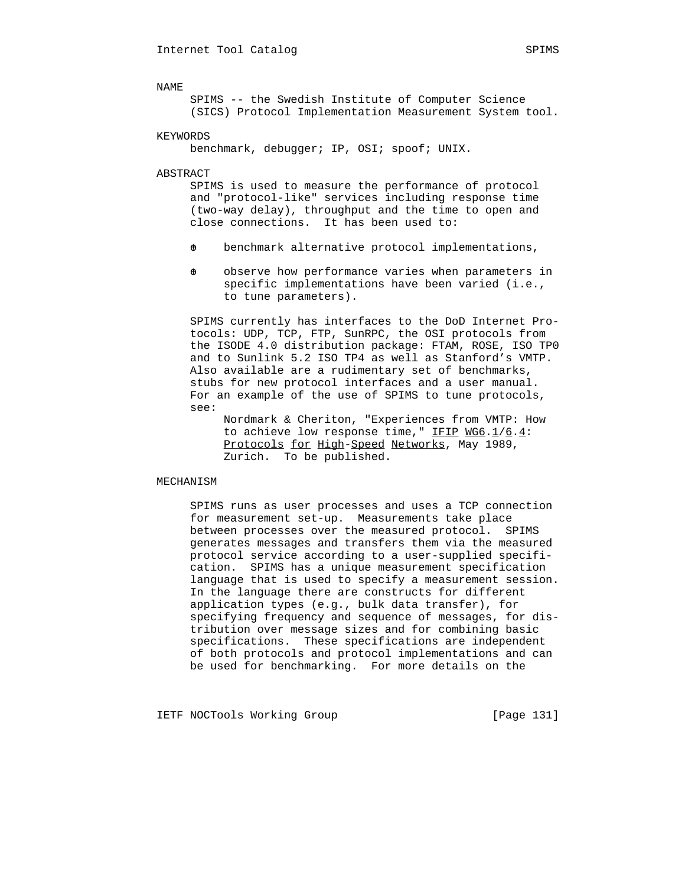## NAME

SPIMS -- the Swedish Institute of Computer Science (SICS) Protocol Implementation Measurement System tool.

## KEYWORDS

benchmark, debugger; IP, OSI; spoof; UNIX.

## ABSTRACT

SPIMS is used to measure the performance of protocol and "protocol-like" services including response time (two-way delay), throughput and the time to open and close connections. It has been used to:

- benchmark alternative protocol implementations,
- observe how performance varies when parameters in specific implementations have been varied (i.e., to tune parameters).

SPIMS currently has interfaces to the DoD Internet Protocols: UDP, TCP, FTP, SunRPC, the OSI protocols from the ISODE 4.0 distribution package: FTAM, ROSE, ISO TP0 and to Sunlink 5.2 ISO TP4 as well as Stanford's VMTP. Also available are a rudimentary set of benchmarks, stubs for new protocol interfaces and a user manual. For an example of the use of SPIMS to tune protocols, see:

> Nordmark & Cheriton, "Experiences from VMTP: How to achieve low response time," _IFIP WG6.1/6.4: Protocols for High-Speed Networks_, May 1989, Zurich. To be published.

## MECHANISM

SPIMS runs as user processes and uses a TCP connection for measurement set-up. Measurements take place between processes over the measured protocol. SPIMS generates messages and transfers them via the measured protocol service according to a user-supplied specification. SPIMS has a unique measurement specification language that is used to specify a measurement session. In the language there are constructs for different application types (e.g., bulk data transfer), for specifying frequency and sequence of messages, for distribution over message sizes and for combining basic specifications. These specifications are independent of both protocols and protocol implementations and can be used for benchmarking. For more details on the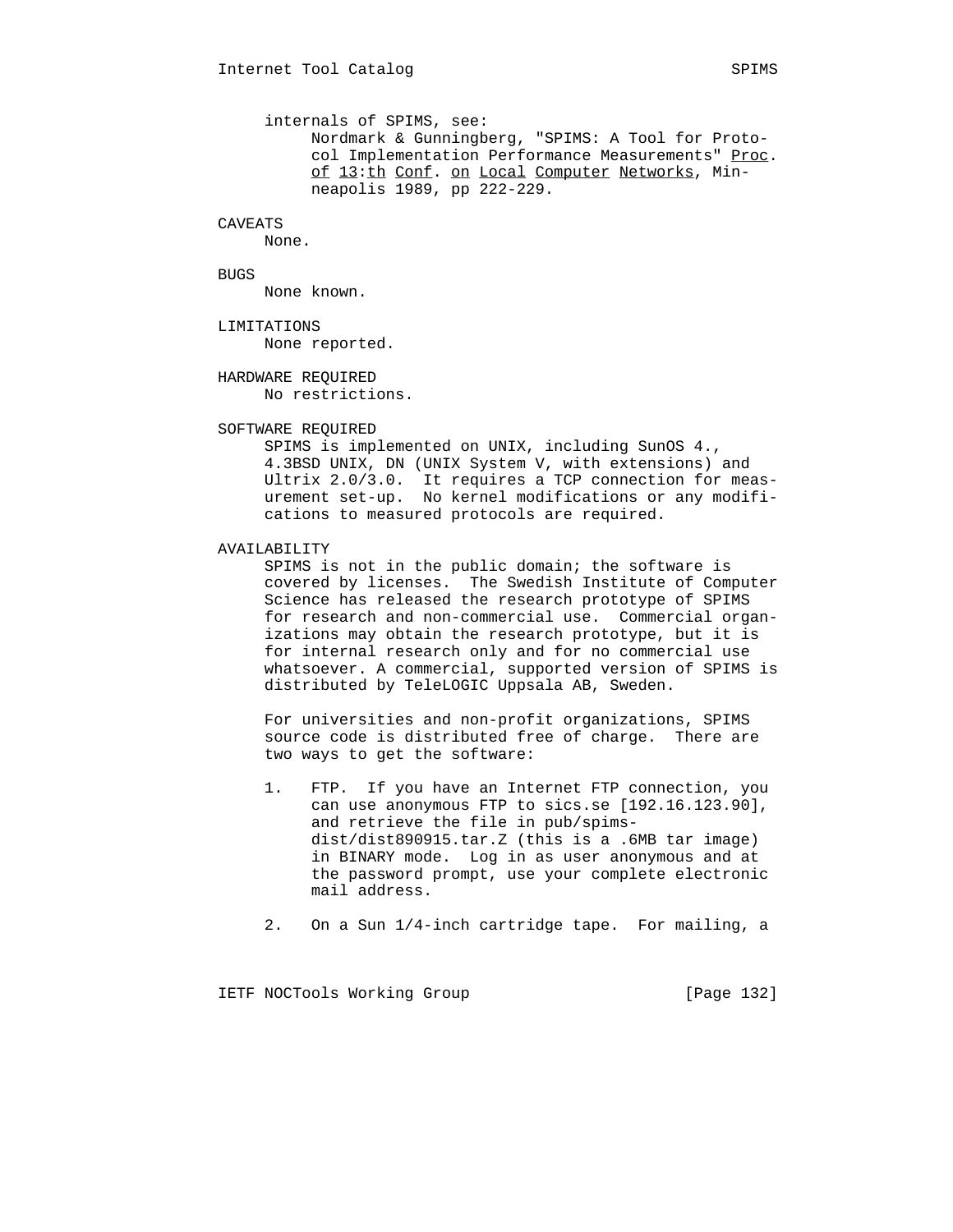internals of SPIMS, see:

Nordmark & Gunningberg, "SPIMS: A Tool for Protocol Implementation Performance Measurements" *Proc. of 13:th Conf. on Local Computer Networks*, Minneapolis 1989, pp 222-229.

## CAVEATS

None.

## BUGS

None known.

## LIMITATIONS

None reported.

## HARDWARE REQUIRED

No restrictions.

## SOFTWARE REQUIRED

SPIMS is implemented on UNIX, including SunOS 4., 4.3BSD UNIX, DN (UNIX System V, with extensions) and Ultrix 2.0/3.0. It requires a TCP connection for measurement set-up. No kernel modifications or any modifications to measured protocols are required.

## AVAILABILITY

SPIMS is not in the public domain; the software is covered by licenses. The Swedish Institute of Computer Science has released the research prototype of SPIMS for research and non-commercial use. Commercial organizations may obtain the research prototype, but it is for internal research only and for no commercial use whatsoever. A commercial, supported version of SPIMS is distributed by TeleLOGIC Uppsala AB, Sweden.

For universities and non-profit organizations, SPIMS source code is distributed free of charge. There are two ways to get the software:

1. FTP. If you have an Internet FTP connection, you can use anonymous FTP to sics.se [192.16.123.90], and retrieve the file in pub/spims-dist/dist890915.tar.Z (this is a .6MB tar image) in BINARY mode. Log in as user anonymous and at the password prompt, use your complete electronic mail address.

2. On a Sun 1/4-inch cartridge tape. For mailing, a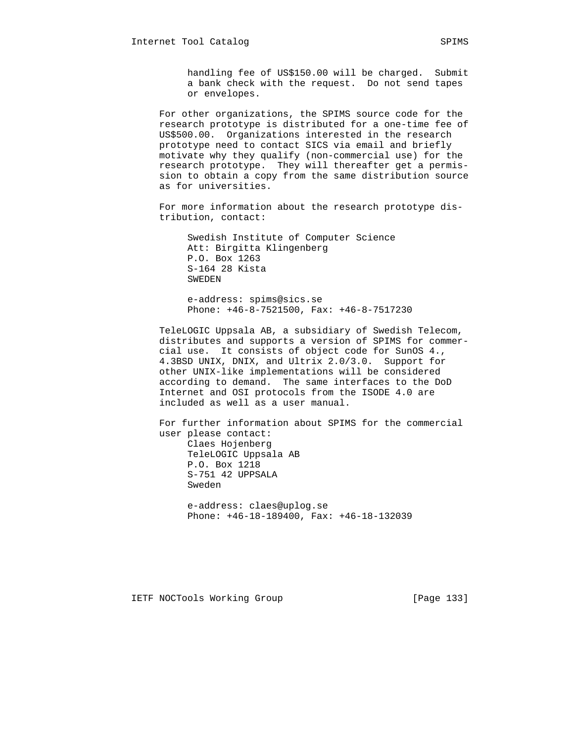handling fee of US$150.00 will be charged. Submit a bank check with the request. Do not send tapes or envelopes.

For other organizations, the SPIMS source code for the research prototype is distributed for a one-time fee of US$500.00. Organizations interested in the research prototype need to contact SICS via email and briefly motivate why they qualify (non-commercial use) for the research prototype. They will thereafter get a permission to obtain a copy from the same distribution source as for universities.

For more information about the research prototype distribution, contact:

Swedish Institute of Computer Science
Att: Birgitta Klingenberg
P.O. Box 1263
S-164 28 Kista
SWEDEN

e-address: spims@sics.se
Phone: +46-8-7521500, Fax: +46-8-7517230

TeleLOGIC Uppsala AB, a subsidiary of Swedish Telecom, distributes and supports a version of SPIMS for commercial use. It consists of object code for SunOS 4., 4.3BSD UNIX, DNIX, and Ultrix 2.0/3.0. Support for other UNIX-like implementations will be considered according to demand. The same interfaces to the DoD Internet and OSI protocols from the ISODE 4.0 are included as well as a user manual.

For further information about SPIMS for the commercial user please contact:

Claes Hojenberg
TeleLOGIC Uppsala AB
P.O. Box 1218
S-751 42 UPPSALA
Sweden

e-address: claes@uplog.se
Phone: +46-18-189400, Fax: +46-18-132039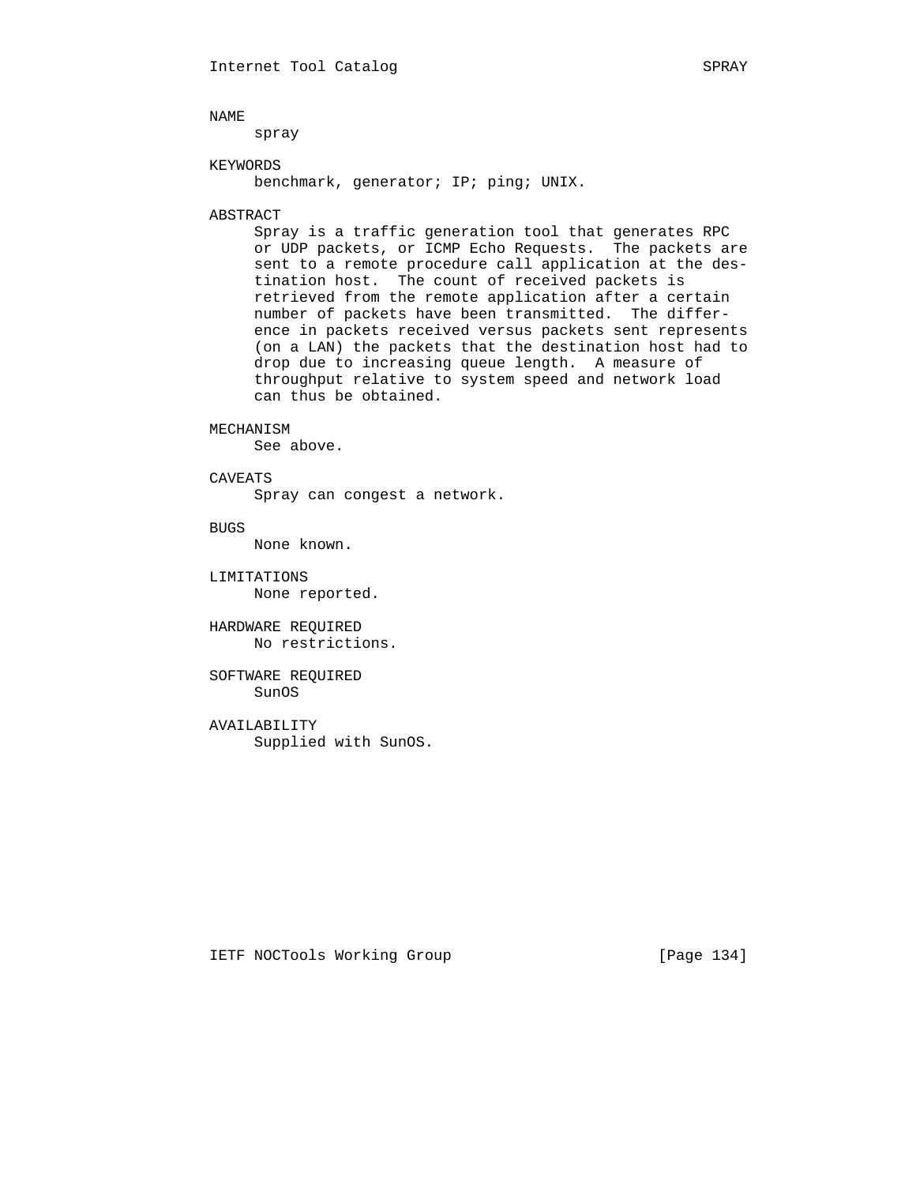## NAME

spray

## KEYWORDS

benchmark, generator; IP; ping; UNIX.

## ABSTRACT

Spray is a traffic generation tool that generates RPC or UDP packets, or ICMP Echo Requests. The packets are sent to a remote procedure call application at the destination host. The count of received packets is retrieved from the remote application after a certain number of packets have been transmitted. The difference in packets received versus packets sent represents (on a LAN) the packets that the destination host had to drop due to increasing queue length. A measure of throughput relative to system speed and network load can thus be obtained.

## MECHANISM

See above.

## CAVEATS

Spray can congest a network.

## BUGS

None known.

## LIMITATIONS

None reported.

## HARDWARE REQUIRED

No restrictions.

## SOFTWARE REQUIRED

SunOS

## AVAILABILITY

Supplied with SunOS.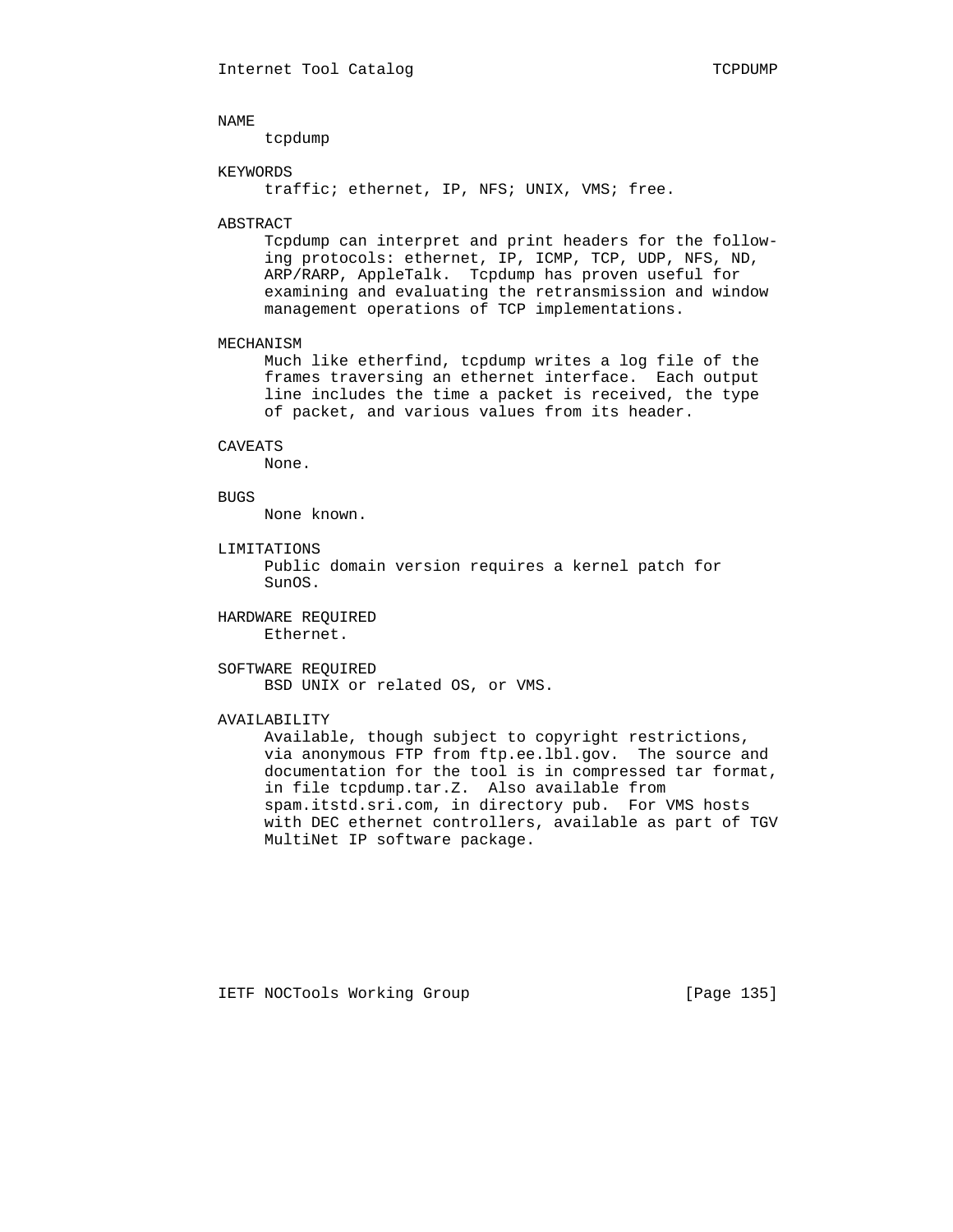### NAME

tcpdump

### KEYWORDS

traffic; ethernet, IP, NFS; UNIX, VMS; free.

### ABSTRACT

Tcpdump can interpret and print headers for the following protocols: ethernet, IP, ICMP, TCP, UDP, NFS, ND, ARP/RARP, AppleTalk. Tcpdump has proven useful for examining and evaluating the retransmission and window management operations of TCP implementations.

### MECHANISM

Much like etherfind, tcpdump writes a log file of the frames traversing an ethernet interface. Each output line includes the time a packet is received, the type of packet, and various values from its header.

### CAVEATS

None.

### BUGS

None known.

### LIMITATIONS

Public domain version requires a kernel patch for SunOS.

### HARDWARE REQUIRED

Ethernet.

### SOFTWARE REQUIRED

BSD UNIX or related OS, or VMS.

### AVAILABILITY

Available, though subject to copyright restrictions, via anonymous FTP from ftp.ee.lbl.gov. The source and documentation for the tool is in compressed tar format, in file tcpdump.tar.Z. Also available from spam.itstd.sri.com, in directory pub. For VMS hosts with DEC ethernet controllers, available as part of TGV MultiNet IP software package.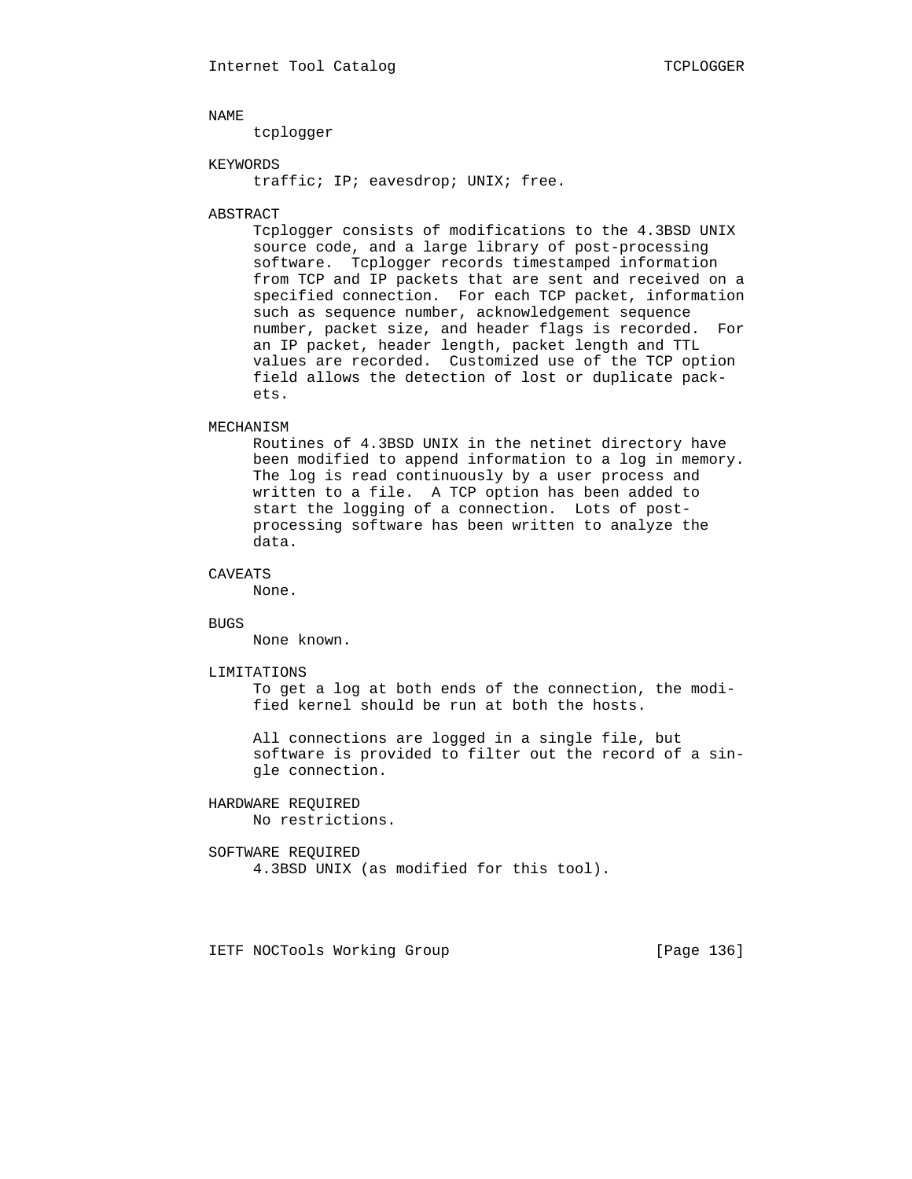## NAME

tcplogger

## KEYWORDS

traffic; IP; eavesdrop; UNIX; free.

## ABSTRACT

Tcplogger consists of modifications to the 4.3BSD UNIX source code, and a large library of post-processing software. Tcplogger records timestamped information from TCP and IP packets that are sent and received on a specified connection. For each TCP packet, information such as sequence number, acknowledgement sequence number, packet size, and header flags is recorded. For an IP packet, header length, packet length and TTL values are recorded. Customized use of the TCP option field allows the detection of lost or duplicate packets.

## MECHANISM

Routines of 4.3BSD UNIX in the netinet directory have been modified to append information to a log in memory. The log is read continuously by a user process and written to a file. A TCP option has been added to start the logging of a connection. Lots of post-processing software has been written to analyze the data.

## CAVEATS

None.

## BUGS

None known.

## LIMITATIONS

To get a log at both ends of the connection, the modified kernel should be run at both the hosts.

All connections are logged in a single file, but software is provided to filter out the record of a single connection.

## HARDWARE REQUIRED

No restrictions.

## SOFTWARE REQUIRED

4.3BSD UNIX (as modified for this tool).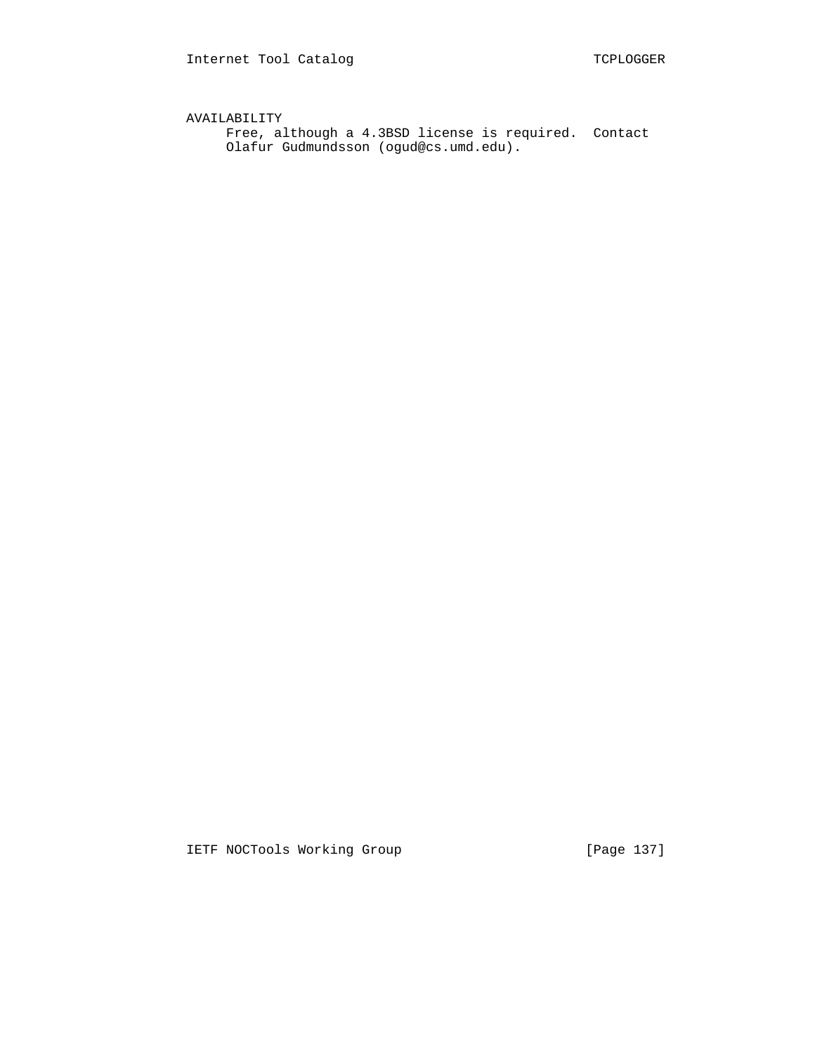AVAILABILITY

Free, although a 4.3BSD license is required. Contact Olafur Gudmundsson (ogud@cs.umd.edu).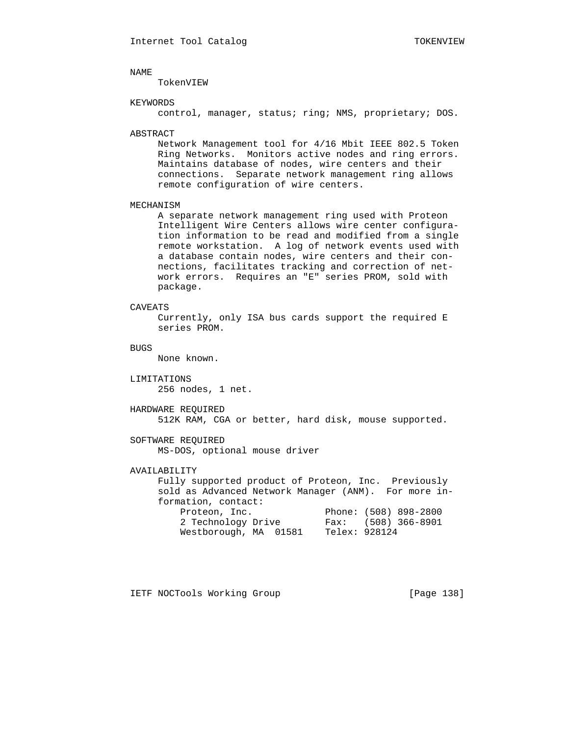## NAME

TokenVIEW

## KEYWORDS

control, manager, status; ring; NMS, proprietary; DOS.

## ABSTRACT

Network Management tool for 4/16 Mbit IEEE 802.5 Token Ring Networks. Monitors active nodes and ring errors. Maintains database of nodes, wire centers and their connections. Separate network management ring allows remote configuration of wire centers.

## MECHANISM

A separate network management ring used with Proteon Intelligent Wire Centers allows wire center configuration information to be read and modified from a single remote workstation. A log of network events used with a database contain nodes, wire centers and their connections, facilitates tracking and correction of network errors. Requires an "E" series PROM, sold with package.

## CAVEATS

Currently, only ISA bus cards support the required E series PROM.

## BUGS

None known.

## LIMITATIONS

256 nodes, 1 net.

## HARDWARE REQUIRED

512K RAM, CGA or better, hard disk, mouse supported.

## SOFTWARE REQUIRED

MS-DOS, optional mouse driver

## AVAILABILITY

Fully supported product of Proteon, Inc. Previously sold as Advanced Network Manager (ANM). For more information, contact:

```
Proteon, Inc.             Phone: (508) 898-2800
2 Technology Drive        Fax:   (508) 366-8901
Westborough, MA  01581    Telex: 928124
```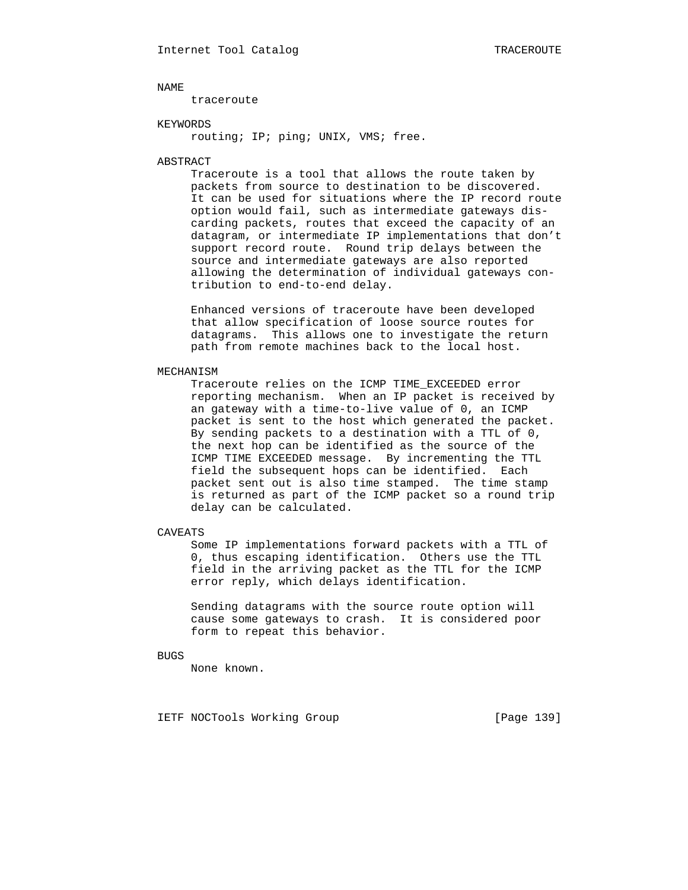## NAME

traceroute

## KEYWORDS

routing; IP; ping; UNIX, VMS; free.

## ABSTRACT

Traceroute is a tool that allows the route taken by packets from source to destination to be discovered. It can be used for situations where the IP record route option would fail, such as intermediate gateways discarding packets, routes that exceed the capacity of an datagram, or intermediate IP implementations that don't support record route. Round trip delays between the source and intermediate gateways are also reported allowing the determination of individual gateways contribution to end-to-end delay.

Enhanced versions of traceroute have been developed that allow specification of loose source routes for datagrams. This allows one to investigate the return path from remote machines back to the local host.

## MECHANISM

Traceroute relies on the ICMP TIME_EXCEEDED error reporting mechanism. When an IP packet is received by an gateway with a time-to-live value of 0, an ICMP packet is sent to the host which generated the packet. By sending packets to a destination with a TTL of 0, the next hop can be identified as the source of the ICMP TIME EXCEEDED message. By incrementing the TTL field the subsequent hops can be identified. Each packet sent out is also time stamped. The time stamp is returned as part of the ICMP packet so a round trip delay can be calculated.

## CAVEATS

Some IP implementations forward packets with a TTL of 0, thus escaping identification. Others use the TTL field in the arriving packet as the TTL for the ICMP error reply, which delays identification.

Sending datagrams with the source route option will cause some gateways to crash. It is considered poor form to repeat this behavior.

## BUGS

None known.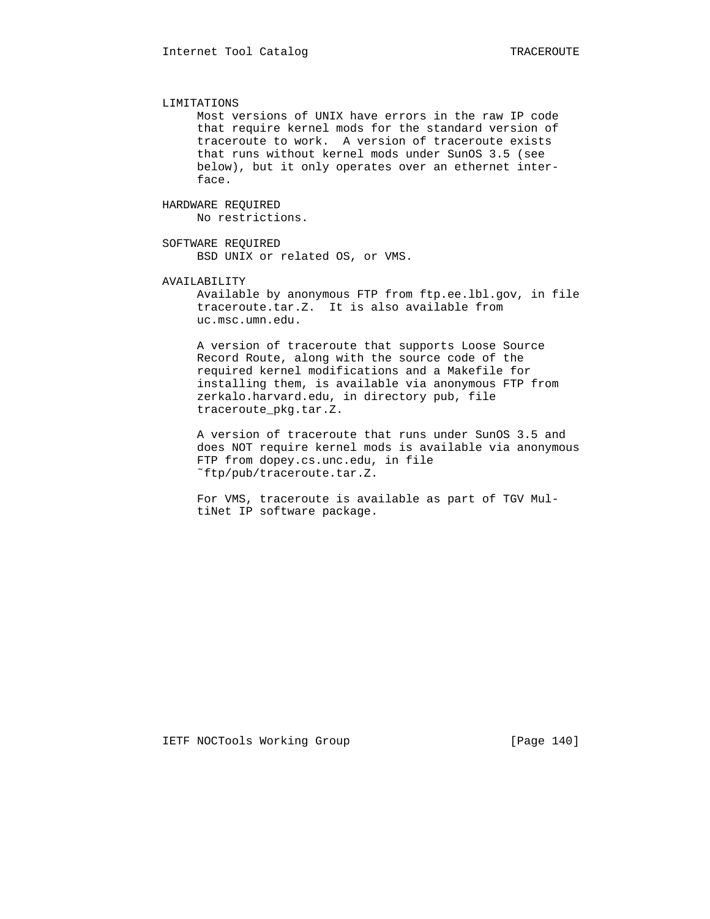## LIMITATIONS

Most versions of UNIX have errors in the raw IP code that require kernel mods for the standard version of traceroute to work. A version of traceroute exists that runs without kernel mods under SunOS 3.5 (see below), but it only operates over an ethernet interface.

## HARDWARE REQUIRED

No restrictions.

## SOFTWARE REQUIRED

BSD UNIX or related OS, or VMS.

## AVAILABILITY

Available by anonymous FTP from ftp.ee.lbl.gov, in file traceroute.tar.Z. It is also available from uc.msc.umn.edu.

A version of traceroute that supports Loose Source Record Route, along with the source code of the required kernel modifications and a Makefile for installing them, is available via anonymous FTP from zerkalo.harvard.edu, in directory pub, file traceroute_pkg.tar.Z.

A version of traceroute that runs under SunOS 3.5 and does NOT require kernel mods is available via anonymous FTP from dopey.cs.unc.edu, in file ~ftp/pub/traceroute.tar.Z.

For VMS, traceroute is available as part of TGV MultiNet IP software package.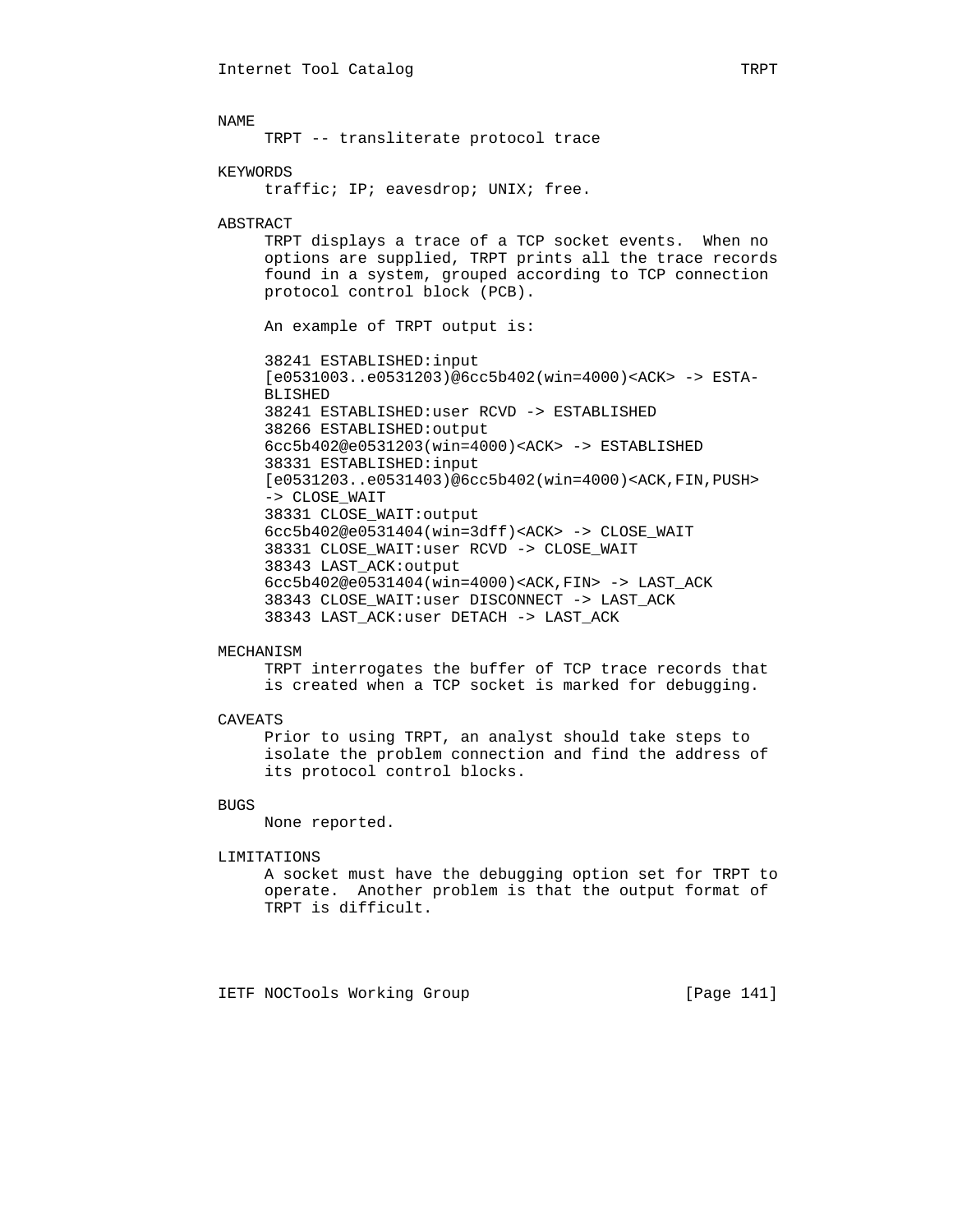## NAME

TRPT -- transliterate protocol trace

## KEYWORDS

traffic; IP; eavesdrop; UNIX; free.

## ABSTRACT

TRPT displays a trace of a TCP socket events. When no options are supplied, TRPT prints all the trace records found in a system, grouped according to TCP connection protocol control block (PCB).

An example of TRPT output is:

```
38241 ESTABLISHED:input
[e0531003..e0531203)@6cc5b402(win=4000)<ACK> -> ESTA-
BLISHED
38241 ESTABLISHED:user RCVD -> ESTABLISHED
38266 ESTABLISHED:output
6cc5b402@e0531203(win=4000)<ACK> -> ESTABLISHED
38331 ESTABLISHED:input
[e0531203..e0531403)@6cc5b402(win=4000)<ACK,FIN,PUSH>
-> CLOSE_WAIT
38331 CLOSE_WAIT:output
6cc5b402@e0531404(win=3dff)<ACK> -> CLOSE_WAIT
38331 CLOSE_WAIT:user RCVD -> CLOSE_WAIT
38343 LAST_ACK:output
6cc5b402@e0531404(win=4000)<ACK,FIN> -> LAST_ACK
38343 CLOSE_WAIT:user DISCONNECT -> LAST_ACK
38343 LAST_ACK:user DETACH -> LAST_ACK
```

## MECHANISM

TRPT interrogates the buffer of TCP trace records that is created when a TCP socket is marked for debugging.

## CAVEATS

Prior to using TRPT, an analyst should take steps to isolate the problem connection and find the address of its protocol control blocks.

## BUGS

None reported.

## LIMITATIONS

A socket must have the debugging option set for TRPT to operate. Another problem is that the output format of TRPT is difficult.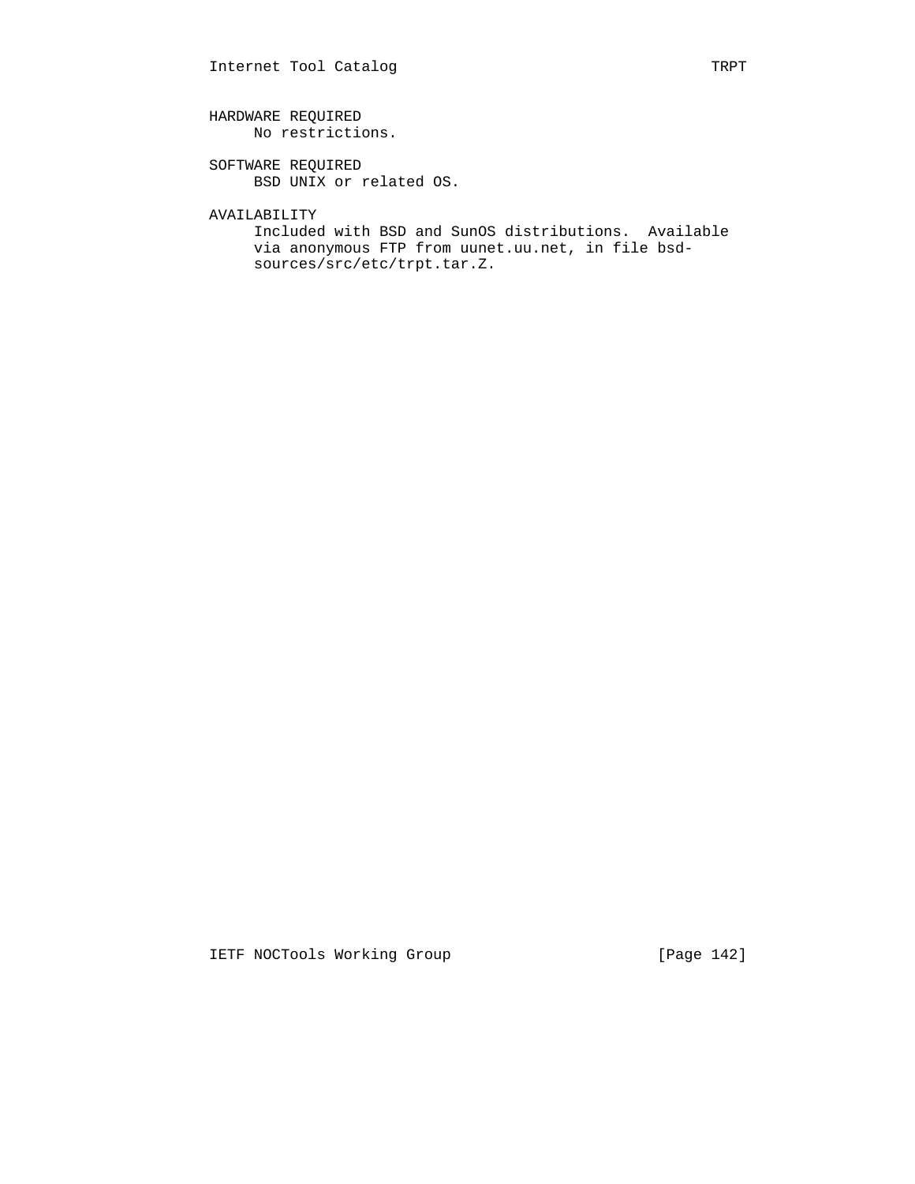HARDWARE REQUIRED

No restrictions.

SOFTWARE REQUIRED

BSD UNIX or related OS.

AVAILABILITY

Included with BSD and SunOS distributions. Available via anonymous FTP from uunet.uu.net, in file bsd-sources/src/etc/trpt.tar.Z.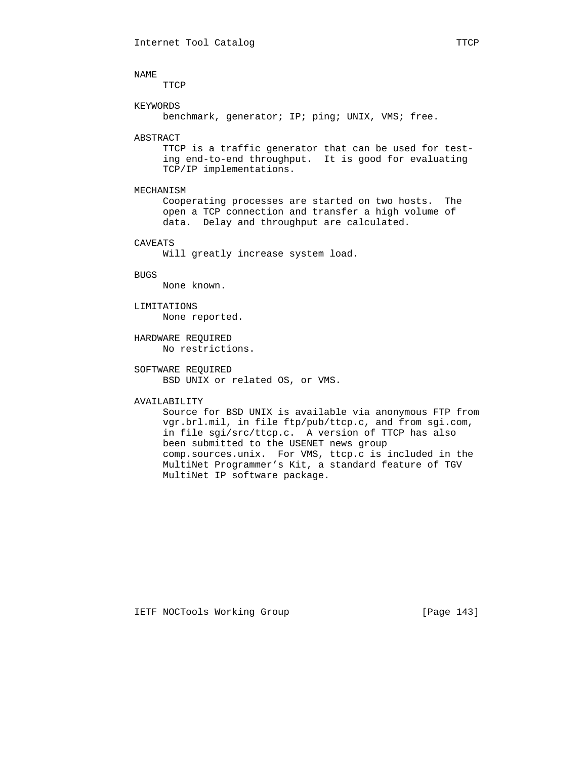NAME

TTCP

KEYWORDS

benchmark, generator; IP; ping; UNIX, VMS; free.

ABSTRACT

TTCP is a traffic generator that can be used for testing end-to-end throughput. It is good for evaluating TCP/IP implementations.

MECHANISM

Cooperating processes are started on two hosts. The open a TCP connection and transfer a high volume of data. Delay and throughput are calculated.

CAVEATS

Will greatly increase system load.

BUGS

None known.

LIMITATIONS

None reported.

HARDWARE REQUIRED

No restrictions.

SOFTWARE REQUIRED

BSD UNIX or related OS, or VMS.

AVAILABILITY

Source for BSD UNIX is available via anonymous FTP from vgr.brl.mil, in file ftp/pub/ttcp.c, and from sgi.com, in file sgi/src/ttcp.c. A version of TTCP has also been submitted to the USENET news group comp.sources.unix. For VMS, ttcp.c is included in the MultiNet Programmer’s Kit, a standard feature of TGV MultiNet IP software package.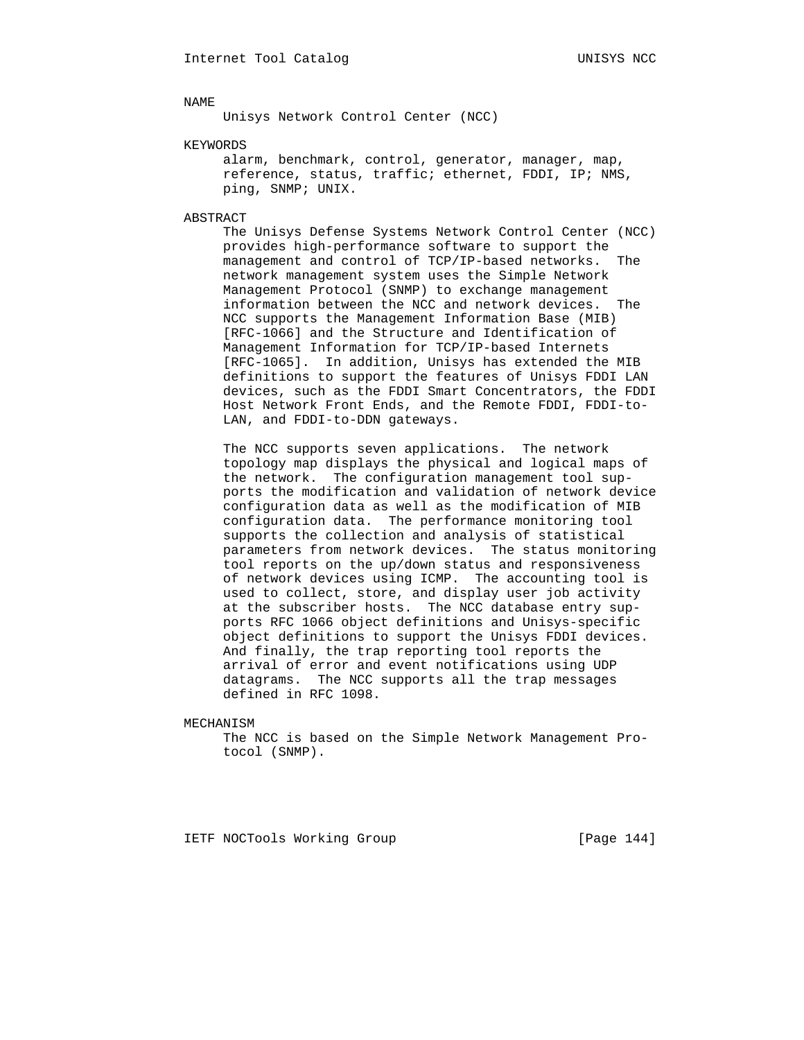## NAME

Unisys Network Control Center (NCC)

## KEYWORDS

alarm, benchmark, control, generator, manager, map, reference, status, traffic; ethernet, FDDI, IP; NMS, ping, SNMP; UNIX.

## ABSTRACT

The Unisys Defense Systems Network Control Center (NCC) provides high-performance software to support the management and control of TCP/IP-based networks. The network management system uses the Simple Network Management Protocol (SNMP) to exchange management information between the NCC and network devices. The NCC supports the Management Information Base (MIB) [RFC-1066] and the Structure and Identification of Management Information for TCP/IP-based Internets [RFC-1065]. In addition, Unisys has extended the MIB definitions to support the features of Unisys FDDI LAN devices, such as the FDDI Smart Concentrators, the FDDI Host Network Front Ends, and the Remote FDDI, FDDI-to-LAN, and FDDI-to-DDN gateways.

The NCC supports seven applications. The network topology map displays the physical and logical maps of the network. The configuration management tool supports the modification and validation of network device configuration data as well as the modification of MIB configuration data. The performance monitoring tool supports the collection and analysis of statistical parameters from network devices. The status monitoring tool reports on the up/down status and responsiveness of network devices using ICMP. The accounting tool is used to collect, store, and display user job activity at the subscriber hosts. The NCC database entry supports RFC 1066 object definitions and Unisys-specific object definitions to support the Unisys FDDI devices. And finally, the trap reporting tool reports the arrival of error and event notifications using UDP datagrams. The NCC supports all the trap messages defined in RFC 1098.

## MECHANISM

The NCC is based on the Simple Network Management Protocol (SNMP).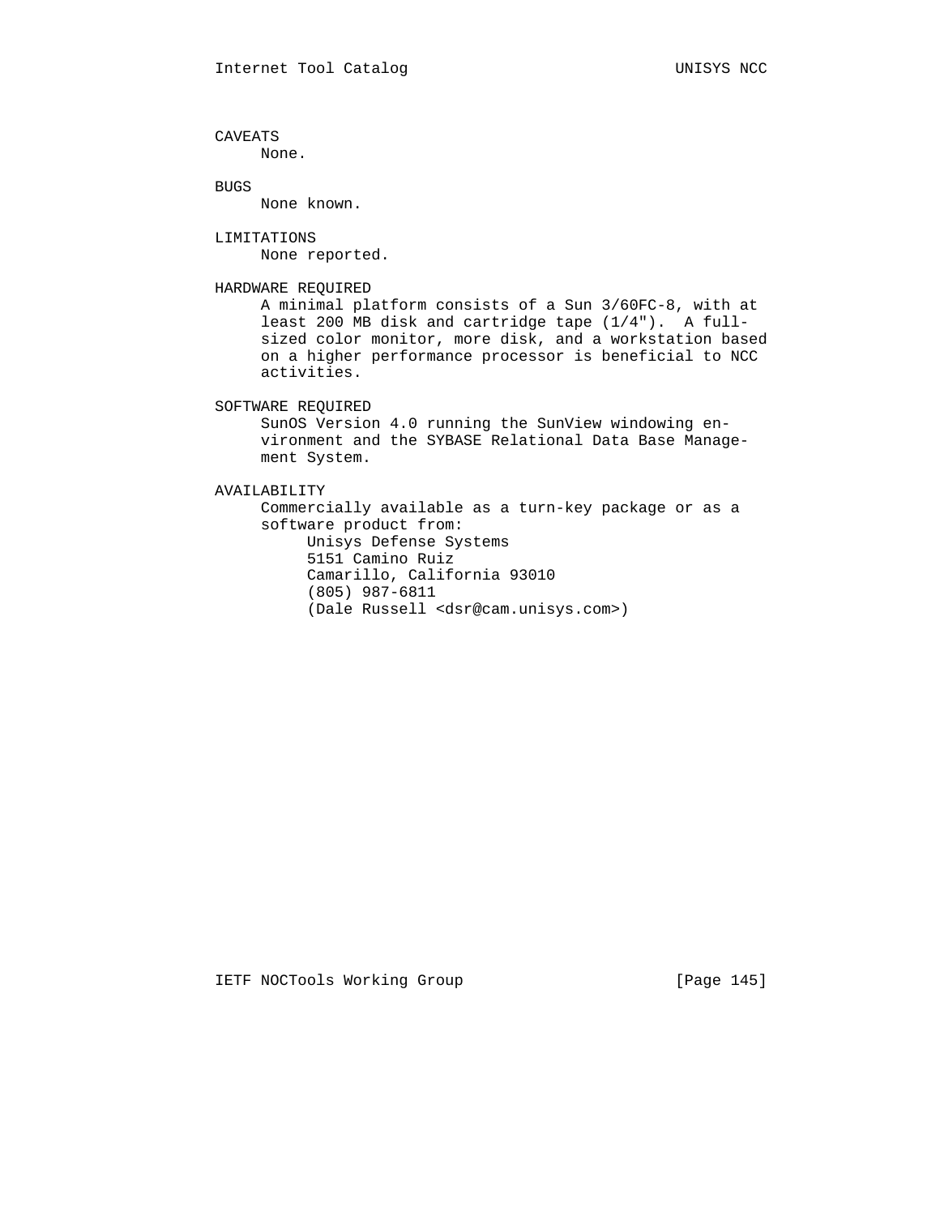### CAVEATS

None.

### BUGS

None known.

### LIMITATIONS

None reported.

### HARDWARE REQUIRED

A minimal platform consists of a Sun 3/60FC-8, with at least 200 MB disk and cartridge tape (1/4"). A full-sized color monitor, more disk, and a workstation based on a higher performance processor is beneficial to NCC activities.

### SOFTWARE REQUIRED

SunOS Version 4.0 running the SunView windowing environment and the SYBASE Relational Data Base Management System.

### AVAILABILITY

Commercially available as a turn-key package or as a software product from:

Unisys Defense Systems
5151 Camino Ruiz
Camarillo, California 93010
(805) 987-6811
(Dale Russell <dsr@cam.unisys.com>)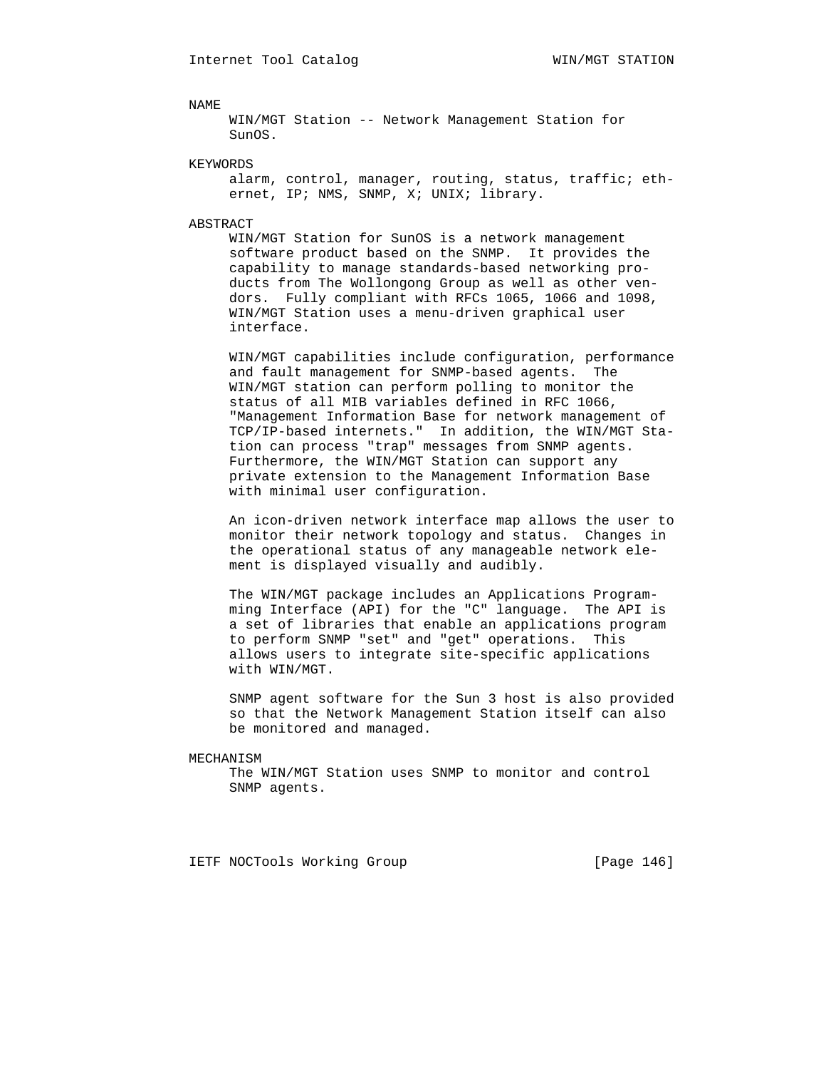## NAME

WIN/MGT Station -- Network Management Station for SunOS.

## KEYWORDS

alarm, control, manager, routing, status, traffic; ethernet, IP; NMS, SNMP, X; UNIX; library.

## ABSTRACT

WIN/MGT Station for SunOS is a network management software product based on the SNMP. It provides the capability to manage standards-based networking products from The Wollongong Group as well as other vendors. Fully compliant with RFCs 1065, 1066 and 1098, WIN/MGT Station uses a menu-driven graphical user interface.

WIN/MGT capabilities include configuration, performance and fault management for SNMP-based agents. The WIN/MGT station can perform polling to monitor the status of all MIB variables defined in RFC 1066, "Management Information Base for network management of TCP/IP-based internets." In addition, the WIN/MGT Station can process "trap" messages from SNMP agents. Furthermore, the WIN/MGT Station can support any private extension to the Management Information Base with minimal user configuration.

An icon-driven network interface map allows the user to monitor their network topology and status. Changes in the operational status of any manageable network element is displayed visually and audibly.

The WIN/MGT package includes an Applications Programming Interface (API) for the "C" language. The API is a set of libraries that enable an applications program to perform SNMP "set" and "get" operations. This allows users to integrate site-specific applications with WIN/MGT.

SNMP agent software for the Sun 3 host is also provided so that the Network Management Station itself can also be monitored and managed.

## MECHANISM

The WIN/MGT Station uses SNMP to monitor and control SNMP agents.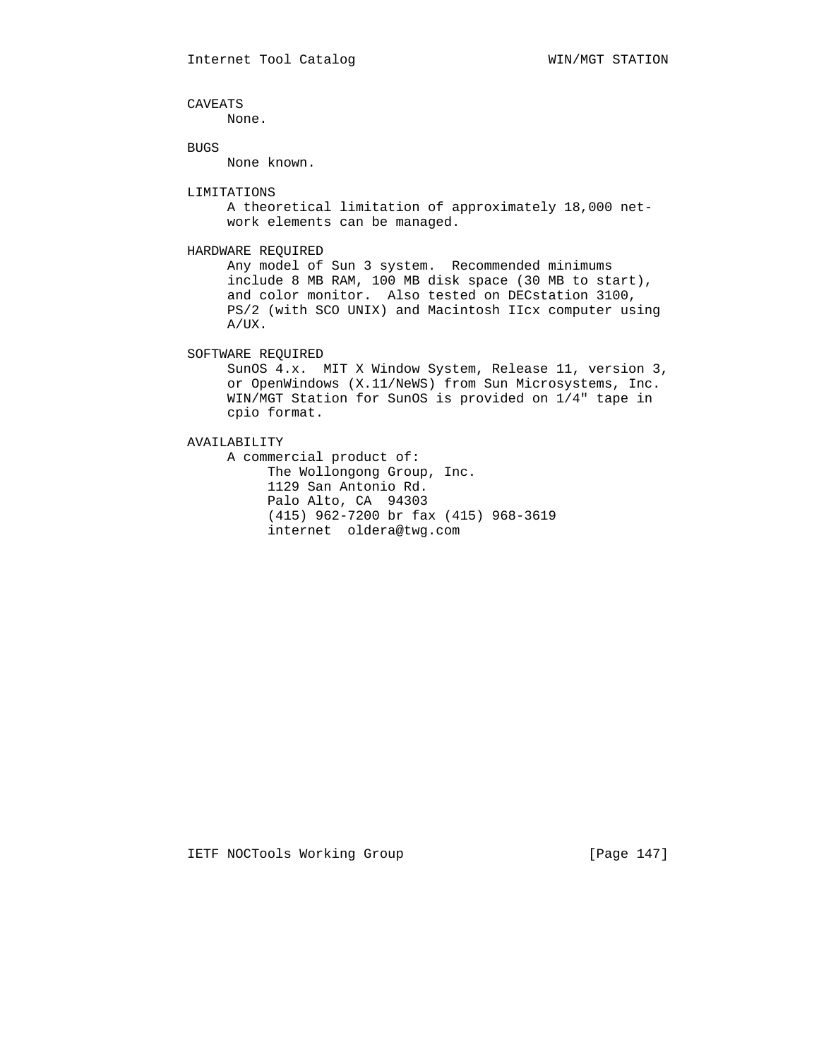## CAVEATS

None.

## BUGS

None known.

## LIMITATIONS

A theoretical limitation of approximately 18,000 network elements can be managed.

## HARDWARE REQUIRED

Any model of Sun 3 system. Recommended minimums include 8 MB RAM, 100 MB disk space (30 MB to start), and color monitor. Also tested on DECstation 3100, PS/2 (with SCO UNIX) and Macintosh IIcx computer using A/UX.

## SOFTWARE REQUIRED

SunOS 4.x. MIT X Window System, Release 11, version 3, or OpenWindows (X.11/NeWS) from Sun Microsystems, Inc. WIN/MGT Station for SunOS is provided on 1/4" tape in cpio format.

## AVAILABILITY

A commercial product of:

The Wollongong Group, Inc.
1129 San Antonio Rd.
Palo Alto, CA 94303
(415) 962-7200 br fax (415) 968-3619
internet oldera@twg.com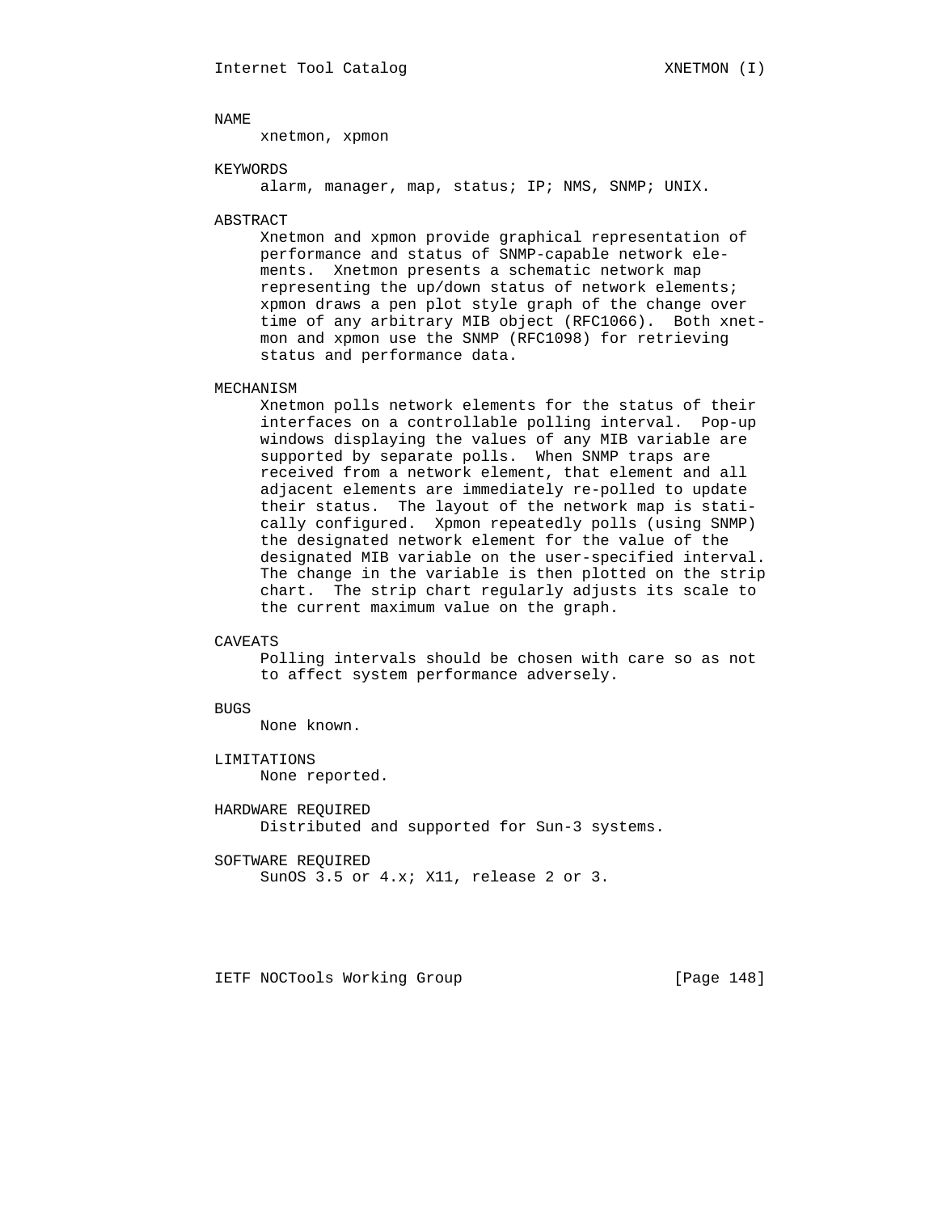## NAME

xnetmon, xpmon

## KEYWORDS

alarm, manager, map, status; IP; NMS, SNMP; UNIX.

## ABSTRACT

Xnetmon and xpmon provide graphical representation of performance and status of SNMP-capable network elements. Xnetmon presents a schematic network map representing the up/down status of network elements; xpmon draws a pen plot style graph of the change over time of any arbitrary MIB object (RFC1066). Both xnetmon and xpmon use the SNMP (RFC1098) for retrieving status and performance data.

## MECHANISM

Xnetmon polls network elements for the status of their interfaces on a controllable polling interval. Pop-up windows displaying the values of any MIB variable are supported by separate polls. When SNMP traps are received from a network element, that element and all adjacent elements are immediately re-polled to update their status. The layout of the network map is statically configured. Xpmon repeatedly polls (using SNMP) the designated network element for the value of the designated MIB variable on the user-specified interval. The change in the variable is then plotted on the strip chart. The strip chart regularly adjusts its scale to the current maximum value on the graph.

## CAVEATS

Polling intervals should be chosen with care so as not to affect system performance adversely.

## BUGS

None known.

## LIMITATIONS

None reported.

## HARDWARE REQUIRED

Distributed and supported for Sun-3 systems.

## SOFTWARE REQUIRED

SunOS 3.5 or 4.x; X11, release 2 or 3.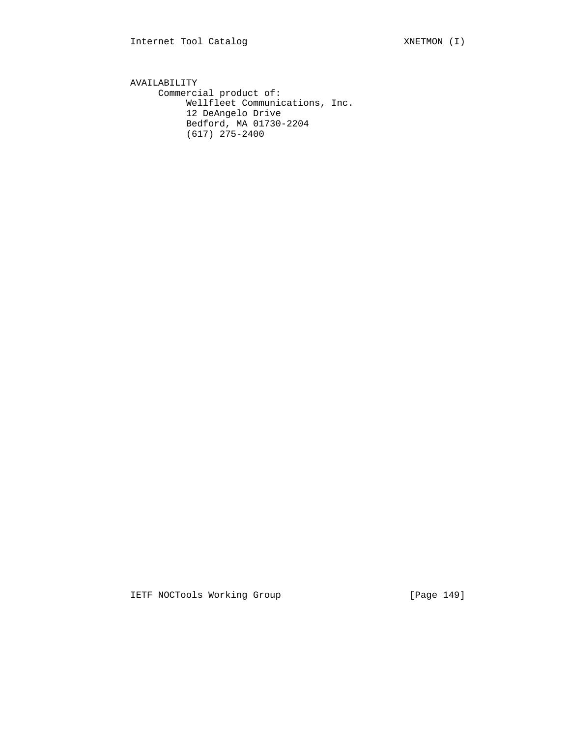AVAILABILITY

Commercial product of:

Wellfleet Communications, Inc.
12 DeAngelo Drive
Bedford, MA 01730-2204
(617) 275-2400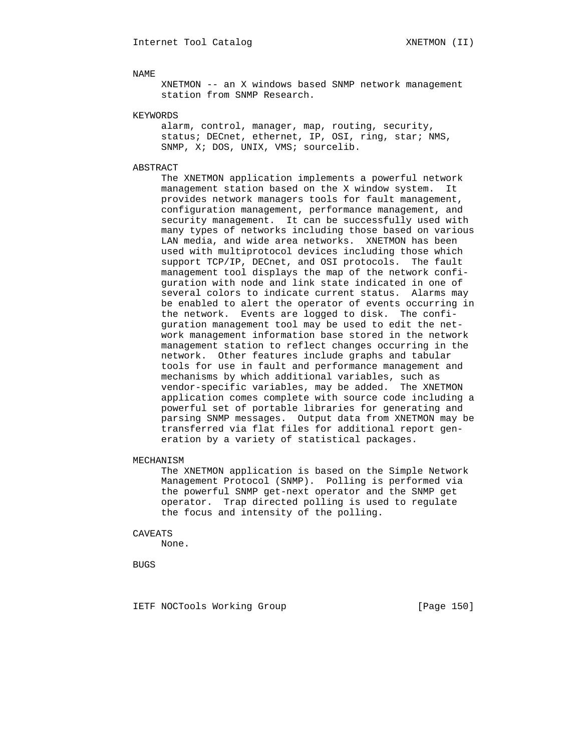## NAME

XNETMON -- an X windows based SNMP network management station from SNMP Research.

## KEYWORDS

alarm, control, manager, map, routing, security, status; DECnet, ethernet, IP, OSI, ring, star; NMS, SNMP, X; DOS, UNIX, VMS; sourcelib.

## ABSTRACT

The XNETMON application implements a powerful network management station based on the X window system. It provides network managers tools for fault management, configuration management, performance management, and security management. It can be successfully used with many types of networks including those based on various LAN media, and wide area networks. XNETMON has been used with multiprotocol devices including those which support TCP/IP, DECnet, and OSI protocols. The fault management tool displays the map of the network configuration with node and link state indicated in one of several colors to indicate current status. Alarms may be enabled to alert the operator of events occurring in the network. Events are logged to disk. The configuration management tool may be used to edit the network management information base stored in the network management station to reflect changes occurring in the network. Other features include graphs and tabular tools for use in fault and performance management and mechanisms by which additional variables, such as vendor-specific variables, may be added. The XNETMON application comes complete with source code including a powerful set of portable libraries for generating and parsing SNMP messages. Output data from XNETMON may be transferred via flat files for additional report generation by a variety of statistical packages.

## MECHANISM

The XNETMON application is based on the Simple Network Management Protocol (SNMP). Polling is performed via the powerful SNMP get-next operator and the SNMP get operator. Trap directed polling is used to regulate the focus and intensity of the polling.

## CAVEATS

None.

## BUGS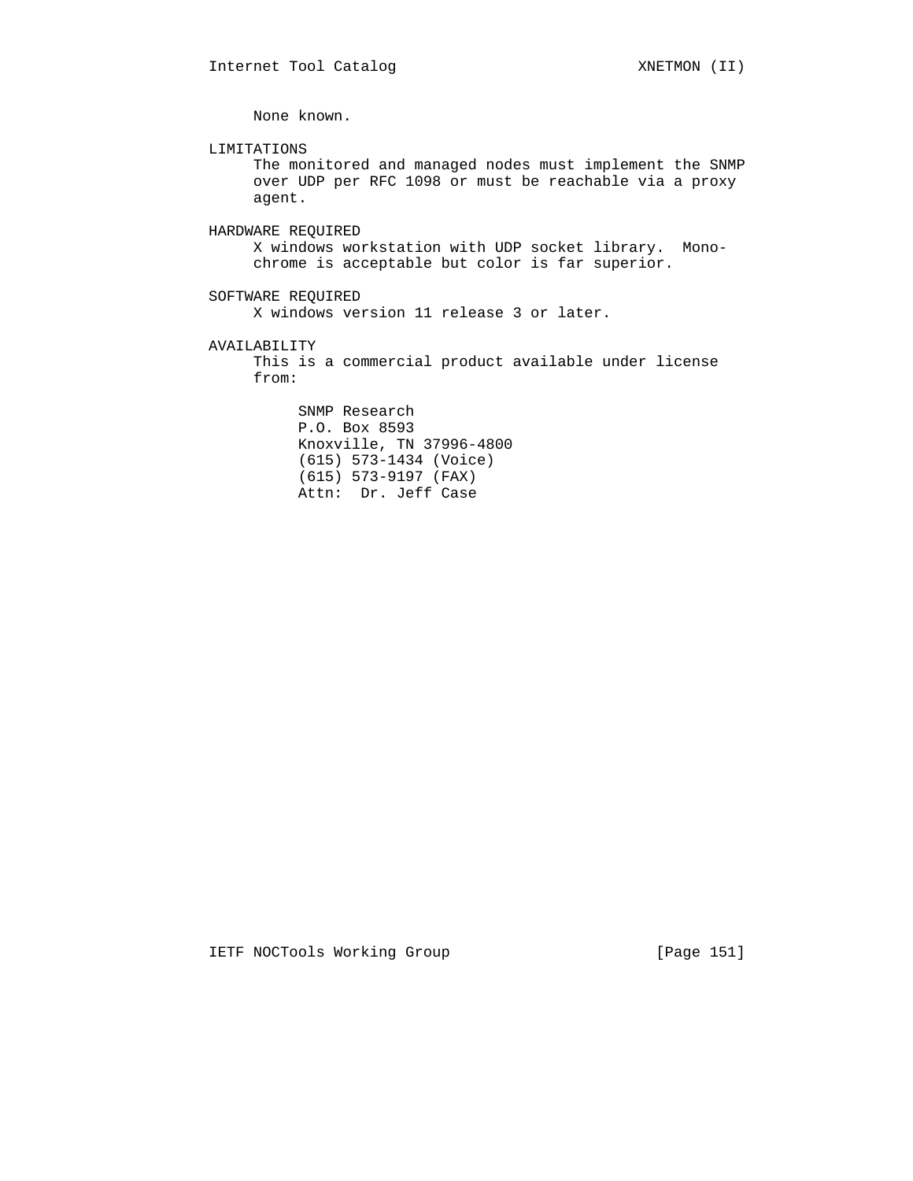None known.

## LIMITATIONS

The monitored and managed nodes must implement the SNMP over UDP per RFC 1098 or must be reachable via a proxy agent.

## HARDWARE REQUIRED

X windows workstation with UDP socket library. Monochrome is acceptable but color is far superior.

## SOFTWARE REQUIRED

X windows version 11 release 3 or later.

## AVAILABILITY

This is a commercial product available under license from:

SNMP Research
P.O. Box 8593
Knoxville, TN 37996-4800
(615) 573-1434 (Voice)
(615) 573-9197 (FAX)
Attn: Dr. Jeff Case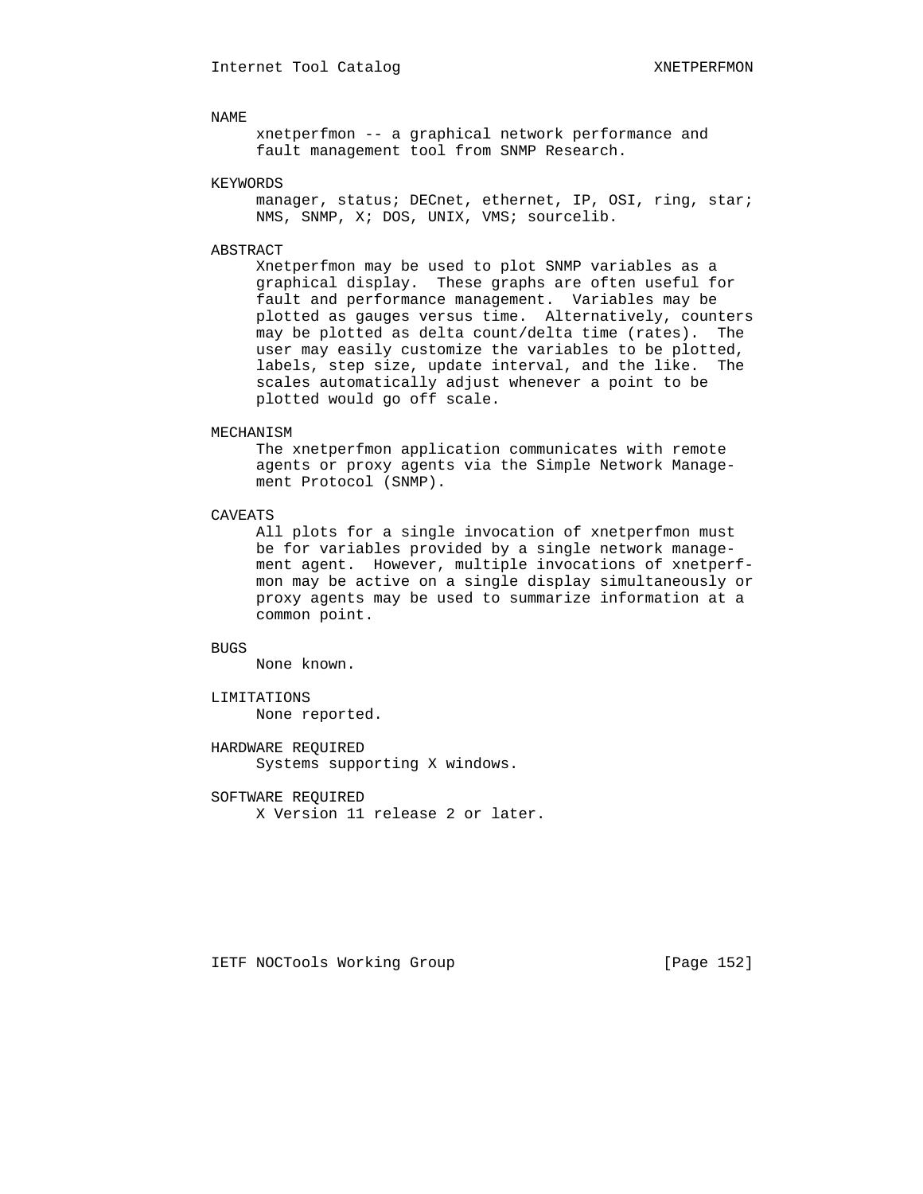## NAME

xnetperfmon -- a graphical network performance and fault management tool from SNMP Research.

## KEYWORDS

manager, status; DECnet, ethernet, IP, OSI, ring, star; NMS, SNMP, X; DOS, UNIX, VMS; sourcelib.

## ABSTRACT

Xnetperfmon may be used to plot SNMP variables as a graphical display. These graphs are often useful for fault and performance management. Variables may be plotted as gauges versus time. Alternatively, counters may be plotted as delta count/delta time (rates). The user may easily customize the variables to be plotted, labels, step size, update interval, and the like. The scales automatically adjust whenever a point to be plotted would go off scale.

## MECHANISM

The xnetperfmon application communicates with remote agents or proxy agents via the Simple Network Management Protocol (SNMP).

## CAVEATS

All plots for a single invocation of xnetperfmon must be for variables provided by a single network management agent. However, multiple invocations of xnetperfmon may be active on a single display simultaneously or proxy agents may be used to summarize information at a common point.

## BUGS

None known.

## LIMITATIONS

None reported.

## HARDWARE REQUIRED

Systems supporting X windows.

## SOFTWARE REQUIRED

X Version 11 release 2 or later.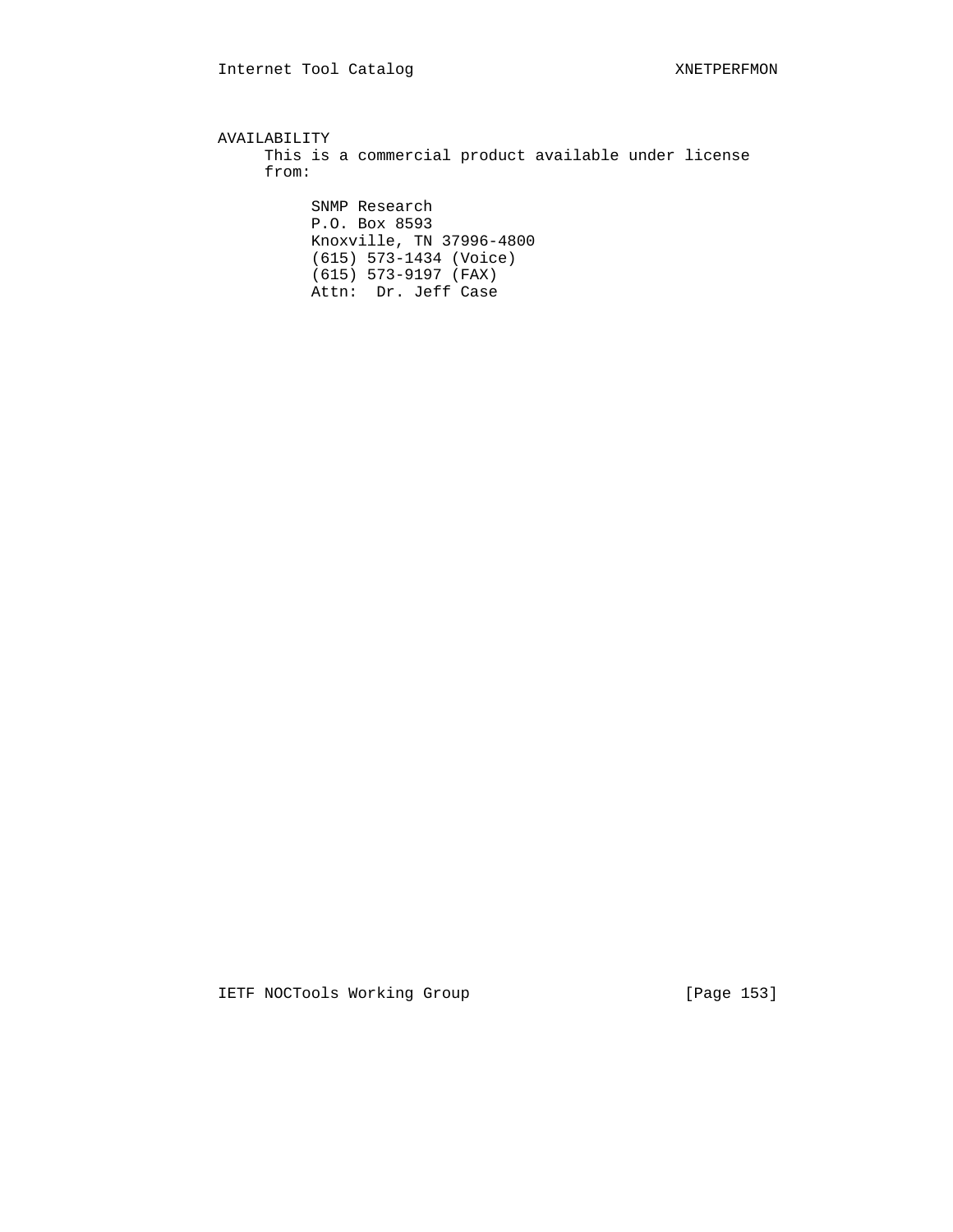## AVAILABILITY

This is a commercial product available under license from:

SNMP Research
P.O. Box 8593
Knoxville, TN 37996-4800
(615) 573-1434 (Voice)
(615) 573-9197 (FAX)
Attn: Dr. Jeff Case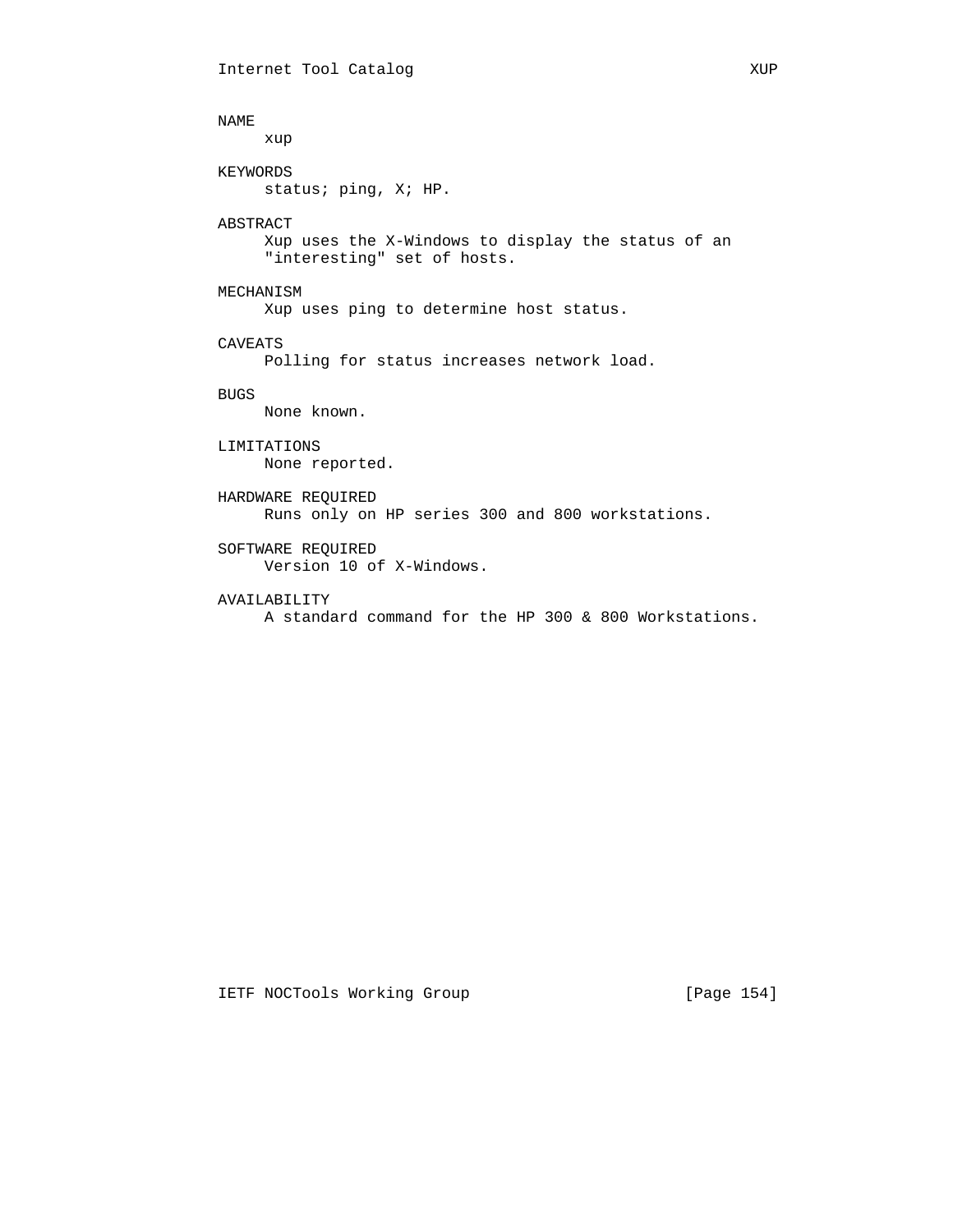## NAME

xup

## KEYWORDS

status; ping, X; HP.

## ABSTRACT

Xup uses the X-Windows to display the status of an "interesting" set of hosts.

## MECHANISM

Xup uses ping to determine host status.

## CAVEATS

Polling for status increases network load.

## BUGS

None known.

## LIMITATIONS

None reported.

## HARDWARE REQUIRED

Runs only on HP series 300 and 800 workstations.

## SOFTWARE REQUIRED

Version 10 of X-Windows.

## AVAILABILITY

A standard command for the HP 300 & 800 Workstations.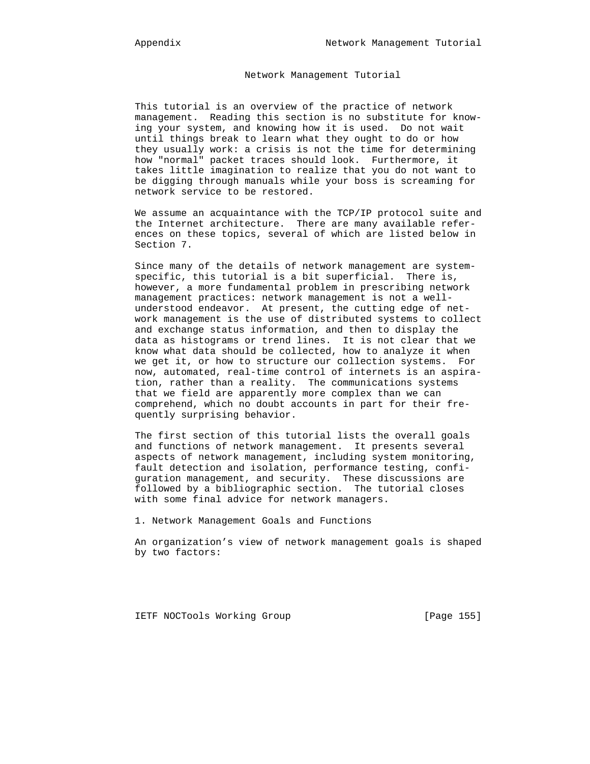# Network Management Tutorial

This tutorial is an overview of the practice of network management. Reading this section is no substitute for knowing your system, and knowing how it is used. Do not wait until things break to learn what they ought to do or how they usually work: a crisis is not the time for determining how "normal" packet traces should look. Furthermore, it takes little imagination to realize that you do not want to be digging through manuals while your boss is screaming for network service to be restored.

We assume an acquaintance with the TCP/IP protocol suite and the Internet architecture. There are many available references on these topics, several of which are listed below in Section 7.

Since many of the details of network management are system-specific, this tutorial is a bit superficial. There is, however, a more fundamental problem in prescribing network management practices: network management is not a well-understood endeavor. At present, the cutting edge of network management is the use of distributed systems to collect and exchange status information, and then to display the data as histograms or trend lines. It is not clear that we know what data should be collected, how to analyze it when we get it, or how to structure our collection systems. For now, automated, real-time control of internets is an aspiration, rather than a reality. The communications systems that we field are apparently more complex than we can comprehend, which no doubt accounts in part for their frequently surprising behavior.

The first section of this tutorial lists the overall goals and functions of network management. It presents several aspects of network management, including system monitoring, fault detection and isolation, performance testing, configuration management, and security. These discussions are followed by a bibliographic section. The tutorial closes with some final advice for network managers.

## 1. Network Management Goals and Functions

An organization's view of network management goals is shaped by two factors: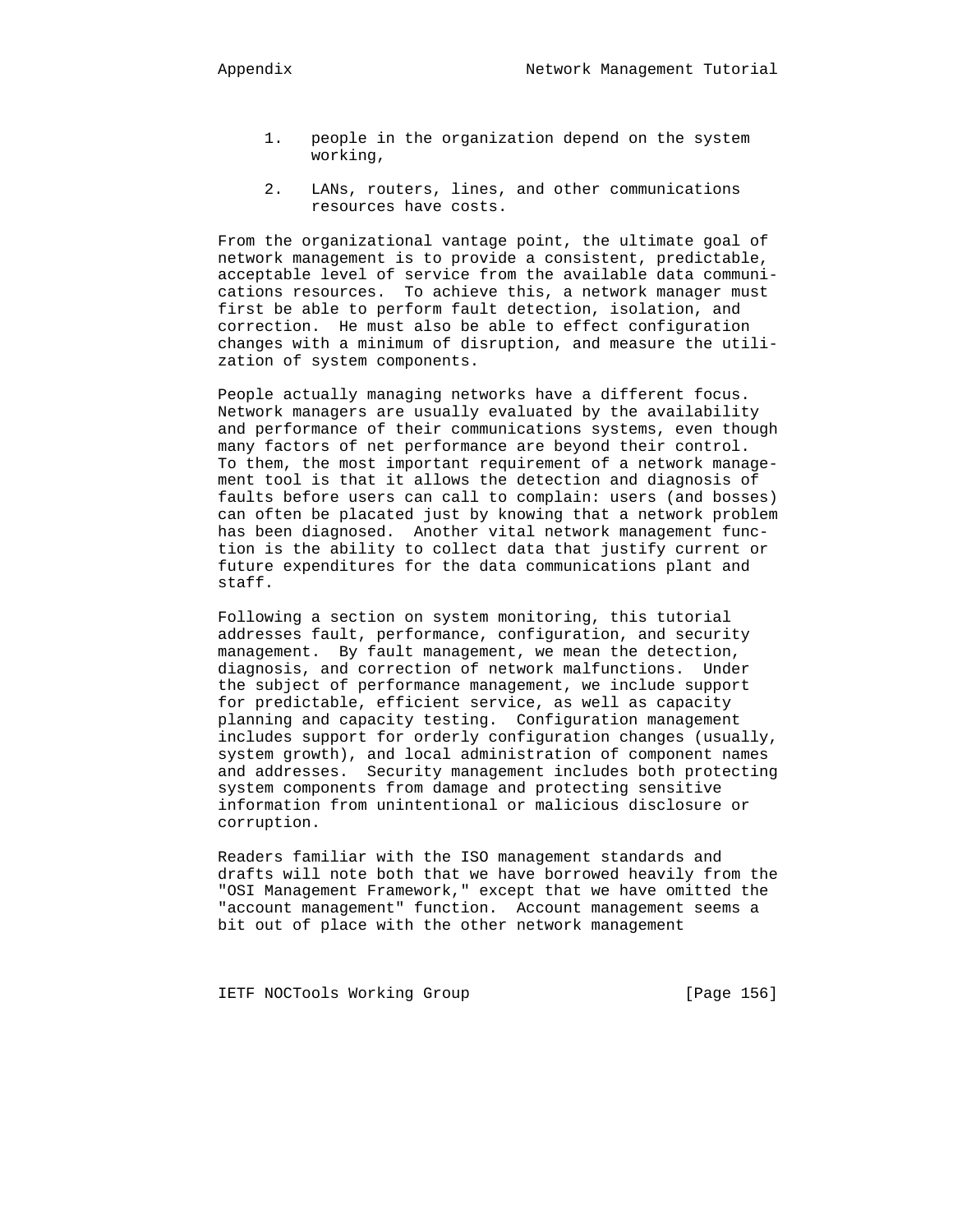1. people in the organization depend on the system working,

2. LANs, routers, lines, and other communications resources have costs.

From the organizational vantage point, the ultimate goal of network management is to provide a consistent, predictable, acceptable level of service from the available data communications resources. To achieve this, a network manager must first be able to perform fault detection, isolation, and correction. He must also be able to effect configuration changes with a minimum of disruption, and measure the utilization of system components.

People actually managing networks have a different focus. Network managers are usually evaluated by the availability and performance of their communications systems, even though many factors of net performance are beyond their control. To them, the most important requirement of a network management tool is that it allows the detection and diagnosis of faults before users can call to complain: users (and bosses) can often be placated just by knowing that a network problem has been diagnosed. Another vital network management function is the ability to collect data that justify current or future expenditures for the data communications plant and staff.

Following a section on system monitoring, this tutorial addresses fault, performance, configuration, and security management. By fault management, we mean the detection, diagnosis, and correction of network malfunctions. Under the subject of performance management, we include support for predictable, efficient service, as well as capacity planning and capacity testing. Configuration management includes support for orderly configuration changes (usually, system growth), and local administration of component names and addresses. Security management includes both protecting system components from damage and protecting sensitive information from unintentional or malicious disclosure or corruption.

Readers familiar with the ISO management standards and drafts will note both that we have borrowed heavily from the "OSI Management Framework," except that we have omitted the "account management" function. Account management seems a bit out of place with the other network management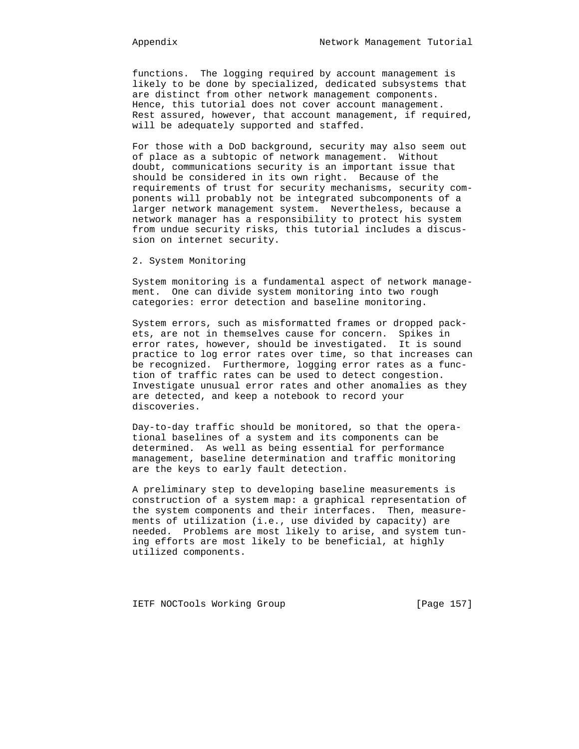functions. The logging required by account management is likely to be done by specialized, dedicated subsystems that are distinct from other network management components. Hence, this tutorial does not cover account management. Rest assured, however, that account management, if required, will be adequately supported and staffed.

For those with a DoD background, security may also seem out of place as a subtopic of network management. Without doubt, communications security is an important issue that should be considered in its own right. Because of the requirements of trust for security mechanisms, security components will probably not be integrated subcomponents of a larger network management system. Nevertheless, because a network manager has a responsibility to protect his system from undue security risks, this tutorial includes a discussion on internet security.

## 2. System Monitoring

System monitoring is a fundamental aspect of network management. One can divide system monitoring into two rough categories: error detection and baseline monitoring.

System errors, such as misformatted frames or dropped packets, are not in themselves cause for concern. Spikes in error rates, however, should be investigated. It is sound practice to log error rates over time, so that increases can be recognized. Furthermore, logging error rates as a function of traffic rates can be used to detect congestion. Investigate unusual error rates and other anomalies as they are detected, and keep a notebook to record your discoveries.

Day-to-day traffic should be monitored, so that the operational baselines of a system and its components can be determined. As well as being essential for performance management, baseline determination and traffic monitoring are the keys to early fault detection.

A preliminary step to developing baseline measurements is construction of a system map: a graphical representation of the system components and their interfaces. Then, measurements of utilization (i.e., use divided by capacity) are needed. Problems are most likely to arise, and system tuning efforts are most likely to be beneficial, at highly utilized components.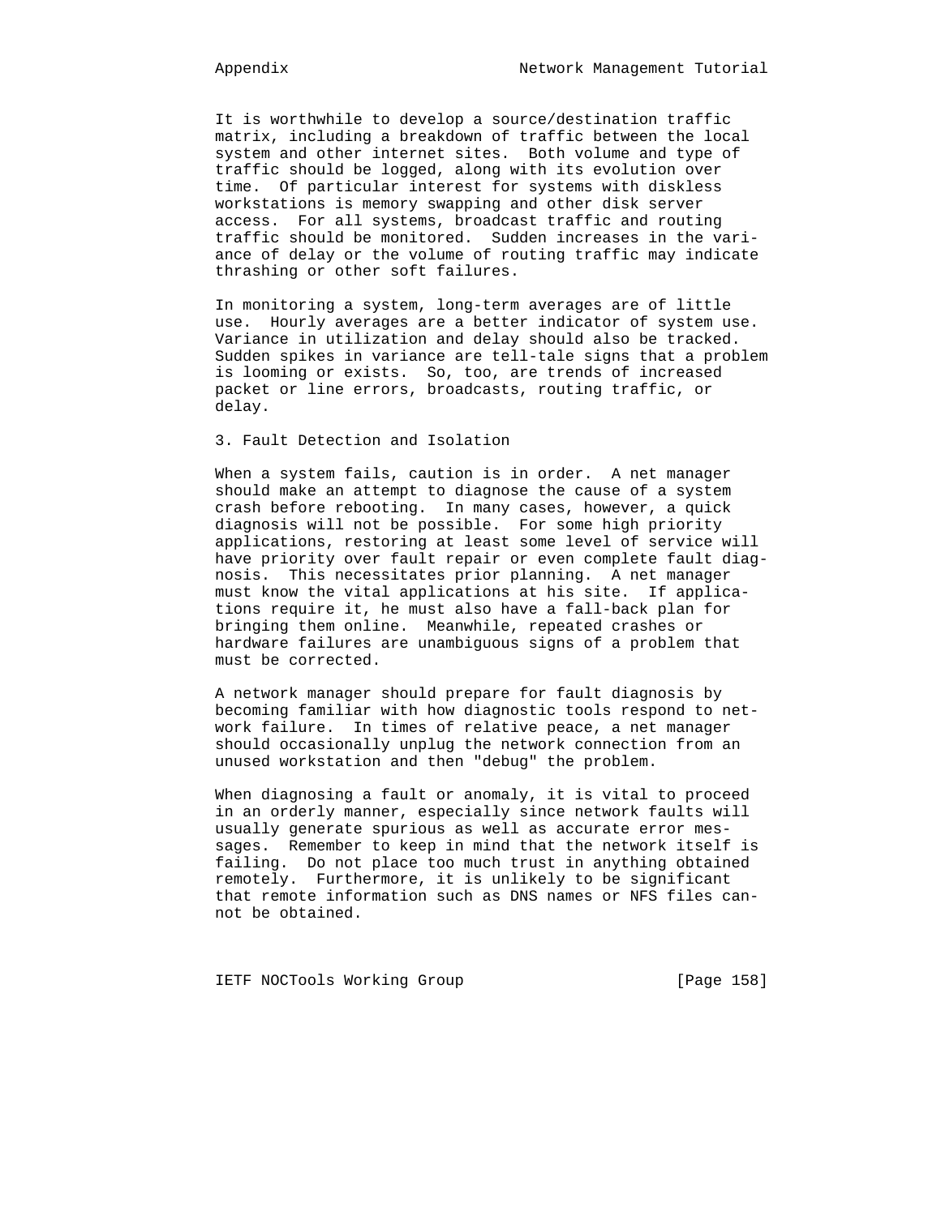It is worthwhile to develop a source/destination traffic matrix, including a breakdown of traffic between the local system and other internet sites. Both volume and type of traffic should be logged, along with its evolution over time. Of particular interest for systems with diskless workstations is memory swapping and other disk server access. For all systems, broadcast traffic and routing traffic should be monitored. Sudden increases in the variance of delay or the volume of routing traffic may indicate thrashing or other soft failures.

In monitoring a system, long-term averages are of little use. Hourly averages are a better indicator of system use. Variance in utilization and delay should also be tracked. Sudden spikes in variance are tell-tale signs that a problem is looming or exists. So, too, are trends of increased packet or line errors, broadcasts, routing traffic, or delay.

## 3. Fault Detection and Isolation

When a system fails, caution is in order. A net manager should make an attempt to diagnose the cause of a system crash before rebooting. In many cases, however, a quick diagnosis will not be possible. For some high priority applications, restoring at least some level of service will have priority over fault repair or even complete fault diagnosis. This necessitates prior planning. A net manager must know the vital applications at his site. If applications require it, he must also have a fall-back plan for bringing them online. Meanwhile, repeated crashes or hardware failures are unambiguous signs of a problem that must be corrected.

A network manager should prepare for fault diagnosis by becoming familiar with how diagnostic tools respond to network failure. In times of relative peace, a net manager should occasionally unplug the network connection from an unused workstation and then "debug" the problem.

When diagnosing a fault or anomaly, it is vital to proceed in an orderly manner, especially since network faults will usually generate spurious as well as accurate error messages. Remember to keep in mind that the network itself is failing. Do not place too much trust in anything obtained remotely. Furthermore, it is unlikely to be significant that remote information such as DNS names or NFS files cannot be obtained.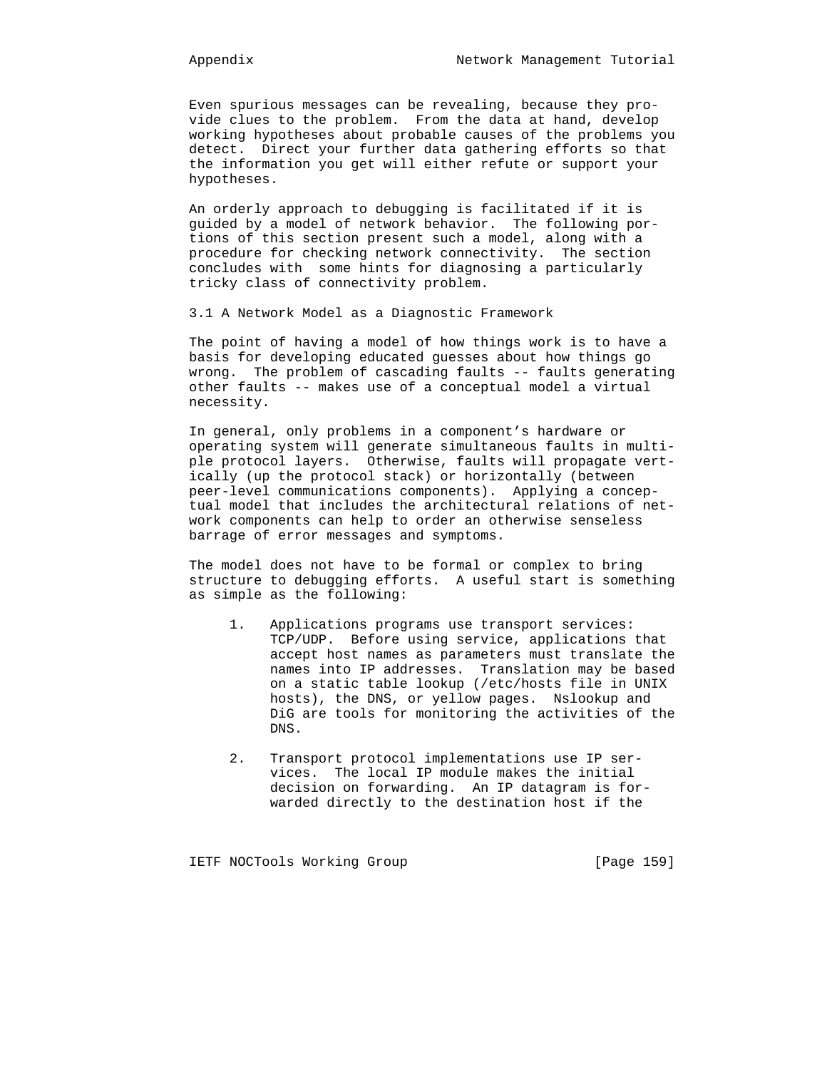Even spurious messages can be revealing, because they provide clues to the problem. From the data at hand, develop working hypotheses about probable causes of the problems you detect. Direct your further data gathering efforts so that the information you get will either refute or support your hypotheses.

An orderly approach to debugging is facilitated if it is guided by a model of network behavior. The following portions of this section present such a model, along with a procedure for checking network connectivity. The section concludes with some hints for diagnosing a particularly tricky class of connectivity problem.

### 3.1 A Network Model as a Diagnostic Framework

The point of having a model of how things work is to have a basis for developing educated guesses about how things go wrong. The problem of cascading faults -- faults generating other faults -- makes use of a conceptual model a virtual necessity.

In general, only problems in a component’s hardware or operating system will generate simultaneous faults in multiple protocol layers. Otherwise, faults will propagate vertically (up the protocol stack) or horizontally (between peer-level communications components). Applying a conceptual model that includes the architectural relations of network components can help to order an otherwise senseless barrage of error messages and symptoms.

The model does not have to be formal or complex to bring structure to debugging efforts. A useful start is something as simple as the following:

1. Applications programs use transport services: TCP/UDP. Before using service, applications that accept host names as parameters must translate the names into IP addresses. Translation may be based on a static table lookup (/etc/hosts file in UNIX hosts), the DNS, or yellow pages. Nslookup and DiG are tools for monitoring the activities of the DNS.

2. Transport protocol implementations use IP services. The local IP module makes the initial decision on forwarding. An IP datagram is forwarded directly to the destination host if the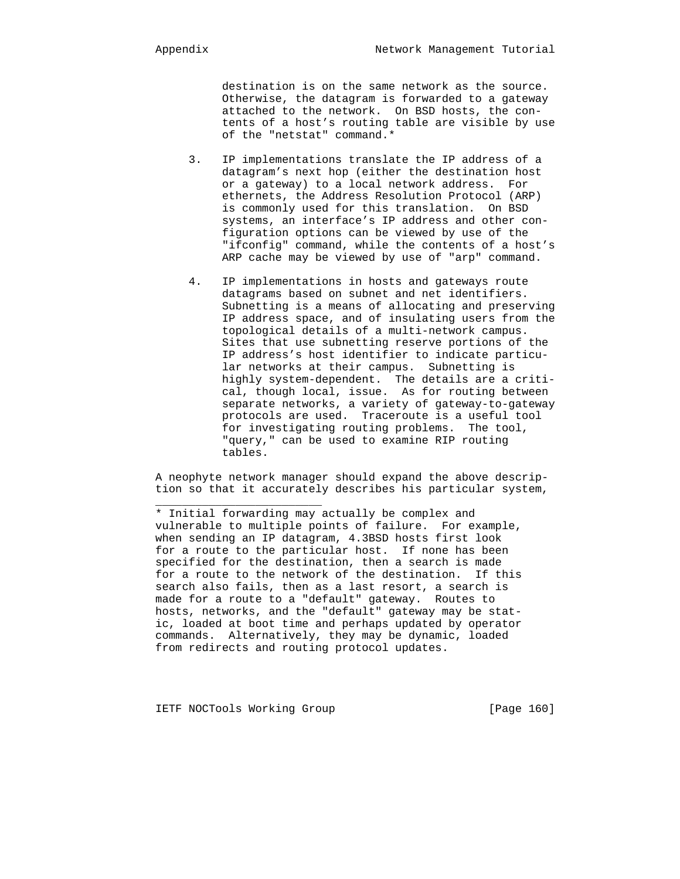destination is on the same network as the source. Otherwise, the datagram is forwarded to a gateway attached to the network. On BSD hosts, the contents of a host's routing table are visible by use of the "netstat" command.*

3. IP implementations translate the IP address of a datagram's next hop (either the destination host or a gateway) to a local network address. For ethernets, the Address Resolution Protocol (ARP) is commonly used for this translation. On BSD systems, an interface's IP address and other configuration options can be viewed by use of the "ifconfig" command, while the contents of a host's ARP cache may be viewed by use of "arp" command.

4. IP implementations in hosts and gateways route datagrams based on subnet and net identifiers. Subnetting is a means of allocating and preserving IP address space, and of insulating users from the topological details of a multi-network campus. Sites that use subnetting reserve portions of the IP address's host identifier to indicate particular networks at their campus. Subnetting is highly system-dependent. The details are a critical, though local, issue. As for routing between separate networks, a variety of gateway-to-gateway protocols are used. Traceroute is a useful tool for investigating routing problems. The tool, "query," can be used to examine RIP routing tables.

A neophyte network manager should expand the above description so that it accurately describes his particular system,

---

* Initial forwarding may actually be complex and vulnerable to multiple points of failure. For example, when sending an IP datagram, 4.3BSD hosts first look for a route to the particular host. If none has been specified for the destination, then a search is made for a route to the network of the destination. If this search also fails, then as a last resort, a search is made for a route to a "default" gateway. Routes to hosts, networks, and the "default" gateway may be static, loaded at boot time and perhaps updated by operator commands. Alternatively, they may be dynamic, loaded from redirects and routing protocol updates.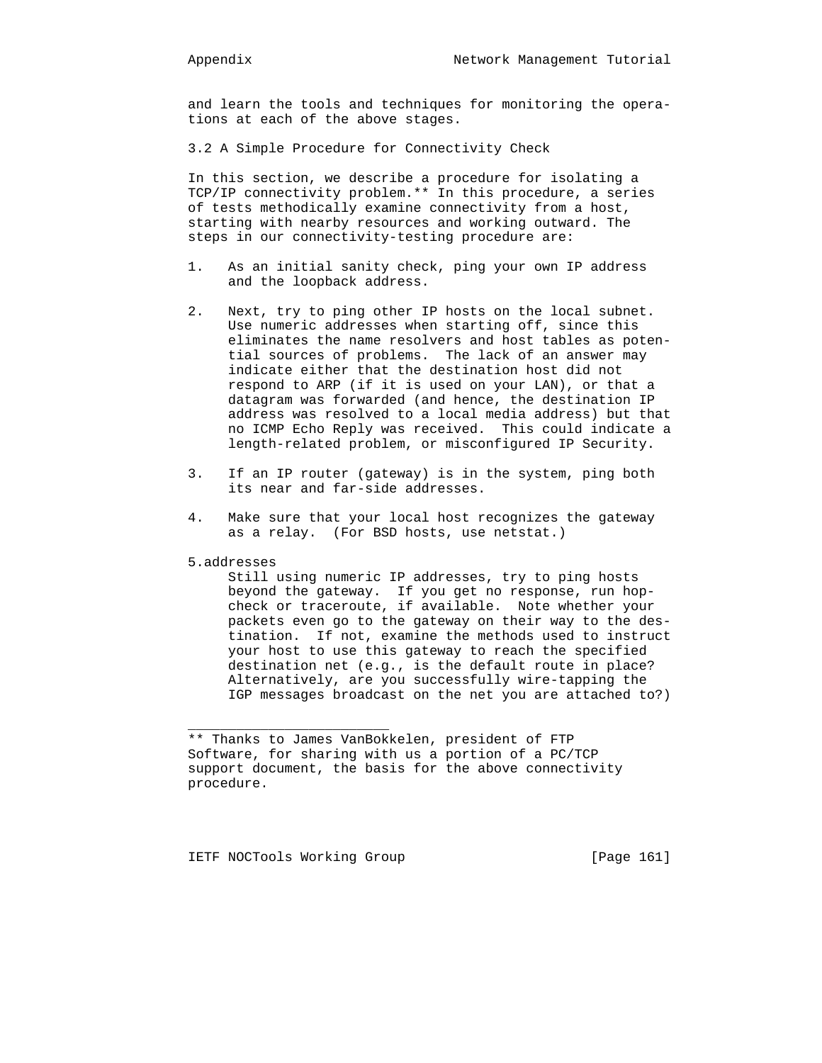and learn the tools and techniques for monitoring the operations at each of the above stages.

### 3.2 A Simple Procedure for Connectivity Check

In this section, we describe a procedure for isolating a TCP/IP connectivity problem.** In this procedure, a series of tests methodically examine connectivity from a host, starting with nearby resources and working outward. The steps in our connectivity-testing procedure are:

1. As an initial sanity check, ping your own IP address and the loopback address.

2. Next, try to ping other IP hosts on the local subnet. Use numeric addresses when starting off, since this eliminates the name resolvers and host tables as potential sources of problems. The lack of an answer may indicate either that the destination host did not respond to ARP (if it is used on your LAN), or that a datagram was forwarded (and hence, the destination IP address was resolved to a local media address) but that no ICMP Echo Reply was received. This could indicate a length-related problem, or misconfigured IP Security.

3. If an IP router (gateway) is in the system, ping both its near and far-side addresses.

4. Make sure that your local host recognizes the gateway as a relay. (For BSD hosts, use netstat.)

5. addresses
   Still using numeric IP addresses, try to ping hosts beyond the gateway. If you get no response, run hop-check or traceroute, if available. Note whether your packets even go to the gateway on their way to the destination. If not, examine the methods used to instruct your host to use this gateway to reach the specified destination net (e.g., is the default route in place? Alternatively, are you successfully wire-tapping the IGP messages broadcast on the net you are attached to?)

---

** Thanks to James VanBokkelen, president of FTP Software, for sharing with us a portion of a PC/TCP support document, the basis for the above connectivity procedure.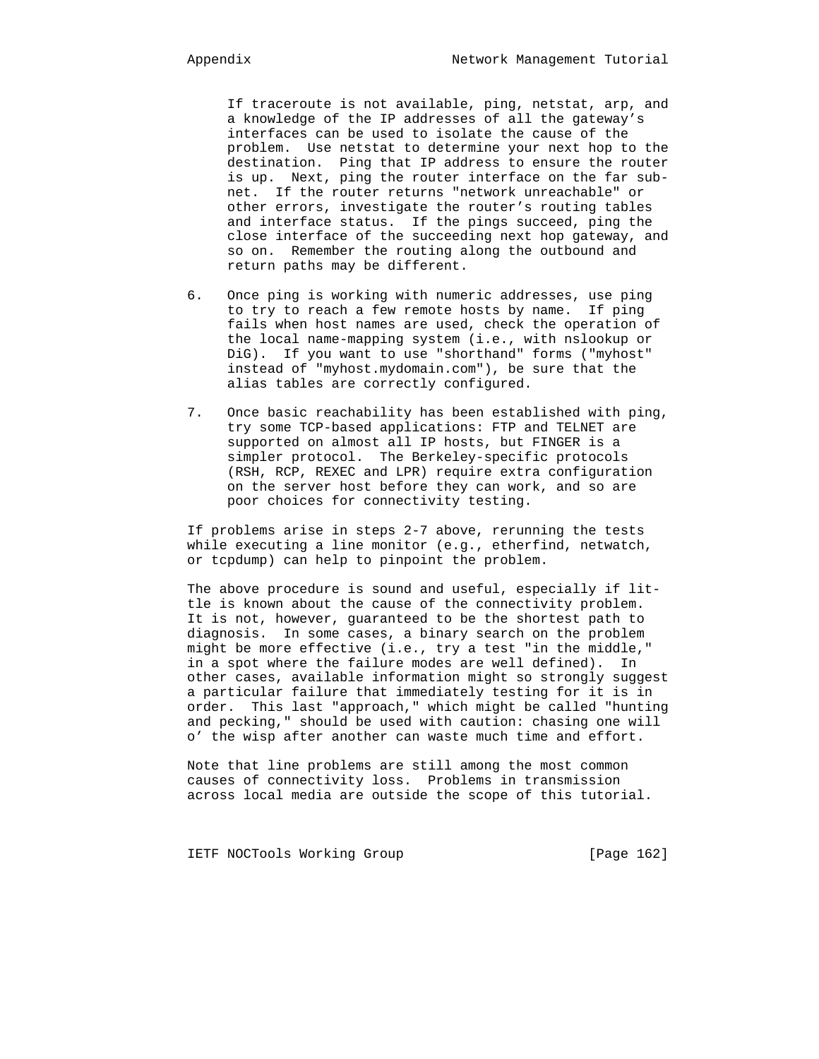If traceroute is not available, ping, netstat, arp, and a knowledge of the IP addresses of all the gateway's interfaces can be used to isolate the cause of the problem. Use netstat to determine your next hop to the destination. Ping that IP address to ensure the router is up. Next, ping the router interface on the far subnet. If the router returns "network unreachable" or other errors, investigate the router's routing tables and interface status. If the pings succeed, ping the close interface of the succeeding next hop gateway, and so on. Remember the routing along the outbound and return paths may be different.

6. Once ping is working with numeric addresses, use ping to try to reach a few remote hosts by name. If ping fails when host names are used, check the operation of the local name-mapping system (i.e., with nslookup or DiG). If you want to use "shorthand" forms ("myhost" instead of "myhost.mydomain.com"), be sure that the alias tables are correctly configured.

7. Once basic reachability has been established with ping, try some TCP-based applications: FTP and TELNET are supported on almost all IP hosts, but FINGER is a simpler protocol. The Berkeley-specific protocols (RSH, RCP, REXEC and LPR) require extra configuration on the server host before they can work, and so are poor choices for connectivity testing.

If problems arise in steps 2-7 above, rerunning the tests while executing a line monitor (e.g., etherfind, netwatch, or tcpdump) can help to pinpoint the problem.

The above procedure is sound and useful, especially if little is known about the cause of the connectivity problem. It is not, however, guaranteed to be the shortest path to diagnosis. In some cases, a binary search on the problem might be more effective (i.e., try a test "in the middle," in a spot where the failure modes are well defined). In other cases, available information might so strongly suggest a particular failure that immediately testing for it is in order. This last "approach," which might be called "hunting and pecking," should be used with caution: chasing one will o' the wisp after another can waste much time and effort.

Note that line problems are still among the most common causes of connectivity loss. Problems in transmission across local media are outside the scope of this tutorial.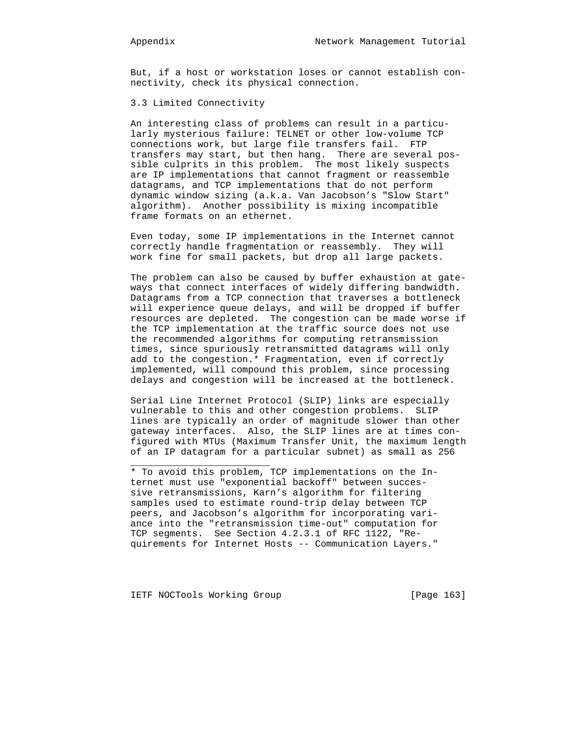But, if a host or workstation loses or cannot establish connectivity, check its physical connection.

## 3.3 Limited Connectivity

An interesting class of problems can result in a particularly mysterious failure: TELNET or other low-volume TCP connections work, but large file transfers fail. FTP transfers may start, but then hang. There are several possible culprits in this problem. The most likely suspects are IP implementations that cannot fragment or reassemble datagrams, and TCP implementations that do not perform dynamic window sizing (a.k.a. Van Jacobson's "Slow Start" algorithm). Another possibility is mixing incompatible frame formats on an ethernet.

Even today, some IP implementations in the Internet cannot correctly handle fragmentation or reassembly. They will work fine for small packets, but drop all large packets.

The problem can also be caused by buffer exhaustion at gateways that connect interfaces of widely differing bandwidth. Datagrams from a TCP connection that traverses a bottleneck will experience queue delays, and will be dropped if buffer resources are depleted. The congestion can be made worse if the TCP implementation at the traffic source does not use the recommended algorithms for computing retransmission times, since spuriously retransmitted datagrams will only add to the congestion.* Fragmentation, even if correctly implemented, will compound this problem, since processing delays and congestion will be increased at the bottleneck.

Serial Line Internet Protocol (SLIP) links are especially vulnerable to this and other congestion problems. SLIP lines are typically an order of magnitude slower than other gateway interfaces. Also, the SLIP lines are at times configured with MTUs (Maximum Transfer Unit, the maximum length of an IP datagram for a particular subnet) as small as 256

---

* To avoid this problem, TCP implementations on the Internet must use "exponential backoff" between successive retransmissions, Karn's algorithm for filtering samples used to estimate round-trip delay between TCP peers, and Jacobson's algorithm for incorporating variance into the "retransmission time-out" computation for TCP segments. See Section 4.2.3.1 of RFC 1122, "Requirements for Internet Hosts -- Communication Layers."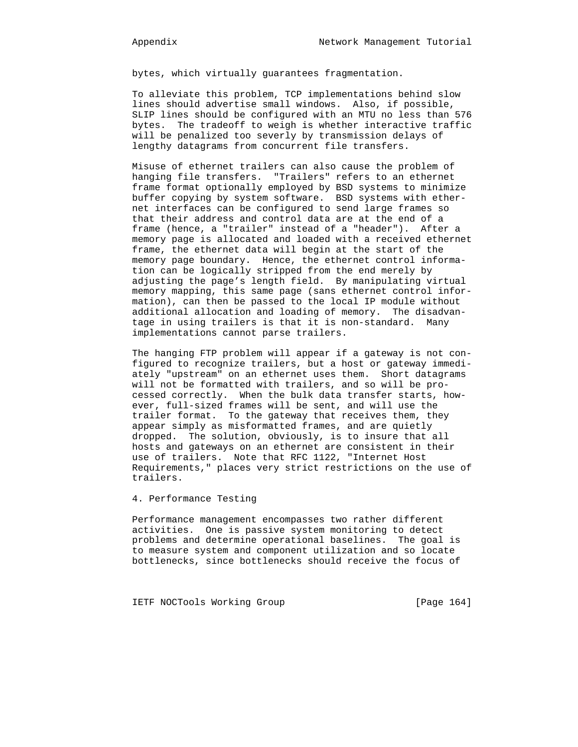bytes, which virtually guarantees fragmentation.

To alleviate this problem, TCP implementations behind slow lines should advertise small windows. Also, if possible, SLIP lines should be configured with an MTU no less than 576 bytes. The tradeoff to weigh is whether interactive traffic will be penalized too severly by transmission delays of lengthy datagrams from concurrent file transfers.

Misuse of ethernet trailers can also cause the problem of hanging file transfers. "Trailers" refers to an ethernet frame format optionally employed by BSD systems to minimize buffer copying by system software. BSD systems with ethernet interfaces can be configured to send large frames so that their address and control data are at the end of a frame (hence, a "trailer" instead of a "header"). After a memory page is allocated and loaded with a received ethernet frame, the ethernet data will begin at the start of the memory page boundary. Hence, the ethernet control information can be logically stripped from the end merely by adjusting the page's length field. By manipulating virtual memory mapping, this same page (sans ethernet control information), can then be passed to the local IP module without additional allocation and loading of memory. The disadvantage in using trailers is that it is non-standard. Many implementations cannot parse trailers.

The hanging FTP problem will appear if a gateway is not configured to recognize trailers, but a host or gateway immediately "upstream" on an ethernet uses them. Short datagrams will not be formatted with trailers, and so will be processed correctly. When the bulk data transfer starts, however, full-sized frames will be sent, and will use the trailer format. To the gateway that receives them, they appear simply as misformatted frames, and are quietly dropped. The solution, obviously, is to insure that all hosts and gateways on an ethernet are consistent in their use of trailers. Note that RFC 1122, "Internet Host Requirements," places very strict restrictions on the use of trailers.

## 4. Performance Testing

Performance management encompasses two rather different activities. One is passive system monitoring to detect problems and determine operational baselines. The goal is to measure system and component utilization and so locate bottlenecks, since bottlenecks should receive the focus of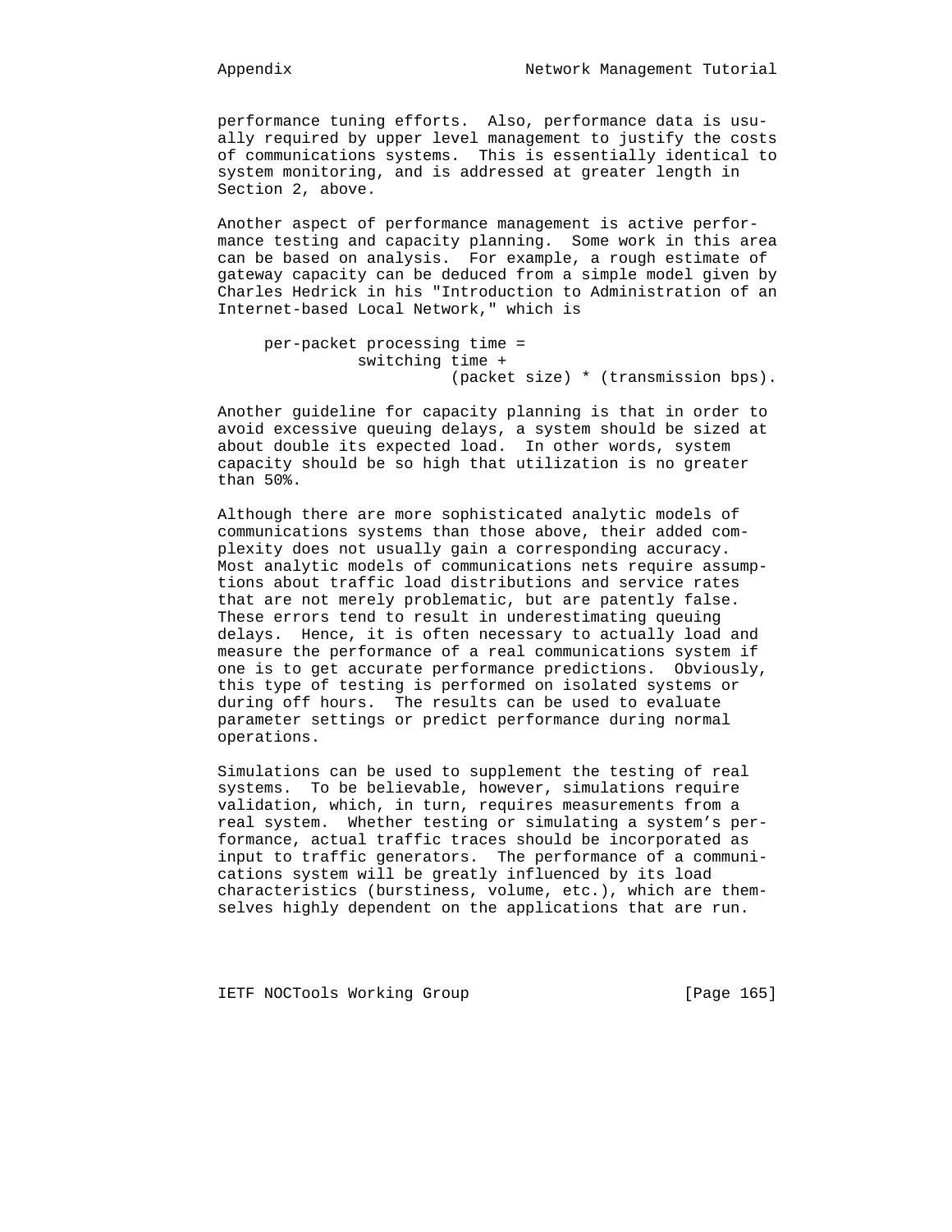performance tuning efforts. Also, performance data is usually required by upper level management to justify the costs of communications systems. This is essentially identical to system monitoring, and is addressed at greater length in Section 2, above.

Another aspect of performance management is active performance testing and capacity planning. Some work in this area can be based on analysis. For example, a rough estimate of gateway capacity can be deduced from a simple model given by Charles Hedrick in his "Introduction to Administration of an Internet-based Local Network," which is

```
per-packet processing time =
          switching time +
                    (packet size) * (transmission bps).
```

Another guideline for capacity planning is that in order to avoid excessive queuing delays, a system should be sized at about double its expected load. In other words, system capacity should be so high that utilization is no greater than 50%.

Although there are more sophisticated analytic models of communications systems than those above, their added complexity does not usually gain a corresponding accuracy. Most analytic models of communications nets require assumptions about traffic load distributions and service rates that are not merely problematic, but are patently false. These errors tend to result in underestimating queuing delays. Hence, it is often necessary to actually load and measure the performance of a real communications system if one is to get accurate performance predictions. Obviously, this type of testing is performed on isolated systems or during off hours. The results can be used to evaluate parameter settings or predict performance during normal operations.

Simulations can be used to supplement the testing of real systems. To be believable, however, simulations require validation, which, in turn, requires measurements from a real system. Whether testing or simulating a system's performance, actual traffic traces should be incorporated as input to traffic generators. The performance of a communications system will be greatly influenced by its load characteristics (burstiness, volume, etc.), which are themselves highly dependent on the applications that are run.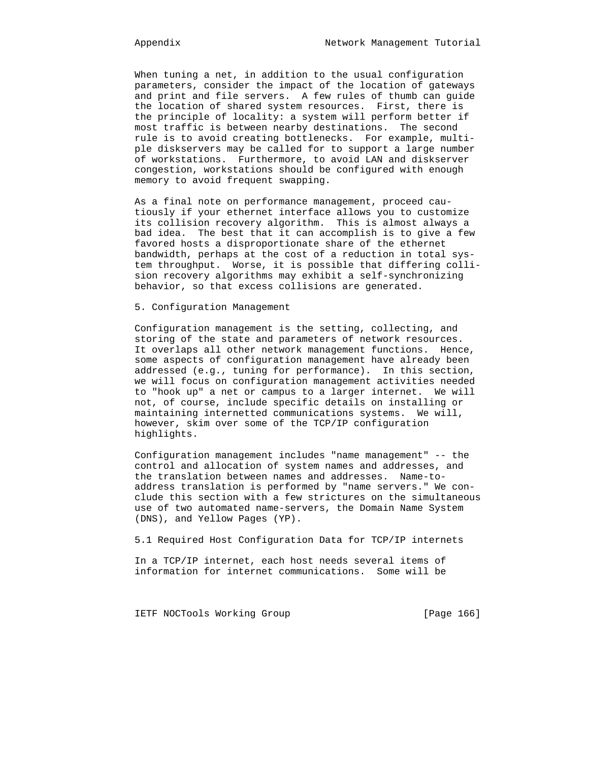When tuning a net, in addition to the usual configuration parameters, consider the impact of the location of gateways and print and file servers. A few rules of thumb can guide the location of shared system resources. First, there is the principle of locality: a system will perform better if most traffic is between nearby destinations. The second rule is to avoid creating bottlenecks. For example, multiple diskservers may be called for to support a large number of workstations. Furthermore, to avoid LAN and diskserver congestion, workstations should be configured with enough memory to avoid frequent swapping.

As a final note on performance management, proceed cautiously if your ethernet interface allows you to customize its collision recovery algorithm. This is almost always a bad idea. The best that it can accomplish is to give a few favored hosts a disproportionate share of the ethernet bandwidth, perhaps at the cost of a reduction in total system throughput. Worse, it is possible that differing collision recovery algorithms may exhibit a self-synchronizing behavior, so that excess collisions are generated.

## 5. Configuration Management

Configuration management is the setting, collecting, and storing of the state and parameters of network resources. It overlaps all other network management functions. Hence, some aspects of configuration management have already been addressed (e.g., tuning for performance). In this section, we will focus on configuration management activities needed to "hook up" a net or campus to a larger internet. We will not, of course, include specific details on installing or maintaining internetted communications systems. We will, however, skim over some of the TCP/IP configuration highlights.

Configuration management includes "name management" -- the control and allocation of system names and addresses, and the translation between names and addresses. Name-to-address translation is performed by "name servers." We conclude this section with a few strictures on the simultaneous use of two automated name-servers, the Domain Name System (DNS), and Yellow Pages (YP).

### 5.1 Required Host Configuration Data for TCP/IP internets

In a TCP/IP internet, each host needs several items of information for internet communications. Some will be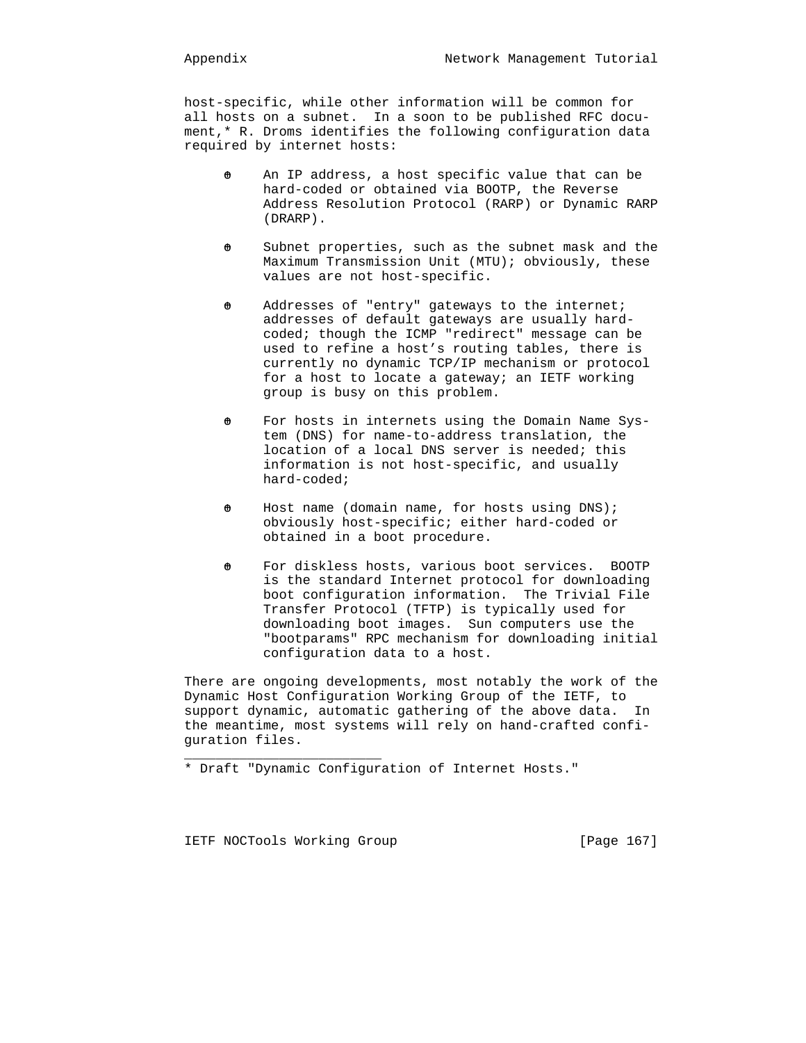host-specific, while other information will be common for all hosts on a subnet. In a soon to be published RFC document,* R. Droms identifies the following configuration data required by internet hosts:

- An IP address, a host specific value that can be hard-coded or obtained via BOOTP, the Reverse Address Resolution Protocol (RARP) or Dynamic RARP (DRARP).

- Subnet properties, such as the subnet mask and the Maximum Transmission Unit (MTU); obviously, these values are not host-specific.

- Addresses of "entry" gateways to the internet; addresses of default gateways are usually hard-coded; though the ICMP "redirect" message can be used to refine a host's routing tables, there is currently no dynamic TCP/IP mechanism or protocol for a host to locate a gateway; an IETF working group is busy on this problem.

- For hosts in internets using the Domain Name System (DNS) for name-to-address translation, the location of a local DNS server is needed; this information is not host-specific, and usually hard-coded;

- Host name (domain name, for hosts using DNS); obviously host-specific; either hard-coded or obtained in a boot procedure.

- For diskless hosts, various boot services. BOOTP is the standard Internet protocol for downloading boot configuration information. The Trivial File Transfer Protocol (TFTP) is typically used for downloading boot images. Sun computers use the "bootparams" RPC mechanism for downloading initial configuration data to a host.

There are ongoing developments, most notably the work of the Dynamic Host Configuration Working Group of the IETF, to support dynamic, automatic gathering of the above data. In the meantime, most systems will rely on hand-crafted configuration files.

---

* Draft "Dynamic Configuration of Internet Hosts."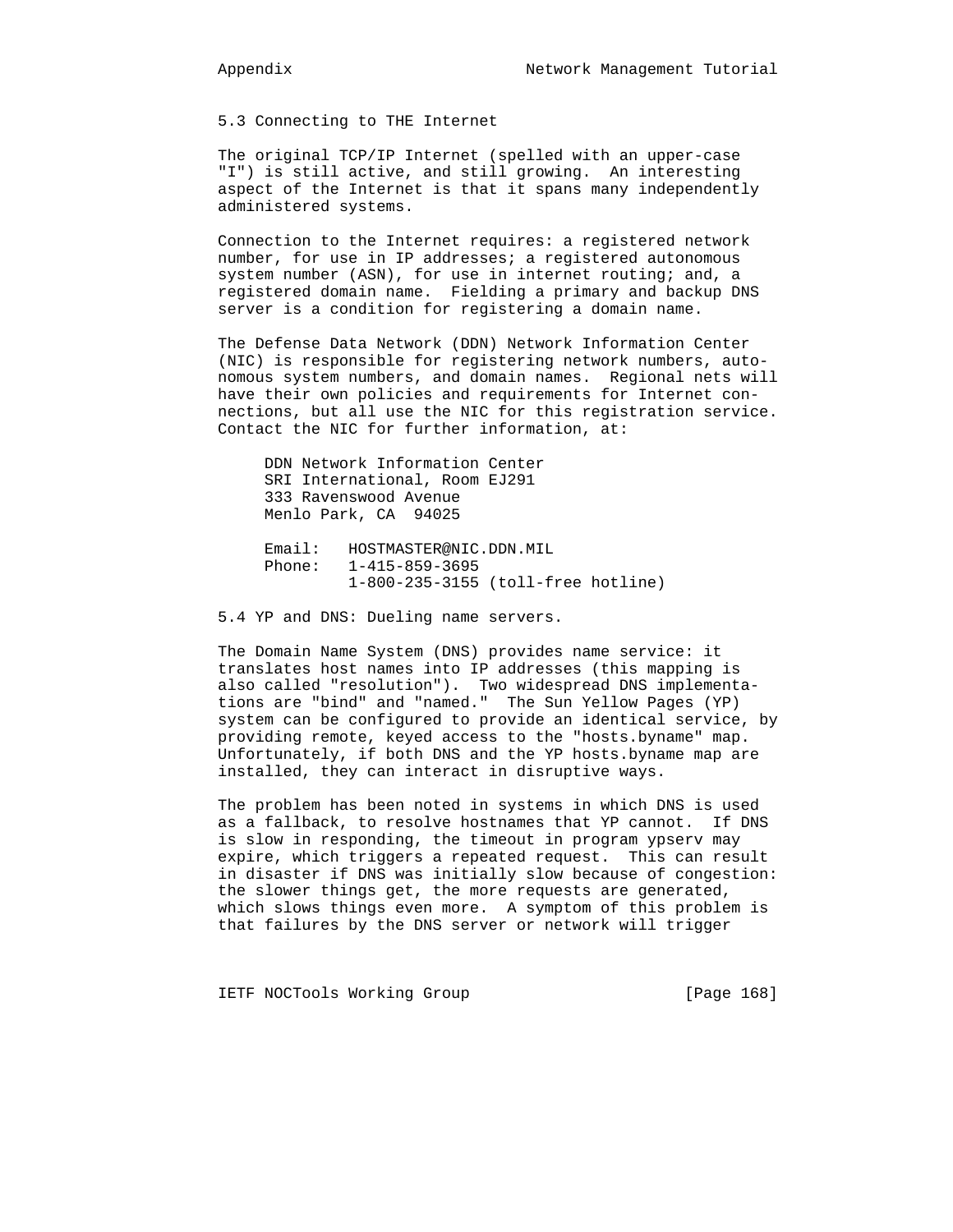## 5.3 Connecting to THE Internet

The original TCP/IP Internet (spelled with an upper-case "I") is still active, and still growing. An interesting aspect of the Internet is that it spans many independently administered systems.

Connection to the Internet requires: a registered network number, for use in IP addresses; a registered autonomous system number (ASN), for use in internet routing; and, a registered domain name. Fielding a primary and backup DNS server is a condition for registering a domain name.

The Defense Data Network (DDN) Network Information Center (NIC) is responsible for registering network numbers, autonomous system numbers, and domain names. Regional nets will have their own policies and requirements for Internet connections, but all use the NIC for this registration service. Contact the NIC for further information, at:

```
DDN Network Information Center
SRI International, Room EJ291
333 Ravenswood Avenue
Menlo Park, CA  94025

Email:   HOSTMASTER@NIC.DDN.MIL
Phone:   1-415-859-3695
         1-800-235-3155 (toll-free hotline)
```

## 5.4 YP and DNS: Dueling name servers.

The Domain Name System (DNS) provides name service: it translates host names into IP addresses (this mapping is also called "resolution"). Two widespread DNS implementations are "bind" and "named." The Sun Yellow Pages (YP) system can be configured to provide an identical service, by providing remote, keyed access to the "hosts.byname" map. Unfortunately, if both DNS and the YP hosts.byname map are installed, they can interact in disruptive ways.

The problem has been noted in systems in which DNS is used as a fallback, to resolve hostnames that YP cannot. If DNS is slow in responding, the timeout in program ypserv may expire, which triggers a repeated request. This can result in disaster if DNS was initially slow because of congestion: the slower things get, the more requests are generated, which slows things even more. A symptom of this problem is that failures by the DNS server or network will trigger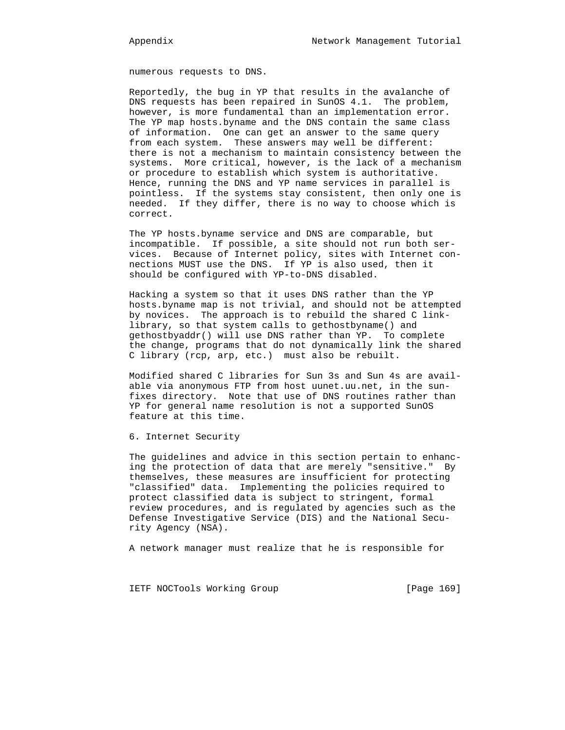numerous requests to DNS.

Reportedly, the bug in YP that results in the avalanche of DNS requests has been repaired in SunOS 4.1. The problem, however, is more fundamental than an implementation error. The YP map hosts.byname and the DNS contain the same class of information. One can get an answer to the same query from each system. These answers may well be different: there is not a mechanism to maintain consistency between the systems. More critical, however, is the lack of a mechanism or procedure to establish which system is authoritative. Hence, running the DNS and YP name services in parallel is pointless. If the systems stay consistent, then only one is needed. If they differ, there is no way to choose which is correct.

The YP hosts.byname service and DNS are comparable, but incompatible. If possible, a site should not run both services. Because of Internet policy, sites with Internet connections MUST use the DNS. If YP is also used, then it should be configured with YP-to-DNS disabled.

Hacking a system so that it uses DNS rather than the YP hosts.byname map is not trivial, and should not be attempted by novices. The approach is to rebuild the shared C link-library, so that system calls to gethostbyname() and gethostbyaddr() will use DNS rather than YP. To complete the change, programs that do not dynamically link the shared C library (rcp, arp, etc.) must also be rebuilt.

Modified shared C libraries for Sun 3s and Sun 4s are available via anonymous FTP from host uunet.uu.net, in the sun-fixes directory. Note that use of DNS routines rather than YP for general name resolution is not a supported SunOS feature at this time.

## 6. Internet Security

The guidelines and advice in this section pertain to enhancing the protection of data that are merely "sensitive." By themselves, these measures are insufficient for protecting "classified" data. Implementing the policies required to protect classified data is subject to stringent, formal review procedures, and is regulated by agencies such as the Defense Investigative Service (DIS) and the National Security Agency (NSA).

A network manager must realize that he is responsible for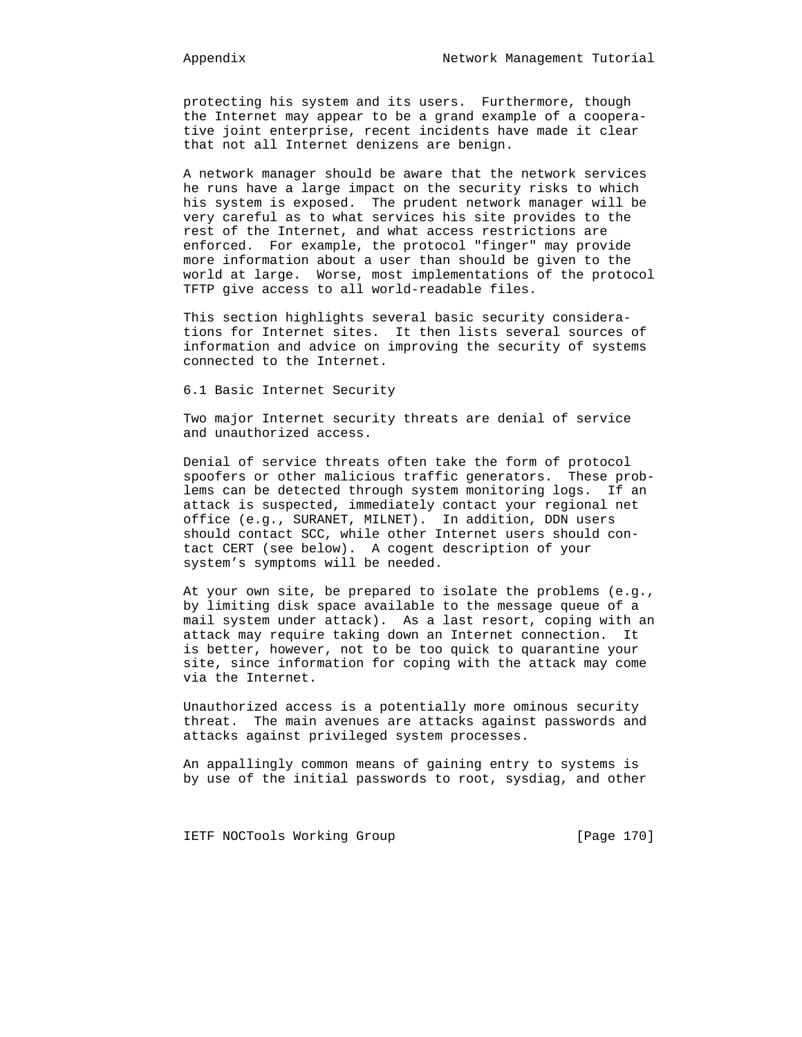protecting his system and its users. Furthermore, though the Internet may appear to be a grand example of a cooperative joint enterprise, recent incidents have made it clear that not all Internet denizens are benign.

A network manager should be aware that the network services he runs have a large impact on the security risks to which his system is exposed. The prudent network manager will be very careful as to what services his site provides to the rest of the Internet, and what access restrictions are enforced. For example, the protocol "finger" may provide more information about a user than should be given to the world at large. Worse, most implementations of the protocol TFTP give access to all world-readable files.

This section highlights several basic security considerations for Internet sites. It then lists several sources of information and advice on improving the security of systems connected to the Internet.

## 6.1 Basic Internet Security

Two major Internet security threats are denial of service and unauthorized access.

Denial of service threats often take the form of protocol spoofers or other malicious traffic generators. These problems can be detected through system monitoring logs. If an attack is suspected, immediately contact your regional net office (e.g., SURANET, MILNET). In addition, DDN users should contact SCC, while other Internet users should contact CERT (see below). A cogent description of your system's symptoms will be needed.

At your own site, be prepared to isolate the problems (e.g., by limiting disk space available to the message queue of a mail system under attack). As a last resort, coping with an attack may require taking down an Internet connection. It is better, however, not to be too quick to quarantine your site, since information for coping with the attack may come via the Internet.

Unauthorized access is a potentially more ominous security threat. The main avenues are attacks against passwords and attacks against privileged system processes.

An appallingly common means of gaining entry to systems is by use of the initial passwords to root, sysdiag, and other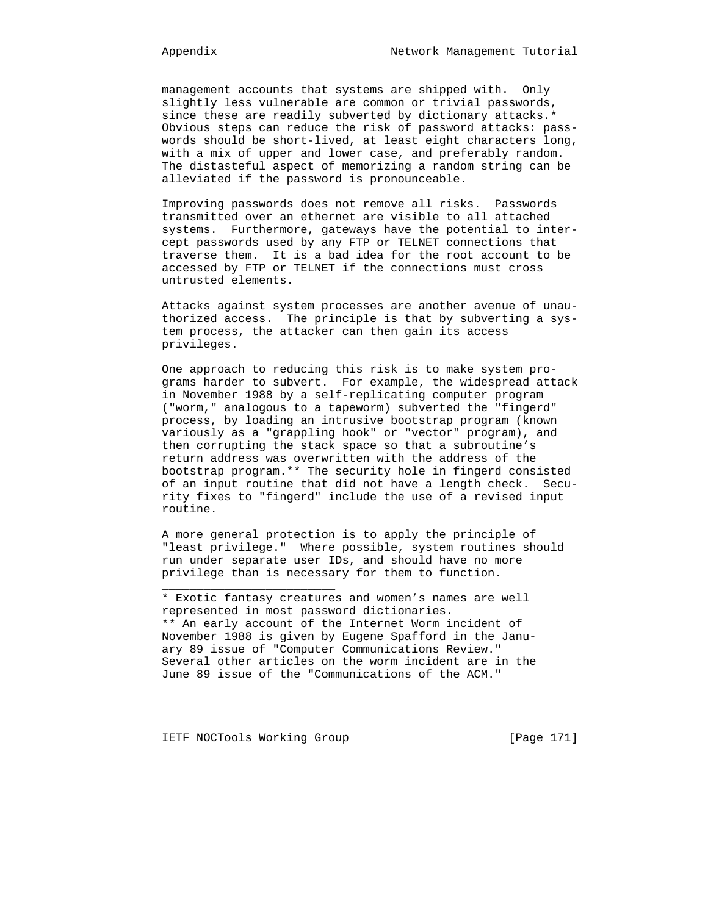management accounts that systems are shipped with. Only slightly less vulnerable are common or trivial passwords, since these are readily subverted by dictionary attacks.* Obvious steps can reduce the risk of password attacks: passwords should be short-lived, at least eight characters long, with a mix of upper and lower case, and preferably random. The distasteful aspect of memorizing a random string can be alleviated if the password is pronounceable.

Improving passwords does not remove all risks. Passwords transmitted over an ethernet are visible to all attached systems. Furthermore, gateways have the potential to intercept passwords used by any FTP or TELNET connections that traverse them. It is a bad idea for the root account to be accessed by FTP or TELNET if the connections must cross untrusted elements.

Attacks against system processes are another avenue of unauthorized access. The principle is that by subverting a system process, the attacker can then gain its access privileges.

One approach to reducing this risk is to make system programs harder to subvert. For example, the widespread attack in November 1988 by a self-replicating computer program ("worm," analogous to a tapeworm) subverted the "fingerd" process, by loading an intrusive bootstrap program (known variously as a "grappling hook" or "vector" program), and then corrupting the stack space so that a subroutine's return address was overwritten with the address of the bootstrap program.** The security hole in fingerd consisted of an input routine that did not have a length check. Security fixes to "fingerd" include the use of a revised input routine.

A more general protection is to apply the principle of "least privilege." Where possible, system routines should run under separate user IDs, and should have no more privilege than is necessary for them to function.

---

* Exotic fantasy creatures and women's names are well represented in most password dictionaries.

** An early account of the Internet Worm incident of November 1988 is given by Eugene Spafford in the January 89 issue of "Computer Communications Review." Several other articles on the worm incident are in the June 89 issue of the "Communications of the ACM."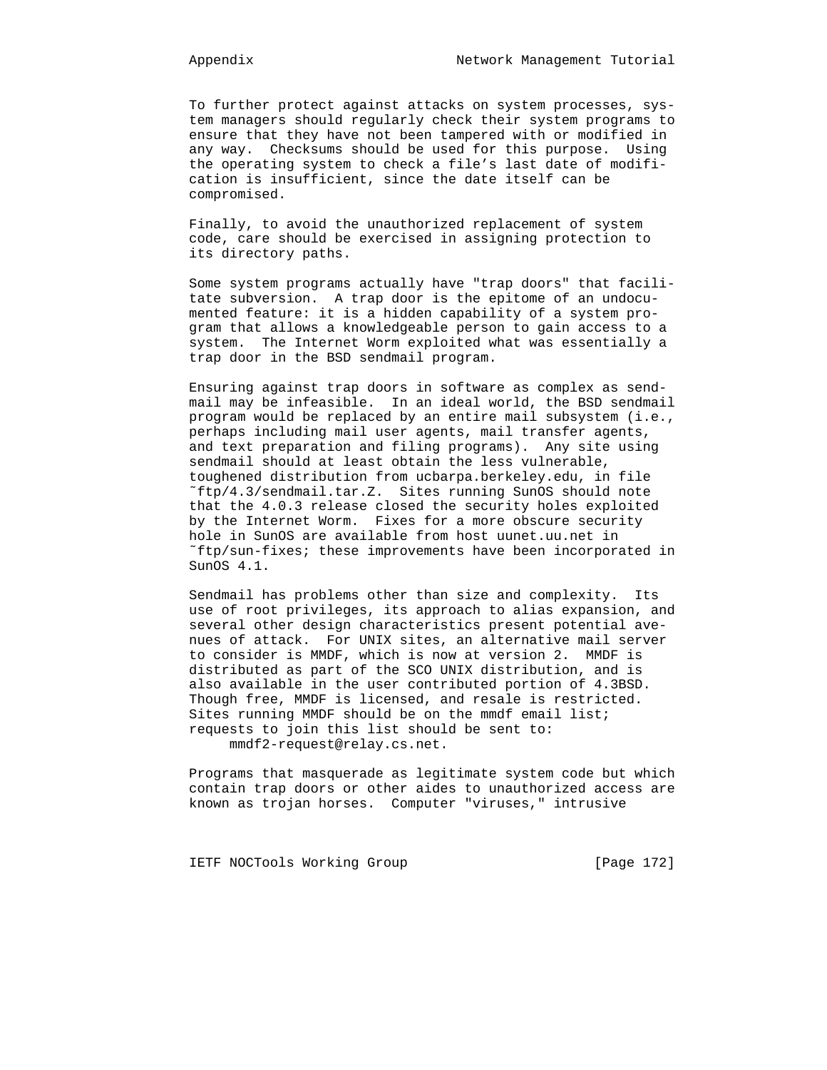To further protect against attacks on system processes, system managers should regularly check their system programs to ensure that they have not been tampered with or modified in any way. Checksums should be used for this purpose. Using the operating system to check a file's last date of modification is insufficient, since the date itself can be compromised.

Finally, to avoid the unauthorized replacement of system code, care should be exercised in assigning protection to its directory paths.

Some system programs actually have "trap doors" that facilitate subversion. A trap door is the epitome of an undocumented feature: it is a hidden capability of a system program that allows a knowledgeable person to gain access to a system. The Internet Worm exploited what was essentially a trap door in the BSD sendmail program.

Ensuring against trap doors in software as complex as sendmail may be infeasible. In an ideal world, the BSD sendmail program would be replaced by an entire mail subsystem (i.e., perhaps including mail user agents, mail transfer agents, and text preparation and filing programs). Any site using sendmail should at least obtain the less vulnerable, toughened distribution from ucbarpa.berkeley.edu, in file ~ftp/4.3/sendmail.tar.Z. Sites running SunOS should note that the 4.0.3 release closed the security holes exploited by the Internet Worm. Fixes for a more obscure security hole in SunOS are available from host uunet.uu.net in ~ftp/sun-fixes; these improvements have been incorporated in SunOS 4.1.

Sendmail has problems other than size and complexity. Its use of root privileges, its approach to alias expansion, and several other design characteristics present potential avenues of attack. For UNIX sites, an alternative mail server to consider is MMDF, which is now at version 2. MMDF is distributed as part of the SCO UNIX distribution, and is also available in the user contributed portion of 4.3BSD. Though free, MMDF is licensed, and resale is restricted. Sites running MMDF should be on the mmdf email list; requests to join this list should be sent to:

    mmdf2-request@relay.cs.net.

Programs that masquerade as legitimate system code but which contain trap doors or other aides to unauthorized access are known as trojan horses. Computer "viruses," intrusive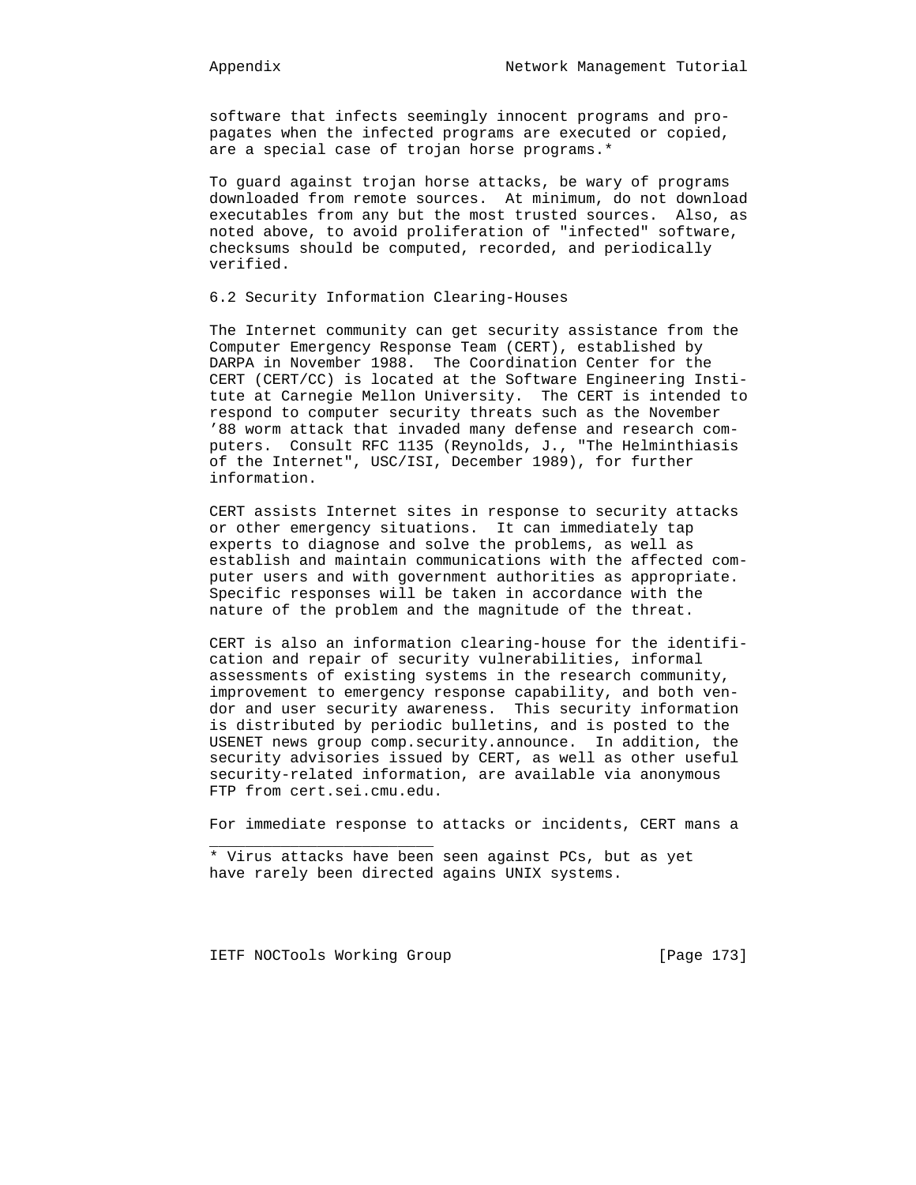software that infects seemingly innocent programs and propagates when the infected programs are executed or copied, are a special case of trojan horse programs.*

To guard against trojan horse attacks, be wary of programs downloaded from remote sources. At minimum, do not download executables from any but the most trusted sources. Also, as noted above, to avoid proliferation of "infected" software, checksums should be computed, recorded, and periodically verified.

## 6.2 Security Information Clearing-Houses

The Internet community can get security assistance from the Computer Emergency Response Team (CERT), established by DARPA in November 1988. The Coordination Center for the CERT (CERT/CC) is located at the Software Engineering Institute at Carnegie Mellon University. The CERT is intended to respond to computer security threats such as the November '88 worm attack that invaded many defense and research computers. Consult RFC 1135 (Reynolds, J., "The Helminthiasis of the Internet", USC/ISI, December 1989), for further information.

CERT assists Internet sites in response to security attacks or other emergency situations. It can immediately tap experts to diagnose and solve the problems, as well as establish and maintain communications with the affected computer users and with government authorities as appropriate. Specific responses will be taken in accordance with the nature of the problem and the magnitude of the threat.

CERT is also an information clearing-house for the identification and repair of security vulnerabilities, informal assessments of existing systems in the research community, improvement to emergency response capability, and both vendor and user security awareness. This security information is distributed by periodic bulletins, and is posted to the USENET news group comp.security.announce. In addition, the security advisories issued by CERT, as well as other useful security-related information, are available via anonymous FTP from cert.sei.cmu.edu.

For immediate response to attacks or incidents, CERT mans a

---

* Virus attacks have been seen against PCs, but as yet have rarely been directed agains UNIX systems.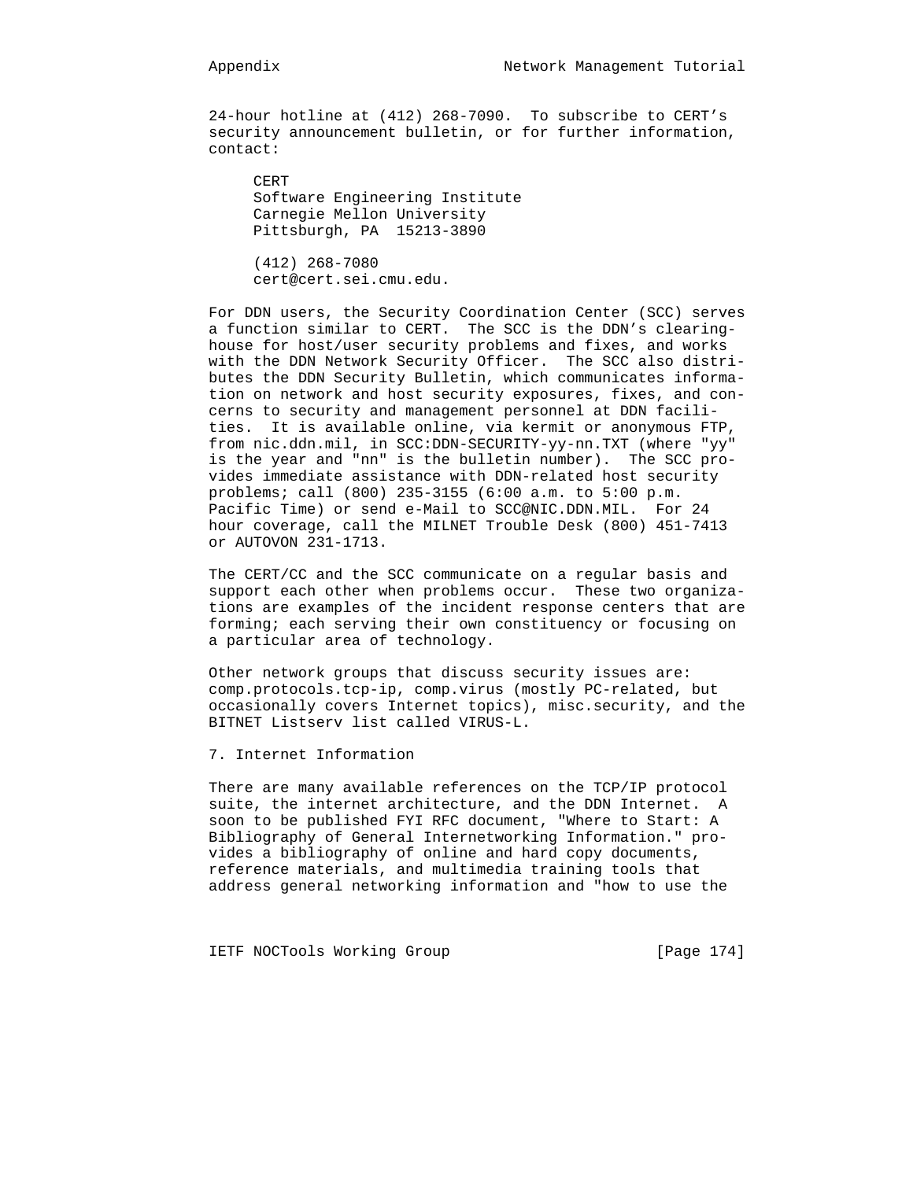24-hour hotline at (412) 268-7090. To subscribe to CERT's security announcement bulletin, or for further information, contact:

CERT
Software Engineering Institute
Carnegie Mellon University
Pittsburgh, PA 15213-3890

(412) 268-7080
cert@cert.sei.cmu.edu.

For DDN users, the Security Coordination Center (SCC) serves a function similar to CERT. The SCC is the DDN's clearinghouse for host/user security problems and fixes, and works with the DDN Network Security Officer. The SCC also distributes the DDN Security Bulletin, which communicates information on network and host security exposures, fixes, and concerns to security and management personnel at DDN facilities. It is available online, via kermit or anonymous FTP, from nic.ddn.mil, in SCC:DDN-SECURITY-yy-nn.TXT (where "yy" is the year and "nn" is the bulletin number). The SCC provides immediate assistance with DDN-related host security problems; call (800) 235-3155 (6:00 a.m. to 5:00 p.m. Pacific Time) or send e-Mail to SCC@NIC.DDN.MIL. For 24 hour coverage, call the MILNET Trouble Desk (800) 451-7413 or AUTOVON 231-1713.

The CERT/CC and the SCC communicate on a regular basis and support each other when problems occur. These two organizations are examples of the incident response centers that are forming; each serving their own constituency or focusing on a particular area of technology.

Other network groups that discuss security issues are: comp.protocols.tcp-ip, comp.virus (mostly PC-related, but occasionally covers Internet topics), misc.security, and the BITNET Listserv list called VIRUS-L.

## 7. Internet Information

There are many available references on the TCP/IP protocol suite, the internet architecture, and the DDN Internet. A soon to be published FYI RFC document, "Where to Start: A Bibliography of General Internetworking Information." provides a bibliography of online and hard copy documents, reference materials, and multimedia training tools that address general networking information and "how to use the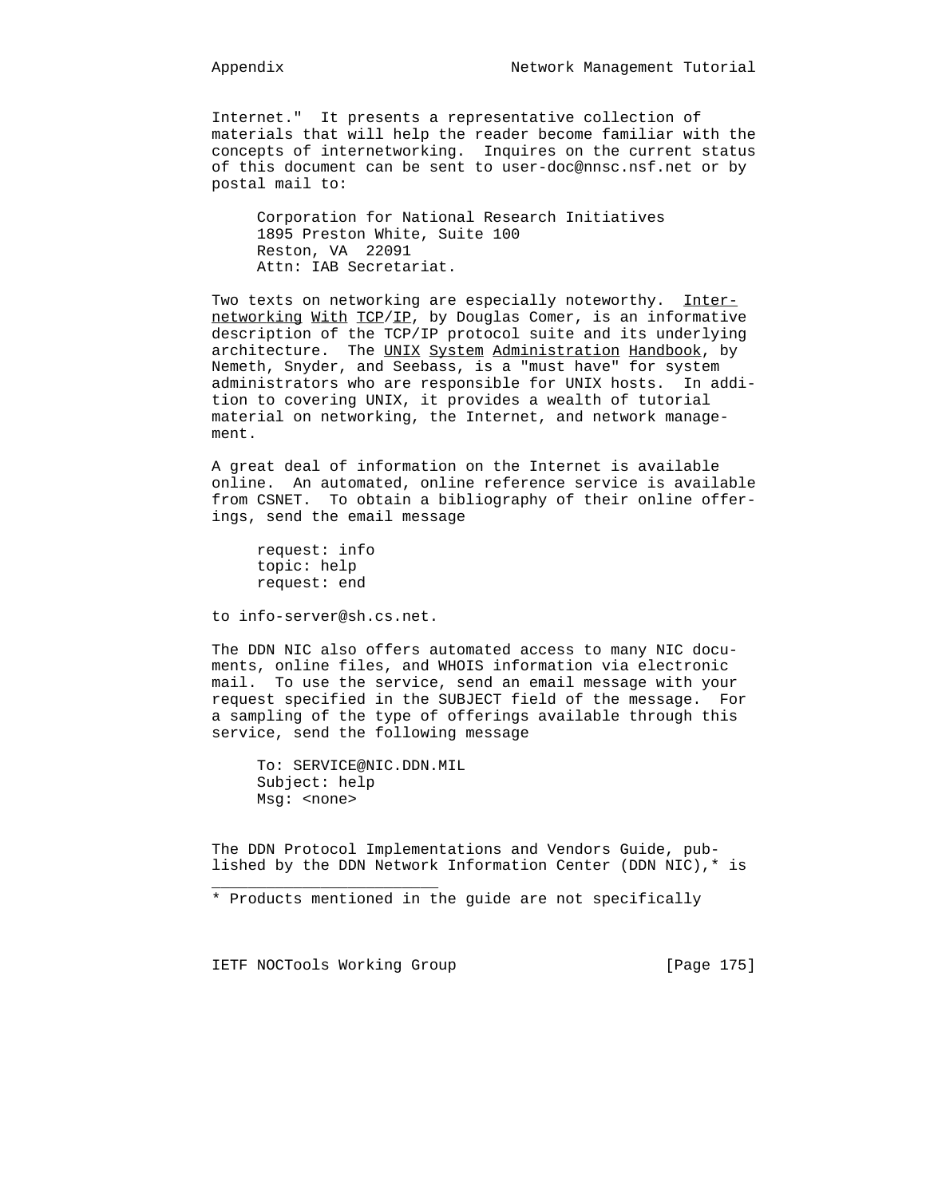Internet."  It presents a representative collection of materials that will help the reader become familiar with the concepts of internetworking.  Inquires on the current status of this document can be sent to user-doc@nnsc.nsf.net or by postal mail to:

```
Corporation for National Research Initiatives
1895 Preston White, Suite 100
Reston, VA  22091
Attn: IAB Secretariat.
```

Two texts on networking are especially noteworthy.  _Internetworking With TCP/IP_, by Douglas Comer, is an informative description of the TCP/IP protocol suite and its underlying architecture.  The _UNIX System Administration Handbook_, by Nemeth, Snyder, and Seebass, is a "must have" for system administrators who are responsible for UNIX hosts.  In addition to covering UNIX, it provides a wealth of tutorial material on networking, the Internet, and network management.

A great deal of information on the Internet is available online.  An automated, online reference service is available from CSNET.  To obtain a bibliography of their online offerings, send the email message

```
request: info
topic: help
request: end
```

to info-server@sh.cs.net.

The DDN NIC also offers automated access to many NIC documents, online files, and WHOIS information via electronic mail.  To use the service, send an email message with your request specified in the SUBJECT field of the message.  For a sampling of the type of offerings available through this service, send the following message

```
To: SERVICE@NIC.DDN.MIL
Subject: help
Msg: <none>
```

The DDN Protocol Implementations and Vendors Guide, published by the DDN Network Information Center (DDN NIC),* is

---

* Products mentioned in the guide are not specifically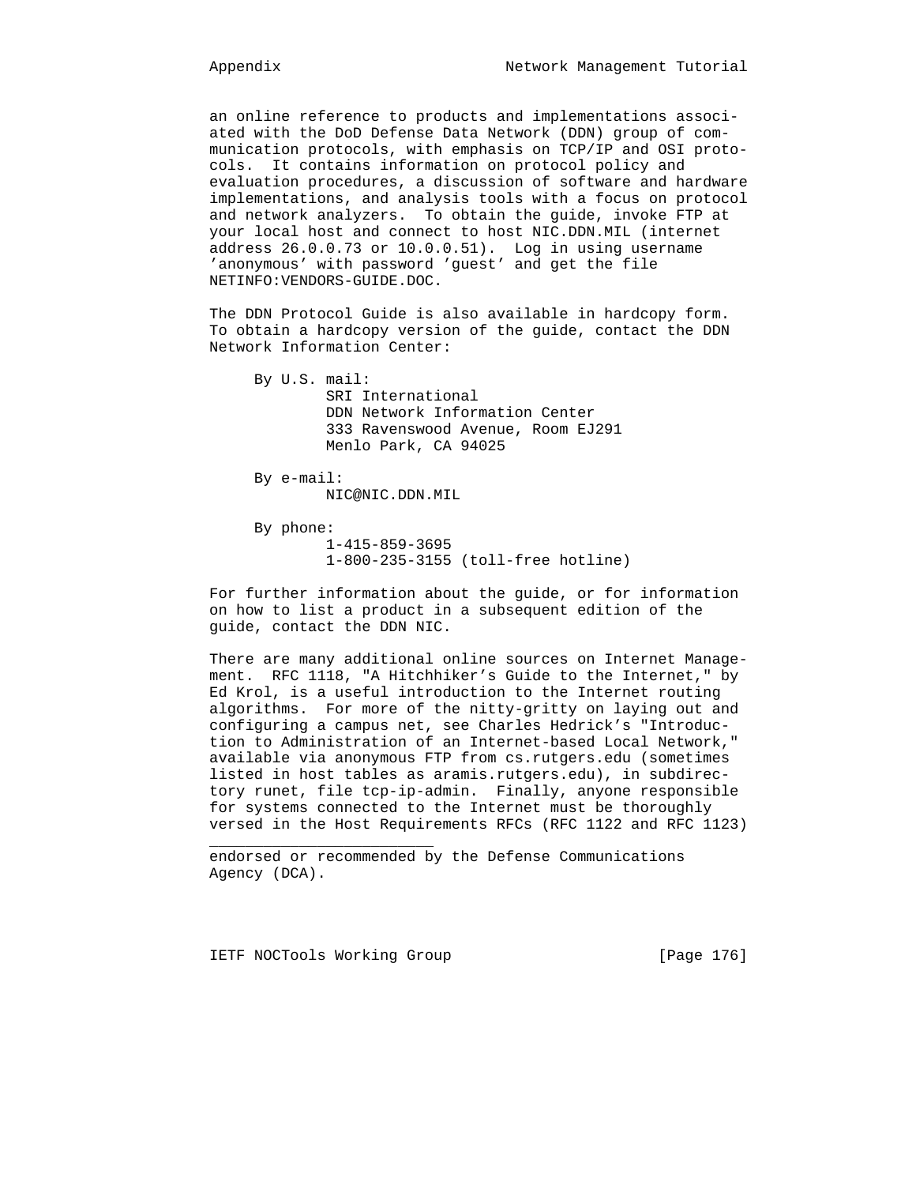an online reference to products and implementations associated with the DoD Defense Data Network (DDN) group of communication protocols, with emphasis on TCP/IP and OSI protocols. It contains information on protocol policy and evaluation procedures, a discussion of software and hardware implementations, and analysis tools with a focus on protocol and network analyzers. To obtain the guide, invoke FTP at your local host and connect to host NIC.DDN.MIL (internet address 26.0.0.73 or 10.0.0.51). Log in using username 'anonymous' with password 'guest' and get the file NETINFO:VENDORS-GUIDE.DOC.

The DDN Protocol Guide is also available in hardcopy form. To obtain a hardcopy version of the guide, contact the DDN Network Information Center:

By U.S. mail:
SRI International
DDN Network Information Center
333 Ravenswood Avenue, Room EJ291
Menlo Park, CA 94025

By e-mail:
NIC@NIC.DDN.MIL

By phone:
1-415-859-3695
1-800-235-3155 (toll-free hotline)

For further information about the guide, or for information on how to list a product in a subsequent edition of the guide, contact the DDN NIC.

There are many additional online sources on Internet Management. RFC 1118, "A Hitchhiker's Guide to the Internet," by Ed Krol, is a useful introduction to the Internet routing algorithms. For more of the nitty-gritty on laying out and configuring a campus net, see Charles Hedrick's "Introduction to Administration of an Internet-based Local Network," available via anonymous FTP from cs.rutgers.edu (sometimes listed in host tables as aramis.rutgers.edu), in subdirectory runet, file tcp-ip-admin. Finally, anyone responsible for systems connected to the Internet must be thoroughly versed in the Host Requirements RFCs (RFC 1122 and RFC 1123)

---

endorsed or recommended by the Defense Communications Agency (DCA).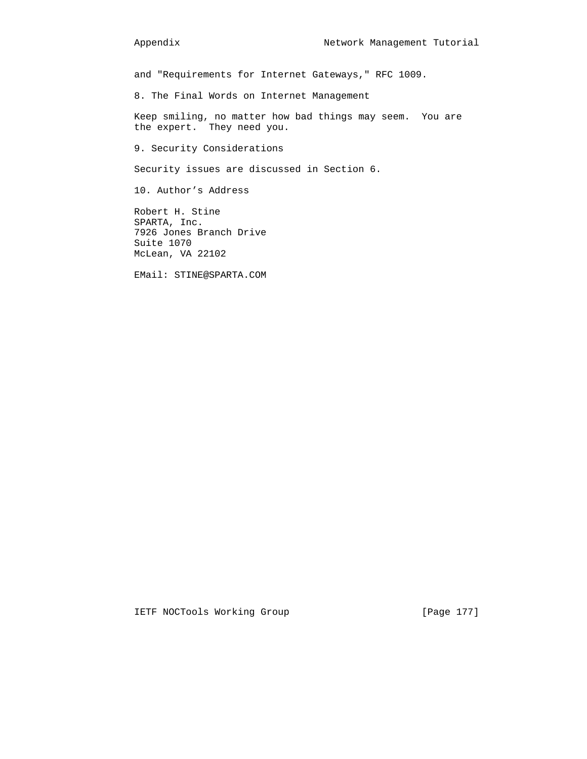and "Requirements for Internet Gateways," RFC 1009.

## 8. The Final Words on Internet Management

Keep smiling, no matter how bad things may seem. You are the expert. They need you.

## 9. Security Considerations

Security issues are discussed in Section 6.

## 10. Author's Address

Robert H. Stine
SPARTA, Inc.
7926 Jones Branch Drive
Suite 1070
McLean, VA 22102

EMail: STINE@SPARTA.COM